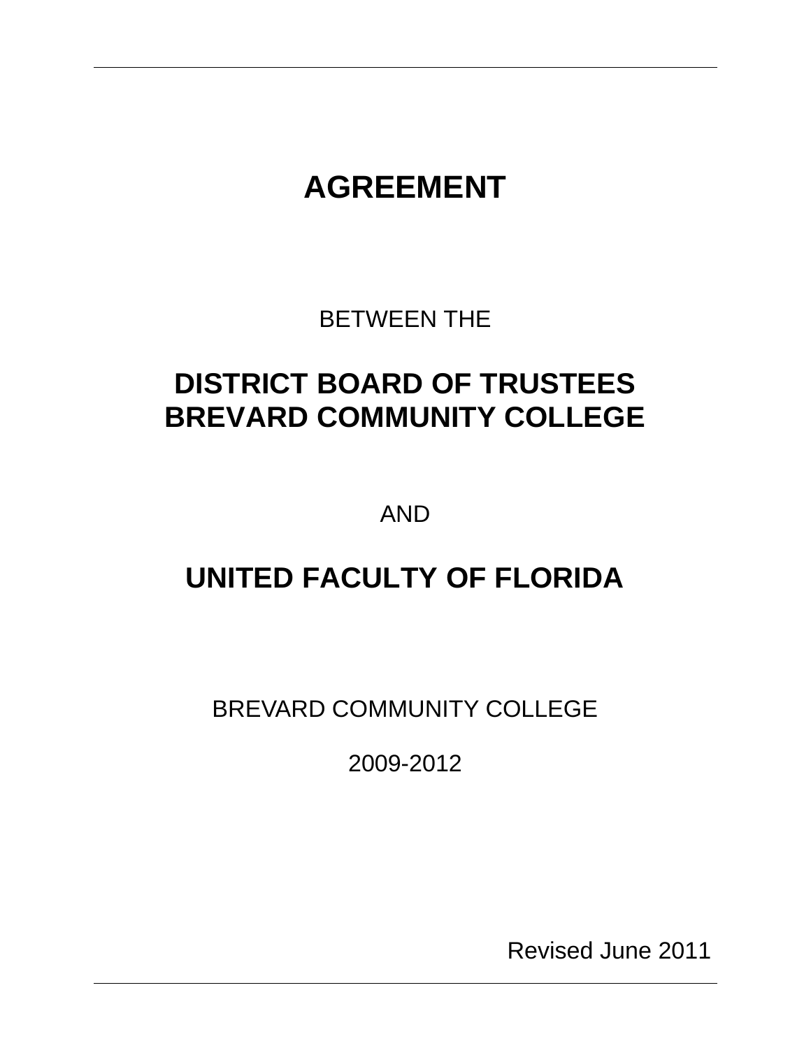# AGREEMENT

BETWEEN THE

## DISTRICT BOARD OF TRUSTEES
## BREVARD COMMUNITY COLLEGE

AND

## UNITED FACULTY OF FLORIDA

BREVARD COMMUNITY COLLEGE

2009-2012

Revised June 2011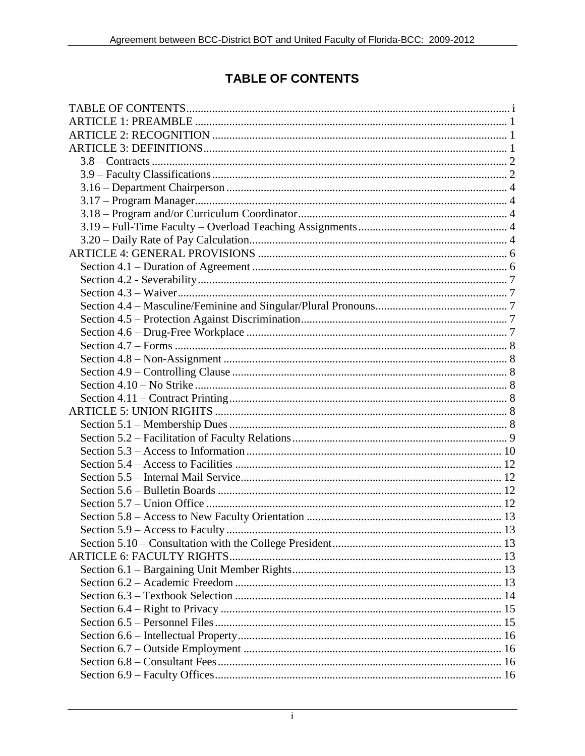# TABLE OF CONTENTS

TABLE OF CONTENTS ... i
ARTICLE 1: PREAMBLE ... 1
ARTICLE 2: RECOGNITION ... 1
ARTICLE 3: DEFINITIONS ... 1
- 3.8 – Contracts ... 2
- 3.9 – Faculty Classifications ... 2
- 3.16 – Department Chairperson ... 4
- 3.17 – Program Manager ... 4
- 3.18 – Program and/or Curriculum Coordinator ... 4
- 3.19 – Full-Time Faculty – Overload Teaching Assignments ... 4
- 3.20 – Daily Rate of Pay Calculation ... 4

ARTICLE 4: GENERAL PROVISIONS ... 6
- Section 4.1 – Duration of Agreement ... 6
- Section 4.2 - Severability ... 7
- Section 4.3 – Waiver ... 7
- Section 4.4 – Masculine/Feminine and Singular/Plural Pronouns ... 7
- Section 4.5 – Protection Against Discrimination ... 7
- Section 4.6 – Drug-Free Workplace ... 7
- Section 4.7 – Forms ... 8
- Section 4.8 – Non-Assignment ... 8
- Section 4.9 – Controlling Clause ... 8
- Section 4.10 – No Strike ... 8
- Section 4.11 – Contract Printing ... 8

ARTICLE 5: UNION RIGHTS ... 8
- Section 5.1 – Membership Dues ... 8
- Section 5.2 – Facilitation of Faculty Relations ... 9
- Section 5.3 – Access to Information ... 10
- Section 5.4 – Access to Facilities ... 12
- Section 5.5 – Internal Mail Service ... 12
- Section 5.6 – Bulletin Boards ... 12
- Section 5.7 – Union Office ... 12
- Section 5.8 – Access to New Faculty Orientation ... 13
- Section 5.9 – Access to Faculty ... 13
- Section 5.10 – Consultation with the College President ... 13

ARTICLE 6: FACULTY RIGHTS ... 13
- Section 6.1 – Bargaining Unit Member Rights ... 13
- Section 6.2 – Academic Freedom ... 13
- Section 6.3 – Textbook Selection ... 14
- Section 6.4 – Right to Privacy ... 15
- Section 6.5 – Personnel Files ... 15
- Section 6.6 – Intellectual Property ... 16
- Section 6.7 – Outside Employment ... 16
- Section 6.8 – Consultant Fees ... 16
- Section 6.9 – Faculty Offices ... 16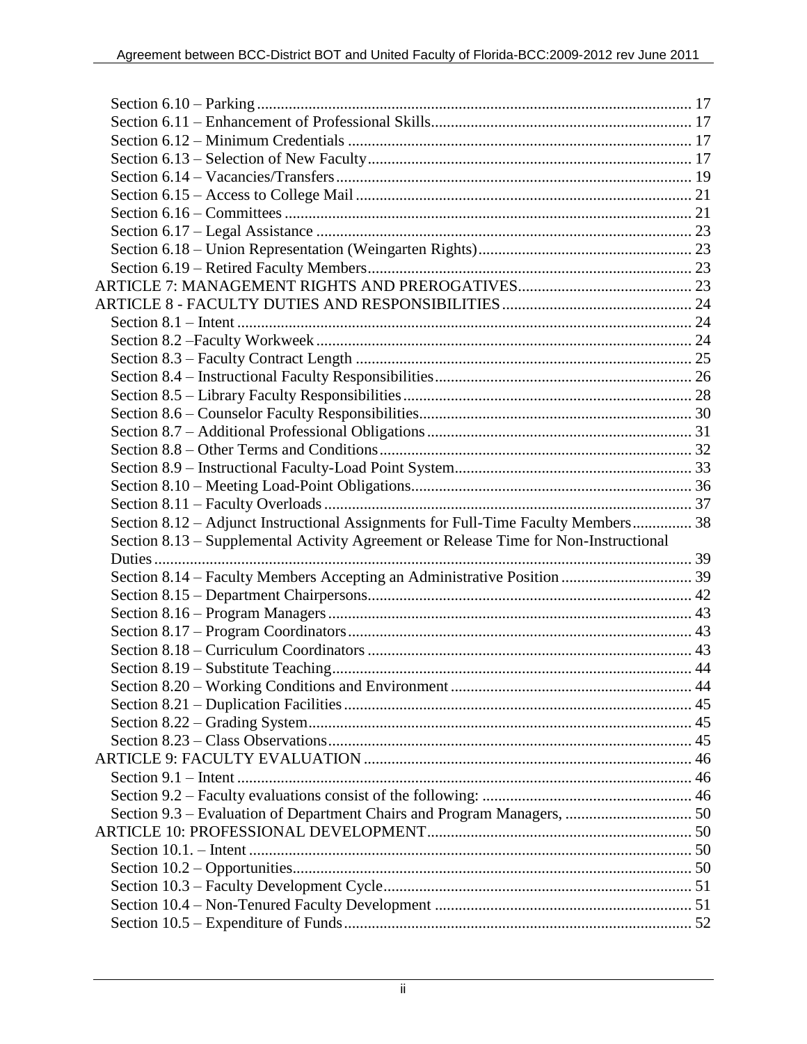Section 6.10 – Parking ... 17
Section 6.11 – Enhancement of Professional Skills ... 17
Section 6.12 – Minimum Credentials ... 17
Section 6.13 – Selection of New Faculty ... 17
Section 6.14 – Vacancies/Transfers ... 19
Section 6.15 – Access to College Mail ... 21
Section 6.16 – Committees ... 21
Section 6.17 – Legal Assistance ... 23
Section 6.18 – Union Representation (Weingarten Rights) ... 23
Section 6.19 – Retired Faculty Members ... 23

ARTICLE 7: MANAGEMENT RIGHTS AND PREROGATIVES ... 23

ARTICLE 8 - FACULTY DUTIES AND RESPONSIBILITIES ... 24

Section 8.1 – Intent ... 24
Section 8.2 –Faculty Workweek ... 24
Section 8.3 – Faculty Contract Length ... 25
Section 8.4 – Instructional Faculty Responsibilities ... 26
Section 8.5 – Library Faculty Responsibilities ... 28
Section 8.6 – Counselor Faculty Responsibilities ... 30
Section 8.7 – Additional Professional Obligations ... 31
Section 8.8 – Other Terms and Conditions ... 32
Section 8.9 – Instructional Faculty-Load Point System ... 33
Section 8.10 – Meeting Load-Point Obligations ... 36
Section 8.11 – Faculty Overloads ... 37
Section 8.12 – Adjunct Instructional Assignments for Full-Time Faculty Members ... 38
Section 8.13 – Supplemental Activity Agreement or Release Time for Non-Instructional Duties ... 39
Section 8.14 – Faculty Members Accepting an Administrative Position ... 39
Section 8.15 – Department Chairpersons ... 42
Section 8.16 – Program Managers ... 43
Section 8.17 – Program Coordinators ... 43
Section 8.18 – Curriculum Coordinators ... 43
Section 8.19 – Substitute Teaching ... 44
Section 8.20 – Working Conditions and Environment ... 44
Section 8.21 – Duplication Facilities ... 45
Section 8.22 – Grading System ... 45
Section 8.23 – Class Observations ... 45

ARTICLE 9: FACULTY EVALUATION ... 46

Section 9.1 – Intent ... 46
Section 9.2 – Faculty evaluations consist of the following: ... 46
Section 9.3 – Evaluation of Department Chairs and Program Managers, ... 50

ARTICLE 10: PROFESSIONAL DEVELOPMENT ... 50

Section 10.1. – Intent ... 50
Section 10.2 – Opportunities ... 50
Section 10.3 – Faculty Development Cycle ... 51
Section 10.4 – Non-Tenured Faculty Development ... 51
Section 10.5 – Expenditure of Funds ... 52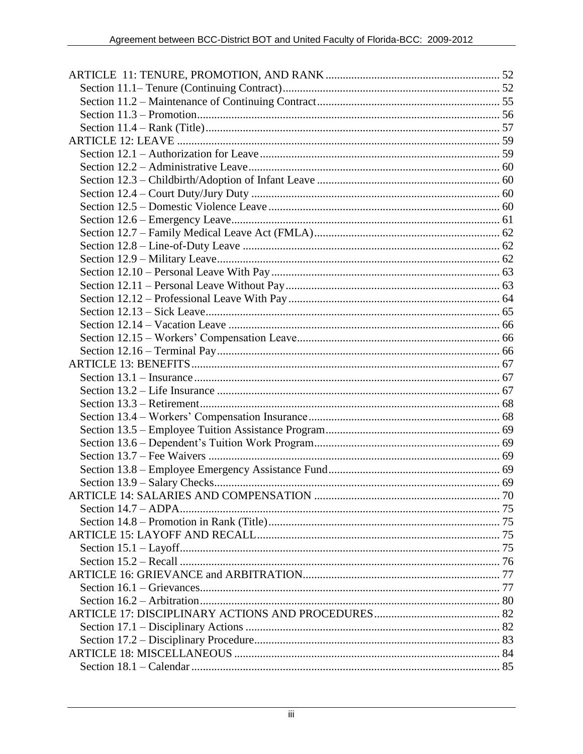ARTICLE 11: TENURE, PROMOTION, AND RANK ............ 52
- Section 11.1– Tenure (Continuing Contract) ............ 52
- Section 11.2 – Maintenance of Continuing Contract ............ 55
- Section 11.3 – Promotion ............ 56
- Section 11.4 – Rank (Title) ............ 57

ARTICLE 12: LEAVE ............ 59
- Section 12.1 – Authorization for Leave ............ 59
- Section 12.2 – Administrative Leave ............ 60
- Section 12.3 – Childbirth/Adoption of Infant Leave ............ 60
- Section 12.4 – Court Duty/Jury Duty ............ 60
- Section 12.5 – Domestic Violence Leave ............ 60
- Section 12.6 – Emergency Leave ............ 61
- Section 12.7 – Family Medical Leave Act (FMLA) ............ 62
- Section 12.8 – Line-of-Duty Leave ............ 62
- Section 12.9 – Military Leave ............ 62
- Section 12.10 – Personal Leave With Pay ............ 63
- Section 12.11 – Personal Leave Without Pay ............ 63
- Section 12.12 – Professional Leave With Pay ............ 64
- Section 12.13 – Sick Leave ............ 65
- Section 12.14 – Vacation Leave ............ 66
- Section 12.15 – Workers' Compensation Leave ............ 66
- Section 12.16 – Terminal Pay ............ 66

ARTICLE 13: BENEFITS ............ 67
- Section 13.1 – Insurance ............ 67
- Section 13.2 – Life Insurance ............ 67
- Section 13.3 – Retirement ............ 68
- Section 13.4 – Workers' Compensation Insurance ............ 68
- Section 13.5 – Employee Tuition Assistance Program ............ 69
- Section 13.6 – Dependent's Tuition Work Program ............ 69
- Section 13.7 – Fee Waivers ............ 69
- Section 13.8 – Employee Emergency Assistance Fund ............ 69
- Section 13.9 – Salary Checks ............ 69

ARTICLE 14: SALARIES AND COMPENSATION ............ 70
- Section 14.7 – ADPA ............ 75
- Section 14.8 – Promotion in Rank (Title) ............ 75

ARTICLE 15: LAYOFF AND RECALL ............ 75
- Section 15.1 – Layoff ............ 75
- Section 15.2 – Recall ............ 76

ARTICLE 16: GRIEVANCE and ARBITRATION ............ 77
- Section 16.1 – Grievances ............ 77
- Section 16.2 – Arbitration ............ 80

ARTICLE 17: DISCIPLINARY ACTIONS AND PROCEDURES ............ 82
- Section 17.1 – Disciplinary Actions ............ 82
- Section 17.2 – Disciplinary Procedure ............ 83

ARTICLE 18: MISCELLANEOUS ............ 84
- Section 18.1 – Calendar ............ 85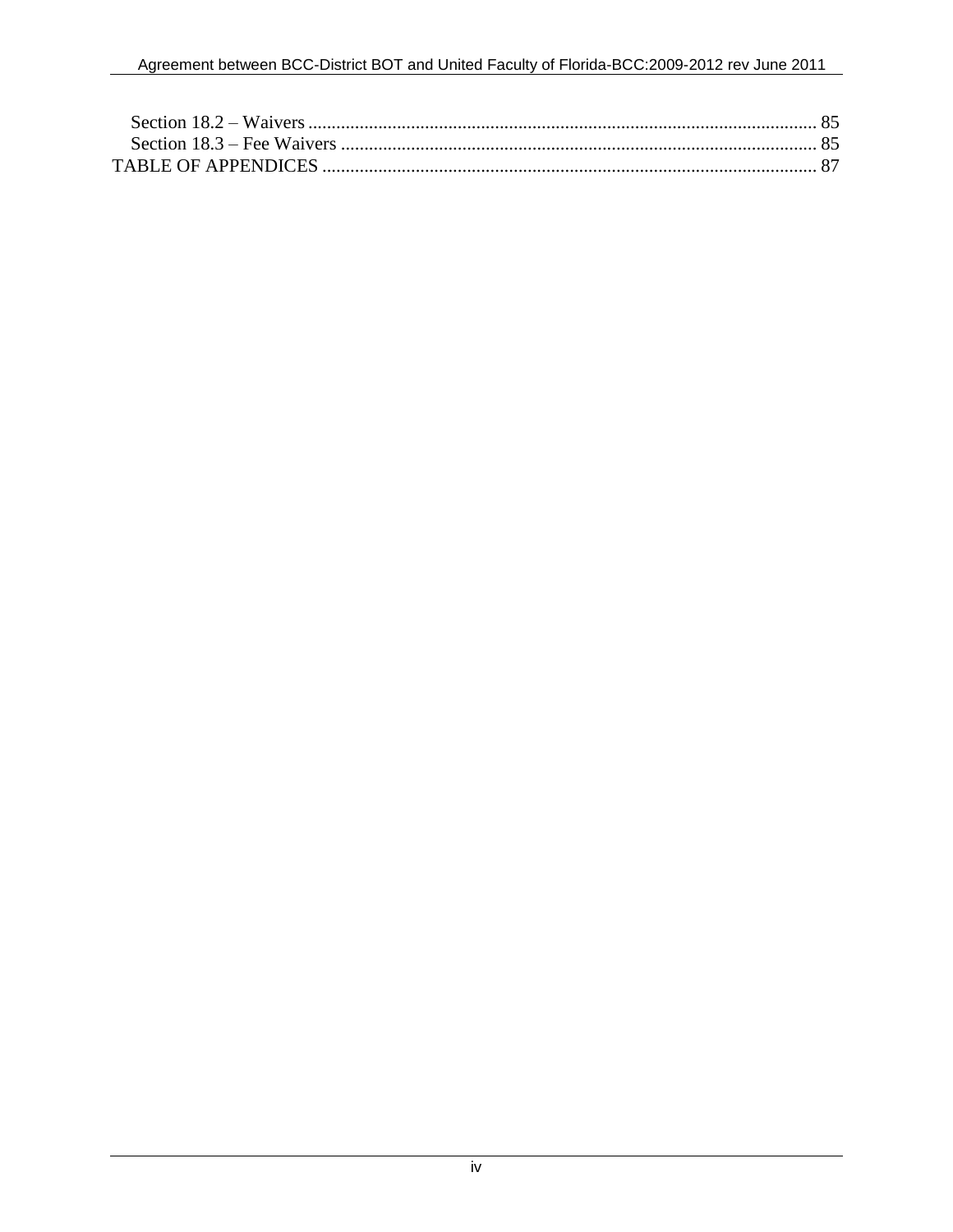Section 18.2 – Waivers ........................................................................................................... 85
Section 18.3 – Fee Waivers ..................................................................................................... 85
TABLE OF APPENDICES ........................................................................................................ 87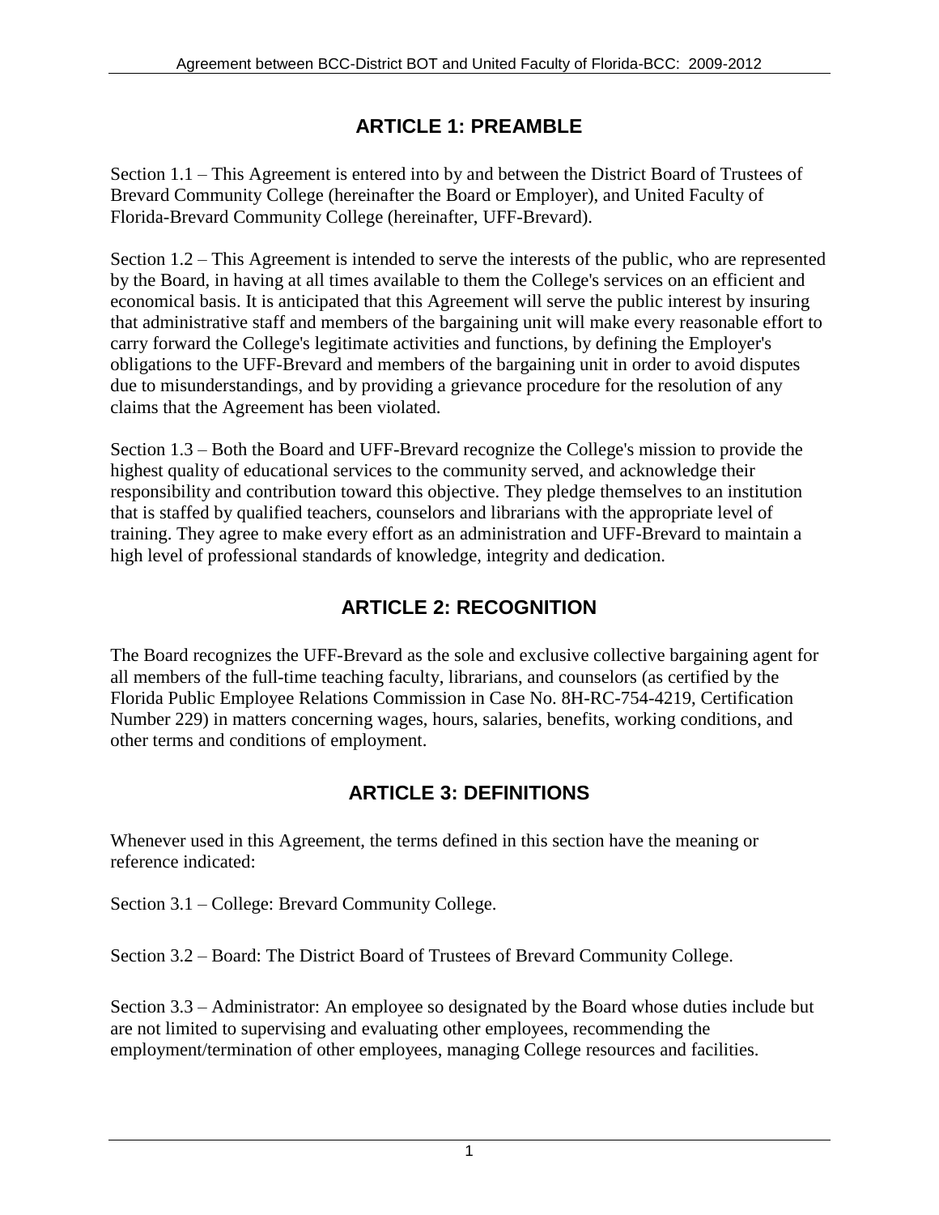## ARTICLE 1: PREAMBLE

Section 1.1 – This Agreement is entered into by and between the District Board of Trustees of Brevard Community College (hereinafter the Board or Employer), and United Faculty of Florida-Brevard Community College (hereinafter, UFF-Brevard).

Section 1.2 – This Agreement is intended to serve the interests of the public, who are represented by the Board, in having at all times available to them the College's services on an efficient and economical basis. It is anticipated that this Agreement will serve the public interest by insuring that administrative staff and members of the bargaining unit will make every reasonable effort to carry forward the College's legitimate activities and functions, by defining the Employer's obligations to the UFF-Brevard and members of the bargaining unit in order to avoid disputes due to misunderstandings, and by providing a grievance procedure for the resolution of any claims that the Agreement has been violated.

Section 1.3 – Both the Board and UFF-Brevard recognize the College's mission to provide the highest quality of educational services to the community served, and acknowledge their responsibility and contribution toward this objective. They pledge themselves to an institution that is staffed by qualified teachers, counselors and librarians with the appropriate level of training. They agree to make every effort as an administration and UFF-Brevard to maintain a high level of professional standards of knowledge, integrity and dedication.

## ARTICLE 2: RECOGNITION

The Board recognizes the UFF-Brevard as the sole and exclusive collective bargaining agent for all members of the full-time teaching faculty, librarians, and counselors (as certified by the Florida Public Employee Relations Commission in Case No. 8H-RC-754-4219, Certification Number 229) in matters concerning wages, hours, salaries, benefits, working conditions, and other terms and conditions of employment.

## ARTICLE 3: DEFINITIONS

Whenever used in this Agreement, the terms defined in this section have the meaning or reference indicated:

Section 3.1 – College: Brevard Community College.

Section 3.2 – Board: The District Board of Trustees of Brevard Community College.

Section 3.3 – Administrator: An employee so designated by the Board whose duties include but are not limited to supervising and evaluating other employees, recommending the employment/termination of other employees, managing College resources and facilities.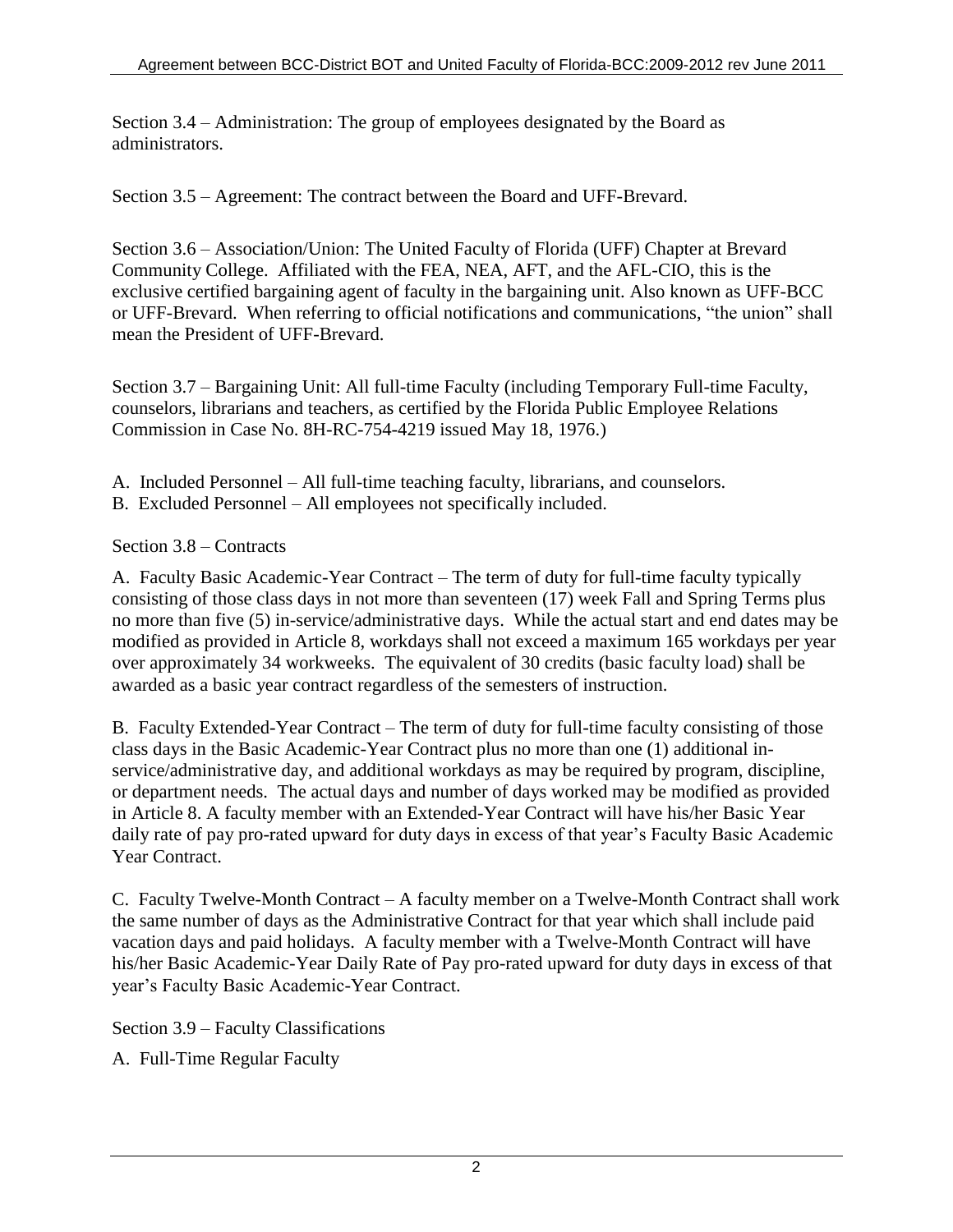Section 3.4 – Administration: The group of employees designated by the Board as administrators.

Section 3.5 – Agreement: The contract between the Board and UFF-Brevard.

Section 3.6 – Association/Union: The United Faculty of Florida (UFF) Chapter at Brevard Community College. Affiliated with the FEA, NEA, AFT, and the AFL-CIO, this is the exclusive certified bargaining agent of faculty in the bargaining unit. Also known as UFF-BCC or UFF-Brevard. When referring to official notifications and communications, "the union" shall mean the President of UFF-Brevard.

Section 3.7 – Bargaining Unit: All full-time Faculty (including Temporary Full-time Faculty, counselors, librarians and teachers, as certified by the Florida Public Employee Relations Commission in Case No. 8H-RC-754-4219 issued May 18, 1976.)

A. Included Personnel – All full-time teaching faculty, librarians, and counselors.
B. Excluded Personnel – All employees not specifically included.

Section 3.8 – Contracts

A. Faculty Basic Academic-Year Contract – The term of duty for full-time faculty typically consisting of those class days in not more than seventeen (17) week Fall and Spring Terms plus no more than five (5) in-service/administrative days. While the actual start and end dates may be modified as provided in Article 8, workdays shall not exceed a maximum 165 workdays per year over approximately 34 workweeks. The equivalent of 30 credits (basic faculty load) shall be awarded as a basic year contract regardless of the semesters of instruction.

B. Faculty Extended-Year Contract – The term of duty for full-time faculty consisting of those class days in the Basic Academic-Year Contract plus no more than one (1) additional in-service/administrative day, and additional workdays as may be required by program, discipline, or department needs. The actual days and number of days worked may be modified as provided in Article 8. A faculty member with an Extended-Year Contract will have his/her Basic Year daily rate of pay pro-rated upward for duty days in excess of that year's Faculty Basic Academic Year Contract.

C. Faculty Twelve-Month Contract – A faculty member on a Twelve-Month Contract shall work the same number of days as the Administrative Contract for that year which shall include paid vacation days and paid holidays. A faculty member with a Twelve-Month Contract will have his/her Basic Academic-Year Daily Rate of Pay pro-rated upward for duty days in excess of that year's Faculty Basic Academic-Year Contract.

Section 3.9 – Faculty Classifications

A. Full-Time Regular Faculty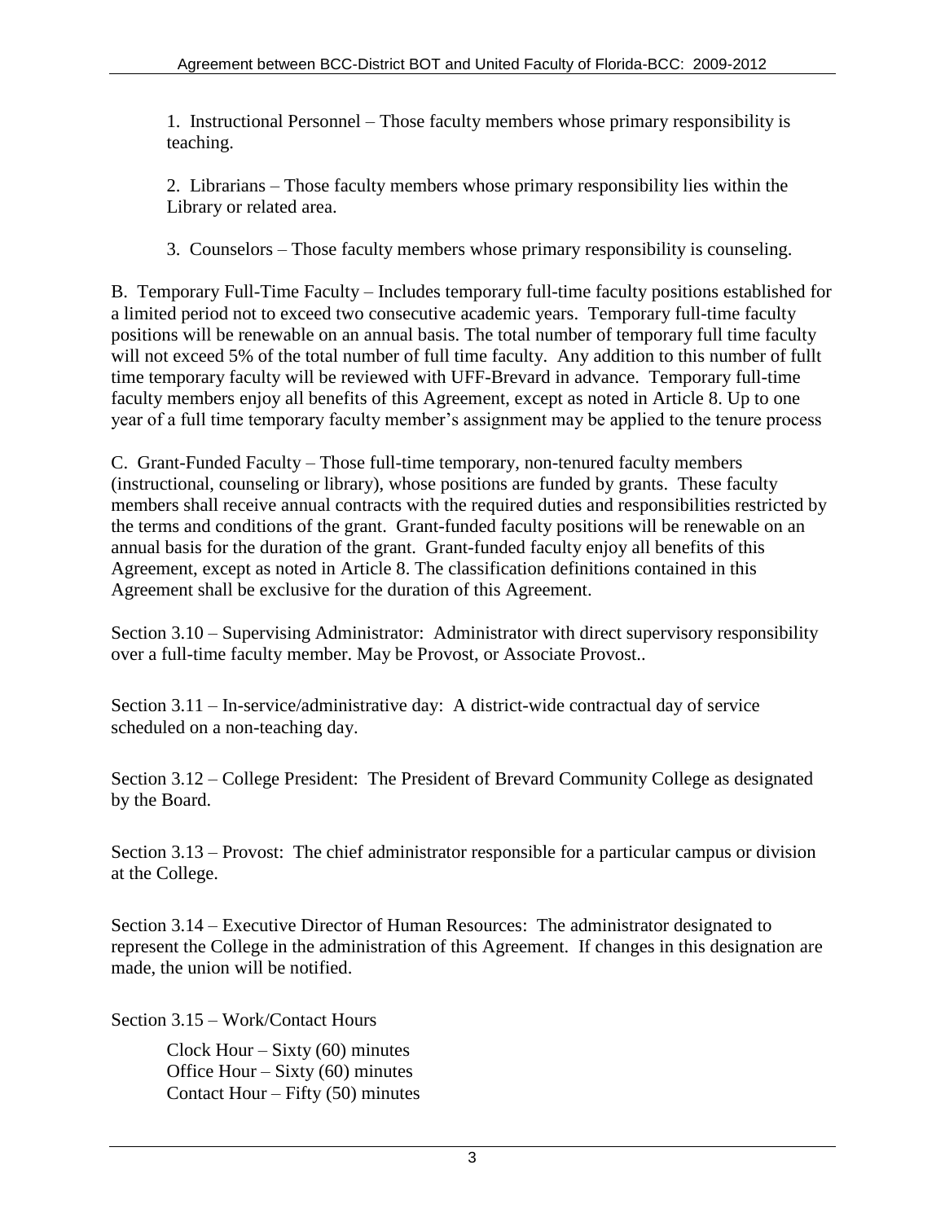1. Instructional Personnel – Those faculty members whose primary responsibility is teaching.

2. Librarians – Those faculty members whose primary responsibility lies within the Library or related area.

3. Counselors – Those faculty members whose primary responsibility is counseling.

B. Temporary Full-Time Faculty – Includes temporary full-time faculty positions established for a limited period not to exceed two consecutive academic years. Temporary full-time faculty positions will be renewable on an annual basis. The total number of temporary full time faculty will not exceed 5% of the total number of full time faculty. Any addition to this number of fullt time temporary faculty will be reviewed with UFF-Brevard in advance. Temporary full-time faculty members enjoy all benefits of this Agreement, except as noted in Article 8. Up to one year of a full time temporary faculty member's assignment may be applied to the tenure process

C. Grant-Funded Faculty – Those full-time temporary, non-tenured faculty members (instructional, counseling or library), whose positions are funded by grants. These faculty members shall receive annual contracts with the required duties and responsibilities restricted by the terms and conditions of the grant. Grant-funded faculty positions will be renewable on an annual basis for the duration of the grant. Grant-funded faculty enjoy all benefits of this Agreement, except as noted in Article 8. The classification definitions contained in this Agreement shall be exclusive for the duration of this Agreement.

Section 3.10 – Supervising Administrator: Administrator with direct supervisory responsibility over a full-time faculty member. May be Provost, or Associate Provost..

Section 3.11 – In-service/administrative day: A district-wide contractual day of service scheduled on a non-teaching day.

Section 3.12 – College President: The President of Brevard Community College as designated by the Board.

Section 3.13 – Provost: The chief administrator responsible for a particular campus or division at the College.

Section 3.14 – Executive Director of Human Resources: The administrator designated to represent the College in the administration of this Agreement. If changes in this designation are made, the union will be notified.

Section 3.15 – Work/Contact Hours

Clock Hour – Sixty (60) minutes
Office Hour – Sixty (60) minutes
Contact Hour – Fifty (50) minutes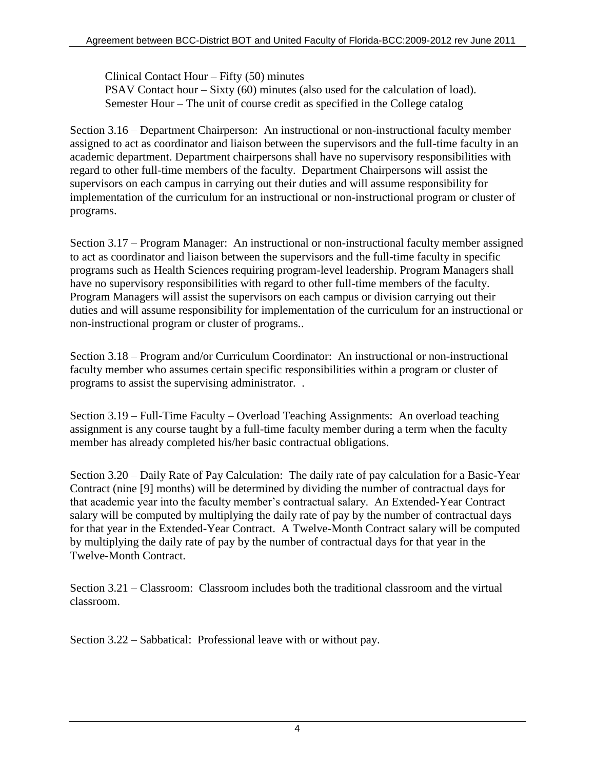Clinical Contact Hour – Fifty (50) minutes
PSAV Contact hour – Sixty (60) minutes (also used for the calculation of load).
Semester Hour – The unit of course credit as specified in the College catalog

Section 3.16 – Department Chairperson: An instructional or non-instructional faculty member assigned to act as coordinator and liaison between the supervisors and the full-time faculty in an academic department. Department chairpersons shall have no supervisory responsibilities with regard to other full-time members of the faculty. Department Chairpersons will assist the supervisors on each campus in carrying out their duties and will assume responsibility for implementation of the curriculum for an instructional or non-instructional program or cluster of programs.

Section 3.17 – Program Manager: An instructional or non-instructional faculty member assigned to act as coordinator and liaison between the supervisors and the full-time faculty in specific programs such as Health Sciences requiring program-level leadership. Program Managers shall have no supervisory responsibilities with regard to other full-time members of the faculty. Program Managers will assist the supervisors on each campus or division carrying out their duties and will assume responsibility for implementation of the curriculum for an instructional or non-instructional program or cluster of programs..

Section 3.18 – Program and/or Curriculum Coordinator: An instructional or non-instructional faculty member who assumes certain specific responsibilities within a program or cluster of programs to assist the supervising administrator. .

Section 3.19 – Full-Time Faculty – Overload Teaching Assignments: An overload teaching assignment is any course taught by a full-time faculty member during a term when the faculty member has already completed his/her basic contractual obligations.

Section 3.20 – Daily Rate of Pay Calculation: The daily rate of pay calculation for a Basic-Year Contract (nine [9] months) will be determined by dividing the number of contractual days for that academic year into the faculty member's contractual salary. An Extended-Year Contract salary will be computed by multiplying the daily rate of pay by the number of contractual days for that year in the Extended-Year Contract. A Twelve-Month Contract salary will be computed by multiplying the daily rate of pay by the number of contractual days for that year in the Twelve-Month Contract.

Section 3.21 – Classroom: Classroom includes both the traditional classroom and the virtual classroom.

Section 3.22 – Sabbatical: Professional leave with or without pay.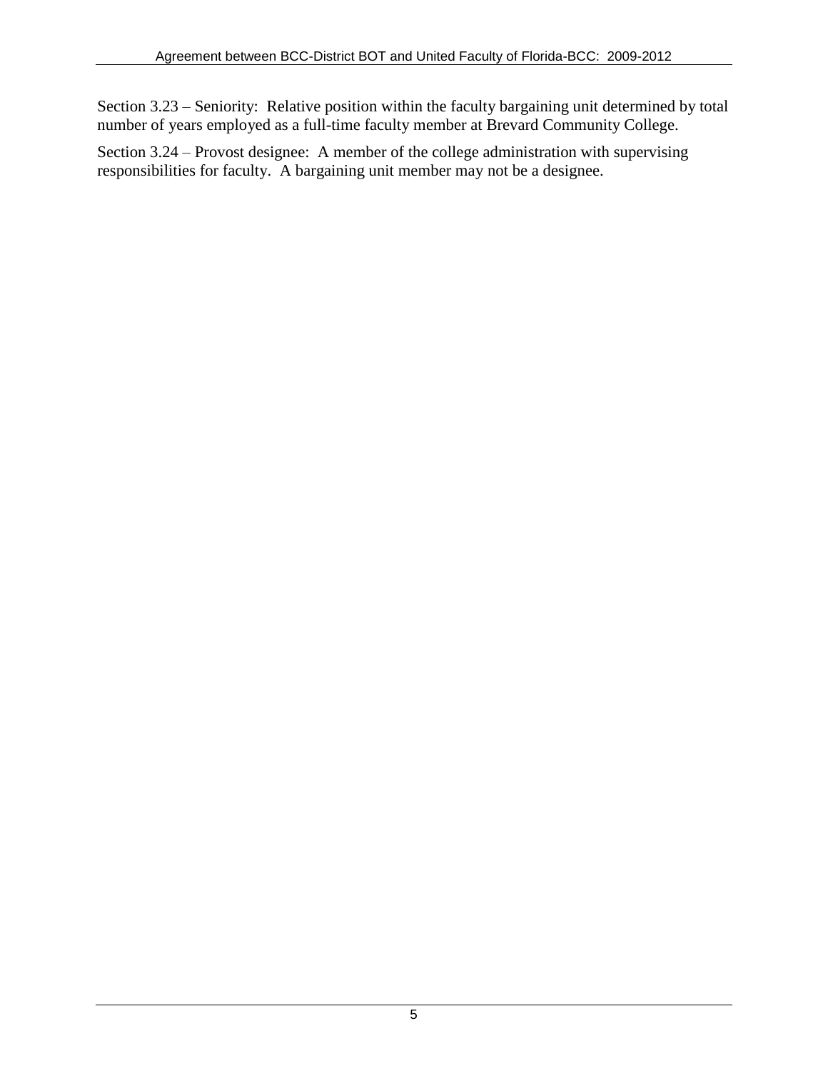Section 3.23 – Seniority: Relative position within the faculty bargaining unit determined by total number of years employed as a full-time faculty member at Brevard Community College.

Section 3.24 – Provost designee: A member of the college administration with supervising responsibilities for faculty. A bargaining unit member may not be a designee.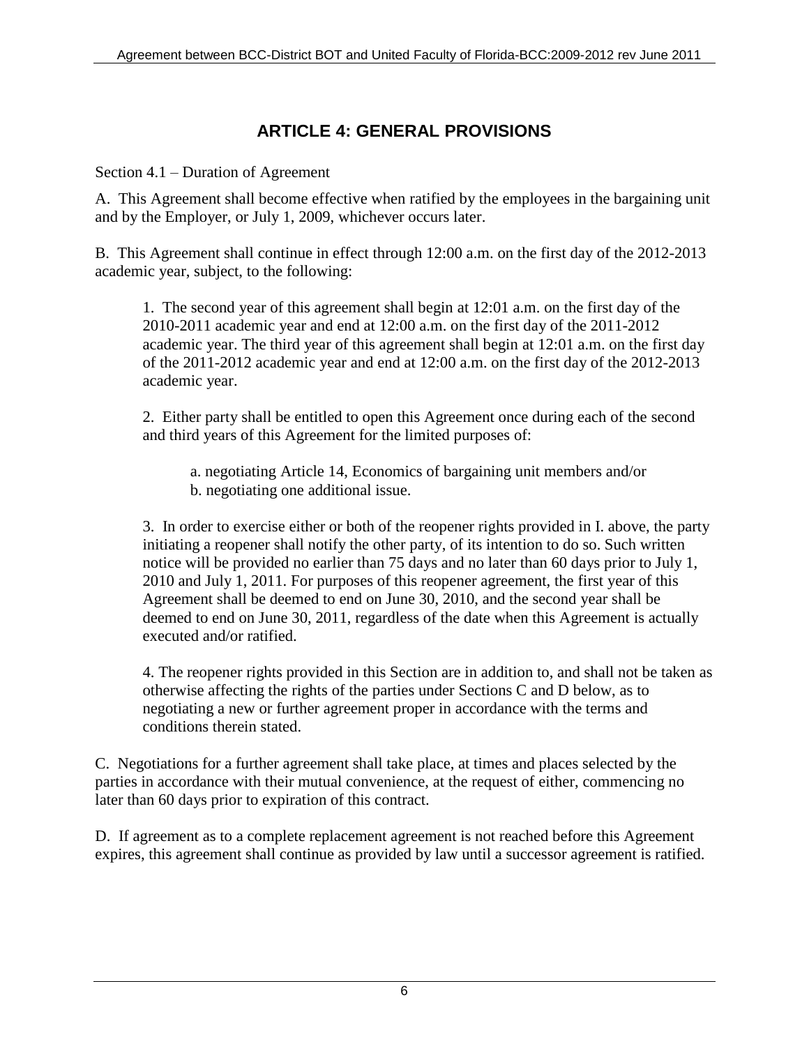# ARTICLE 4: GENERAL PROVISIONS

Section 4.1 – Duration of Agreement

A. This Agreement shall become effective when ratified by the employees in the bargaining unit and by the Employer, or July 1, 2009, whichever occurs later.

B. This Agreement shall continue in effect through 12:00 a.m. on the first day of the 2012-2013 academic year, subject, to the following:

1. The second year of this agreement shall begin at 12:01 a.m. on the first day of the 2010-2011 academic year and end at 12:00 a.m. on the first day of the 2011-2012 academic year. The third year of this agreement shall begin at 12:01 a.m. on the first day of the 2011-2012 academic year and end at 12:00 a.m. on the first day of the 2012-2013 academic year.

2. Either party shall be entitled to open this Agreement once during each of the second and third years of this Agreement for the limited purposes of:

a. negotiating Article 14, Economics of bargaining unit members and/or
b. negotiating one additional issue.

3. In order to exercise either or both of the reopener rights provided in I. above, the party initiating a reopener shall notify the other party, of its intention to do so. Such written notice will be provided no earlier than 75 days and no later than 60 days prior to July 1, 2010 and July 1, 2011. For purposes of this reopener agreement, the first year of this Agreement shall be deemed to end on June 30, 2010, and the second year shall be deemed to end on June 30, 2011, regardless of the date when this Agreement is actually executed and/or ratified.

4. The reopener rights provided in this Section are in addition to, and shall not be taken as otherwise affecting the rights of the parties under Sections C and D below, as to negotiating a new or further agreement proper in accordance with the terms and conditions therein stated.

C. Negotiations for a further agreement shall take place, at times and places selected by the parties in accordance with their mutual convenience, at the request of either, commencing no later than 60 days prior to expiration of this contract.

D. If agreement as to a complete replacement agreement is not reached before this Agreement expires, this agreement shall continue as provided by law until a successor agreement is ratified.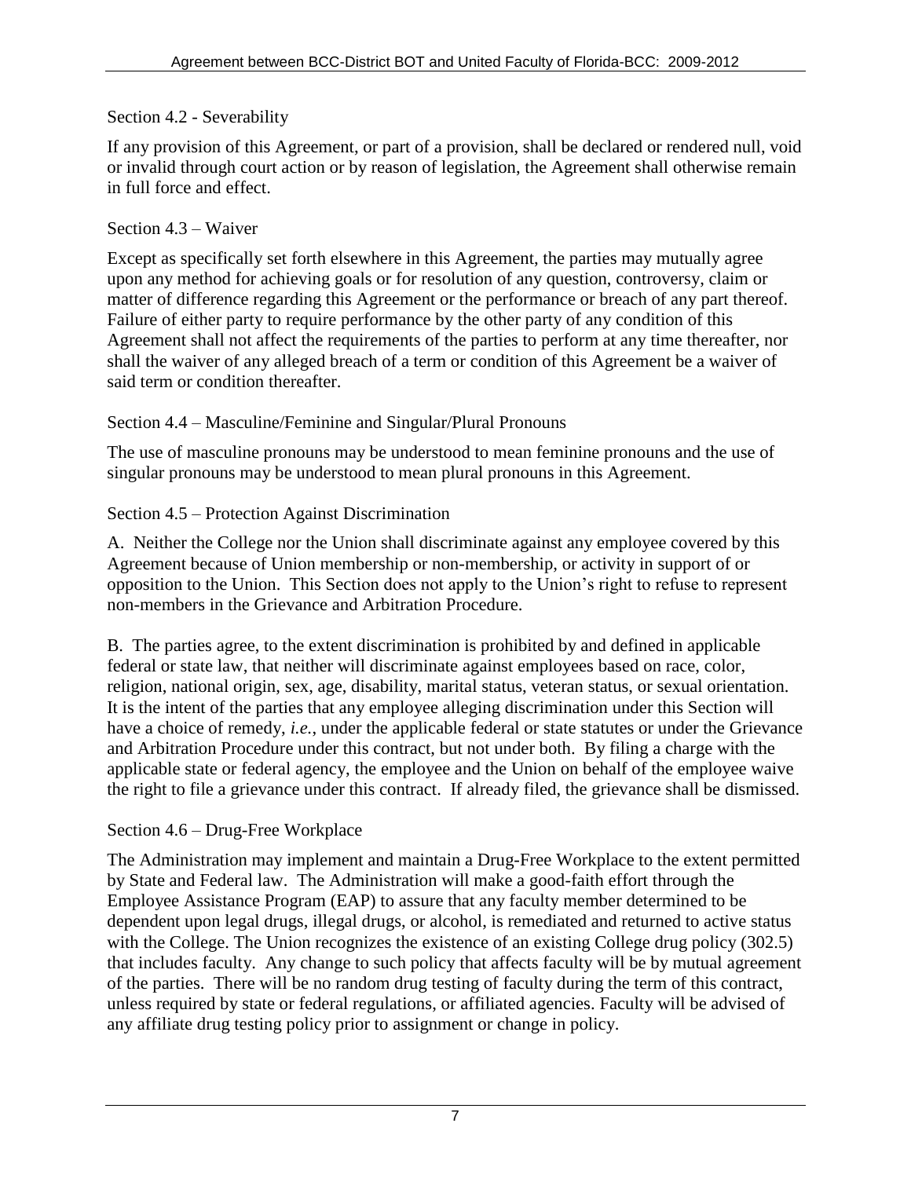### Section 4.2 - Severability

If any provision of this Agreement, or part of a provision, shall be declared or rendered null, void or invalid through court action or by reason of legislation, the Agreement shall otherwise remain in full force and effect.

### Section 4.3 – Waiver

Except as specifically set forth elsewhere in this Agreement, the parties may mutually agree upon any method for achieving goals or for resolution of any question, controversy, claim or matter of difference regarding this Agreement or the performance or breach of any part thereof. Failure of either party to require performance by the other party of any condition of this Agreement shall not affect the requirements of the parties to perform at any time thereafter, nor shall the waiver of any alleged breach of a term or condition of this Agreement be a waiver of said term or condition thereafter.

### Section 4.4 – Masculine/Feminine and Singular/Plural Pronouns

The use of masculine pronouns may be understood to mean feminine pronouns and the use of singular pronouns may be understood to mean plural pronouns in this Agreement.

### Section 4.5 – Protection Against Discrimination

A. Neither the College nor the Union shall discriminate against any employee covered by this Agreement because of Union membership or non-membership, or activity in support of or opposition to the Union. This Section does not apply to the Union's right to refuse to represent non-members in the Grievance and Arbitration Procedure.

B. The parties agree, to the extent discrimination is prohibited by and defined in applicable federal or state law, that neither will discriminate against employees based on race, color, religion, national origin, sex, age, disability, marital status, veteran status, or sexual orientation. It is the intent of the parties that any employee alleging discrimination under this Section will have a choice of remedy, *i.e.*, under the applicable federal or state statutes or under the Grievance and Arbitration Procedure under this contract, but not under both. By filing a charge with the applicable state or federal agency, the employee and the Union on behalf of the employee waive the right to file a grievance under this contract. If already filed, the grievance shall be dismissed.

### Section 4.6 – Drug-Free Workplace

The Administration may implement and maintain a Drug-Free Workplace to the extent permitted by State and Federal law. The Administration will make a good-faith effort through the Employee Assistance Program (EAP) to assure that any faculty member determined to be dependent upon legal drugs, illegal drugs, or alcohol, is remediated and returned to active status with the College. The Union recognizes the existence of an existing College drug policy (302.5) that includes faculty. Any change to such policy that affects faculty will be by mutual agreement of the parties. There will be no random drug testing of faculty during the term of this contract, unless required by state or federal regulations, or affiliated agencies. Faculty will be advised of any affiliate drug testing policy prior to assignment or change in policy.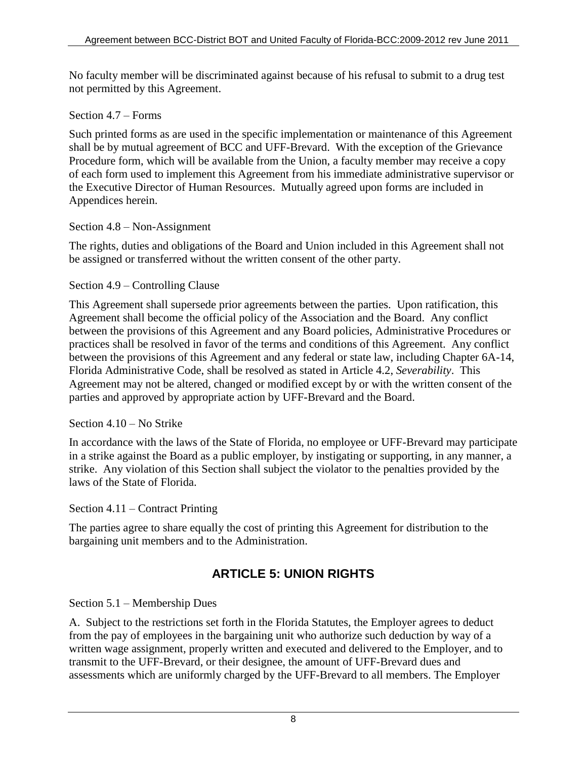No faculty member will be discriminated against because of his refusal to submit to a drug test not permitted by this Agreement.

Section 4.7 – Forms

Such printed forms as are used in the specific implementation or maintenance of this Agreement shall be by mutual agreement of BCC and UFF-Brevard. With the exception of the Grievance Procedure form, which will be available from the Union, a faculty member may receive a copy of each form used to implement this Agreement from his immediate administrative supervisor or the Executive Director of Human Resources. Mutually agreed upon forms are included in Appendices herein.

Section 4.8 – Non-Assignment

The rights, duties and obligations of the Board and Union included in this Agreement shall not be assigned or transferred without the written consent of the other party.

Section 4.9 – Controlling Clause

This Agreement shall supersede prior agreements between the parties. Upon ratification, this Agreement shall become the official policy of the Association and the Board. Any conflict between the provisions of this Agreement and any Board policies, Administrative Procedures or practices shall be resolved in favor of the terms and conditions of this Agreement. Any conflict between the provisions of this Agreement and any federal or state law, including Chapter 6A-14, Florida Administrative Code, shall be resolved as stated in Article 4.2, *Severability*. This Agreement may not be altered, changed or modified except by or with the written consent of the parties and approved by appropriate action by UFF-Brevard and the Board.

Section 4.10 – No Strike

In accordance with the laws of the State of Florida, no employee or UFF-Brevard may participate in a strike against the Board as a public employer, by instigating or supporting, in any manner, a strike. Any violation of this Section shall subject the violator to the penalties provided by the laws of the State of Florida.

Section 4.11 – Contract Printing

The parties agree to share equally the cost of printing this Agreement for distribution to the bargaining unit members and to the Administration.

## ARTICLE 5: UNION RIGHTS

Section 5.1 – Membership Dues

A. Subject to the restrictions set forth in the Florida Statutes, the Employer agrees to deduct from the pay of employees in the bargaining unit who authorize such deduction by way of a written wage assignment, properly written and executed and delivered to the Employer, and to transmit to the UFF-Brevard, or their designee, the amount of UFF-Brevard dues and assessments which are uniformly charged by the UFF-Brevard to all members. The Employer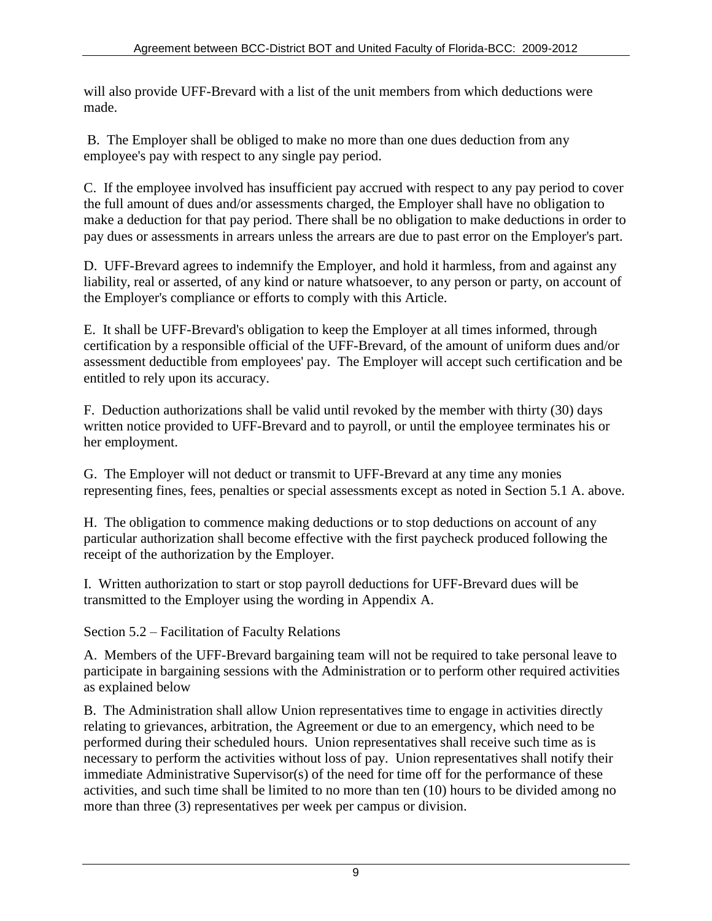will also provide UFF-Brevard with a list of the unit members from which deductions were made.

B. The Employer shall be obliged to make no more than one dues deduction from any employee's pay with respect to any single pay period.

C. If the employee involved has insufficient pay accrued with respect to any pay period to cover the full amount of dues and/or assessments charged, the Employer shall have no obligation to make a deduction for that pay period. There shall be no obligation to make deductions in order to pay dues or assessments in arrears unless the arrears are due to past error on the Employer's part.

D. UFF-Brevard agrees to indemnify the Employer, and hold it harmless, from and against any liability, real or asserted, of any kind or nature whatsoever, to any person or party, on account of the Employer's compliance or efforts to comply with this Article.

E. It shall be UFF-Brevard's obligation to keep the Employer at all times informed, through certification by a responsible official of the UFF-Brevard, of the amount of uniform dues and/or assessment deductible from employees' pay. The Employer will accept such certification and be entitled to rely upon its accuracy.

F. Deduction authorizations shall be valid until revoked by the member with thirty (30) days written notice provided to UFF-Brevard and to payroll, or until the employee terminates his or her employment.

G. The Employer will not deduct or transmit to UFF-Brevard at any time any monies representing fines, fees, penalties or special assessments except as noted in Section 5.1 A. above.

H. The obligation to commence making deductions or to stop deductions on account of any particular authorization shall become effective with the first paycheck produced following the receipt of the authorization by the Employer.

I. Written authorization to start or stop payroll deductions for UFF-Brevard dues will be transmitted to the Employer using the wording in Appendix A.

Section 5.2 – Facilitation of Faculty Relations

A. Members of the UFF-Brevard bargaining team will not be required to take personal leave to participate in bargaining sessions with the Administration or to perform other required activities as explained below

B. The Administration shall allow Union representatives time to engage in activities directly relating to grievances, arbitration, the Agreement or due to an emergency, which need to be performed during their scheduled hours. Union representatives shall receive such time as is necessary to perform the activities without loss of pay. Union representatives shall notify their immediate Administrative Supervisor(s) of the need for time off for the performance of these activities, and such time shall be limited to no more than ten (10) hours to be divided among no more than three (3) representatives per week per campus or division.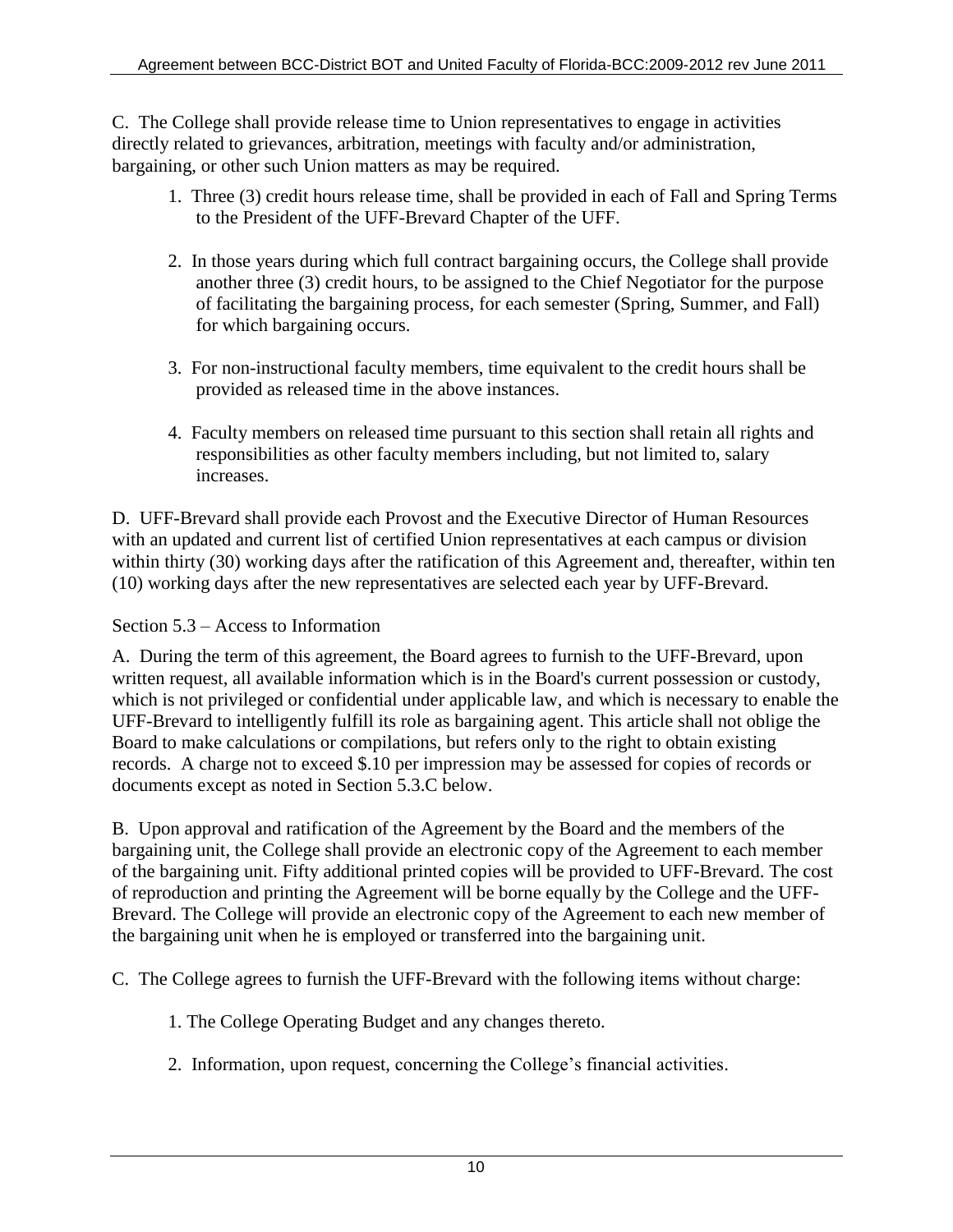C. The College shall provide release time to Union representatives to engage in activities directly related to grievances, arbitration, meetings with faculty and/or administration, bargaining, or other such Union matters as may be required.

1. Three (3) credit hours release time, shall be provided in each of Fall and Spring Terms to the President of the UFF-Brevard Chapter of the UFF.

2. In those years during which full contract bargaining occurs, the College shall provide another three (3) credit hours, to be assigned to the Chief Negotiator for the purpose of facilitating the bargaining process, for each semester (Spring, Summer, and Fall) for which bargaining occurs.

3. For non-instructional faculty members, time equivalent to the credit hours shall be provided as released time in the above instances.

4. Faculty members on released time pursuant to this section shall retain all rights and responsibilities as other faculty members including, but not limited to, salary increases.

D. UFF-Brevard shall provide each Provost and the Executive Director of Human Resources with an updated and current list of certified Union representatives at each campus or division within thirty (30) working days after the ratification of this Agreement and, thereafter, within ten (10) working days after the new representatives are selected each year by UFF-Brevard.

Section 5.3 – Access to Information

A. During the term of this agreement, the Board agrees to furnish to the UFF-Brevard, upon written request, all available information which is in the Board's current possession or custody, which is not privileged or confidential under applicable law, and which is necessary to enable the UFF-Brevard to intelligently fulfill its role as bargaining agent. This article shall not oblige the Board to make calculations or compilations, but refers only to the right to obtain existing records. A charge not to exceed $.10 per impression may be assessed for copies of records or documents except as noted in Section 5.3.C below.

B. Upon approval and ratification of the Agreement by the Board and the members of the bargaining unit, the College shall provide an electronic copy of the Agreement to each member of the bargaining unit. Fifty additional printed copies will be provided to UFF-Brevard. The cost of reproduction and printing the Agreement will be borne equally by the College and the UFF-Brevard. The College will provide an electronic copy of the Agreement to each new member of the bargaining unit when he is employed or transferred into the bargaining unit.

C. The College agrees to furnish the UFF-Brevard with the following items without charge:

1. The College Operating Budget and any changes thereto.

2. Information, upon request, concerning the College's financial activities.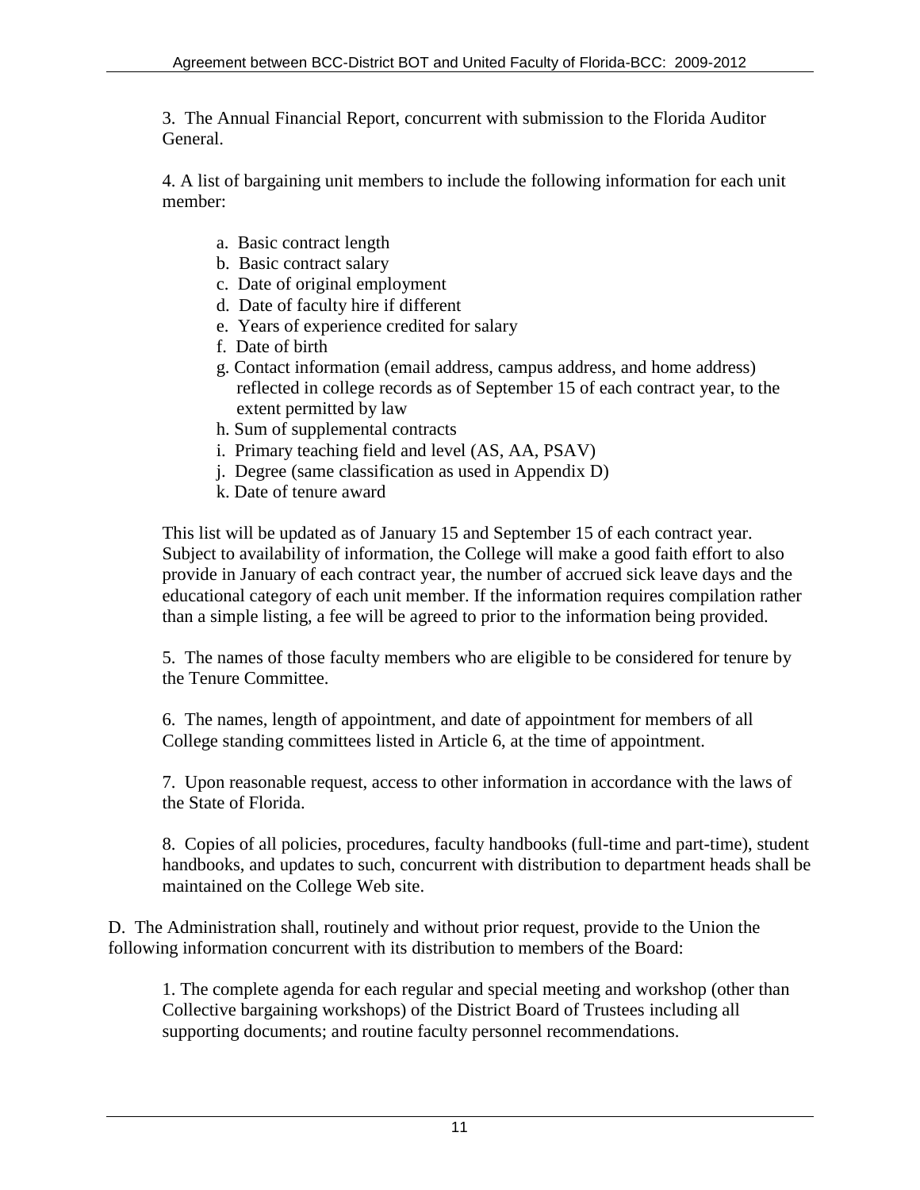3. The Annual Financial Report, concurrent with submission to the Florida Auditor General.

4. A list of bargaining unit members to include the following information for each unit member:

a. Basic contract length
b. Basic contract salary
c. Date of original employment
d. Date of faculty hire if different
e. Years of experience credited for salary
f. Date of birth
g. Contact information (email address, campus address, and home address) reflected in college records as of September 15 of each contract year, to the extent permitted by law
h. Sum of supplemental contracts
i. Primary teaching field and level (AS, AA, PSAV)
j. Degree (same classification as used in Appendix D)
k. Date of tenure award

This list will be updated as of January 15 and September 15 of each contract year. Subject to availability of information, the College will make a good faith effort to also provide in January of each contract year, the number of accrued sick leave days and the educational category of each unit member. If the information requires compilation rather than a simple listing, a fee will be agreed to prior to the information being provided.

5. The names of those faculty members who are eligible to be considered for tenure by the Tenure Committee.

6. The names, length of appointment, and date of appointment for members of all College standing committees listed in Article 6, at the time of appointment.

7. Upon reasonable request, access to other information in accordance with the laws of the State of Florida.

8. Copies of all policies, procedures, faculty handbooks (full-time and part-time), student handbooks, and updates to such, concurrent with distribution to department heads shall be maintained on the College Web site.

D. The Administration shall, routinely and without prior request, provide to the Union the following information concurrent with its distribution to members of the Board:

1. The complete agenda for each regular and special meeting and workshop (other than Collective bargaining workshops) of the District Board of Trustees including all supporting documents; and routine faculty personnel recommendations.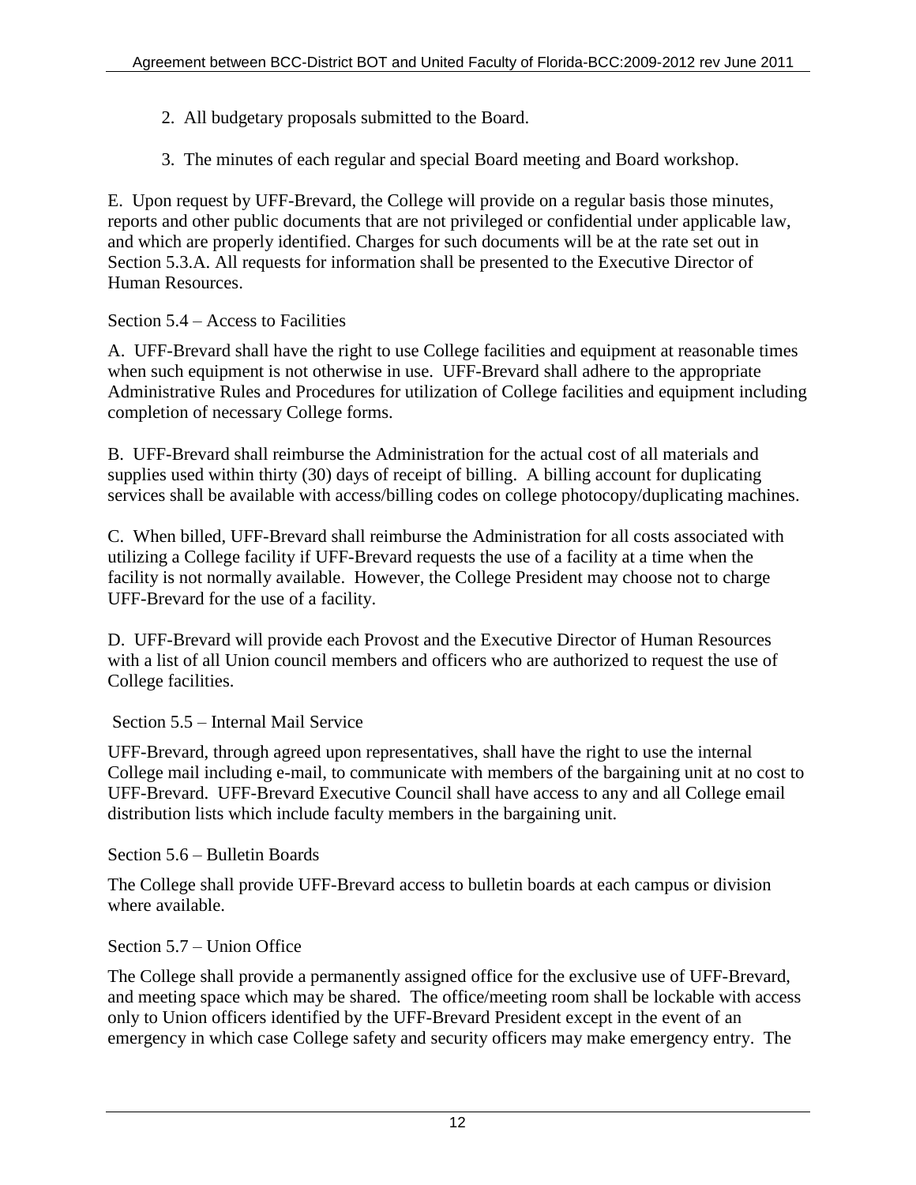2. All budgetary proposals submitted to the Board.

3. The minutes of each regular and special Board meeting and Board workshop.

E. Upon request by UFF-Brevard, the College will provide on a regular basis those minutes, reports and other public documents that are not privileged or confidential under applicable law, and which are properly identified. Charges for such documents will be at the rate set out in Section 5.3.A. All requests for information shall be presented to the Executive Director of Human Resources.

Section 5.4 – Access to Facilities

A. UFF-Brevard shall have the right to use College facilities and equipment at reasonable times when such equipment is not otherwise in use. UFF-Brevard shall adhere to the appropriate Administrative Rules and Procedures for utilization of College facilities and equipment including completion of necessary College forms.

B. UFF-Brevard shall reimburse the Administration for the actual cost of all materials and supplies used within thirty (30) days of receipt of billing. A billing account for duplicating services shall be available with access/billing codes on college photocopy/duplicating machines.

C. When billed, UFF-Brevard shall reimburse the Administration for all costs associated with utilizing a College facility if UFF-Brevard requests the use of a facility at a time when the facility is not normally available. However, the College President may choose not to charge UFF-Brevard for the use of a facility.

D. UFF-Brevard will provide each Provost and the Executive Director of Human Resources with a list of all Union council members and officers who are authorized to request the use of College facilities.

Section 5.5 – Internal Mail Service

UFF-Brevard, through agreed upon representatives, shall have the right to use the internal College mail including e-mail, to communicate with members of the bargaining unit at no cost to UFF-Brevard. UFF-Brevard Executive Council shall have access to any and all College email distribution lists which include faculty members in the bargaining unit.

Section 5.6 – Bulletin Boards

The College shall provide UFF-Brevard access to bulletin boards at each campus or division where available.

Section 5.7 – Union Office

The College shall provide a permanently assigned office for the exclusive use of UFF-Brevard, and meeting space which may be shared. The office/meeting room shall be lockable with access only to Union officers identified by the UFF-Brevard President except in the event of an emergency in which case College safety and security officers may make emergency entry. The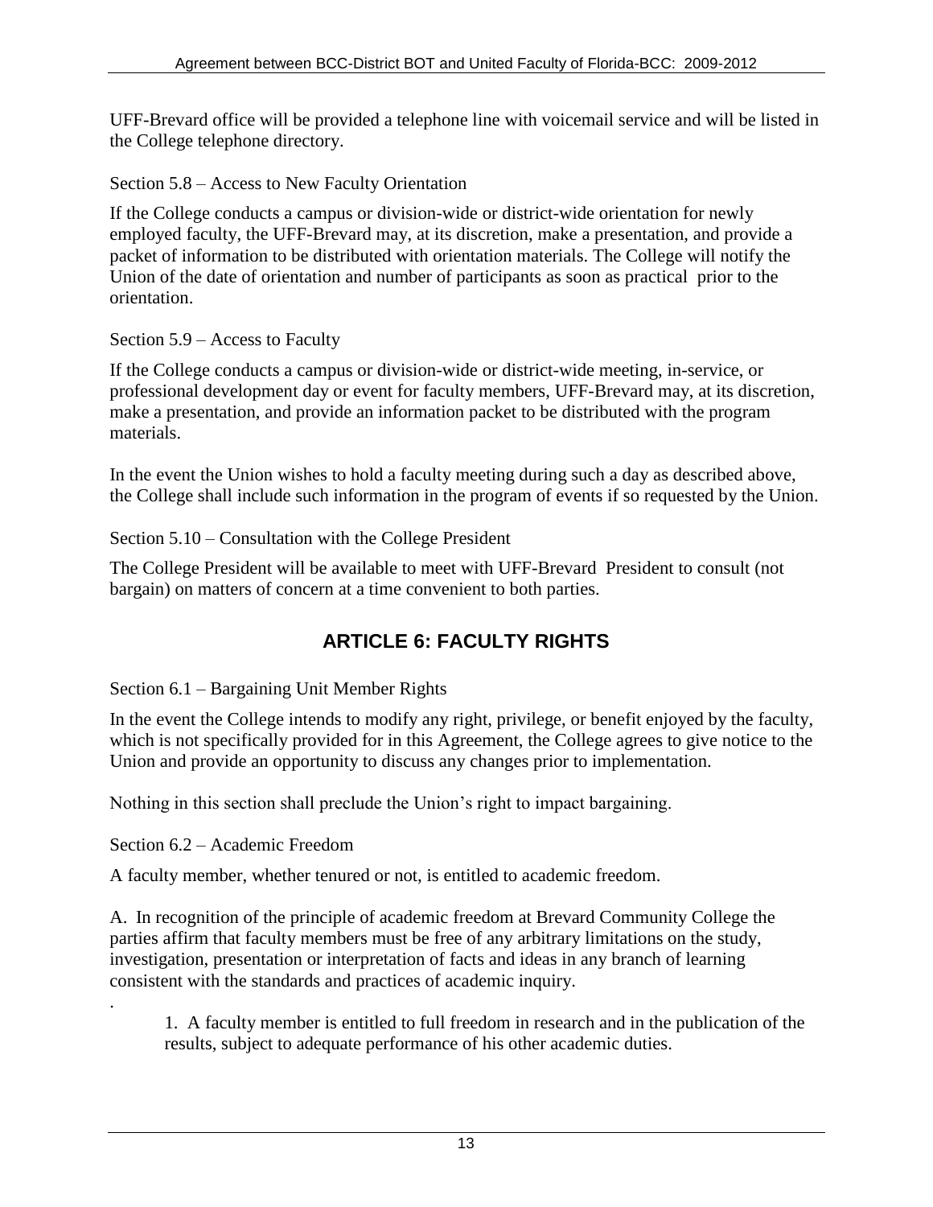UFF-Brevard office will be provided a telephone line with voicemail service and will be listed in the College telephone directory.

Section 5.8 – Access to New Faculty Orientation

If the College conducts a campus or division-wide or district-wide orientation for newly employed faculty, the UFF-Brevard may, at its discretion, make a presentation, and provide a packet of information to be distributed with orientation materials. The College will notify the Union of the date of orientation and number of participants as soon as practical prior to the orientation.

Section 5.9 – Access to Faculty

If the College conducts a campus or division-wide or district-wide meeting, in-service, or professional development day or event for faculty members, UFF-Brevard may, at its discretion, make a presentation, and provide an information packet to be distributed with the program materials.

In the event the Union wishes to hold a faculty meeting during such a day as described above, the College shall include such information in the program of events if so requested by the Union.

Section 5.10 – Consultation with the College President

The College President will be available to meet with UFF-Brevard President to consult (not bargain) on matters of concern at a time convenient to both parties.

## ARTICLE 6: FACULTY RIGHTS

Section 6.1 – Bargaining Unit Member Rights

In the event the College intends to modify any right, privilege, or benefit enjoyed by the faculty, which is not specifically provided for in this Agreement, the College agrees to give notice to the Union and provide an opportunity to discuss any changes prior to implementation.

Nothing in this section shall preclude the Union's right to impact bargaining.

Section 6.2 – Academic Freedom

A faculty member, whether tenured or not, is entitled to academic freedom.

A. In recognition of the principle of academic freedom at Brevard Community College the parties affirm that faculty members must be free of any arbitrary limitations on the study, investigation, presentation or interpretation of facts and ideas in any branch of learning consistent with the standards and practices of academic inquiry.

.

1. A faculty member is entitled to full freedom in research and in the publication of the results, subject to adequate performance of his other academic duties.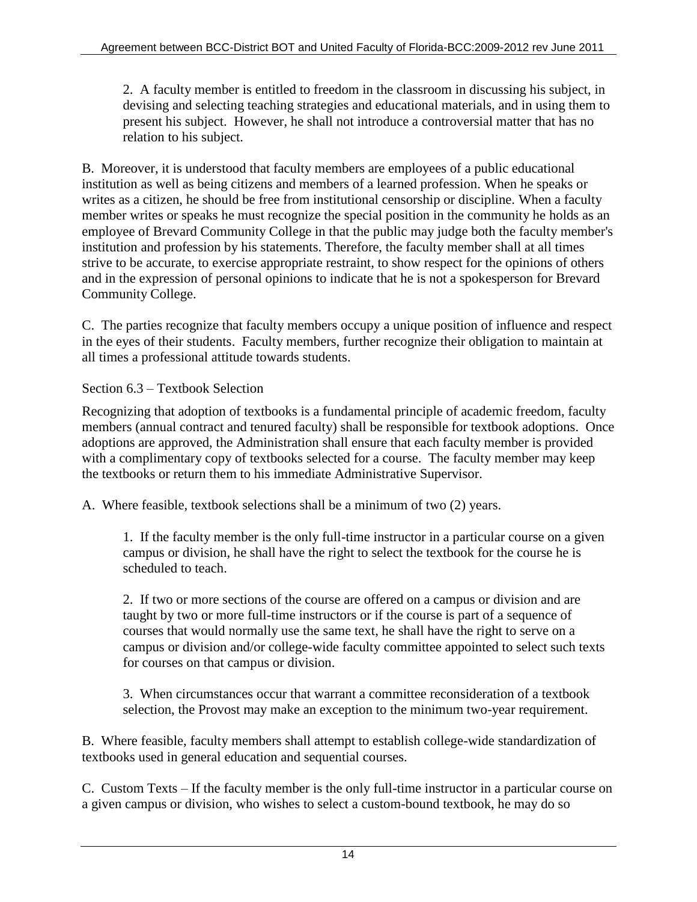2. A faculty member is entitled to freedom in the classroom in discussing his subject, in devising and selecting teaching strategies and educational materials, and in using them to present his subject. However, he shall not introduce a controversial matter that has no relation to his subject.

B. Moreover, it is understood that faculty members are employees of a public educational institution as well as being citizens and members of a learned profession. When he speaks or writes as a citizen, he should be free from institutional censorship or discipline. When a faculty member writes or speaks he must recognize the special position in the community he holds as an employee of Brevard Community College in that the public may judge both the faculty member's institution and profession by his statements. Therefore, the faculty member shall at all times strive to be accurate, to exercise appropriate restraint, to show respect for the opinions of others and in the expression of personal opinions to indicate that he is not a spokesperson for Brevard Community College.

C. The parties recognize that faculty members occupy a unique position of influence and respect in the eyes of their students. Faculty members, further recognize their obligation to maintain at all times a professional attitude towards students.

## Section 6.3 – Textbook Selection

Recognizing that adoption of textbooks is a fundamental principle of academic freedom, faculty members (annual contract and tenured faculty) shall be responsible for textbook adoptions. Once adoptions are approved, the Administration shall ensure that each faculty member is provided with a complimentary copy of textbooks selected for a course. The faculty member may keep the textbooks or return them to his immediate Administrative Supervisor.

A. Where feasible, textbook selections shall be a minimum of two (2) years.

1. If the faculty member is the only full-time instructor in a particular course on a given campus or division, he shall have the right to select the textbook for the course he is scheduled to teach.

2. If two or more sections of the course are offered on a campus or division and are taught by two or more full-time instructors or if the course is part of a sequence of courses that would normally use the same text, he shall have the right to serve on a campus or division and/or college-wide faculty committee appointed to select such texts for courses on that campus or division.

3. When circumstances occur that warrant a committee reconsideration of a textbook selection, the Provost may make an exception to the minimum two-year requirement.

B. Where feasible, faculty members shall attempt to establish college-wide standardization of textbooks used in general education and sequential courses.

C. Custom Texts – If the faculty member is the only full-time instructor in a particular course on a given campus or division, who wishes to select a custom-bound textbook, he may do so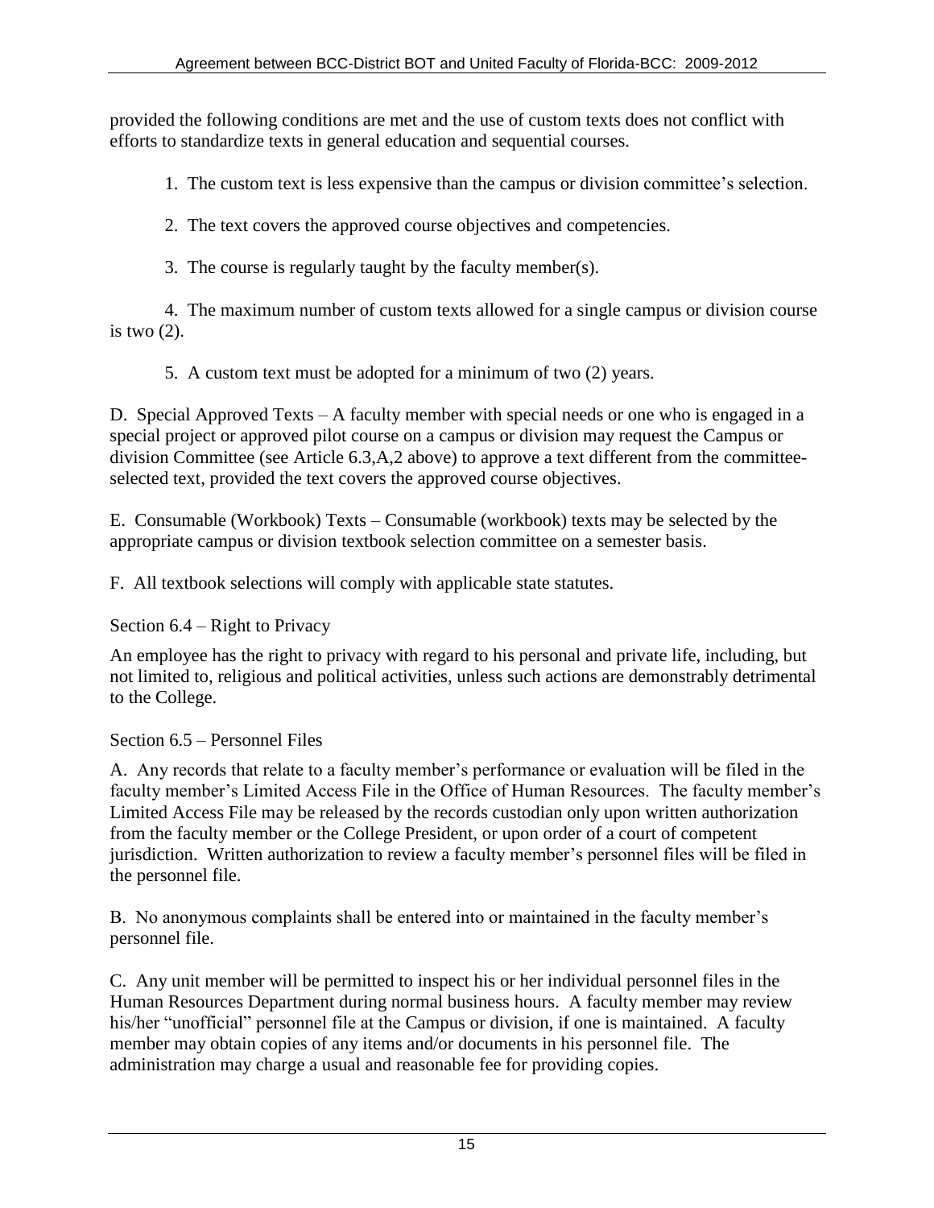provided the following conditions are met and the use of custom texts does not conflict with efforts to standardize texts in general education and sequential courses.

1. The custom text is less expensive than the campus or division committee's selection.

2. The text covers the approved course objectives and competencies.

3. The course is regularly taught by the faculty member(s).

4. The maximum number of custom texts allowed for a single campus or division course is two (2).

5. A custom text must be adopted for a minimum of two (2) years.

D. Special Approved Texts – A faculty member with special needs or one who is engaged in a special project or approved pilot course on a campus or division may request the Campus or division Committee (see Article 6.3,A,2 above) to approve a text different from the committee-selected text, provided the text covers the approved course objectives.

E. Consumable (Workbook) Texts – Consumable (workbook) texts may be selected by the appropriate campus or division textbook selection committee on a semester basis.

F. All textbook selections will comply with applicable state statutes.

## Section 6.4 – Right to Privacy

An employee has the right to privacy with regard to his personal and private life, including, but not limited to, religious and political activities, unless such actions are demonstrably detrimental to the College.

## Section 6.5 – Personnel Files

A. Any records that relate to a faculty member's performance or evaluation will be filed in the faculty member's Limited Access File in the Office of Human Resources. The faculty member's Limited Access File may be released by the records custodian only upon written authorization from the faculty member or the College President, or upon order of a court of competent jurisdiction. Written authorization to review a faculty member's personnel files will be filed in the personnel file.

B. No anonymous complaints shall be entered into or maintained in the faculty member's personnel file.

C. Any unit member will be permitted to inspect his or her individual personnel files in the Human Resources Department during normal business hours. A faculty member may review his/her "unofficial" personnel file at the Campus or division, if one is maintained. A faculty member may obtain copies of any items and/or documents in his personnel file. The administration may charge a usual and reasonable fee for providing copies.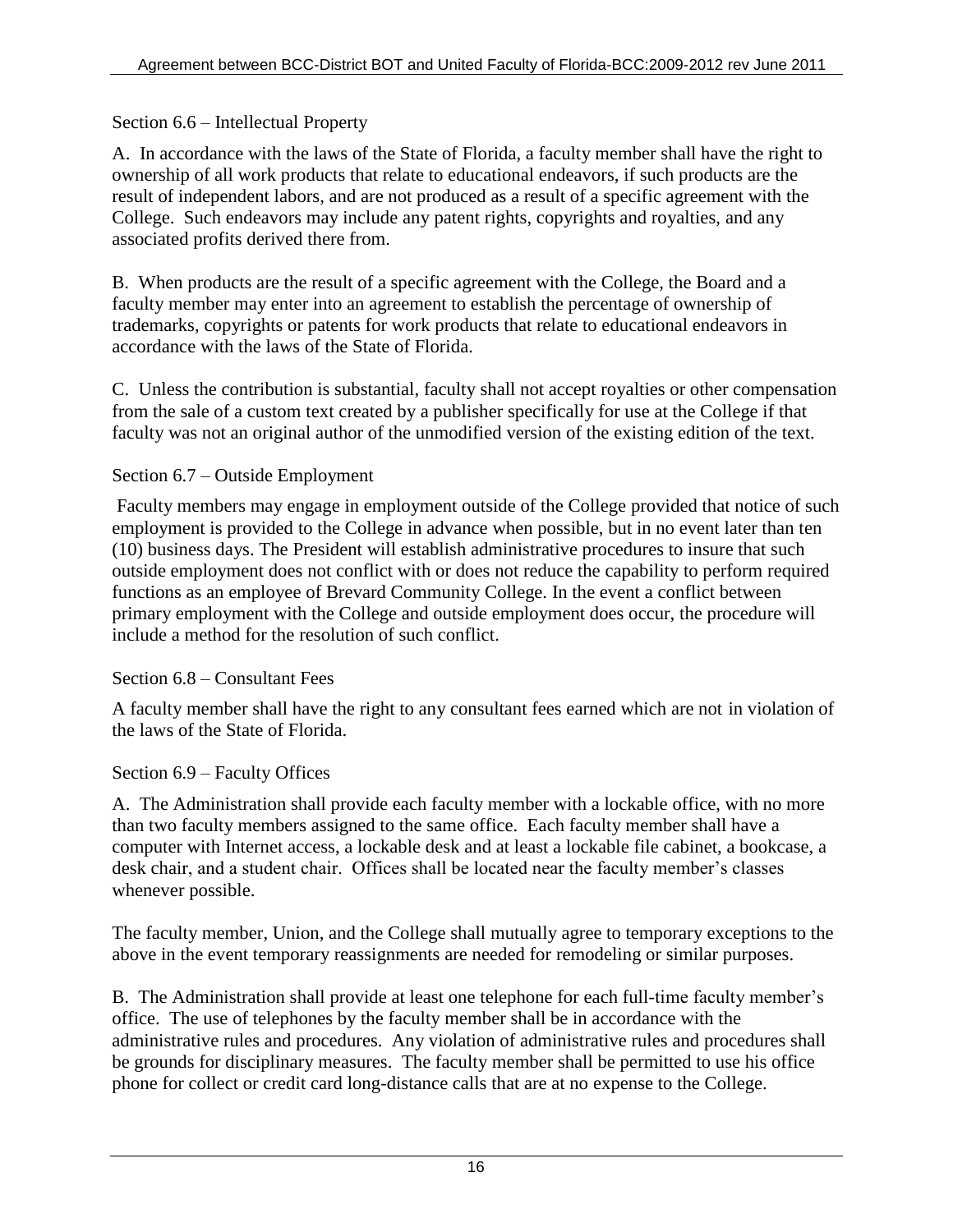### Section 6.6 – Intellectual Property

A. In accordance with the laws of the State of Florida, a faculty member shall have the right to ownership of all work products that relate to educational endeavors, if such products are the result of independent labors, and are not produced as a result of a specific agreement with the College. Such endeavors may include any patent rights, copyrights and royalties, and any associated profits derived there from.

B. When products are the result of a specific agreement with the College, the Board and a faculty member may enter into an agreement to establish the percentage of ownership of trademarks, copyrights or patents for work products that relate to educational endeavors in accordance with the laws of the State of Florida.

C. Unless the contribution is substantial, faculty shall not accept royalties or other compensation from the sale of a custom text created by a publisher specifically for use at the College if that faculty was not an original author of the unmodified version of the existing edition of the text.

### Section 6.7 – Outside Employment

Faculty members may engage in employment outside of the College provided that notice of such employment is provided to the College in advance when possible, but in no event later than ten (10) business days. The President will establish administrative procedures to insure that such outside employment does not conflict with or does not reduce the capability to perform required functions as an employee of Brevard Community College. In the event a conflict between primary employment with the College and outside employment does occur, the procedure will include a method for the resolution of such conflict.

### Section 6.8 – Consultant Fees

A faculty member shall have the right to any consultant fees earned which are not in violation of the laws of the State of Florida.

### Section 6.9 – Faculty Offices

A. The Administration shall provide each faculty member with a lockable office, with no more than two faculty members assigned to the same office. Each faculty member shall have a computer with Internet access, a lockable desk and at least a lockable file cabinet, a bookcase, a desk chair, and a student chair. Offices shall be located near the faculty member's classes whenever possible.

The faculty member, Union, and the College shall mutually agree to temporary exceptions to the above in the event temporary reassignments are needed for remodeling or similar purposes.

B. The Administration shall provide at least one telephone for each full-time faculty member's office. The use of telephones by the faculty member shall be in accordance with the administrative rules and procedures. Any violation of administrative rules and procedures shall be grounds for disciplinary measures. The faculty member shall be permitted to use his office phone for collect or credit card long-distance calls that are at no expense to the College.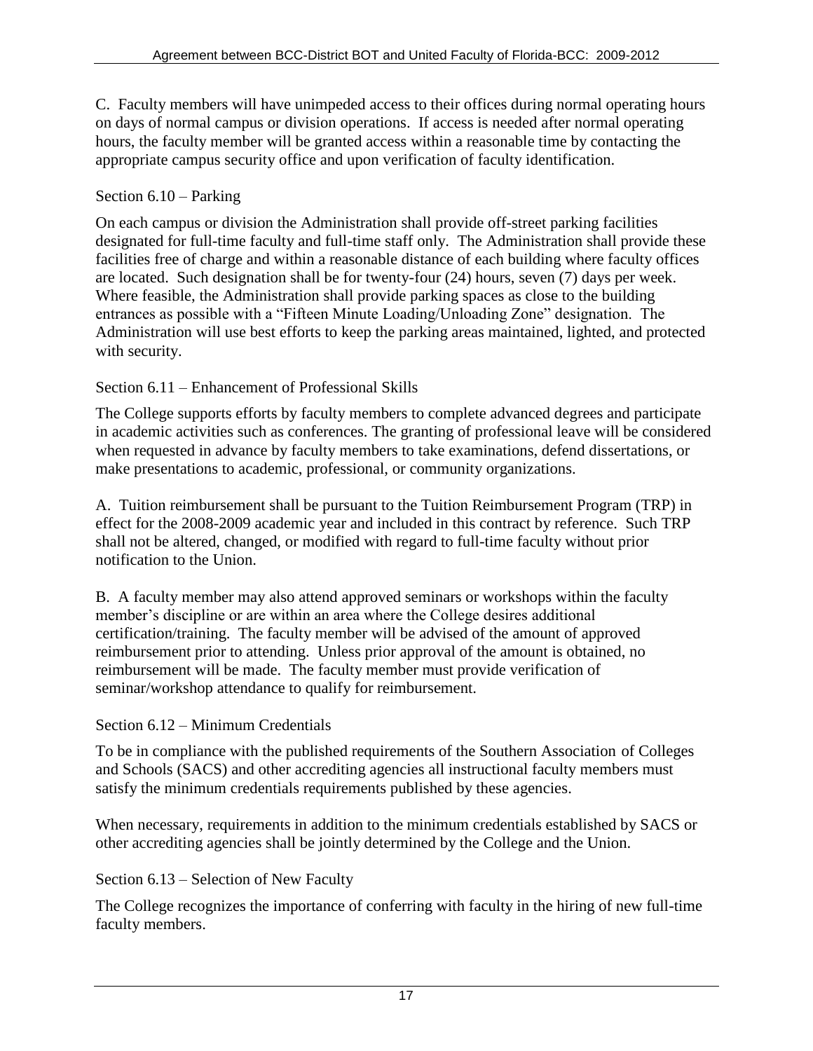C. Faculty members will have unimpeded access to their offices during normal operating hours on days of normal campus or division operations. If access is needed after normal operating hours, the faculty member will be granted access within a reasonable time by contacting the appropriate campus security office and upon verification of faculty identification.

### Section 6.10 – Parking

On each campus or division the Administration shall provide off-street parking facilities designated for full-time faculty and full-time staff only. The Administration shall provide these facilities free of charge and within a reasonable distance of each building where faculty offices are located. Such designation shall be for twenty-four (24) hours, seven (7) days per week. Where feasible, the Administration shall provide parking spaces as close to the building entrances as possible with a "Fifteen Minute Loading/Unloading Zone" designation. The Administration will use best efforts to keep the parking areas maintained, lighted, and protected with security.

### Section 6.11 – Enhancement of Professional Skills

The College supports efforts by faculty members to complete advanced degrees and participate in academic activities such as conferences. The granting of professional leave will be considered when requested in advance by faculty members to take examinations, defend dissertations, or make presentations to academic, professional, or community organizations.

A. Tuition reimbursement shall be pursuant to the Tuition Reimbursement Program (TRP) in effect for the 2008-2009 academic year and included in this contract by reference. Such TRP shall not be altered, changed, or modified with regard to full-time faculty without prior notification to the Union.

B. A faculty member may also attend approved seminars or workshops within the faculty member's discipline or are within an area where the College desires additional certification/training. The faculty member will be advised of the amount of approved reimbursement prior to attending. Unless prior approval of the amount is obtained, no reimbursement will be made. The faculty member must provide verification of seminar/workshop attendance to qualify for reimbursement.

### Section 6.12 – Minimum Credentials

To be in compliance with the published requirements of the Southern Association of Colleges and Schools (SACS) and other accrediting agencies all instructional faculty members must satisfy the minimum credentials requirements published by these agencies.

When necessary, requirements in addition to the minimum credentials established by SACS or other accrediting agencies shall be jointly determined by the College and the Union.

### Section 6.13 – Selection of New Faculty

The College recognizes the importance of conferring with faculty in the hiring of new full-time faculty members.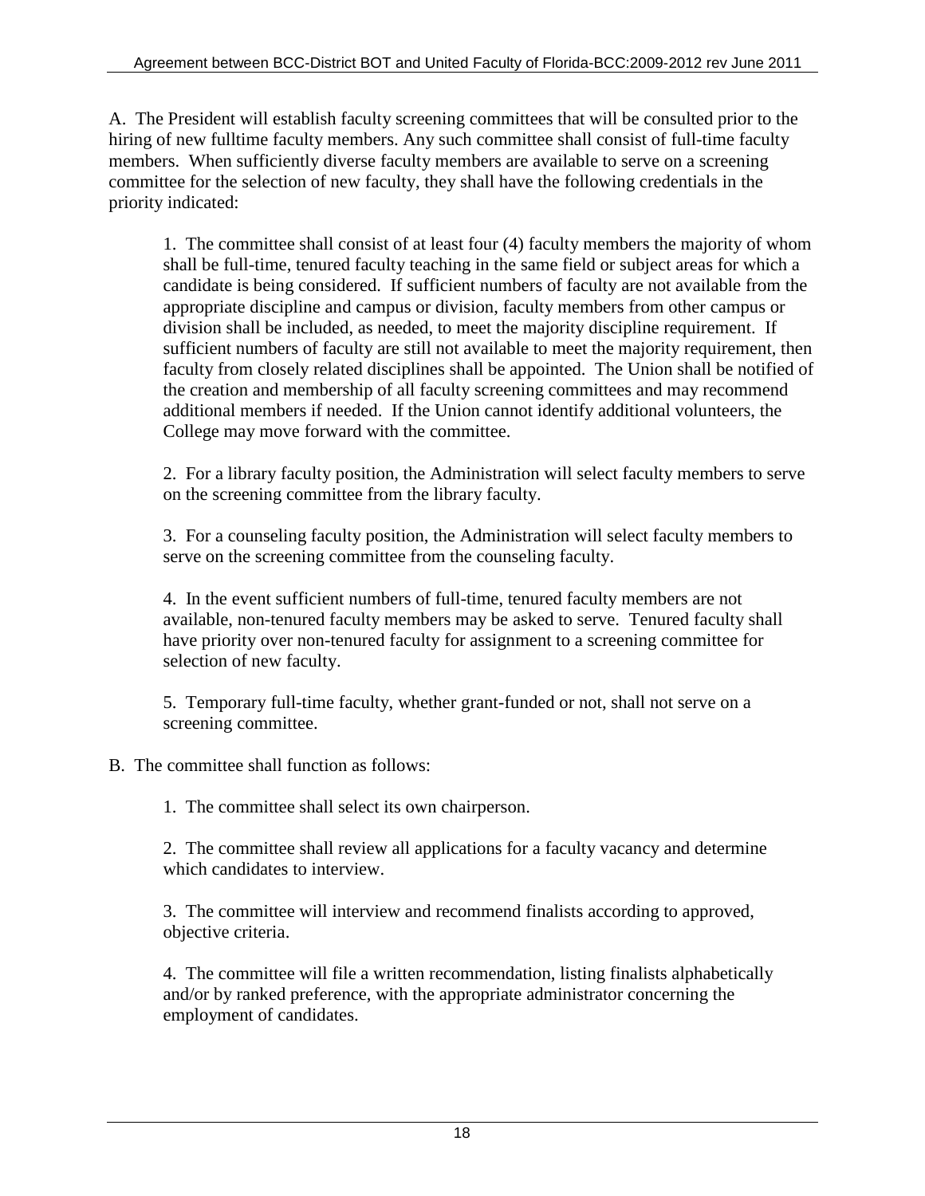A. The President will establish faculty screening committees that will be consulted prior to the hiring of new fulltime faculty members. Any such committee shall consist of full-time faculty members. When sufficiently diverse faculty members are available to serve on a screening committee for the selection of new faculty, they shall have the following credentials in the priority indicated:

1. The committee shall consist of at least four (4) faculty members the majority of whom shall be full-time, tenured faculty teaching in the same field or subject areas for which a candidate is being considered. If sufficient numbers of faculty are not available from the appropriate discipline and campus or division, faculty members from other campus or division shall be included, as needed, to meet the majority discipline requirement. If sufficient numbers of faculty are still not available to meet the majority requirement, then faculty from closely related disciplines shall be appointed. The Union shall be notified of the creation and membership of all faculty screening committees and may recommend additional members if needed. If the Union cannot identify additional volunteers, the College may move forward with the committee.

2. For a library faculty position, the Administration will select faculty members to serve on the screening committee from the library faculty.

3. For a counseling faculty position, the Administration will select faculty members to serve on the screening committee from the counseling faculty.

4. In the event sufficient numbers of full-time, tenured faculty members are not available, non-tenured faculty members may be asked to serve. Tenured faculty shall have priority over non-tenured faculty for assignment to a screening committee for selection of new faculty.

5. Temporary full-time faculty, whether grant-funded or not, shall not serve on a screening committee.

B. The committee shall function as follows:

1. The committee shall select its own chairperson.

2. The committee shall review all applications for a faculty vacancy and determine which candidates to interview.

3. The committee will interview and recommend finalists according to approved, objective criteria.

4. The committee will file a written recommendation, listing finalists alphabetically and/or by ranked preference, with the appropriate administrator concerning the employment of candidates.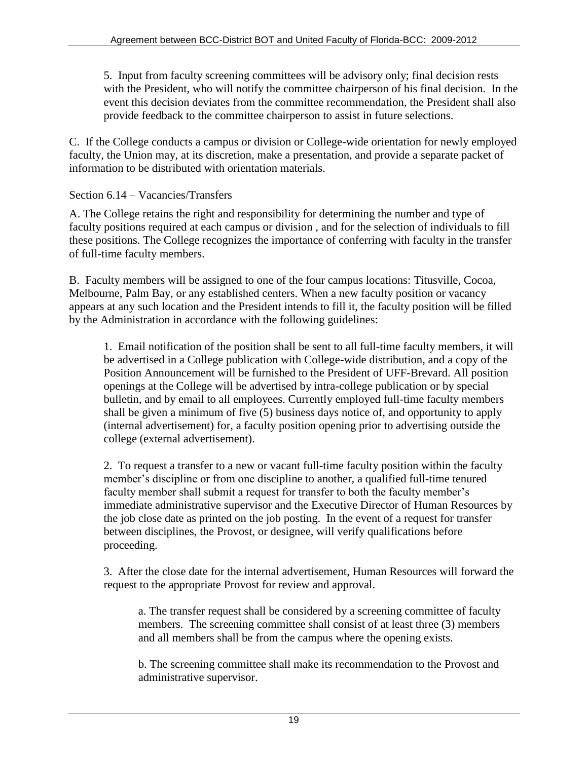5. Input from faculty screening committees will be advisory only; final decision rests with the President, who will notify the committee chairperson of his final decision. In the event this decision deviates from the committee recommendation, the President shall also provide feedback to the committee chairperson to assist in future selections.

C. If the College conducts a campus or division or College-wide orientation for newly employed faculty, the Union may, at its discretion, make a presentation, and provide a separate packet of information to be distributed with orientation materials.

Section 6.14 – Vacancies/Transfers

A. The College retains the right and responsibility for determining the number and type of faculty positions required at each campus or division , and for the selection of individuals to fill these positions. The College recognizes the importance of conferring with faculty in the transfer of full-time faculty members.

B. Faculty members will be assigned to one of the four campus locations: Titusville, Cocoa, Melbourne, Palm Bay, or any established centers. When a new faculty position or vacancy appears at any such location and the President intends to fill it, the faculty position will be filled by the Administration in accordance with the following guidelines:

1. Email notification of the position shall be sent to all full-time faculty members, it will be advertised in a College publication with College-wide distribution, and a copy of the Position Announcement will be furnished to the President of UFF-Brevard. All position openings at the College will be advertised by intra-college publication or by special bulletin, and by email to all employees. Currently employed full-time faculty members shall be given a minimum of five (5) business days notice of, and opportunity to apply (internal advertisement) for, a faculty position opening prior to advertising outside the college (external advertisement).

2. To request a transfer to a new or vacant full-time faculty position within the faculty member's discipline or from one discipline to another, a qualified full-time tenured faculty member shall submit a request for transfer to both the faculty member's immediate administrative supervisor and the Executive Director of Human Resources by the job close date as printed on the job posting. In the event of a request for transfer between disciplines, the Provost, or designee, will verify qualifications before proceeding.

3. After the close date for the internal advertisement, Human Resources will forward the request to the appropriate Provost for review and approval.

a. The transfer request shall be considered by a screening committee of faculty members. The screening committee shall consist of at least three (3) members and all members shall be from the campus where the opening exists.

b. The screening committee shall make its recommendation to the Provost and administrative supervisor.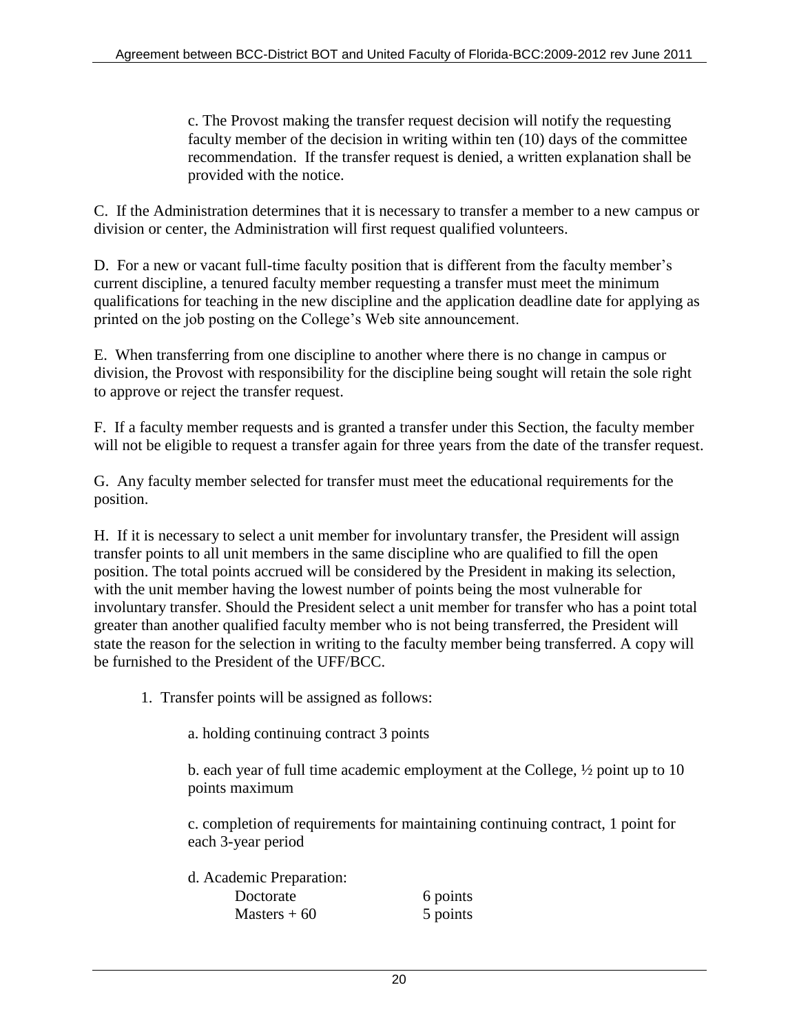c. The Provost making the transfer request decision will notify the requesting faculty member of the decision in writing within ten (10) days of the committee recommendation. If the transfer request is denied, a written explanation shall be provided with the notice.

C. If the Administration determines that it is necessary to transfer a member to a new campus or division or center, the Administration will first request qualified volunteers.

D. For a new or vacant full-time faculty position that is different from the faculty member's current discipline, a tenured faculty member requesting a transfer must meet the minimum qualifications for teaching in the new discipline and the application deadline date for applying as printed on the job posting on the College's Web site announcement.

E. When transferring from one discipline to another where there is no change in campus or division, the Provost with responsibility for the discipline being sought will retain the sole right to approve or reject the transfer request.

F. If a faculty member requests and is granted a transfer under this Section, the faculty member will not be eligible to request a transfer again for three years from the date of the transfer request.

G. Any faculty member selected for transfer must meet the educational requirements for the position.

H. If it is necessary to select a unit member for involuntary transfer, the President will assign transfer points to all unit members in the same discipline who are qualified to fill the open position. The total points accrued will be considered by the President in making its selection, with the unit member having the lowest number of points being the most vulnerable for involuntary transfer. Should the President select a unit member for transfer who has a point total greater than another qualified faculty member who is not being transferred, the President will state the reason for the selection in writing to the faculty member being transferred. A copy will be furnished to the President of the UFF/BCC.

1. Transfer points will be assigned as follows:

   a. holding continuing contract 3 points

   b. each year of full time academic employment at the College, ½ point up to 10 points maximum

   c. completion of requirements for maintaining continuing contract, 1 point for each 3-year period

   d. Academic Preparation:

   | | |
   |---|---|
   | Doctorate | 6 points |
   | Masters + 60 | 5 points |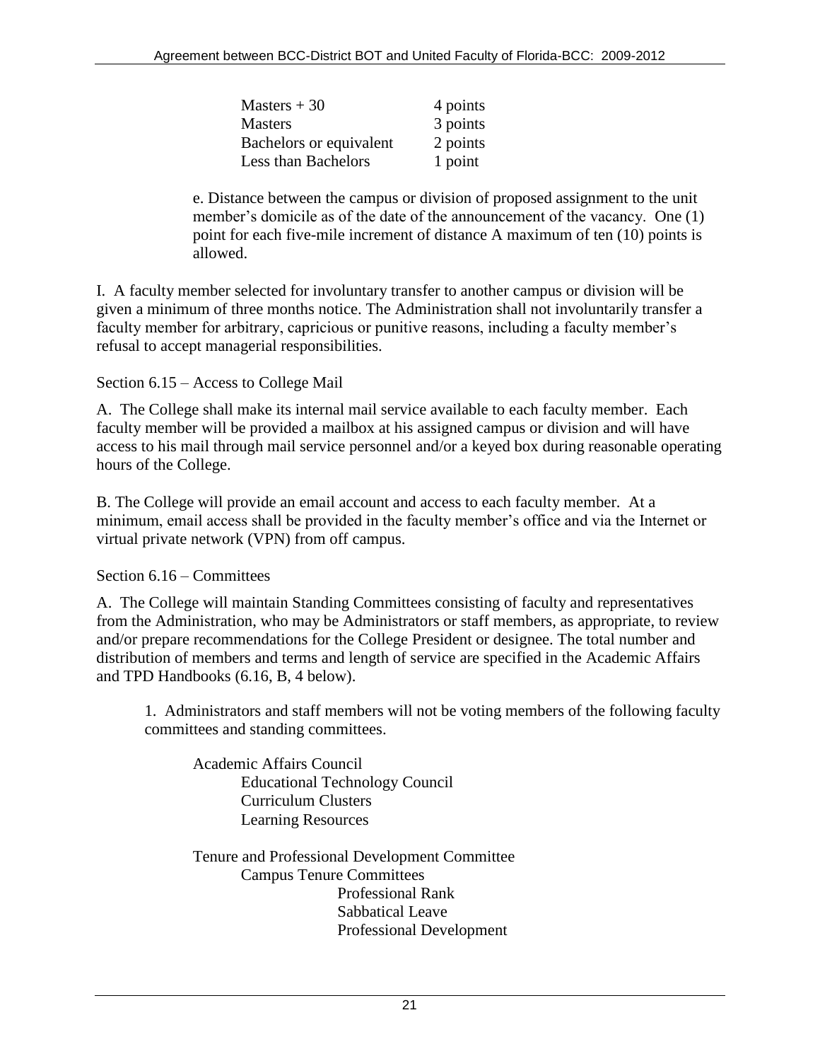| | |
|---|---|
| Masters + 30 | 4 points |
| Masters | 3 points |
| Bachelors or equivalent | 2 points |
| Less than Bachelors | 1 point |

e. Distance between the campus or division of proposed assignment to the unit member's domicile as of the date of the announcement of the vacancy. One (1) point for each five-mile increment of distance A maximum of ten (10) points is allowed.

I. A faculty member selected for involuntary transfer to another campus or division will be given a minimum of three months notice. The Administration shall not involuntarily transfer a faculty member for arbitrary, capricious or punitive reasons, including a faculty member's refusal to accept managerial responsibilities.

Section 6.15 – Access to College Mail

A. The College shall make its internal mail service available to each faculty member. Each faculty member will be provided a mailbox at his assigned campus or division and will have access to his mail through mail service personnel and/or a keyed box during reasonable operating hours of the College.

B. The College will provide an email account and access to each faculty member. At a minimum, email access shall be provided in the faculty member's office and via the Internet or virtual private network (VPN) from off campus.

Section 6.16 – Committees

A. The College will maintain Standing Committees consisting of faculty and representatives from the Administration, who may be Administrators or staff members, as appropriate, to review and/or prepare recommendations for the College President or designee. The total number and distribution of members and terms and length of service are specified in the Academic Affairs and TPD Handbooks (6.16, B, 4 below).

1. Administrators and staff members will not be voting members of the following faculty committees and standing committees.

- Academic Affairs Council
  - Educational Technology Council
  - Curriculum Clusters
  - Learning Resources

- Tenure and Professional Development Committee
  - Campus Tenure Committees
    - Professional Rank
    - Sabbatical Leave
    - Professional Development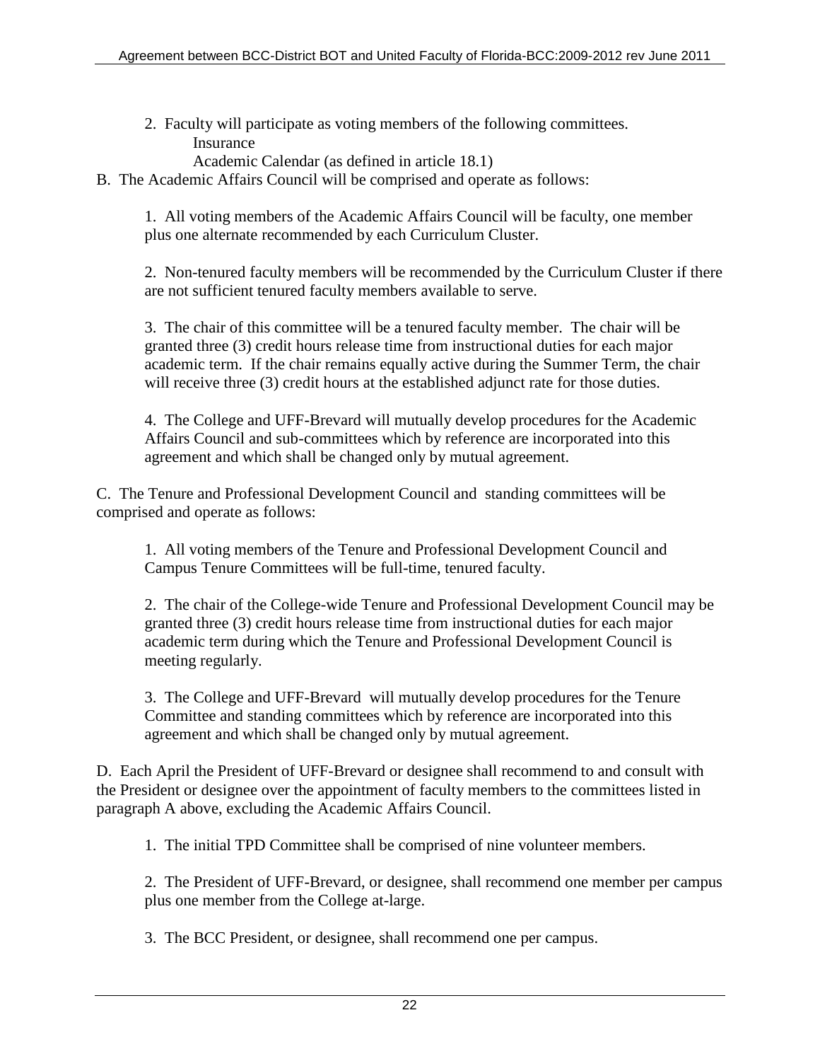2. Faculty will participate as voting members of the following committees.
   Insurance
   Academic Calendar (as defined in article 18.1)

B. The Academic Affairs Council will be comprised and operate as follows:

1. All voting members of the Academic Affairs Council will be faculty, one member plus one alternate recommended by each Curriculum Cluster.

2. Non-tenured faculty members will be recommended by the Curriculum Cluster if there are not sufficient tenured faculty members available to serve.

3. The chair of this committee will be a tenured faculty member. The chair will be granted three (3) credit hours release time from instructional duties for each major academic term. If the chair remains equally active during the Summer Term, the chair will receive three (3) credit hours at the established adjunct rate for those duties.

4. The College and UFF-Brevard will mutually develop procedures for the Academic Affairs Council and sub-committees which by reference are incorporated into this agreement and which shall be changed only by mutual agreement.

C. The Tenure and Professional Development Council and standing committees will be comprised and operate as follows:

1. All voting members of the Tenure and Professional Development Council and Campus Tenure Committees will be full-time, tenured faculty.

2. The chair of the College-wide Tenure and Professional Development Council may be granted three (3) credit hours release time from instructional duties for each major academic term during which the Tenure and Professional Development Council is meeting regularly.

3. The College and UFF-Brevard will mutually develop procedures for the Tenure Committee and standing committees which by reference are incorporated into this agreement and which shall be changed only by mutual agreement.

D. Each April the President of UFF-Brevard or designee shall recommend to and consult with the President or designee over the appointment of faculty members to the committees listed in paragraph A above, excluding the Academic Affairs Council.

1. The initial TPD Committee shall be comprised of nine volunteer members.

2. The President of UFF-Brevard, or designee, shall recommend one member per campus plus one member from the College at-large.

3. The BCC President, or designee, shall recommend one per campus.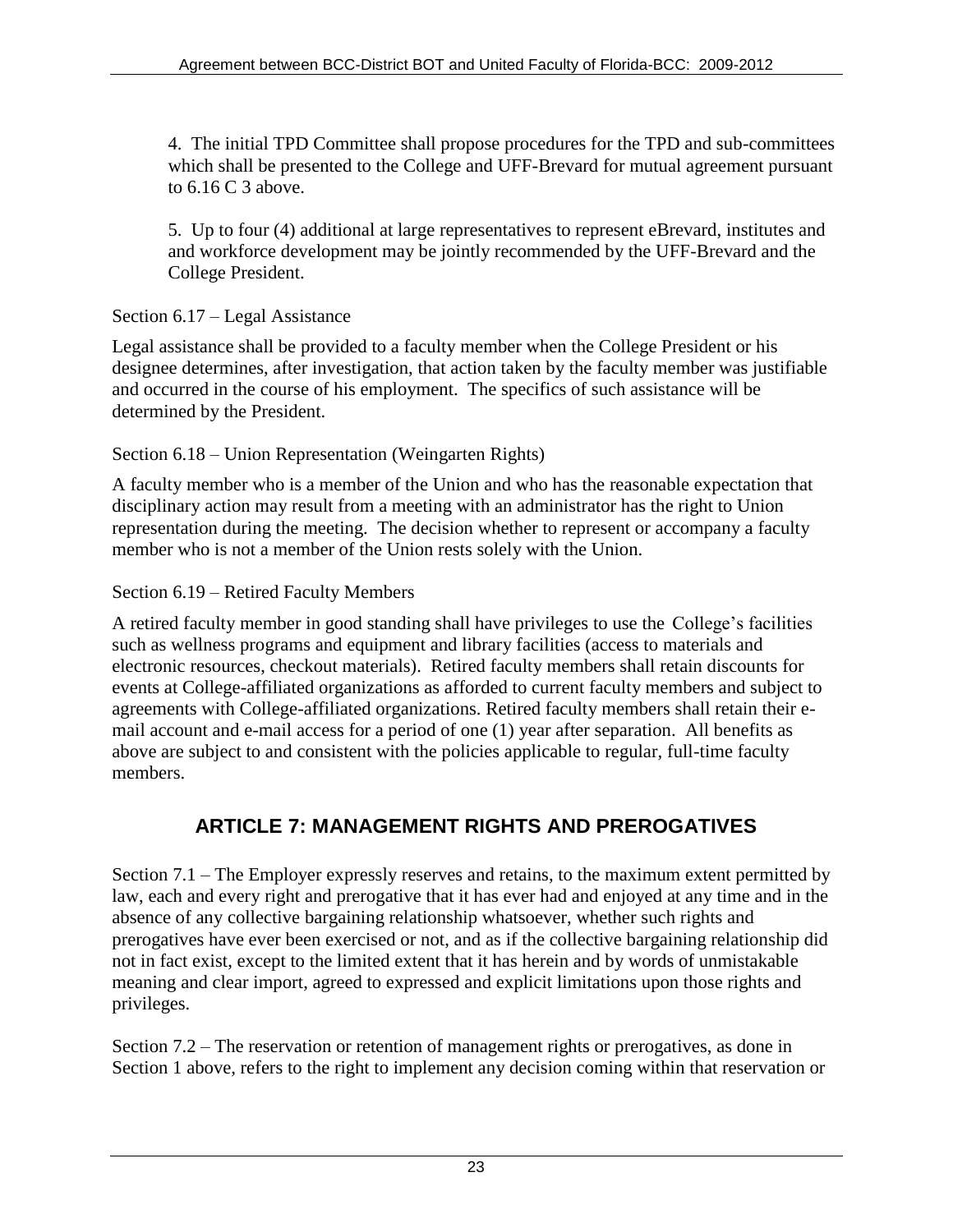4. The initial TPD Committee shall propose procedures for the TPD and sub-committees which shall be presented to the College and UFF-Brevard for mutual agreement pursuant to 6.16 C 3 above.

5. Up to four (4) additional at large representatives to represent eBrevard, institutes and and workforce development may be jointly recommended by the UFF-Brevard and the College President.

Section 6.17 – Legal Assistance

Legal assistance shall be provided to a faculty member when the College President or his designee determines, after investigation, that action taken by the faculty member was justifiable and occurred in the course of his employment. The specifics of such assistance will be determined by the President.

Section 6.18 – Union Representation (Weingarten Rights)

A faculty member who is a member of the Union and who has the reasonable expectation that disciplinary action may result from a meeting with an administrator has the right to Union representation during the meeting. The decision whether to represent or accompany a faculty member who is not a member of the Union rests solely with the Union.

Section 6.19 – Retired Faculty Members

A retired faculty member in good standing shall have privileges to use the College's facilities such as wellness programs and equipment and library facilities (access to materials and electronic resources, checkout materials). Retired faculty members shall retain discounts for events at College-affiliated organizations as afforded to current faculty members and subject to agreements with College-affiliated organizations. Retired faculty members shall retain their e-mail account and e-mail access for a period of one (1) year after separation. All benefits as above are subject to and consistent with the policies applicable to regular, full-time faculty members.

## ARTICLE 7: MANAGEMENT RIGHTS AND PREROGATIVES

Section 7.1 – The Employer expressly reserves and retains, to the maximum extent permitted by law, each and every right and prerogative that it has ever had and enjoyed at any time and in the absence of any collective bargaining relationship whatsoever, whether such rights and prerogatives have ever been exercised or not, and as if the collective bargaining relationship did not in fact exist, except to the limited extent that it has herein and by words of unmistakable meaning and clear import, agreed to expressed and explicit limitations upon those rights and privileges.

Section 7.2 – The reservation or retention of management rights or prerogatives, as done in Section 1 above, refers to the right to implement any decision coming within that reservation or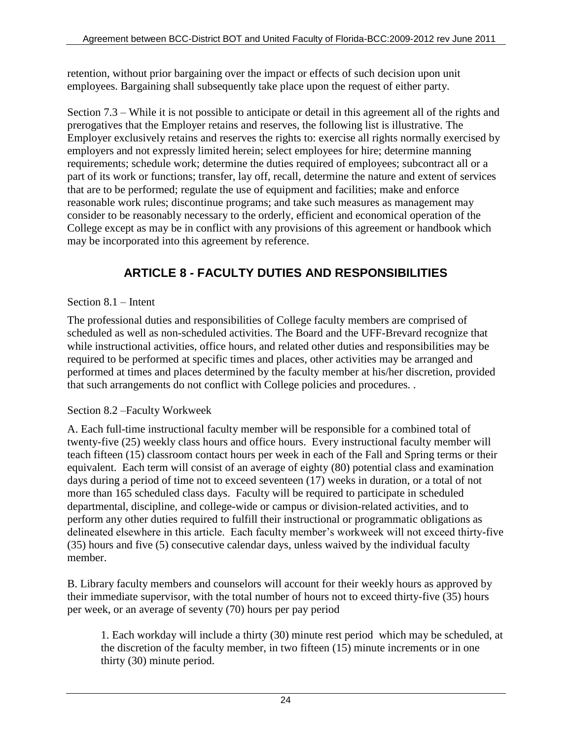retention, without prior bargaining over the impact or effects of such decision upon unit employees. Bargaining shall subsequently take place upon the request of either party.

Section 7.3 – While it is not possible to anticipate or detail in this agreement all of the rights and prerogatives that the Employer retains and reserves, the following list is illustrative. The Employer exclusively retains and reserves the rights to: exercise all rights normally exercised by employers and not expressly limited herein; select employees for hire; determine manning requirements; schedule work; determine the duties required of employees; subcontract all or a part of its work or functions; transfer, lay off, recall, determine the nature and extent of services that are to be performed; regulate the use of equipment and facilities; make and enforce reasonable work rules; discontinue programs; and take such measures as management may consider to be reasonably necessary to the orderly, efficient and economical operation of the College except as may be in conflict with any provisions of this agreement or handbook which may be incorporated into this agreement by reference.

## ARTICLE 8 - FACULTY DUTIES AND RESPONSIBILITIES

Section 8.1 – Intent

The professional duties and responsibilities of College faculty members are comprised of scheduled as well as non-scheduled activities. The Board and the UFF-Brevard recognize that while instructional activities, office hours, and related other duties and responsibilities may be required to be performed at specific times and places, other activities may be arranged and performed at times and places determined by the faculty member at his/her discretion, provided that such arrangements do not conflict with College policies and procedures. .

Section 8.2 –Faculty Workweek

A. Each full-time instructional faculty member will be responsible for a combined total of twenty-five (25) weekly class hours and office hours. Every instructional faculty member will teach fifteen (15) classroom contact hours per week in each of the Fall and Spring terms or their equivalent. Each term will consist of an average of eighty (80) potential class and examination days during a period of time not to exceed seventeen (17) weeks in duration, or a total of not more than 165 scheduled class days. Faculty will be required to participate in scheduled departmental, discipline, and college-wide or campus or division-related activities, and to perform any other duties required to fulfill their instructional or programmatic obligations as delineated elsewhere in this article. Each faculty member's workweek will not exceed thirty-five (35) hours and five (5) consecutive calendar days, unless waived by the individual faculty member.

B. Library faculty members and counselors will account for their weekly hours as approved by their immediate supervisor, with the total number of hours not to exceed thirty-five (35) hours per week, or an average of seventy (70) hours per pay period

1. Each workday will include a thirty (30) minute rest period which may be scheduled, at the discretion of the faculty member, in two fifteen (15) minute increments or in one thirty (30) minute period.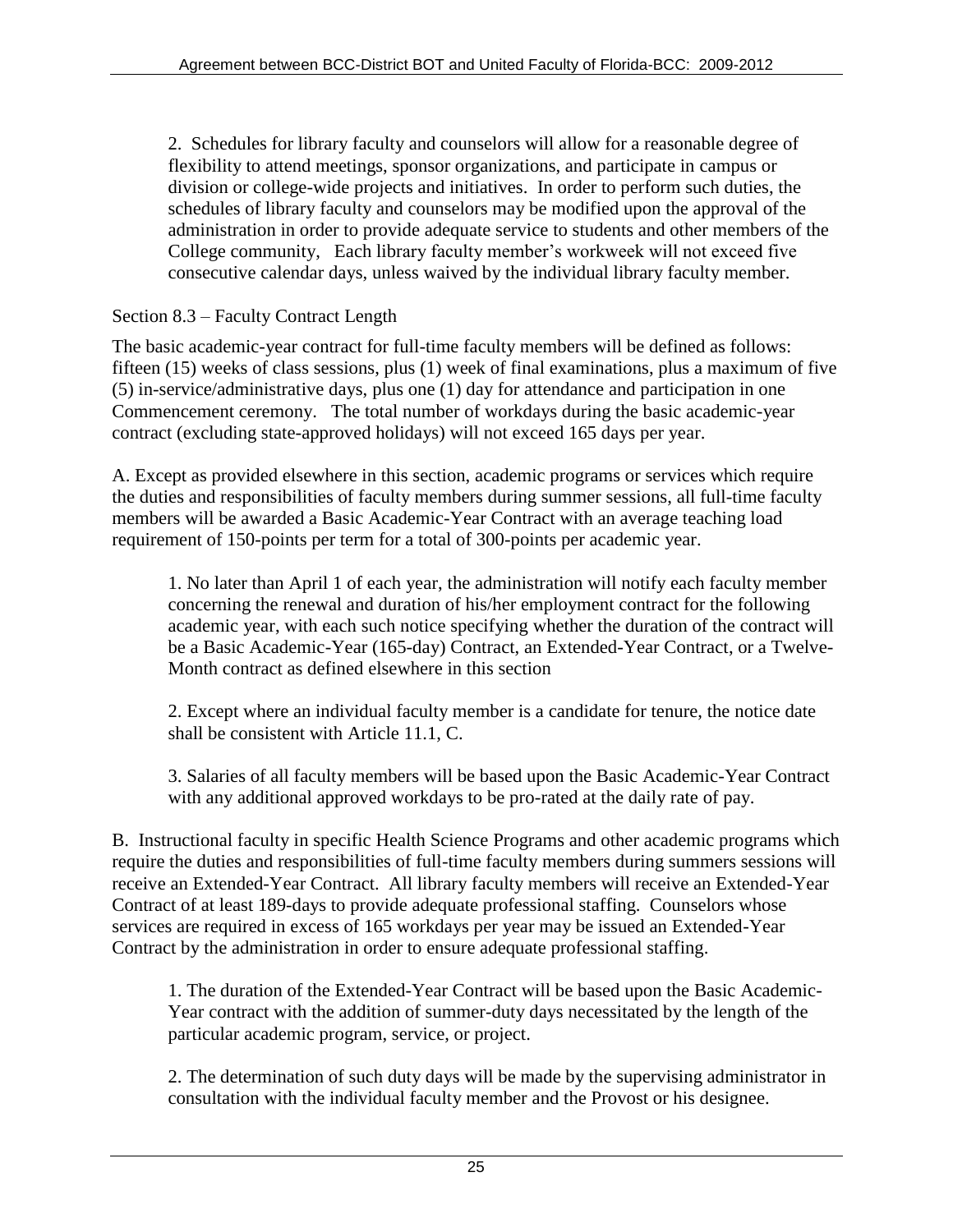2. Schedules for library faculty and counselors will allow for a reasonable degree of flexibility to attend meetings, sponsor organizations, and participate in campus or division or college-wide projects and initiatives. In order to perform such duties, the schedules of library faculty and counselors may be modified upon the approval of the administration in order to provide adequate service to students and other members of the College community, Each library faculty member's workweek will not exceed five consecutive calendar days, unless waived by the individual library faculty member.

Section 8.3 – Faculty Contract Length

The basic academic-year contract for full-time faculty members will be defined as follows: fifteen (15) weeks of class sessions, plus (1) week of final examinations, plus a maximum of five (5) in-service/administrative days, plus one (1) day for attendance and participation in one Commencement ceremony. The total number of workdays during the basic academic-year contract (excluding state-approved holidays) will not exceed 165 days per year.

A. Except as provided elsewhere in this section, academic programs or services which require the duties and responsibilities of faculty members during summer sessions, all full-time faculty members will be awarded a Basic Academic-Year Contract with an average teaching load requirement of 150-points per term for a total of 300-points per academic year.

1. No later than April 1 of each year, the administration will notify each faculty member concerning the renewal and duration of his/her employment contract for the following academic year, with each such notice specifying whether the duration of the contract will be a Basic Academic-Year (165-day) Contract, an Extended-Year Contract, or a Twelve-Month contract as defined elsewhere in this section

2. Except where an individual faculty member is a candidate for tenure, the notice date shall be consistent with Article 11.1, C.

3. Salaries of all faculty members will be based upon the Basic Academic-Year Contract with any additional approved workdays to be pro-rated at the daily rate of pay.

B. Instructional faculty in specific Health Science Programs and other academic programs which require the duties and responsibilities of full-time faculty members during summers sessions will receive an Extended-Year Contract. All library faculty members will receive an Extended-Year Contract of at least 189-days to provide adequate professional staffing. Counselors whose services are required in excess of 165 workdays per year may be issued an Extended-Year Contract by the administration in order to ensure adequate professional staffing.

1. The duration of the Extended-Year Contract will be based upon the Basic Academic-Year contract with the addition of summer-duty days necessitated by the length of the particular academic program, service, or project.

2. The determination of such duty days will be made by the supervising administrator in consultation with the individual faculty member and the Provost or his designee.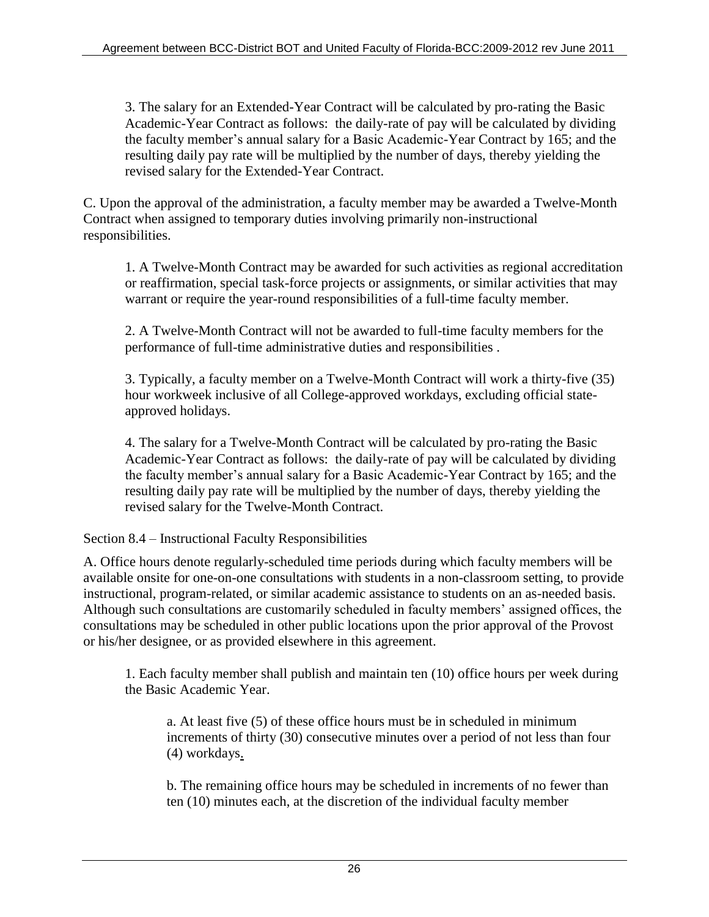3. The salary for an Extended-Year Contract will be calculated by pro-rating the Basic Academic-Year Contract as follows: the daily-rate of pay will be calculated by dividing the faculty member's annual salary for a Basic Academic-Year Contract by 165; and the resulting daily pay rate will be multiplied by the number of days, thereby yielding the revised salary for the Extended-Year Contract.

C. Upon the approval of the administration, a faculty member may be awarded a Twelve-Month Contract when assigned to temporary duties involving primarily non-instructional responsibilities.

1. A Twelve-Month Contract may be awarded for such activities as regional accreditation or reaffirmation, special task-force projects or assignments, or similar activities that may warrant or require the year-round responsibilities of a full-time faculty member.

2. A Twelve-Month Contract will not be awarded to full-time faculty members for the performance of full-time administrative duties and responsibilities .

3. Typically, a faculty member on a Twelve-Month Contract will work a thirty-five (35) hour workweek inclusive of all College-approved workdays, excluding official state-approved holidays.

4. The salary for a Twelve-Month Contract will be calculated by pro-rating the Basic Academic-Year Contract as follows: the daily-rate of pay will be calculated by dividing the faculty member's annual salary for a Basic Academic-Year Contract by 165; and the resulting daily pay rate will be multiplied by the number of days, thereby yielding the revised salary for the Twelve-Month Contract.

Section 8.4 – Instructional Faculty Responsibilities

A. Office hours denote regularly-scheduled time periods during which faculty members will be available onsite for one-on-one consultations with students in a non-classroom setting, to provide instructional, program-related, or similar academic assistance to students on an as-needed basis. Although such consultations are customarily scheduled in faculty members' assigned offices, the consultations may be scheduled in other public locations upon the prior approval of the Provost or his/her designee, or as provided elsewhere in this agreement.

1. Each faculty member shall publish and maintain ten (10) office hours per week during the Basic Academic Year.

a. At least five (5) of these office hours must be in scheduled in minimum increments of thirty (30) consecutive minutes over a period of not less than four (4) workdays.

b. The remaining office hours may be scheduled in increments of no fewer than ten (10) minutes each, at the discretion of the individual faculty member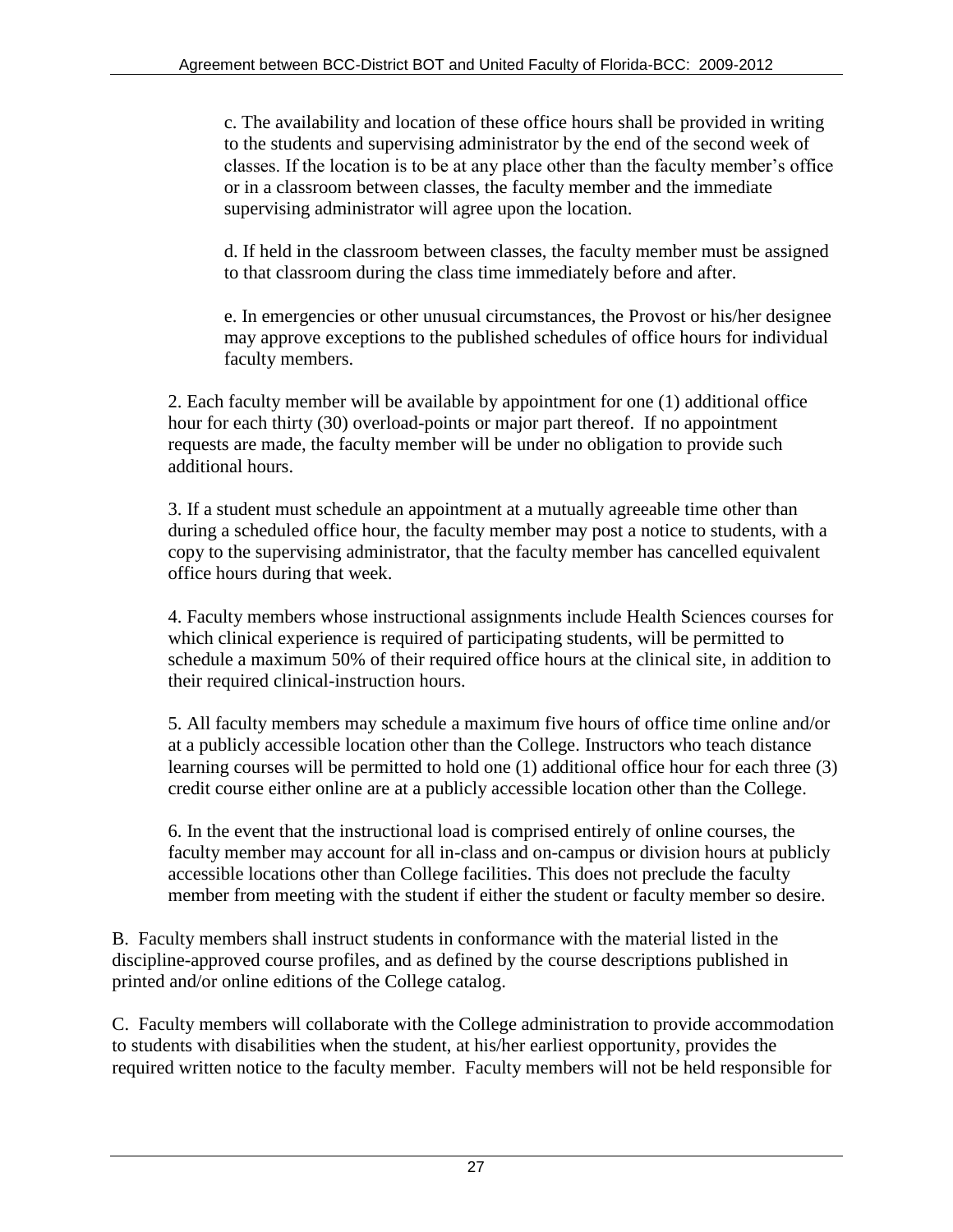c. The availability and location of these office hours shall be provided in writing to the students and supervising administrator by the end of the second week of classes. If the location is to be at any place other than the faculty member's office or in a classroom between classes, the faculty member and the immediate supervising administrator will agree upon the location.

d. If held in the classroom between classes, the faculty member must be assigned to that classroom during the class time immediately before and after.

e. In emergencies or other unusual circumstances, the Provost or his/her designee may approve exceptions to the published schedules of office hours for individual faculty members.

2. Each faculty member will be available by appointment for one (1) additional office hour for each thirty (30) overload-points or major part thereof. If no appointment requests are made, the faculty member will be under no obligation to provide such additional hours.

3. If a student must schedule an appointment at a mutually agreeable time other than during a scheduled office hour, the faculty member may post a notice to students, with a copy to the supervising administrator, that the faculty member has cancelled equivalent office hours during that week.

4. Faculty members whose instructional assignments include Health Sciences courses for which clinical experience is required of participating students, will be permitted to schedule a maximum 50% of their required office hours at the clinical site, in addition to their required clinical-instruction hours.

5. All faculty members may schedule a maximum five hours of office time online and/or at a publicly accessible location other than the College. Instructors who teach distance learning courses will be permitted to hold one (1) additional office hour for each three (3) credit course either online are at a publicly accessible location other than the College.

6. In the event that the instructional load is comprised entirely of online courses, the faculty member may account for all in-class and on-campus or division hours at publicly accessible locations other than College facilities. This does not preclude the faculty member from meeting with the student if either the student or faculty member so desire.

B. Faculty members shall instruct students in conformance with the material listed in the discipline-approved course profiles, and as defined by the course descriptions published in printed and/or online editions of the College catalog.

C. Faculty members will collaborate with the College administration to provide accommodation to students with disabilities when the student, at his/her earliest opportunity, provides the required written notice to the faculty member. Faculty members will not be held responsible for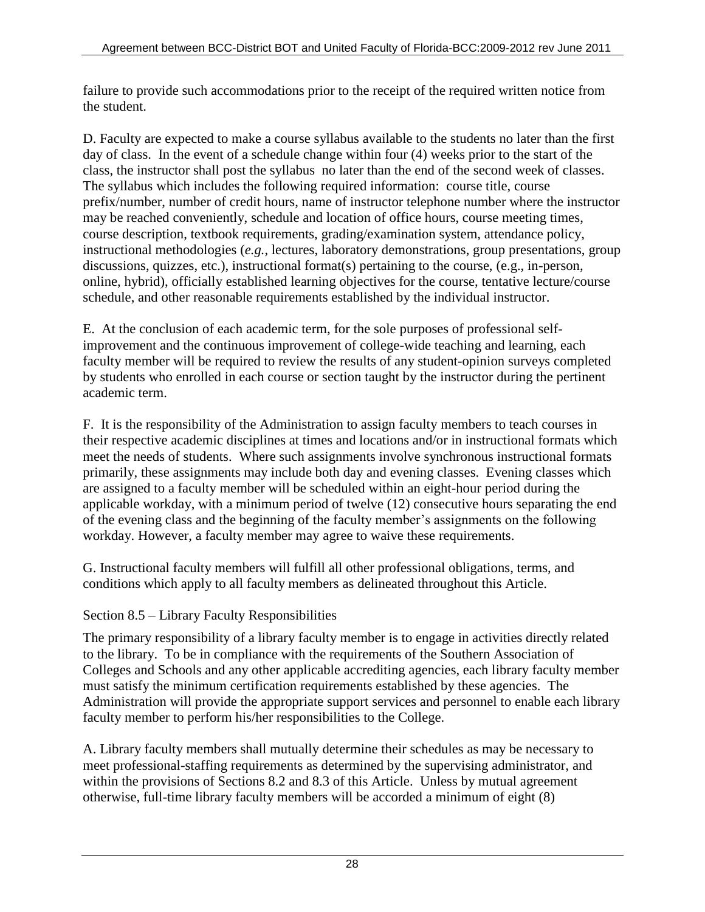failure to provide such accommodations prior to the receipt of the required written notice from the student.

D. Faculty are expected to make a course syllabus available to the students no later than the first day of class. In the event of a schedule change within four (4) weeks prior to the start of the class, the instructor shall post the syllabus no later than the end of the second week of classes. The syllabus which includes the following required information: course title, course prefix/number, number of credit hours, name of instructor telephone number where the instructor may be reached conveniently, schedule and location of office hours, course meeting times, course description, textbook requirements, grading/examination system, attendance policy, instructional methodologies (*e.g.*, lectures, laboratory demonstrations, group presentations, group discussions, quizzes, etc.), instructional format(s) pertaining to the course, (e.g., in-person, online, hybrid), officially established learning objectives for the course, tentative lecture/course schedule, and other reasonable requirements established by the individual instructor.

E. At the conclusion of each academic term, for the sole purposes of professional self-improvement and the continuous improvement of college-wide teaching and learning, each faculty member will be required to review the results of any student-opinion surveys completed by students who enrolled in each course or section taught by the instructor during the pertinent academic term.

F. It is the responsibility of the Administration to assign faculty members to teach courses in their respective academic disciplines at times and locations and/or in instructional formats which meet the needs of students. Where such assignments involve synchronous instructional formats primarily, these assignments may include both day and evening classes. Evening classes which are assigned to a faculty member will be scheduled within an eight-hour period during the applicable workday, with a minimum period of twelve (12) consecutive hours separating the end of the evening class and the beginning of the faculty member's assignments on the following workday. However, a faculty member may agree to waive these requirements.

G. Instructional faculty members will fulfill all other professional obligations, terms, and conditions which apply to all faculty members as delineated throughout this Article.

## Section 8.5 – Library Faculty Responsibilities

The primary responsibility of a library faculty member is to engage in activities directly related to the library. To be in compliance with the requirements of the Southern Association of Colleges and Schools and any other applicable accrediting agencies, each library faculty member must satisfy the minimum certification requirements established by these agencies. The Administration will provide the appropriate support services and personnel to enable each library faculty member to perform his/her responsibilities to the College.

A. Library faculty members shall mutually determine their schedules as may be necessary to meet professional-staffing requirements as determined by the supervising administrator, and within the provisions of Sections 8.2 and 8.3 of this Article. Unless by mutual agreement otherwise, full-time library faculty members will be accorded a minimum of eight (8)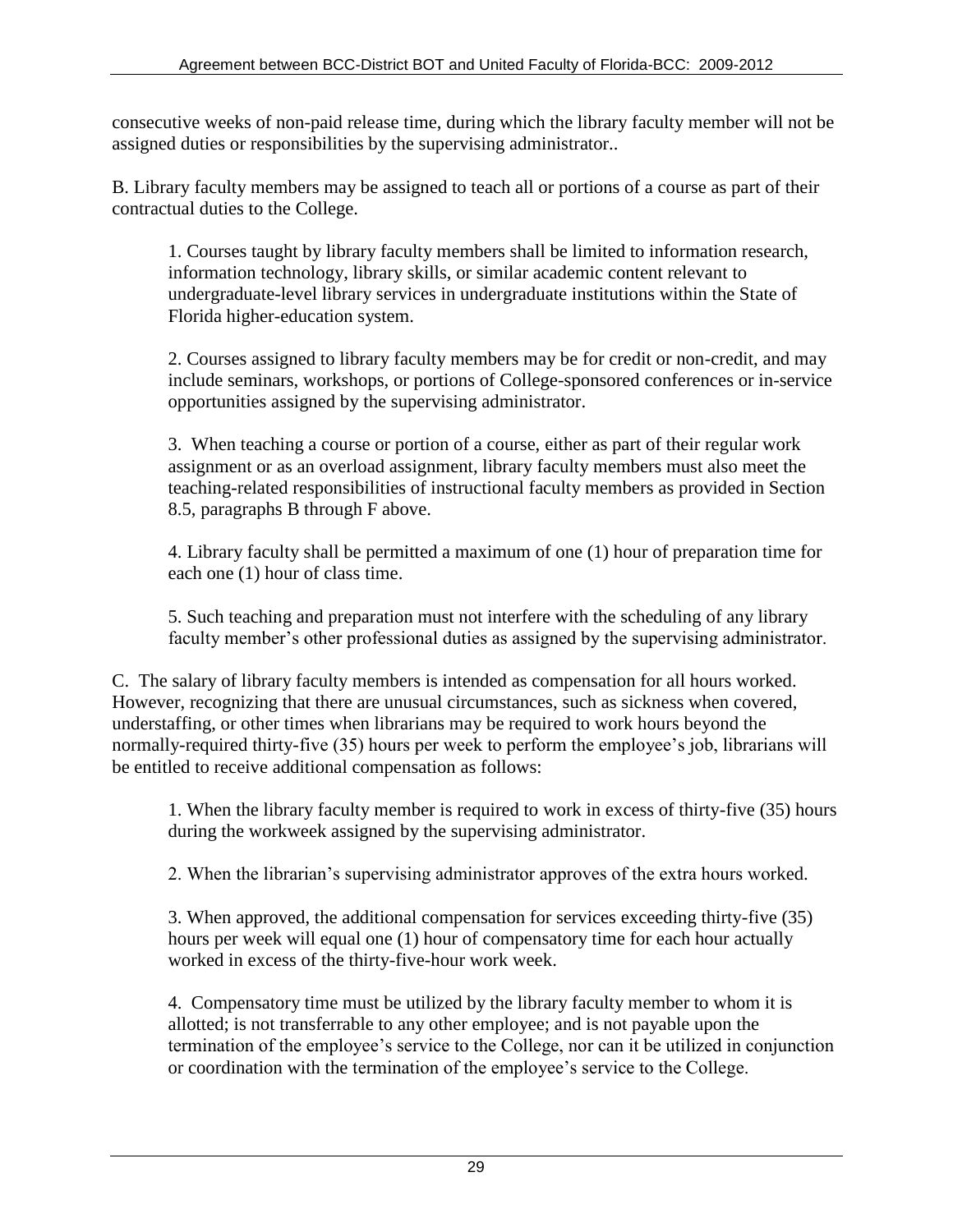consecutive weeks of non-paid release time, during which the library faculty member will not be assigned duties or responsibilities by the supervising administrator..

B. Library faculty members may be assigned to teach all or portions of a course as part of their contractual duties to the College.

1. Courses taught by library faculty members shall be limited to information research, information technology, library skills, or similar academic content relevant to undergraduate-level library services in undergraduate institutions within the State of Florida higher-education system.

2. Courses assigned to library faculty members may be for credit or non-credit, and may include seminars, workshops, or portions of College-sponsored conferences or in-service opportunities assigned by the supervising administrator.

3. When teaching a course or portion of a course, either as part of their regular work assignment or as an overload assignment, library faculty members must also meet the teaching-related responsibilities of instructional faculty members as provided in Section 8.5, paragraphs B through F above.

4. Library faculty shall be permitted a maximum of one (1) hour of preparation time for each one (1) hour of class time.

5. Such teaching and preparation must not interfere with the scheduling of any library faculty member's other professional duties as assigned by the supervising administrator.

C. The salary of library faculty members is intended as compensation for all hours worked. However, recognizing that there are unusual circumstances, such as sickness when covered, understaffing, or other times when librarians may be required to work hours beyond the normally-required thirty-five (35) hours per week to perform the employee's job, librarians will be entitled to receive additional compensation as follows:

1. When the library faculty member is required to work in excess of thirty-five (35) hours during the workweek assigned by the supervising administrator.

2. When the librarian's supervising administrator approves of the extra hours worked.

3. When approved, the additional compensation for services exceeding thirty-five (35) hours per week will equal one (1) hour of compensatory time for each hour actually worked in excess of the thirty-five-hour work week.

4. Compensatory time must be utilized by the library faculty member to whom it is allotted; is not transferrable to any other employee; and is not payable upon the termination of the employee's service to the College, nor can it be utilized in conjunction or coordination with the termination of the employee's service to the College.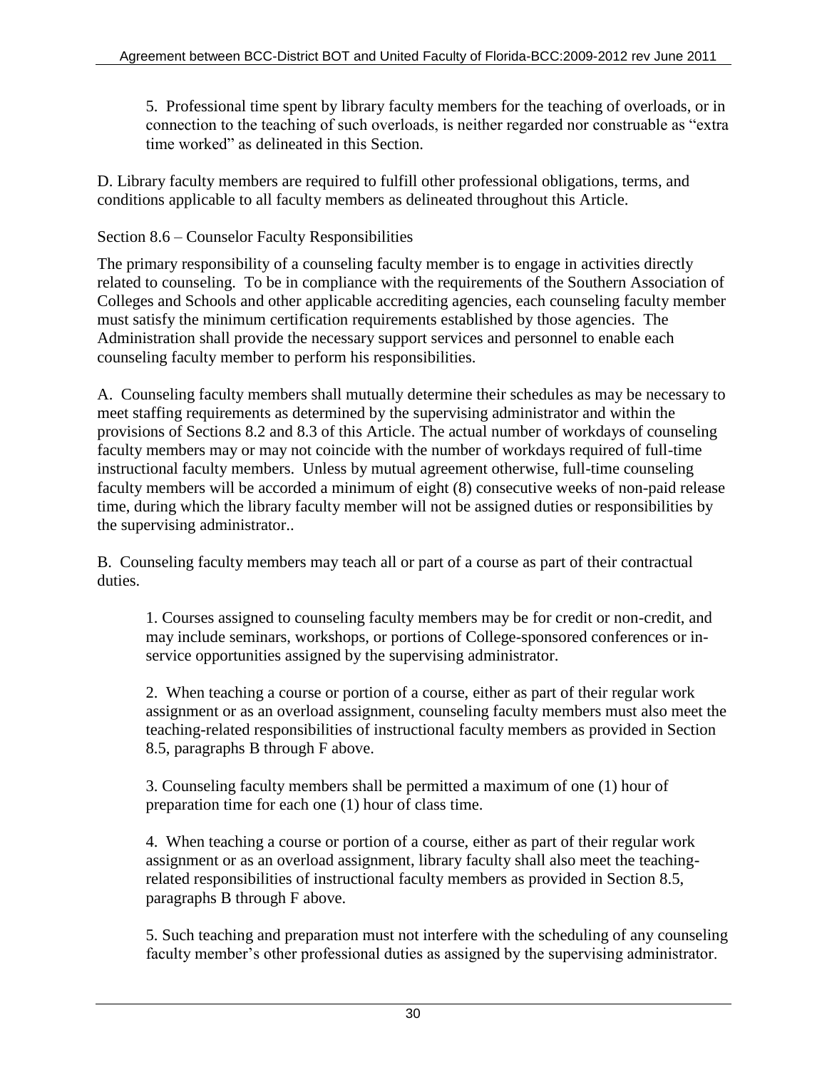5. Professional time spent by library faculty members for the teaching of overloads, or in connection to the teaching of such overloads, is neither regarded nor construable as "extra time worked" as delineated in this Section.

D. Library faculty members are required to fulfill other professional obligations, terms, and conditions applicable to all faculty members as delineated throughout this Article.

## Section 8.6 – Counselor Faculty Responsibilities

The primary responsibility of a counseling faculty member is to engage in activities directly related to counseling. To be in compliance with the requirements of the Southern Association of Colleges and Schools and other applicable accrediting agencies, each counseling faculty member must satisfy the minimum certification requirements established by those agencies. The Administration shall provide the necessary support services and personnel to enable each counseling faculty member to perform his responsibilities.

A. Counseling faculty members shall mutually determine their schedules as may be necessary to meet staffing requirements as determined by the supervising administrator and within the provisions of Sections 8.2 and 8.3 of this Article. The actual number of workdays of counseling faculty members may or may not coincide with the number of workdays required of full-time instructional faculty members. Unless by mutual agreement otherwise, full-time counseling faculty members will be accorded a minimum of eight (8) consecutive weeks of non-paid release time, during which the library faculty member will not be assigned duties or responsibilities by the supervising administrator..

B. Counseling faculty members may teach all or part of a course as part of their contractual duties.

1. Courses assigned to counseling faculty members may be for credit or non-credit, and may include seminars, workshops, or portions of College-sponsored conferences or in-service opportunities assigned by the supervising administrator.

2. When teaching a course or portion of a course, either as part of their regular work assignment or as an overload assignment, counseling faculty members must also meet the teaching-related responsibilities of instructional faculty members as provided in Section 8.5, paragraphs B through F above.

3. Counseling faculty members shall be permitted a maximum of one (1) hour of preparation time for each one (1) hour of class time.

4. When teaching a course or portion of a course, either as part of their regular work assignment or as an overload assignment, library faculty shall also meet the teaching-related responsibilities of instructional faculty members as provided in Section 8.5, paragraphs B through F above.

5. Such teaching and preparation must not interfere with the scheduling of any counseling faculty member's other professional duties as assigned by the supervising administrator.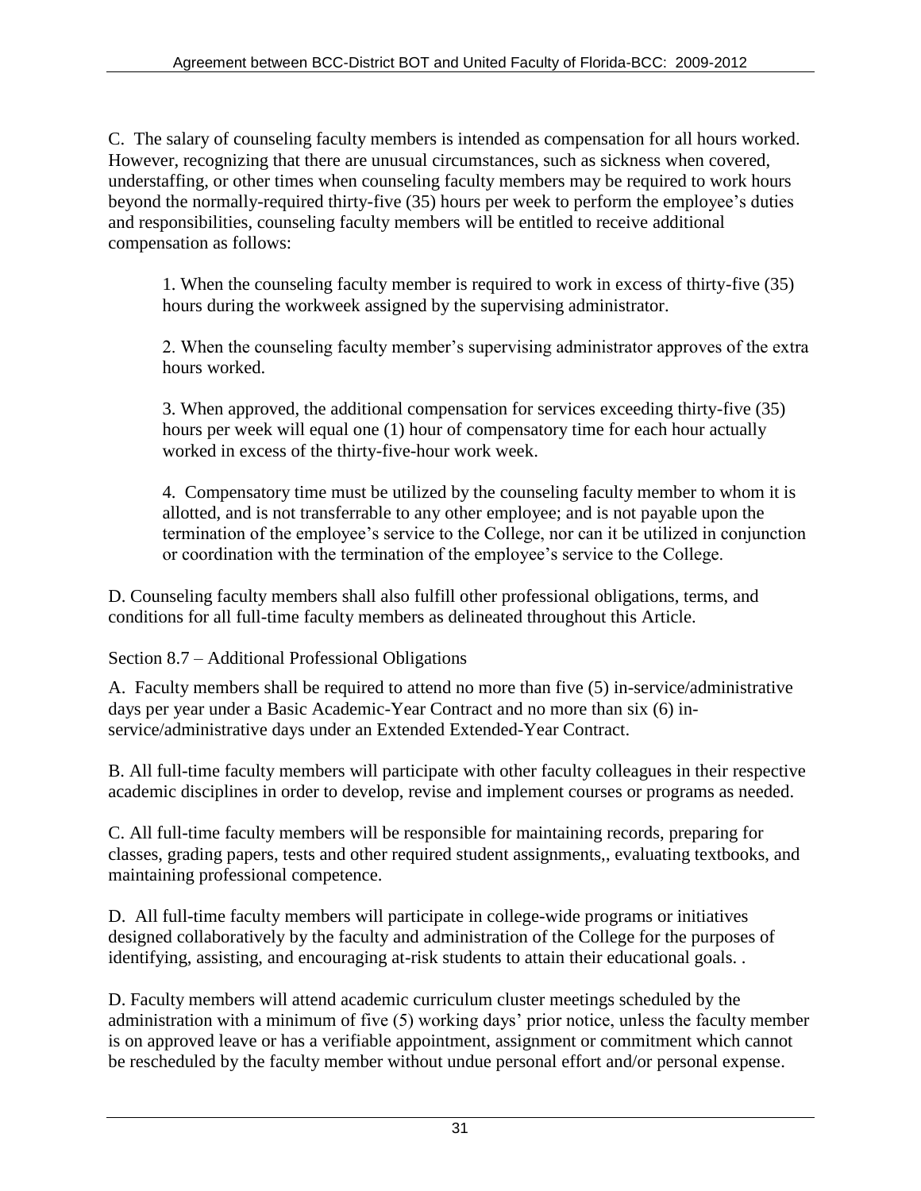C. The salary of counseling faculty members is intended as compensation for all hours worked. However, recognizing that there are unusual circumstances, such as sickness when covered, understaffing, or other times when counseling faculty members may be required to work hours beyond the normally-required thirty-five (35) hours per week to perform the employee's duties and responsibilities, counseling faculty members will be entitled to receive additional compensation as follows:

1. When the counseling faculty member is required to work in excess of thirty-five (35) hours during the workweek assigned by the supervising administrator.

2. When the counseling faculty member's supervising administrator approves of the extra hours worked.

3. When approved, the additional compensation for services exceeding thirty-five (35) hours per week will equal one (1) hour of compensatory time for each hour actually worked in excess of the thirty-five-hour work week.

4. Compensatory time must be utilized by the counseling faculty member to whom it is allotted, and is not transferrable to any other employee; and is not payable upon the termination of the employee's service to the College, nor can it be utilized in conjunction or coordination with the termination of the employee's service to the College.

D. Counseling faculty members shall also fulfill other professional obligations, terms, and conditions for all full-time faculty members as delineated throughout this Article.

Section 8.7 – Additional Professional Obligations

A. Faculty members shall be required to attend no more than five (5) in-service/administrative days per year under a Basic Academic-Year Contract and no more than six (6) in-service/administrative days under an Extended Extended-Year Contract.

B. All full-time faculty members will participate with other faculty colleagues in their respective academic disciplines in order to develop, revise and implement courses or programs as needed.

C. All full-time faculty members will be responsible for maintaining records, preparing for classes, grading papers, tests and other required student assignments,, evaluating textbooks, and maintaining professional competence.

D. All full-time faculty members will participate in college-wide programs or initiatives designed collaboratively by the faculty and administration of the College for the purposes of identifying, assisting, and encouraging at-risk students to attain their educational goals. .

D. Faculty members will attend academic curriculum cluster meetings scheduled by the administration with a minimum of five (5) working days' prior notice, unless the faculty member is on approved leave or has a verifiable appointment, assignment or commitment which cannot be rescheduled by the faculty member without undue personal effort and/or personal expense.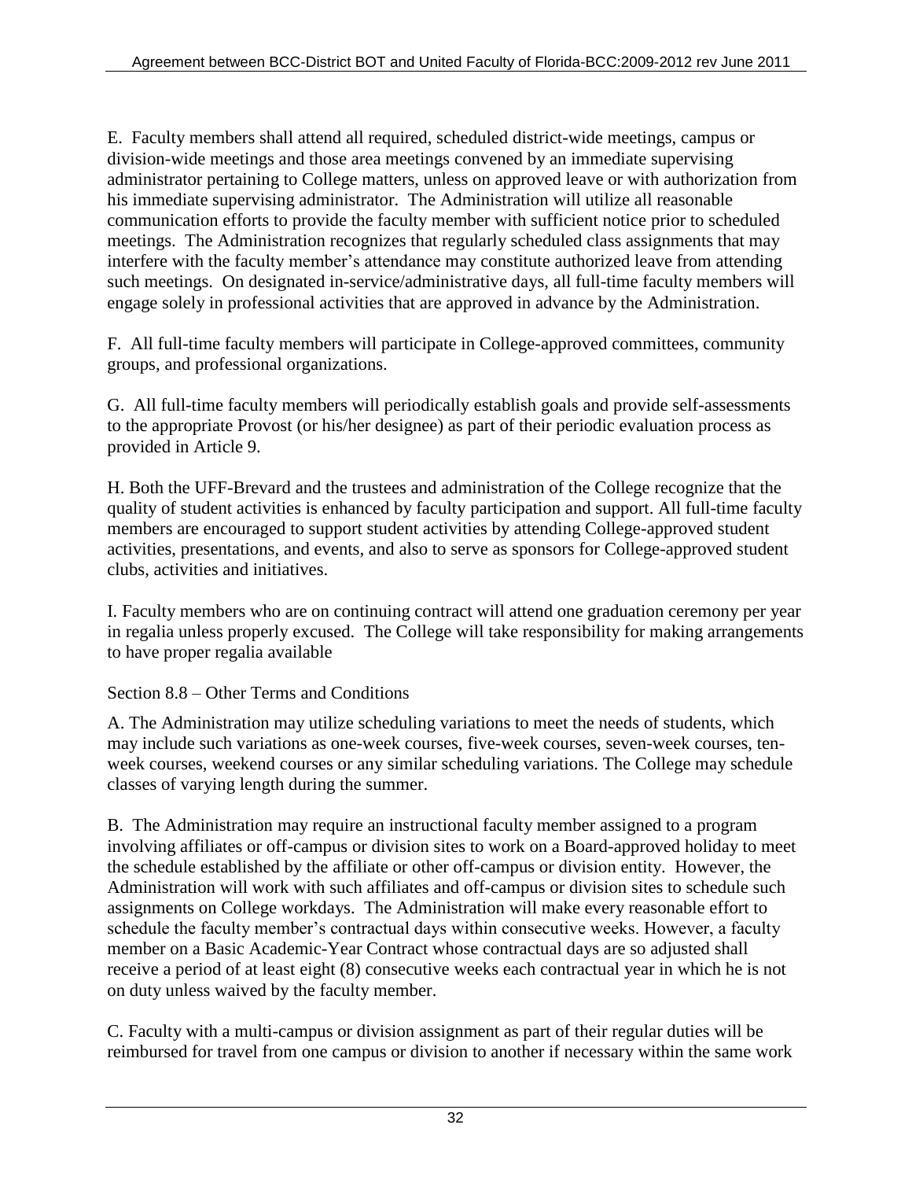E. Faculty members shall attend all required, scheduled district-wide meetings, campus or division-wide meetings and those area meetings convened by an immediate supervising administrator pertaining to College matters, unless on approved leave or with authorization from his immediate supervising administrator. The Administration will utilize all reasonable communication efforts to provide the faculty member with sufficient notice prior to scheduled meetings. The Administration recognizes that regularly scheduled class assignments that may interfere with the faculty member's attendance may constitute authorized leave from attending such meetings. On designated in-service/administrative days, all full-time faculty members will engage solely in professional activities that are approved in advance by the Administration.

F. All full-time faculty members will participate in College-approved committees, community groups, and professional organizations.

G. All full-time faculty members will periodically establish goals and provide self-assessments to the appropriate Provost (or his/her designee) as part of their periodic evaluation process as provided in Article 9.

H. Both the UFF-Brevard and the trustees and administration of the College recognize that the quality of student activities is enhanced by faculty participation and support. All full-time faculty members are encouraged to support student activities by attending College-approved student activities, presentations, and events, and also to serve as sponsors for College-approved student clubs, activities and initiatives.

I. Faculty members who are on continuing contract will attend one graduation ceremony per year in regalia unless properly excused. The College will take responsibility for making arrangements to have proper regalia available

Section 8.8 – Other Terms and Conditions

A. The Administration may utilize scheduling variations to meet the needs of students, which may include such variations as one-week courses, five-week courses, seven-week courses, ten-week courses, weekend courses or any similar scheduling variations. The College may schedule classes of varying length during the summer.

B. The Administration may require an instructional faculty member assigned to a program involving affiliates or off-campus or division sites to work on a Board-approved holiday to meet the schedule established by the affiliate or other off-campus or division entity. However, the Administration will work with such affiliates and off-campus or division sites to schedule such assignments on College workdays. The Administration will make every reasonable effort to schedule the faculty member's contractual days within consecutive weeks. However, a faculty member on a Basic Academic-Year Contract whose contractual days are so adjusted shall receive a period of at least eight (8) consecutive weeks each contractual year in which he is not on duty unless waived by the faculty member.

C. Faculty with a multi-campus or division assignment as part of their regular duties will be reimbursed for travel from one campus or division to another if necessary within the same work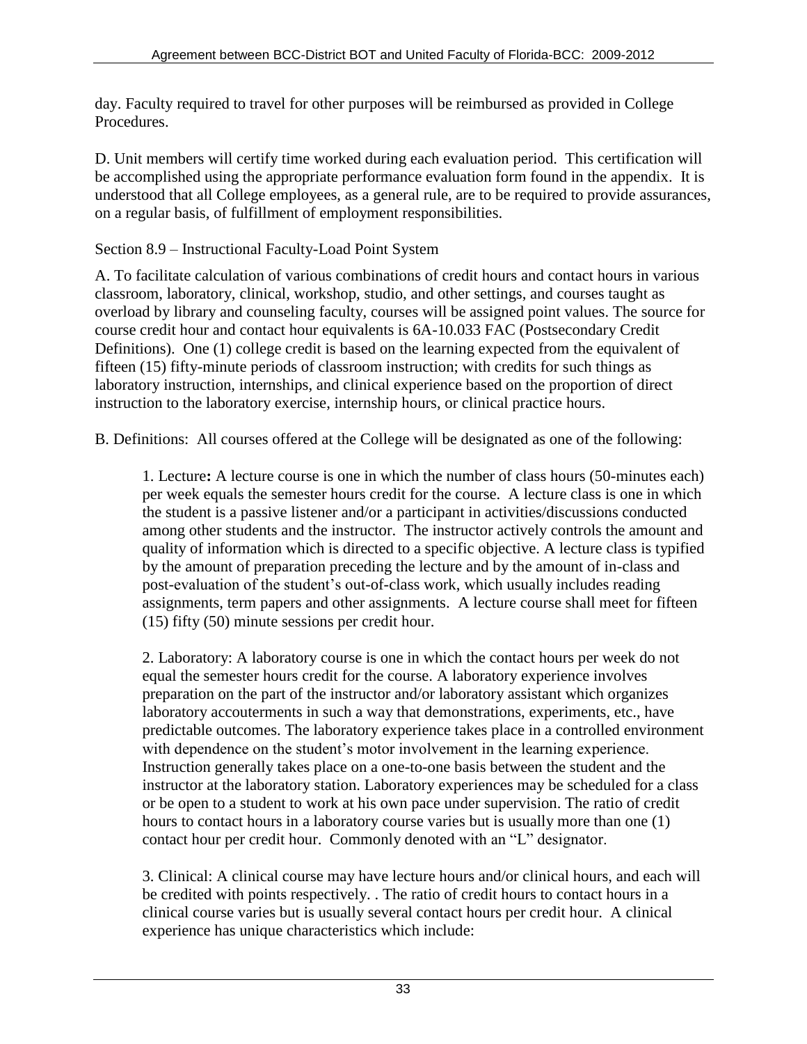day. Faculty required to travel for other purposes will be reimbursed as provided in College Procedures.

D. Unit members will certify time worked during each evaluation period. This certification will be accomplished using the appropriate performance evaluation form found in the appendix. It is understood that all College employees, as a general rule, are to be required to provide assurances, on a regular basis, of fulfillment of employment responsibilities.

## Section 8.9 – Instructional Faculty-Load Point System

A. To facilitate calculation of various combinations of credit hours and contact hours in various classroom, laboratory, clinical, workshop, studio, and other settings, and courses taught as overload by library and counseling faculty, courses will be assigned point values. The source for course credit hour and contact hour equivalents is 6A-10.033 FAC (Postsecondary Credit Definitions). One (1) college credit is based on the learning expected from the equivalent of fifteen (15) fifty-minute periods of classroom instruction; with credits for such things as laboratory instruction, internships, and clinical experience based on the proportion of direct instruction to the laboratory exercise, internship hours, or clinical practice hours.

B. Definitions: All courses offered at the College will be designated as one of the following:

1. Lecture**:** A lecture course is one in which the number of class hours (50-minutes each) per week equals the semester hours credit for the course. A lecture class is one in which the student is a passive listener and/or a participant in activities/discussions conducted among other students and the instructor. The instructor actively controls the amount and quality of information which is directed to a specific objective. A lecture class is typified by the amount of preparation preceding the lecture and by the amount of in-class and post-evaluation of the student's out-of-class work, which usually includes reading assignments, term papers and other assignments. A lecture course shall meet for fifteen (15) fifty (50) minute sessions per credit hour.

2. Laboratory: A laboratory course is one in which the contact hours per week do not equal the semester hours credit for the course. A laboratory experience involves preparation on the part of the instructor and/or laboratory assistant which organizes laboratory accouterments in such a way that demonstrations, experiments, etc., have predictable outcomes. The laboratory experience takes place in a controlled environment with dependence on the student's motor involvement in the learning experience. Instruction generally takes place on a one-to-one basis between the student and the instructor at the laboratory station. Laboratory experiences may be scheduled for a class or be open to a student to work at his own pace under supervision. The ratio of credit hours to contact hours in a laboratory course varies but is usually more than one (1) contact hour per credit hour. Commonly denoted with an "L" designator.

3. Clinical: A clinical course may have lecture hours and/or clinical hours, and each will be credited with points respectively. . The ratio of credit hours to contact hours in a clinical course varies but is usually several contact hours per credit hour. A clinical experience has unique characteristics which include: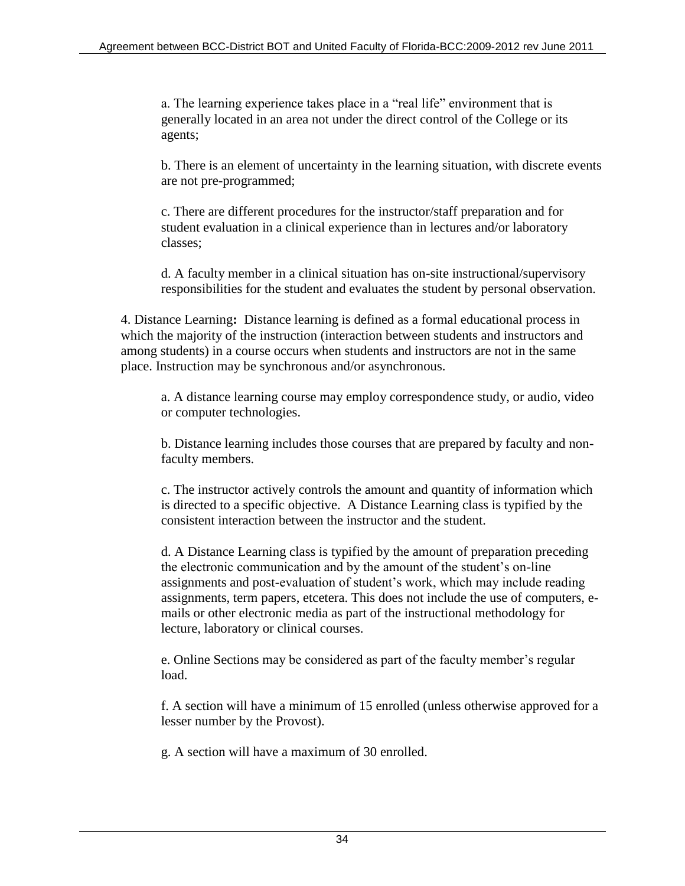a. The learning experience takes place in a "real life" environment that is generally located in an area not under the direct control of the College or its agents;

b. There is an element of uncertainty in the learning situation, with discrete events are not pre-programmed;

c. There are different procedures for the instructor/staff preparation and for student evaluation in a clinical experience than in lectures and/or laboratory classes;

d. A faculty member in a clinical situation has on-site instructional/supervisory responsibilities for the student and evaluates the student by personal observation.

4. Distance Learning**:** Distance learning is defined as a formal educational process in which the majority of the instruction (interaction between students and instructors and among students) in a course occurs when students and instructors are not in the same place. Instruction may be synchronous and/or asynchronous.

a. A distance learning course may employ correspondence study, or audio, video or computer technologies.

b. Distance learning includes those courses that are prepared by faculty and non-faculty members.

c. The instructor actively controls the amount and quantity of information which is directed to a specific objective. A Distance Learning class is typified by the consistent interaction between the instructor and the student.

d. A Distance Learning class is typified by the amount of preparation preceding the electronic communication and by the amount of the student's on-line assignments and post-evaluation of student's work, which may include reading assignments, term papers, etcetera. This does not include the use of computers, e-mails or other electronic media as part of the instructional methodology for lecture, laboratory or clinical courses.

e. Online Sections may be considered as part of the faculty member's regular load.

f. A section will have a minimum of 15 enrolled (unless otherwise approved for a lesser number by the Provost).

g. A section will have a maximum of 30 enrolled.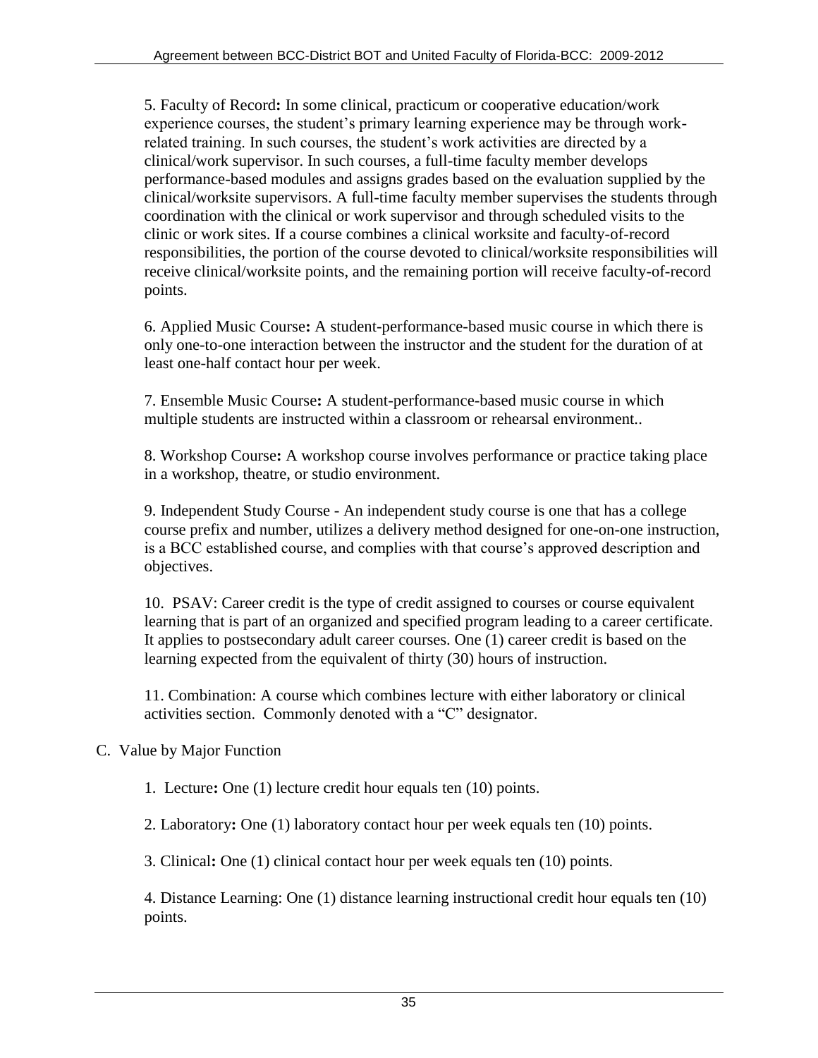5. Faculty of Record**:** In some clinical, practicum or cooperative education/work experience courses, the student's primary learning experience may be through work-related training. In such courses, the student's work activities are directed by a clinical/work supervisor. In such courses, a full-time faculty member develops performance-based modules and assigns grades based on the evaluation supplied by the clinical/worksite supervisors. A full-time faculty member supervises the students through coordination with the clinical or work supervisor and through scheduled visits to the clinic or work sites. If a course combines a clinical worksite and faculty-of-record responsibilities, the portion of the course devoted to clinical/worksite responsibilities will receive clinical/worksite points, and the remaining portion will receive faculty-of-record points.

6. Applied Music Course**:** A student-performance-based music course in which there is only one-to-one interaction between the instructor and the student for the duration of at least one-half contact hour per week.

7. Ensemble Music Course**:** A student-performance-based music course in which multiple students are instructed within a classroom or rehearsal environment..

8. Workshop Course**:** A workshop course involves performance or practice taking place in a workshop, theatre, or studio environment.

9. Independent Study Course - An independent study course is one that has a college course prefix and number, utilizes a delivery method designed for one-on-one instruction, is a BCC established course, and complies with that course's approved description and objectives.

10. PSAV: Career credit is the type of credit assigned to courses or course equivalent learning that is part of an organized and specified program leading to a career certificate. It applies to postsecondary adult career courses. One (1) career credit is based on the learning expected from the equivalent of thirty (30) hours of instruction.

11. Combination: A course which combines lecture with either laboratory or clinical activities section. Commonly denoted with a "C" designator.

C. Value by Major Function

1. Lecture**:** One (1) lecture credit hour equals ten (10) points.

2. Laboratory**:** One (1) laboratory contact hour per week equals ten (10) points.

3. Clinical**:** One (1) clinical contact hour per week equals ten (10) points.

4. Distance Learning: One (1) distance learning instructional credit hour equals ten (10) points.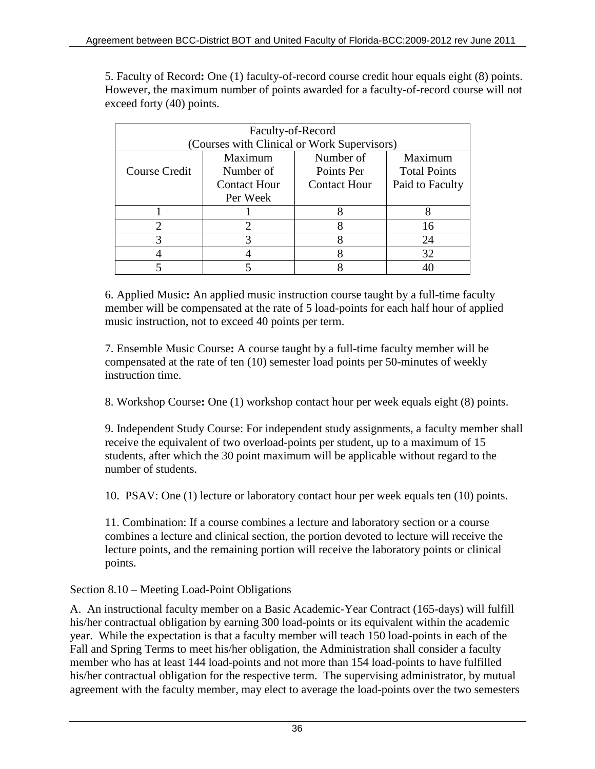5. Faculty of Record**:** One (1) faculty-of-record course credit hour equals eight (8) points. However, the maximum number of points awarded for a faculty-of-record course will not exceed forty (40) points.

| Faculty-of-Record (Courses with Clinical or Work Supervisors) | | | |
|---|---|---|---|
| Course Credit | Maximum Number of Contact Hour Per Week | Number of Points Per Contact Hour | Maximum Total Points Paid to Faculty |
| 1 | 1 | 8 | 8 |
| 2 | 2 | 8 | 16 |
| 3 | 3 | 8 | 24 |
| 4 | 4 | 8 | 32 |
| 5 | 5 | 8 | 40 |

6. Applied Music**:** An applied music instruction course taught by a full-time faculty member will be compensated at the rate of 5 load-points for each half hour of applied music instruction, not to exceed 40 points per term.

7. Ensemble Music Course**:** A course taught by a full-time faculty member will be compensated at the rate of ten (10) semester load points per 50-minutes of weekly instruction time.

8. Workshop Course**:** One (1) workshop contact hour per week equals eight (8) points.

9. Independent Study Course: For independent study assignments, a faculty member shall receive the equivalent of two overload-points per student, up to a maximum of 15 students, after which the 30 point maximum will be applicable without regard to the number of students.

10. PSAV: One (1) lecture or laboratory contact hour per week equals ten (10) points.

11. Combination: If a course combines a lecture and laboratory section or a course combines a lecture and clinical section, the portion devoted to lecture will receive the lecture points, and the remaining portion will receive the laboratory points or clinical points.

Section 8.10 – Meeting Load-Point Obligations

A. An instructional faculty member on a Basic Academic-Year Contract (165-days) will fulfill his/her contractual obligation by earning 300 load-points or its equivalent within the academic year. While the expectation is that a faculty member will teach 150 load-points in each of the Fall and Spring Terms to meet his/her obligation, the Administration shall consider a faculty member who has at least 144 load-points and not more than 154 load-points to have fulfilled his/her contractual obligation for the respective term. The supervising administrator, by mutual agreement with the faculty member, may elect to average the load-points over the two semesters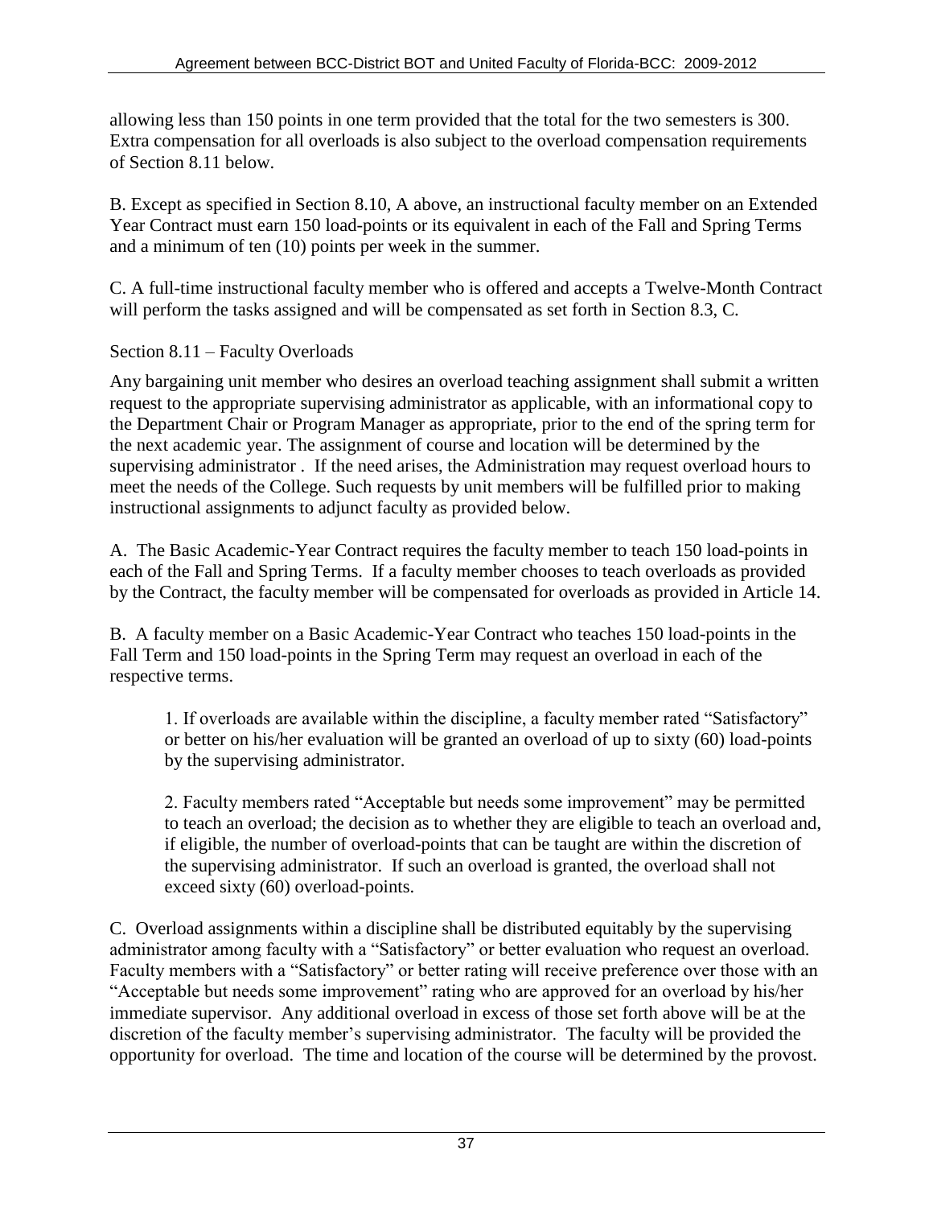allowing less than 150 points in one term provided that the total for the two semesters is 300. Extra compensation for all overloads is also subject to the overload compensation requirements of Section 8.11 below.

B. Except as specified in Section 8.10, A above, an instructional faculty member on an Extended Year Contract must earn 150 load-points or its equivalent in each of the Fall and Spring Terms and a minimum of ten (10) points per week in the summer.

C. A full-time instructional faculty member who is offered and accepts a Twelve-Month Contract will perform the tasks assigned and will be compensated as set forth in Section 8.3, C.

### Section 8.11 – Faculty Overloads

Any bargaining unit member who desires an overload teaching assignment shall submit a written request to the appropriate supervising administrator as applicable, with an informational copy to the Department Chair or Program Manager as appropriate, prior to the end of the spring term for the next academic year. The assignment of course and location will be determined by the supervising administrator . If the need arises, the Administration may request overload hours to meet the needs of the College. Such requests by unit members will be fulfilled prior to making instructional assignments to adjunct faculty as provided below.

A. The Basic Academic-Year Contract requires the faculty member to teach 150 load-points in each of the Fall and Spring Terms. If a faculty member chooses to teach overloads as provided by the Contract, the faculty member will be compensated for overloads as provided in Article 14.

B. A faculty member on a Basic Academic-Year Contract who teaches 150 load-points in the Fall Term and 150 load-points in the Spring Term may request an overload in each of the respective terms.

1. If overloads are available within the discipline, a faculty member rated "Satisfactory" or better on his/her evaluation will be granted an overload of up to sixty (60) load-points by the supervising administrator.

2. Faculty members rated "Acceptable but needs some improvement" may be permitted to teach an overload; the decision as to whether they are eligible to teach an overload and, if eligible, the number of overload-points that can be taught are within the discretion of the supervising administrator. If such an overload is granted, the overload shall not exceed sixty (60) overload-points.

C. Overload assignments within a discipline shall be distributed equitably by the supervising administrator among faculty with a "Satisfactory" or better evaluation who request an overload. Faculty members with a "Satisfactory" or better rating will receive preference over those with an "Acceptable but needs some improvement" rating who are approved for an overload by his/her immediate supervisor. Any additional overload in excess of those set forth above will be at the discretion of the faculty member's supervising administrator. The faculty will be provided the opportunity for overload. The time and location of the course will be determined by the provost.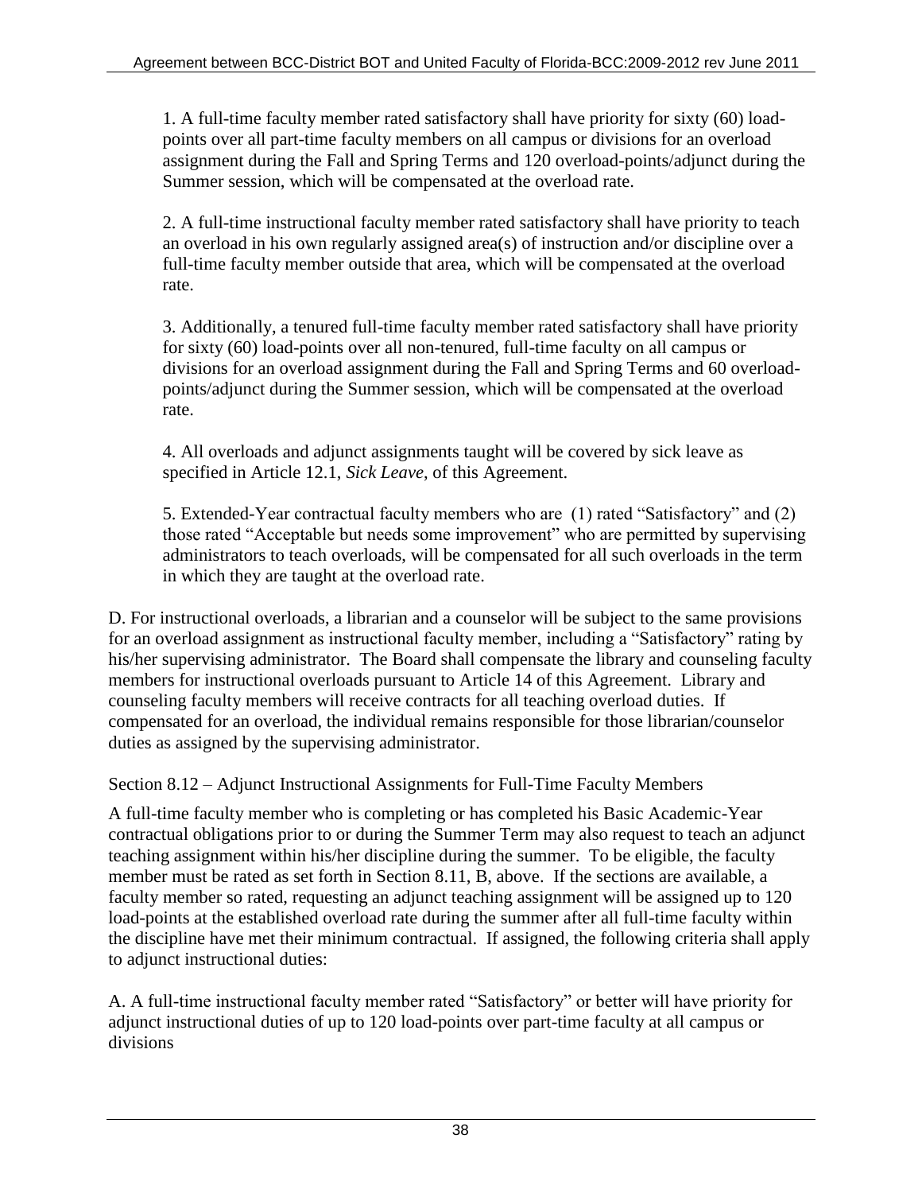1. A full-time faculty member rated satisfactory shall have priority for sixty (60) load-points over all part-time faculty members on all campus or divisions for an overload assignment during the Fall and Spring Terms and 120 overload-points/adjunct during the Summer session, which will be compensated at the overload rate.

2. A full-time instructional faculty member rated satisfactory shall have priority to teach an overload in his own regularly assigned area(s) of instruction and/or discipline over a full-time faculty member outside that area, which will be compensated at the overload rate.

3. Additionally, a tenured full-time faculty member rated satisfactory shall have priority for sixty (60) load-points over all non-tenured, full-time faculty on all campus or divisions for an overload assignment during the Fall and Spring Terms and 60 overload-points/adjunct during the Summer session, which will be compensated at the overload rate.

4. All overloads and adjunct assignments taught will be covered by sick leave as specified in Article 12.1, *Sick Leave*, of this Agreement.

5. Extended-Year contractual faculty members who are (1) rated "Satisfactory" and (2) those rated "Acceptable but needs some improvement" who are permitted by supervising administrators to teach overloads, will be compensated for all such overloads in the term in which they are taught at the overload rate.

D. For instructional overloads, a librarian and a counselor will be subject to the same provisions for an overload assignment as instructional faculty member, including a "Satisfactory" rating by his/her supervising administrator. The Board shall compensate the library and counseling faculty members for instructional overloads pursuant to Article 14 of this Agreement. Library and counseling faculty members will receive contracts for all teaching overload duties. If compensated for an overload, the individual remains responsible for those librarian/counselor duties as assigned by the supervising administrator.

Section 8.12 – Adjunct Instructional Assignments for Full-Time Faculty Members

A full-time faculty member who is completing or has completed his Basic Academic-Year contractual obligations prior to or during the Summer Term may also request to teach an adjunct teaching assignment within his/her discipline during the summer. To be eligible, the faculty member must be rated as set forth in Section 8.11, B, above. If the sections are available, a faculty member so rated, requesting an adjunct teaching assignment will be assigned up to 120 load-points at the established overload rate during the summer after all full-time faculty within the discipline have met their minimum contractual. If assigned, the following criteria shall apply to adjunct instructional duties:

A. A full-time instructional faculty member rated "Satisfactory" or better will have priority for adjunct instructional duties of up to 120 load-points over part-time faculty at all campus or divisions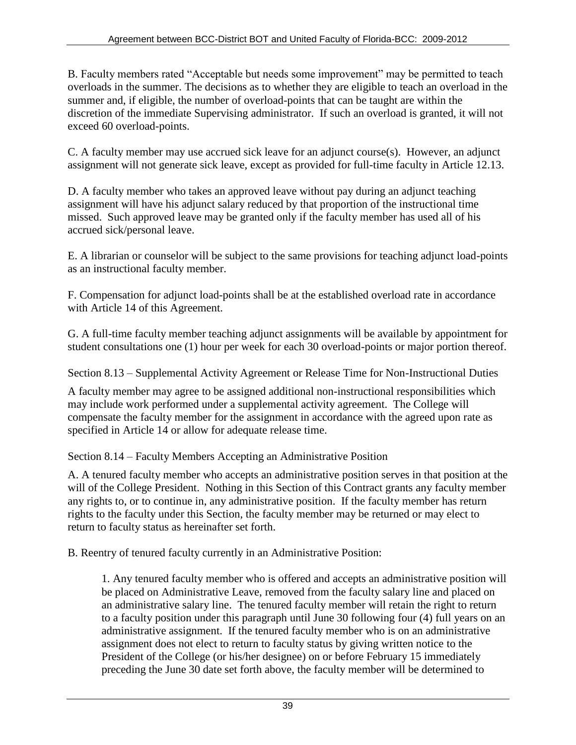B. Faculty members rated "Acceptable but needs some improvement" may be permitted to teach overloads in the summer. The decisions as to whether they are eligible to teach an overload in the summer and, if eligible, the number of overload-points that can be taught are within the discretion of the immediate Supervising administrator. If such an overload is granted, it will not exceed 60 overload-points.

C. A faculty member may use accrued sick leave for an adjunct course(s). However, an adjunct assignment will not generate sick leave, except as provided for full-time faculty in Article 12.13.

D. A faculty member who takes an approved leave without pay during an adjunct teaching assignment will have his adjunct salary reduced by that proportion of the instructional time missed. Such approved leave may be granted only if the faculty member has used all of his accrued sick/personal leave.

E. A librarian or counselor will be subject to the same provisions for teaching adjunct load-points as an instructional faculty member.

F. Compensation for adjunct load-points shall be at the established overload rate in accordance with Article 14 of this Agreement.

G. A full-time faculty member teaching adjunct assignments will be available by appointment for student consultations one (1) hour per week for each 30 overload-points or major portion thereof.

Section 8.13 – Supplemental Activity Agreement or Release Time for Non-Instructional Duties

A faculty member may agree to be assigned additional non-instructional responsibilities which may include work performed under a supplemental activity agreement. The College will compensate the faculty member for the assignment in accordance with the agreed upon rate as specified in Article 14 or allow for adequate release time.

Section 8.14 – Faculty Members Accepting an Administrative Position

A. A tenured faculty member who accepts an administrative position serves in that position at the will of the College President. Nothing in this Section of this Contract grants any faculty member any rights to, or to continue in, any administrative position. If the faculty member has return rights to the faculty under this Section, the faculty member may be returned or may elect to return to faculty status as hereinafter set forth.

B. Reentry of tenured faculty currently in an Administrative Position:

1. Any tenured faculty member who is offered and accepts an administrative position will be placed on Administrative Leave, removed from the faculty salary line and placed on an administrative salary line. The tenured faculty member will retain the right to return to a faculty position under this paragraph until June 30 following four (4) full years on an administrative assignment. If the tenured faculty member who is on an administrative assignment does not elect to return to faculty status by giving written notice to the President of the College (or his/her designee) on or before February 15 immediately preceding the June 30 date set forth above, the faculty member will be determined to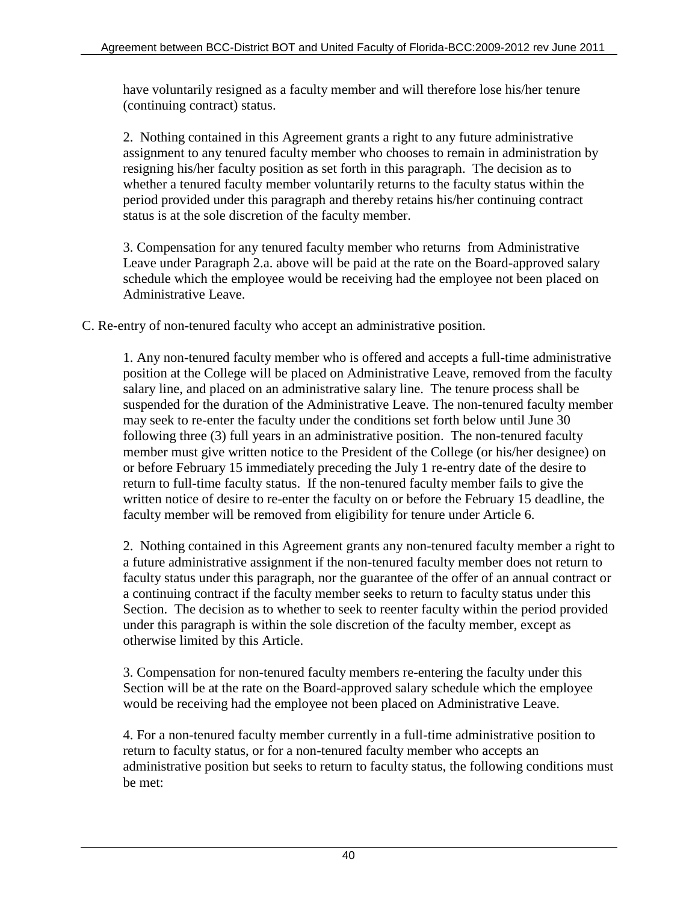have voluntarily resigned as a faculty member and will therefore lose his/her tenure (continuing contract) status.

2. Nothing contained in this Agreement grants a right to any future administrative assignment to any tenured faculty member who chooses to remain in administration by resigning his/her faculty position as set forth in this paragraph. The decision as to whether a tenured faculty member voluntarily returns to the faculty status within the period provided under this paragraph and thereby retains his/her continuing contract status is at the sole discretion of the faculty member.

3. Compensation for any tenured faculty member who returns from Administrative Leave under Paragraph 2.a. above will be paid at the rate on the Board-approved salary schedule which the employee would be receiving had the employee not been placed on Administrative Leave.

C. Re-entry of non-tenured faculty who accept an administrative position.

1. Any non-tenured faculty member who is offered and accepts a full-time administrative position at the College will be placed on Administrative Leave, removed from the faculty salary line, and placed on an administrative salary line. The tenure process shall be suspended for the duration of the Administrative Leave. The non-tenured faculty member may seek to re-enter the faculty under the conditions set forth below until June 30 following three (3) full years in an administrative position. The non-tenured faculty member must give written notice to the President of the College (or his/her designee) on or before February 15 immediately preceding the July 1 re-entry date of the desire to return to full-time faculty status. If the non-tenured faculty member fails to give the written notice of desire to re-enter the faculty on or before the February 15 deadline, the faculty member will be removed from eligibility for tenure under Article 6.

2. Nothing contained in this Agreement grants any non-tenured faculty member a right to a future administrative assignment if the non-tenured faculty member does not return to faculty status under this paragraph, nor the guarantee of the offer of an annual contract or a continuing contract if the faculty member seeks to return to faculty status under this Section. The decision as to whether to seek to reenter faculty within the period provided under this paragraph is within the sole discretion of the faculty member, except as otherwise limited by this Article.

3. Compensation for non-tenured faculty members re-entering the faculty under this Section will be at the rate on the Board-approved salary schedule which the employee would be receiving had the employee not been placed on Administrative Leave.

4. For a non-tenured faculty member currently in a full-time administrative position to return to faculty status, or for a non-tenured faculty member who accepts an administrative position but seeks to return to faculty status, the following conditions must be met: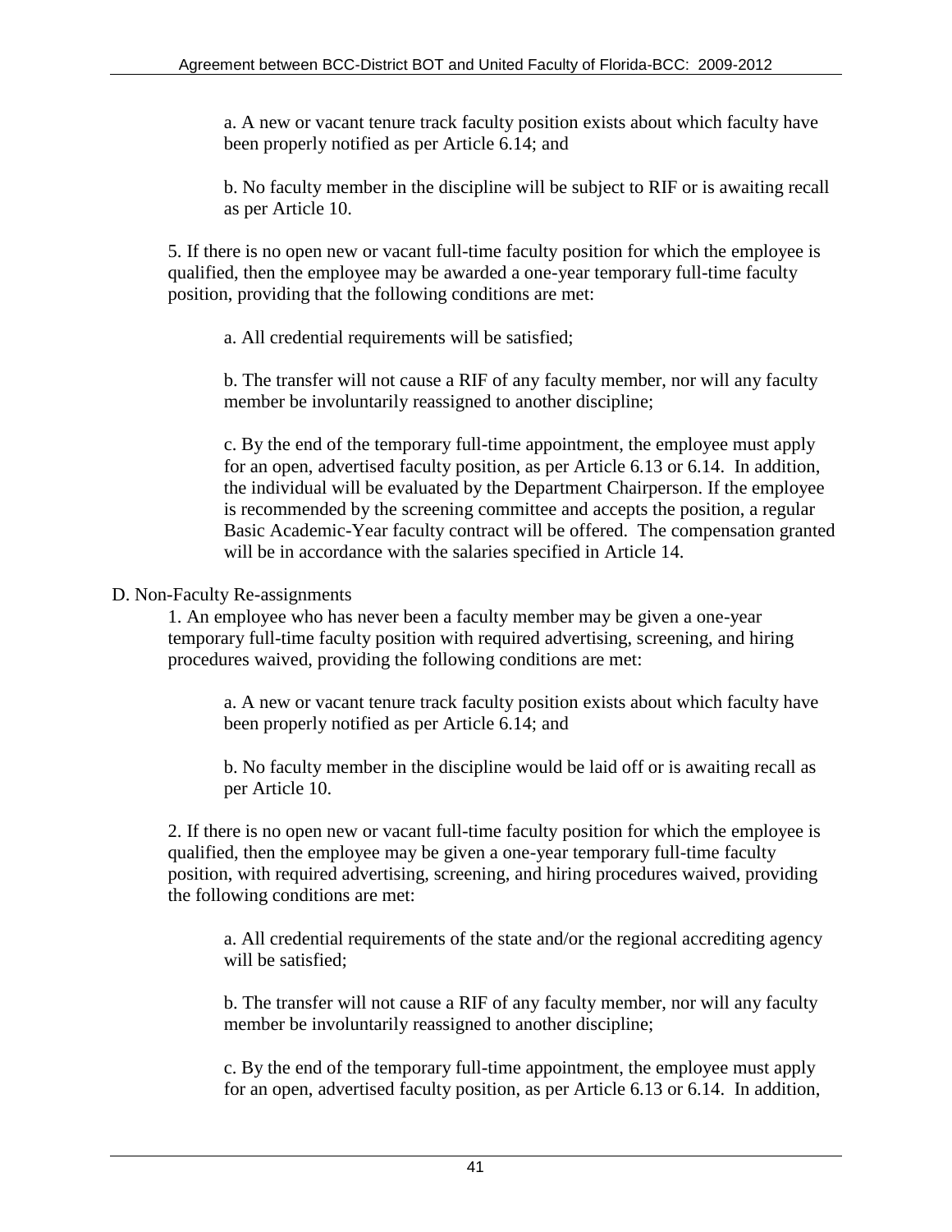a. A new or vacant tenure track faculty position exists about which faculty have been properly notified as per Article 6.14; and

b. No faculty member in the discipline will be subject to RIF or is awaiting recall as per Article 10.

5. If there is no open new or vacant full-time faculty position for which the employee is qualified, then the employee may be awarded a one-year temporary full-time faculty position, providing that the following conditions are met:

a. All credential requirements will be satisfied;

b. The transfer will not cause a RIF of any faculty member, nor will any faculty member be involuntarily reassigned to another discipline;

c. By the end of the temporary full-time appointment, the employee must apply for an open, advertised faculty position, as per Article 6.13 or 6.14. In addition, the individual will be evaluated by the Department Chairperson. If the employee is recommended by the screening committee and accepts the position, a regular Basic Academic-Year faculty contract will be offered. The compensation granted will be in accordance with the salaries specified in Article 14.

D. Non-Faculty Re-assignments

1. An employee who has never been a faculty member may be given a one-year temporary full-time faculty position with required advertising, screening, and hiring procedures waived, providing the following conditions are met:

a. A new or vacant tenure track faculty position exists about which faculty have been properly notified as per Article 6.14; and

b. No faculty member in the discipline would be laid off or is awaiting recall as per Article 10.

2. If there is no open new or vacant full-time faculty position for which the employee is qualified, then the employee may be given a one-year temporary full-time faculty position, with required advertising, screening, and hiring procedures waived, providing the following conditions are met:

a. All credential requirements of the state and/or the regional accrediting agency will be satisfied;

b. The transfer will not cause a RIF of any faculty member, nor will any faculty member be involuntarily reassigned to another discipline;

c. By the end of the temporary full-time appointment, the employee must apply for an open, advertised faculty position, as per Article 6.13 or 6.14. In addition,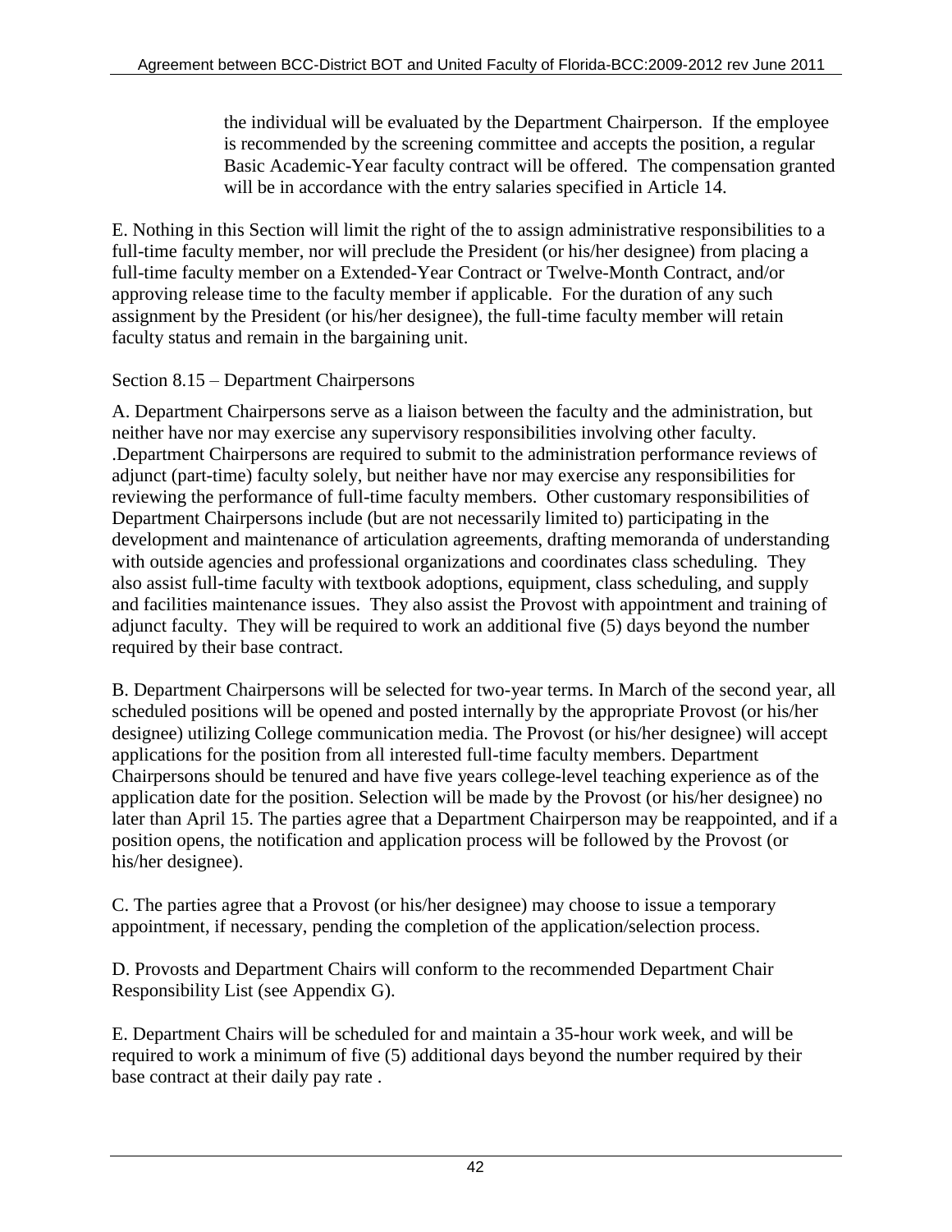the individual will be evaluated by the Department Chairperson. If the employee is recommended by the screening committee and accepts the position, a regular Basic Academic-Year faculty contract will be offered. The compensation granted will be in accordance with the entry salaries specified in Article 14.

E. Nothing in this Section will limit the right of the to assign administrative responsibilities to a full-time faculty member, nor will preclude the President (or his/her designee) from placing a full-time faculty member on a Extended-Year Contract or Twelve-Month Contract, and/or approving release time to the faculty member if applicable. For the duration of any such assignment by the President (or his/her designee), the full-time faculty member will retain faculty status and remain in the bargaining unit.

Section 8.15 – Department Chairpersons

A. Department Chairpersons serve as a liaison between the faculty and the administration, but neither have nor may exercise any supervisory responsibilities involving other faculty. .Department Chairpersons are required to submit to the administration performance reviews of adjunct (part-time) faculty solely, but neither have nor may exercise any responsibilities for reviewing the performance of full-time faculty members. Other customary responsibilities of Department Chairpersons include (but are not necessarily limited to) participating in the development and maintenance of articulation agreements, drafting memoranda of understanding with outside agencies and professional organizations and coordinates class scheduling. They also assist full-time faculty with textbook adoptions, equipment, class scheduling, and supply and facilities maintenance issues. They also assist the Provost with appointment and training of adjunct faculty. They will be required to work an additional five (5) days beyond the number required by their base contract.

B. Department Chairpersons will be selected for two-year terms. In March of the second year, all scheduled positions will be opened and posted internally by the appropriate Provost (or his/her designee) utilizing College communication media. The Provost (or his/her designee) will accept applications for the position from all interested full-time faculty members. Department Chairpersons should be tenured and have five years college-level teaching experience as of the application date for the position. Selection will be made by the Provost (or his/her designee) no later than April 15. The parties agree that a Department Chairperson may be reappointed, and if a position opens, the notification and application process will be followed by the Provost (or his/her designee).

C. The parties agree that a Provost (or his/her designee) may choose to issue a temporary appointment, if necessary, pending the completion of the application/selection process.

D. Provosts and Department Chairs will conform to the recommended Department Chair Responsibility List (see Appendix G).

E. Department Chairs will be scheduled for and maintain a 35-hour work week, and will be required to work a minimum of five (5) additional days beyond the number required by their base contract at their daily pay rate .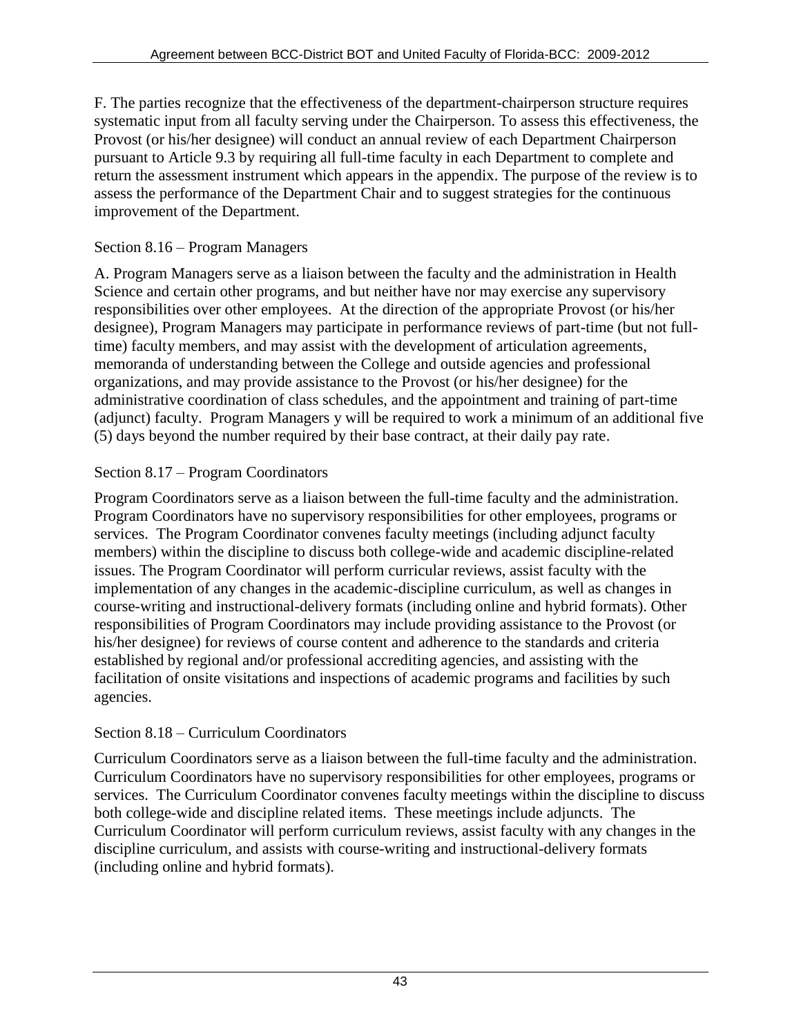F. The parties recognize that the effectiveness of the department-chairperson structure requires systematic input from all faculty serving under the Chairperson. To assess this effectiveness, the Provost (or his/her designee) will conduct an annual review of each Department Chairperson pursuant to Article 9.3 by requiring all full-time faculty in each Department to complete and return the assessment instrument which appears in the appendix. The purpose of the review is to assess the performance of the Department Chair and to suggest strategies for the continuous improvement of the Department.

### Section 8.16 – Program Managers

A. Program Managers serve as a liaison between the faculty and the administration in Health Science and certain other programs, and but neither have nor may exercise any supervisory responsibilities over other employees. At the direction of the appropriate Provost (or his/her designee), Program Managers may participate in performance reviews of part-time (but not full-time) faculty members, and may assist with the development of articulation agreements, memoranda of understanding between the College and outside agencies and professional organizations, and may provide assistance to the Provost (or his/her designee) for the administrative coordination of class schedules, and the appointment and training of part-time (adjunct) faculty. Program Managers y will be required to work a minimum of an additional five (5) days beyond the number required by their base contract, at their daily pay rate.

### Section 8.17 – Program Coordinators

Program Coordinators serve as a liaison between the full-time faculty and the administration. Program Coordinators have no supervisory responsibilities for other employees, programs or services. The Program Coordinator convenes faculty meetings (including adjunct faculty members) within the discipline to discuss both college-wide and academic discipline-related issues. The Program Coordinator will perform curricular reviews, assist faculty with the implementation of any changes in the academic-discipline curriculum, as well as changes in course-writing and instructional-delivery formats (including online and hybrid formats). Other responsibilities of Program Coordinators may include providing assistance to the Provost (or his/her designee) for reviews of course content and adherence to the standards and criteria established by regional and/or professional accrediting agencies, and assisting with the facilitation of onsite visitations and inspections of academic programs and facilities by such agencies.

### Section 8.18 – Curriculum Coordinators

Curriculum Coordinators serve as a liaison between the full-time faculty and the administration. Curriculum Coordinators have no supervisory responsibilities for other employees, programs or services. The Curriculum Coordinator convenes faculty meetings within the discipline to discuss both college-wide and discipline related items. These meetings include adjuncts. The Curriculum Coordinator will perform curriculum reviews, assist faculty with any changes in the discipline curriculum, and assists with course-writing and instructional-delivery formats (including online and hybrid formats).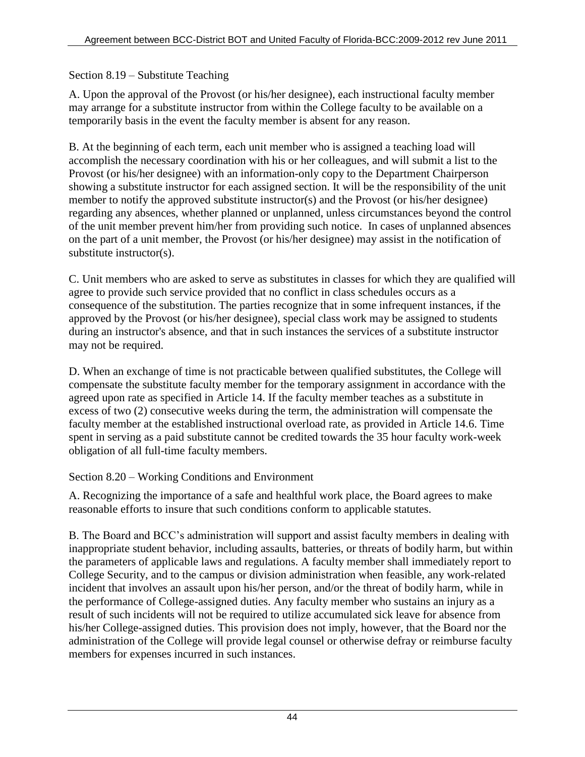## Section 8.19 – Substitute Teaching

A. Upon the approval of the Provost (or his/her designee), each instructional faculty member may arrange for a substitute instructor from within the College faculty to be available on a temporarily basis in the event the faculty member is absent for any reason.

B. At the beginning of each term, each unit member who is assigned a teaching load will accomplish the necessary coordination with his or her colleagues, and will submit a list to the Provost (or his/her designee) with an information-only copy to the Department Chairperson showing a substitute instructor for each assigned section. It will be the responsibility of the unit member to notify the approved substitute instructor(s) and the Provost (or his/her designee) regarding any absences, whether planned or unplanned, unless circumstances beyond the control of the unit member prevent him/her from providing such notice. In cases of unplanned absences on the part of a unit member, the Provost (or his/her designee) may assist in the notification of substitute instructor(s).

C. Unit members who are asked to serve as substitutes in classes for which they are qualified will agree to provide such service provided that no conflict in class schedules occurs as a consequence of the substitution. The parties recognize that in some infrequent instances, if the approved by the Provost (or his/her designee), special class work may be assigned to students during an instructor's absence, and that in such instances the services of a substitute instructor may not be required.

D. When an exchange of time is not practicable between qualified substitutes, the College will compensate the substitute faculty member for the temporary assignment in accordance with the agreed upon rate as specified in Article 14. If the faculty member teaches as a substitute in excess of two (2) consecutive weeks during the term, the administration will compensate the faculty member at the established instructional overload rate, as provided in Article 14.6. Time spent in serving as a paid substitute cannot be credited towards the 35 hour faculty work-week obligation of all full-time faculty members.

## Section 8.20 – Working Conditions and Environment

A. Recognizing the importance of a safe and healthful work place, the Board agrees to make reasonable efforts to insure that such conditions conform to applicable statutes.

B. The Board and BCC's administration will support and assist faculty members in dealing with inappropriate student behavior, including assaults, batteries, or threats of bodily harm, but within the parameters of applicable laws and regulations. A faculty member shall immediately report to College Security, and to the campus or division administration when feasible, any work-related incident that involves an assault upon his/her person, and/or the threat of bodily harm, while in the performance of College-assigned duties. Any faculty member who sustains an injury as a result of such incidents will not be required to utilize accumulated sick leave for absence from his/her College-assigned duties. This provision does not imply, however, that the Board nor the administration of the College will provide legal counsel or otherwise defray or reimburse faculty members for expenses incurred in such instances.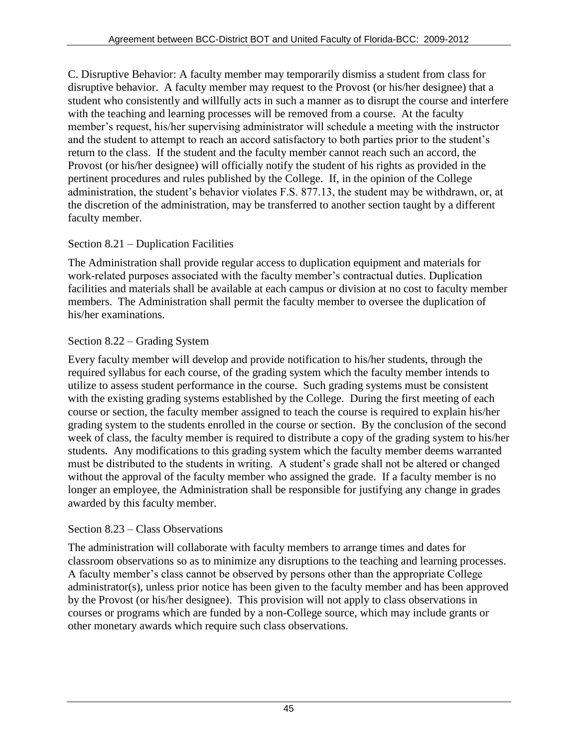C. Disruptive Behavior: A faculty member may temporarily dismiss a student from class for disruptive behavior. A faculty member may request to the Provost (or his/her designee) that a student who consistently and willfully acts in such a manner as to disrupt the course and interfere with the teaching and learning processes will be removed from a course. At the faculty member's request, his/her supervising administrator will schedule a meeting with the instructor and the student to attempt to reach an accord satisfactory to both parties prior to the student's return to the class. If the student and the faculty member cannot reach such an accord, the Provost (or his/her designee) will officially notify the student of his rights as provided in the pertinent procedures and rules published by the College. If, in the opinion of the College administration, the student's behavior violates F.S. 877.13, the student may be withdrawn, or, at the discretion of the administration, may be transferred to another section taught by a different faculty member.

## Section 8.21 – Duplication Facilities

The Administration shall provide regular access to duplication equipment and materials for work-related purposes associated with the faculty member's contractual duties. Duplication facilities and materials shall be available at each campus or division at no cost to faculty member members. The Administration shall permit the faculty member to oversee the duplication of his/her examinations.

## Section 8.22 – Grading System

Every faculty member will develop and provide notification to his/her students, through the required syllabus for each course, of the grading system which the faculty member intends to utilize to assess student performance in the course. Such grading systems must be consistent with the existing grading systems established by the College. During the first meeting of each course or section, the faculty member assigned to teach the course is required to explain his/her grading system to the students enrolled in the course or section. By the conclusion of the second week of class, the faculty member is required to distribute a copy of the grading system to his/her students. Any modifications to this grading system which the faculty member deems warranted must be distributed to the students in writing. A student's grade shall not be altered or changed without the approval of the faculty member who assigned the grade. If a faculty member is no longer an employee, the Administration shall be responsible for justifying any change in grades awarded by this faculty member.

## Section 8.23 – Class Observations

The administration will collaborate with faculty members to arrange times and dates for classroom observations so as to minimize any disruptions to the teaching and learning processes. A faculty member's class cannot be observed by persons other than the appropriate College administrator(s), unless prior notice has been given to the faculty member and has been approved by the Provost (or his/her designee). This provision will not apply to class observations in courses or programs which are funded by a non-College source, which may include grants or other monetary awards which require such class observations.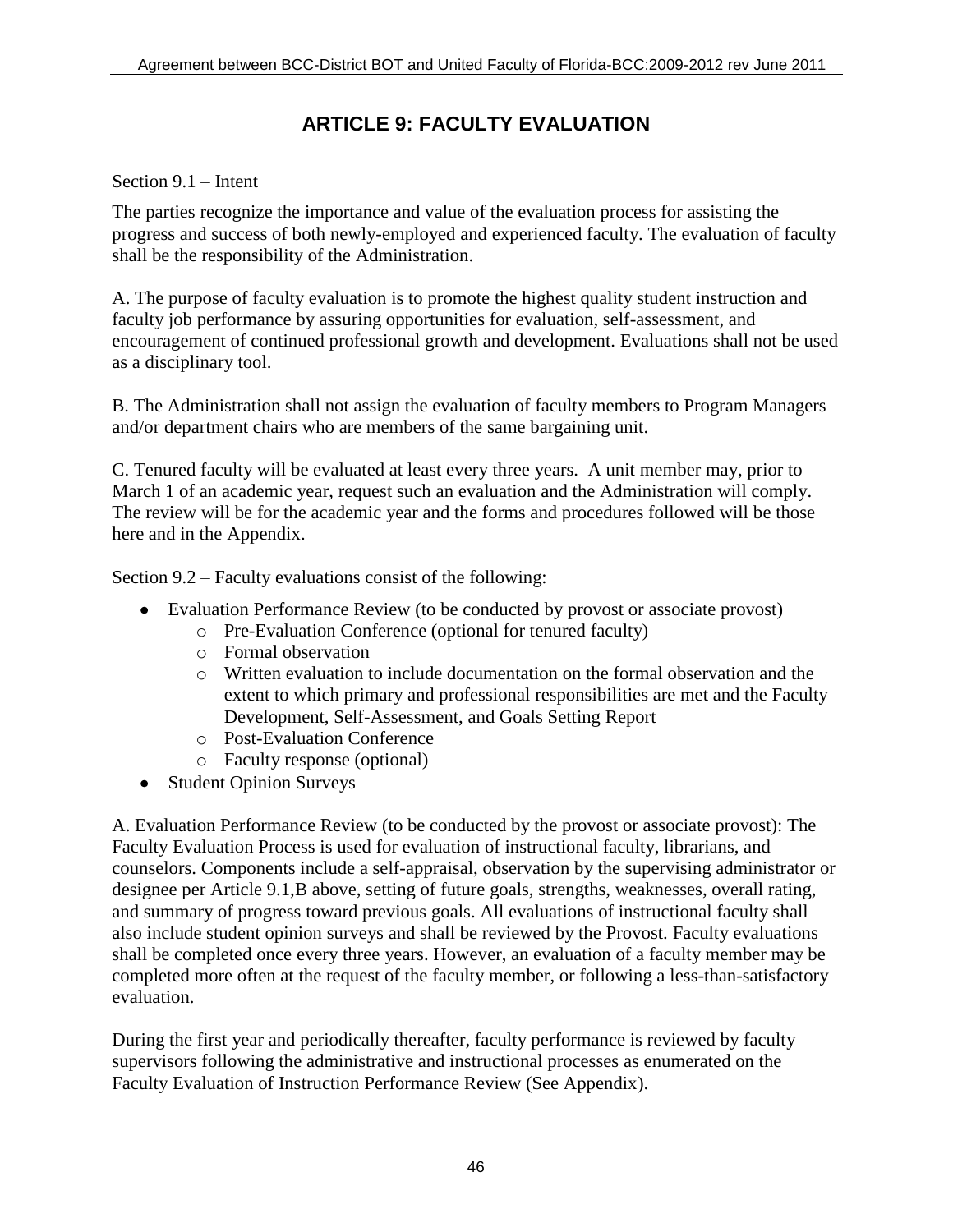# ARTICLE 9: FACULTY EVALUATION

Section 9.1 – Intent

The parties recognize the importance and value of the evaluation process for assisting the progress and success of both newly-employed and experienced faculty. The evaluation of faculty shall be the responsibility of the Administration.

A. The purpose of faculty evaluation is to promote the highest quality student instruction and faculty job performance by assuring opportunities for evaluation, self-assessment, and encouragement of continued professional growth and development. Evaluations shall not be used as a disciplinary tool.

B. The Administration shall not assign the evaluation of faculty members to Program Managers and/or department chairs who are members of the same bargaining unit.

C. Tenured faculty will be evaluated at least every three years. A unit member may, prior to March 1 of an academic year, request such an evaluation and the Administration will comply. The review will be for the academic year and the forms and procedures followed will be those here and in the Appendix.

Section 9.2 – Faculty evaluations consist of the following:

- Evaluation Performance Review (to be conducted by provost or associate provost)
  - Pre-Evaluation Conference (optional for tenured faculty)
  - Formal observation
  - Written evaluation to include documentation on the formal observation and the extent to which primary and professional responsibilities are met and the Faculty Development, Self-Assessment, and Goals Setting Report
  - Post-Evaluation Conference
  - Faculty response (optional)
- Student Opinion Surveys

A. Evaluation Performance Review (to be conducted by the provost or associate provost): The Faculty Evaluation Process is used for evaluation of instructional faculty, librarians, and counselors. Components include a self-appraisal, observation by the supervising administrator or designee per Article 9.1,B above, setting of future goals, strengths, weaknesses, overall rating, and summary of progress toward previous goals. All evaluations of instructional faculty shall also include student opinion surveys and shall be reviewed by the Provost. Faculty evaluations shall be completed once every three years. However, an evaluation of a faculty member may be completed more often at the request of the faculty member, or following a less-than-satisfactory evaluation.

During the first year and periodically thereafter, faculty performance is reviewed by faculty supervisors following the administrative and instructional processes as enumerated on the Faculty Evaluation of Instruction Performance Review (See Appendix).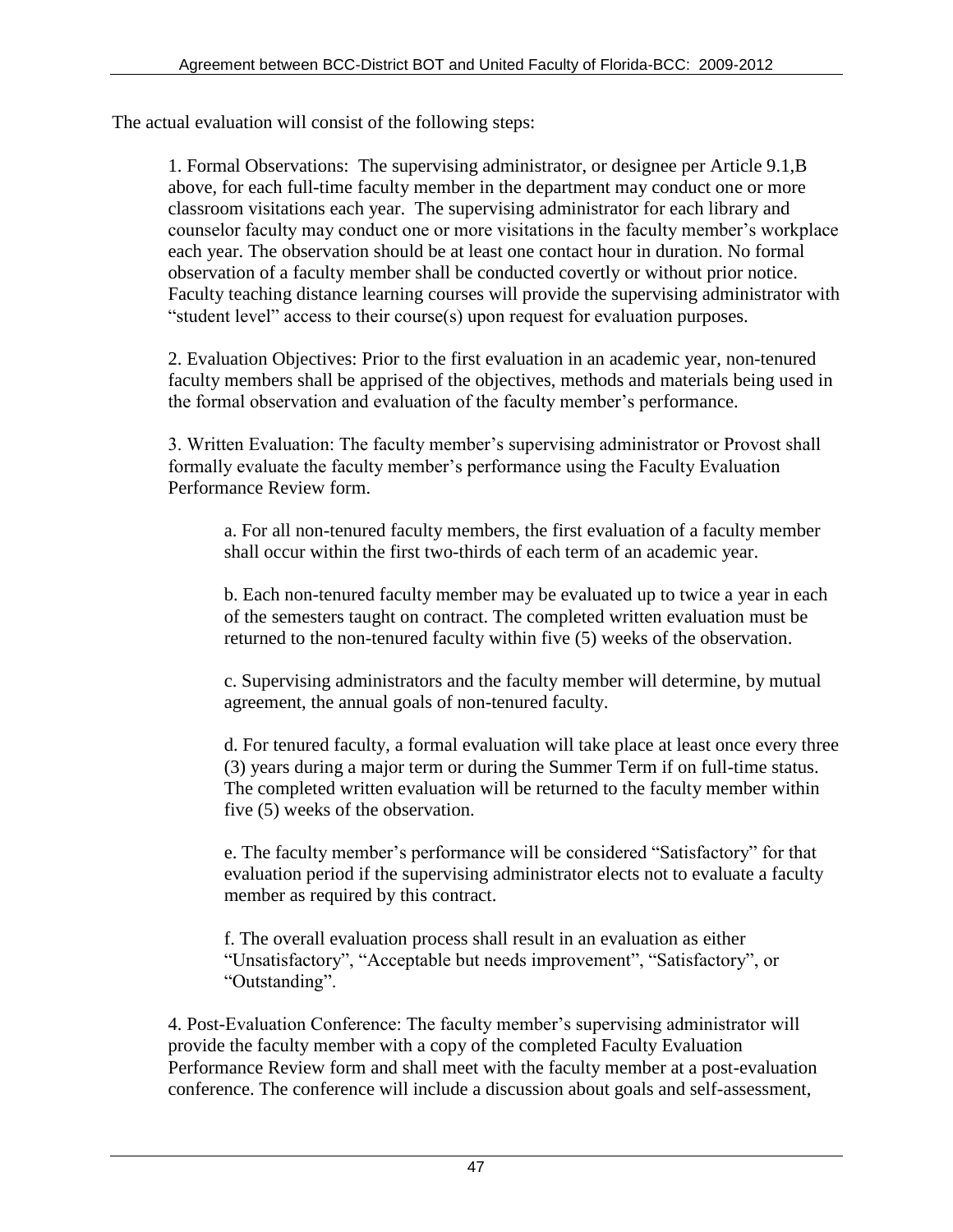The actual evaluation will consist of the following steps:

1. Formal Observations: The supervising administrator, or designee per Article 9.1,B above, for each full-time faculty member in the department may conduct one or more classroom visitations each year. The supervising administrator for each library and counselor faculty may conduct one or more visitations in the faculty member's workplace each year. The observation should be at least one contact hour in duration. No formal observation of a faculty member shall be conducted covertly or without prior notice. Faculty teaching distance learning courses will provide the supervising administrator with "student level" access to their course(s) upon request for evaluation purposes.

2. Evaluation Objectives: Prior to the first evaluation in an academic year, non-tenured faculty members shall be apprised of the objectives, methods and materials being used in the formal observation and evaluation of the faculty member's performance.

3. Written Evaluation: The faculty member's supervising administrator or Provost shall formally evaluate the faculty member's performance using the Faculty Evaluation Performance Review form.

   a. For all non-tenured faculty members, the first evaluation of a faculty member shall occur within the first two-thirds of each term of an academic year.

   b. Each non-tenured faculty member may be evaluated up to twice a year in each of the semesters taught on contract. The completed written evaluation must be returned to the non-tenured faculty within five (5) weeks of the observation.

   c. Supervising administrators and the faculty member will determine, by mutual agreement, the annual goals of non-tenured faculty.

   d. For tenured faculty, a formal evaluation will take place at least once every three (3) years during a major term or during the Summer Term if on full-time status. The completed written evaluation will be returned to the faculty member within five (5) weeks of the observation.

   e. The faculty member's performance will be considered "Satisfactory" for that evaluation period if the supervising administrator elects not to evaluate a faculty member as required by this contract.

   f. The overall evaluation process shall result in an evaluation as either "Unsatisfactory", "Acceptable but needs improvement", "Satisfactory", or "Outstanding".

4. Post-Evaluation Conference: The faculty member's supervising administrator will provide the faculty member with a copy of the completed Faculty Evaluation Performance Review form and shall meet with the faculty member at a post-evaluation conference. The conference will include a discussion about goals and self-assessment,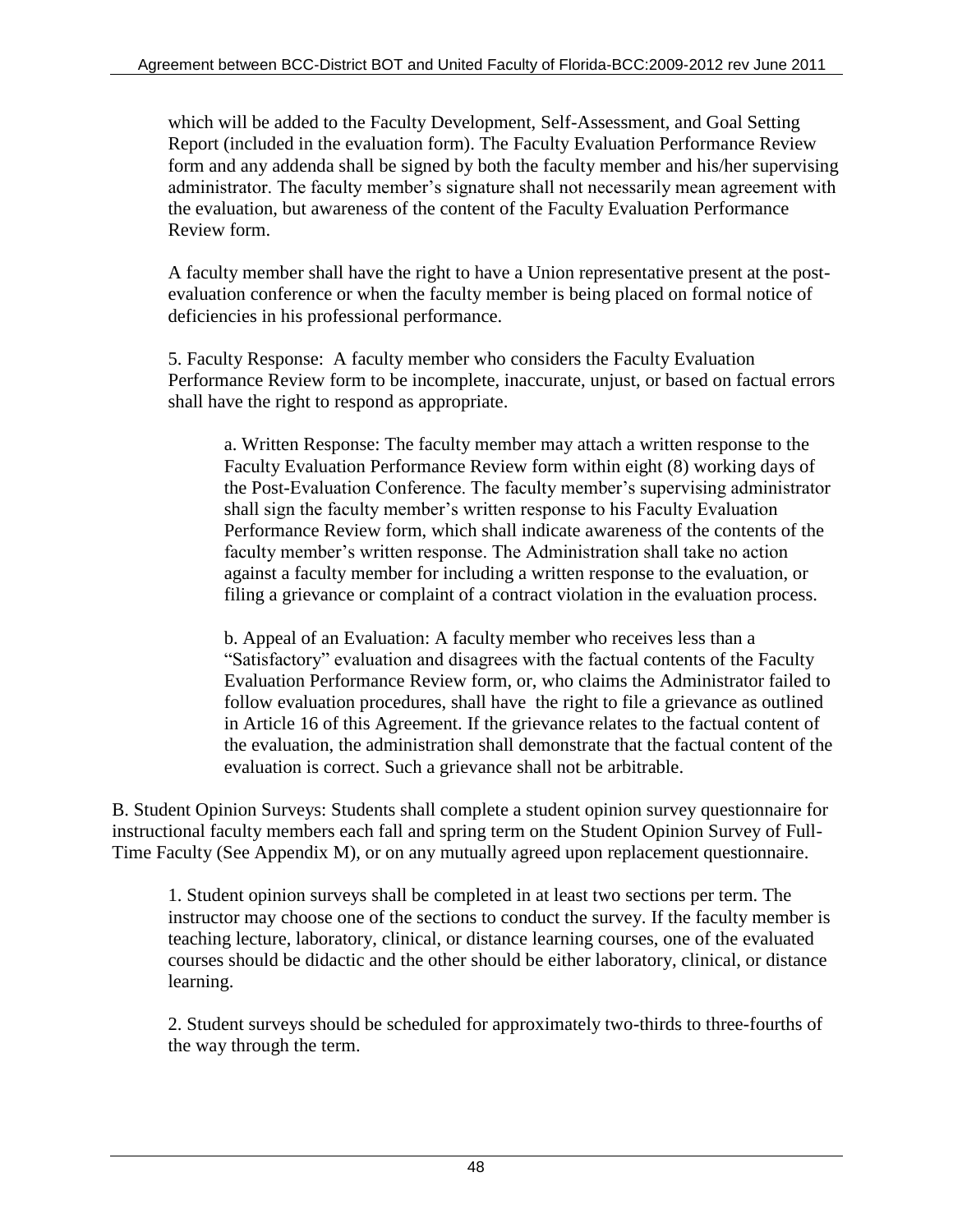which will be added to the Faculty Development, Self-Assessment, and Goal Setting Report (included in the evaluation form). The Faculty Evaluation Performance Review form and any addenda shall be signed by both the faculty member and his/her supervising administrator. The faculty member's signature shall not necessarily mean agreement with the evaluation, but awareness of the content of the Faculty Evaluation Performance Review form.

A faculty member shall have the right to have a Union representative present at the post-evaluation conference or when the faculty member is being placed on formal notice of deficiencies in his professional performance.

5. Faculty Response: A faculty member who considers the Faculty Evaluation Performance Review form to be incomplete, inaccurate, unjust, or based on factual errors shall have the right to respond as appropriate.

a. Written Response: The faculty member may attach a written response to the Faculty Evaluation Performance Review form within eight (8) working days of the Post-Evaluation Conference. The faculty member's supervising administrator shall sign the faculty member's written response to his Faculty Evaluation Performance Review form, which shall indicate awareness of the contents of the faculty member's written response. The Administration shall take no action against a faculty member for including a written response to the evaluation, or filing a grievance or complaint of a contract violation in the evaluation process.

b. Appeal of an Evaluation: A faculty member who receives less than a "Satisfactory" evaluation and disagrees with the factual contents of the Faculty Evaluation Performance Review form, or, who claims the Administrator failed to follow evaluation procedures, shall have the right to file a grievance as outlined in Article 16 of this Agreement. If the grievance relates to the factual content of the evaluation, the administration shall demonstrate that the factual content of the evaluation is correct. Such a grievance shall not be arbitrable.

B. Student Opinion Surveys: Students shall complete a student opinion survey questionnaire for instructional faculty members each fall and spring term on the Student Opinion Survey of Full-Time Faculty (See Appendix M), or on any mutually agreed upon replacement questionnaire.

1. Student opinion surveys shall be completed in at least two sections per term. The instructor may choose one of the sections to conduct the survey. If the faculty member is teaching lecture, laboratory, clinical, or distance learning courses, one of the evaluated courses should be didactic and the other should be either laboratory, clinical, or distance learning.

2. Student surveys should be scheduled for approximately two-thirds to three-fourths of the way through the term.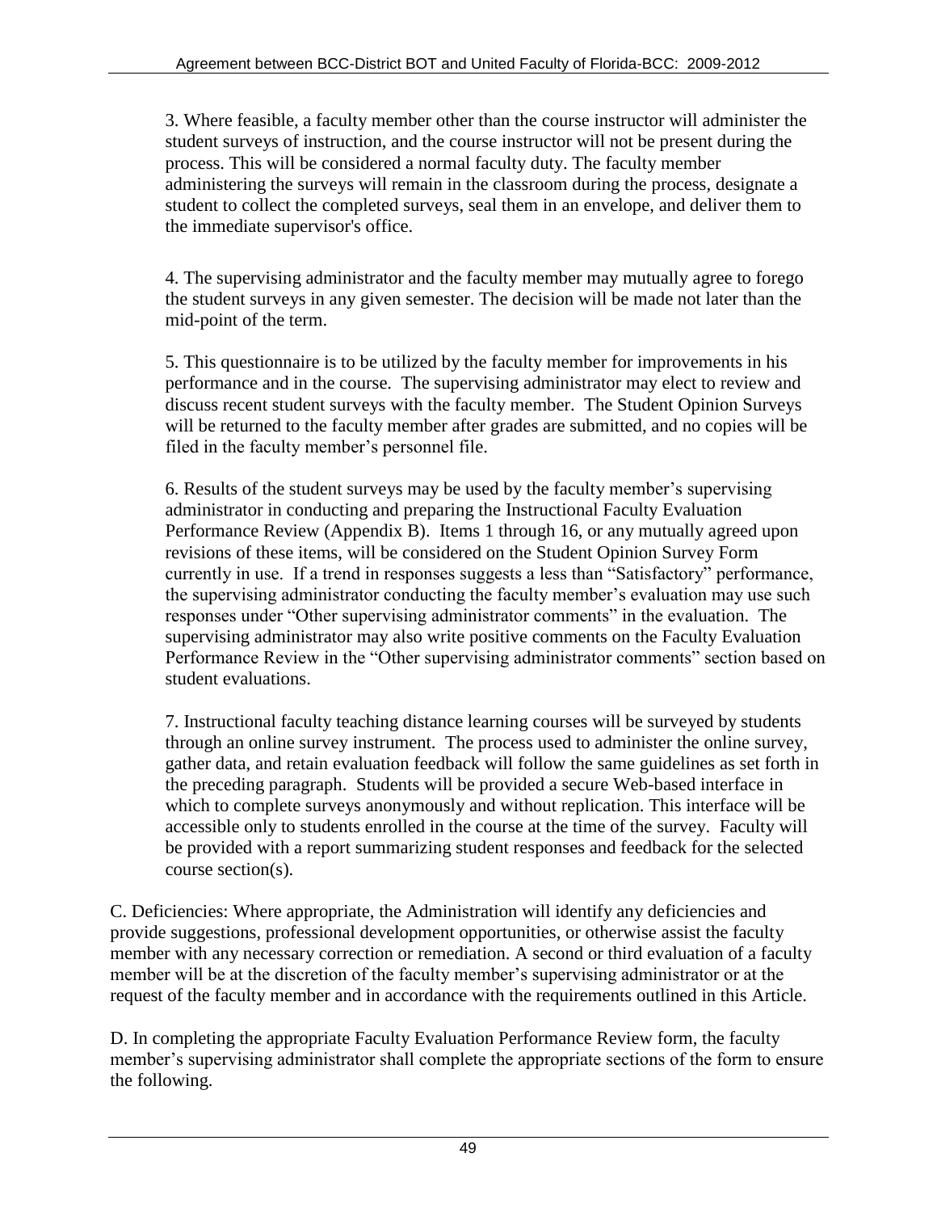3. Where feasible, a faculty member other than the course instructor will administer the student surveys of instruction, and the course instructor will not be present during the process. This will be considered a normal faculty duty. The faculty member administering the surveys will remain in the classroom during the process, designate a student to collect the completed surveys, seal them in an envelope, and deliver them to the immediate supervisor's office.

4. The supervising administrator and the faculty member may mutually agree to forego the student surveys in any given semester. The decision will be made not later than the mid-point of the term.

5. This questionnaire is to be utilized by the faculty member for improvements in his performance and in the course. The supervising administrator may elect to review and discuss recent student surveys with the faculty member. The Student Opinion Surveys will be returned to the faculty member after grades are submitted, and no copies will be filed in the faculty member's personnel file.

6. Results of the student surveys may be used by the faculty member's supervising administrator in conducting and preparing the Instructional Faculty Evaluation Performance Review (Appendix B). Items 1 through 16, or any mutually agreed upon revisions of these items, will be considered on the Student Opinion Survey Form currently in use. If a trend in responses suggests a less than "Satisfactory" performance, the supervising administrator conducting the faculty member's evaluation may use such responses under "Other supervising administrator comments" in the evaluation. The supervising administrator may also write positive comments on the Faculty Evaluation Performance Review in the "Other supervising administrator comments" section based on student evaluations.

7. Instructional faculty teaching distance learning courses will be surveyed by students through an online survey instrument. The process used to administer the online survey, gather data, and retain evaluation feedback will follow the same guidelines as set forth in the preceding paragraph. Students will be provided a secure Web-based interface in which to complete surveys anonymously and without replication. This interface will be accessible only to students enrolled in the course at the time of the survey. Faculty will be provided with a report summarizing student responses and feedback for the selected course section(s).

C. Deficiencies: Where appropriate, the Administration will identify any deficiencies and provide suggestions, professional development opportunities, or otherwise assist the faculty member with any necessary correction or remediation. A second or third evaluation of a faculty member will be at the discretion of the faculty member's supervising administrator or at the request of the faculty member and in accordance with the requirements outlined in this Article.

D. In completing the appropriate Faculty Evaluation Performance Review form, the faculty member's supervising administrator shall complete the appropriate sections of the form to ensure the following.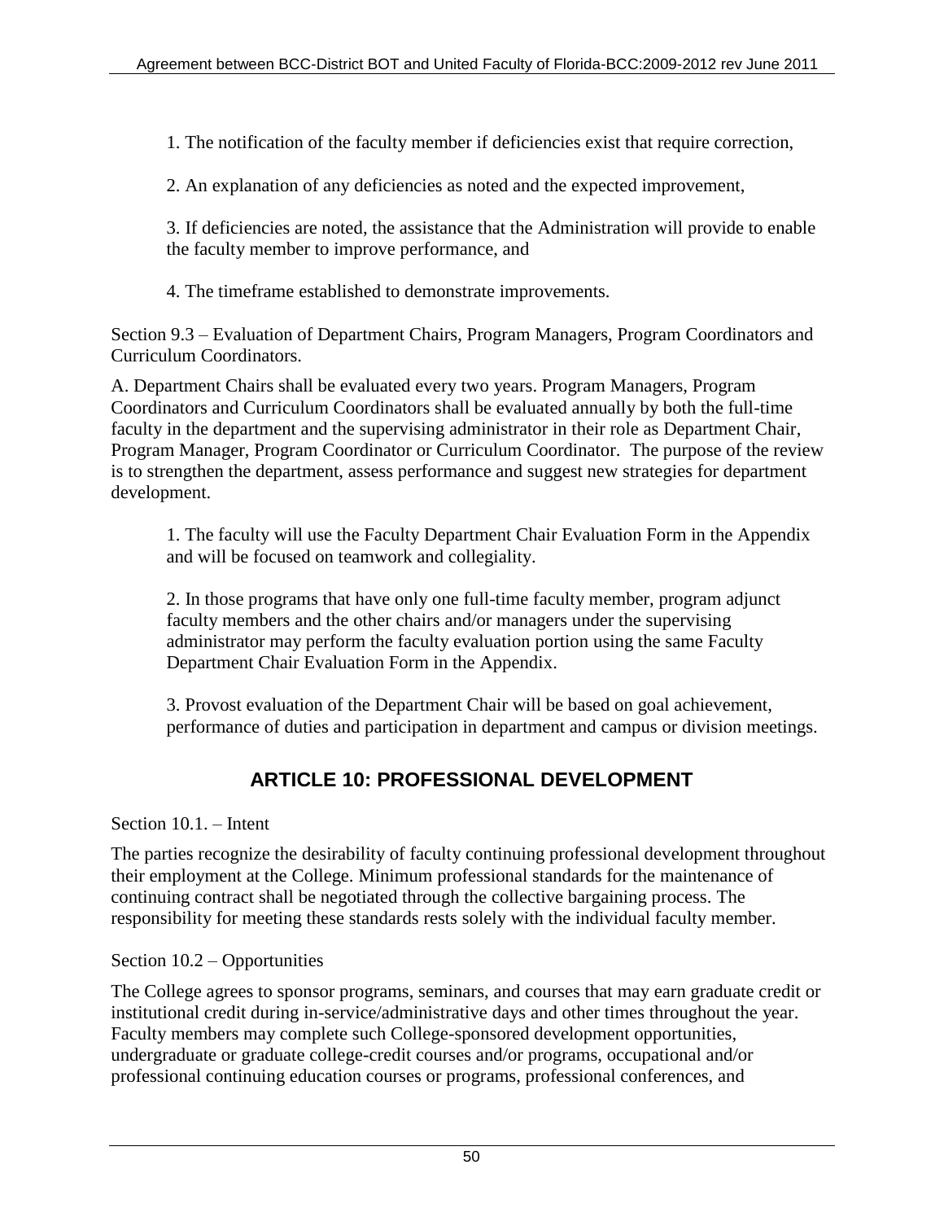1. The notification of the faculty member if deficiencies exist that require correction,

2. An explanation of any deficiencies as noted and the expected improvement,

3. If deficiencies are noted, the assistance that the Administration will provide to enable the faculty member to improve performance, and

4. The timeframe established to demonstrate improvements.

Section 9.3 – Evaluation of Department Chairs, Program Managers, Program Coordinators and Curriculum Coordinators.

A. Department Chairs shall be evaluated every two years. Program Managers, Program Coordinators and Curriculum Coordinators shall be evaluated annually by both the full-time faculty in the department and the supervising administrator in their role as Department Chair, Program Manager, Program Coordinator or Curriculum Coordinator. The purpose of the review is to strengthen the department, assess performance and suggest new strategies for department development.

1. The faculty will use the Faculty Department Chair Evaluation Form in the Appendix and will be focused on teamwork and collegiality.

2. In those programs that have only one full-time faculty member, program adjunct faculty members and the other chairs and/or managers under the supervising administrator may perform the faculty evaluation portion using the same Faculty Department Chair Evaluation Form in the Appendix.

3. Provost evaluation of the Department Chair will be based on goal achievement, performance of duties and participation in department and campus or division meetings.

## ARTICLE 10: PROFESSIONAL DEVELOPMENT

Section 10.1. – Intent

The parties recognize the desirability of faculty continuing professional development throughout their employment at the College. Minimum professional standards for the maintenance of continuing contract shall be negotiated through the collective bargaining process. The responsibility for meeting these standards rests solely with the individual faculty member.

Section 10.2 – Opportunities

The College agrees to sponsor programs, seminars, and courses that may earn graduate credit or institutional credit during in-service/administrative days and other times throughout the year. Faculty members may complete such College-sponsored development opportunities, undergraduate or graduate college-credit courses and/or programs, occupational and/or professional continuing education courses or programs, professional conferences, and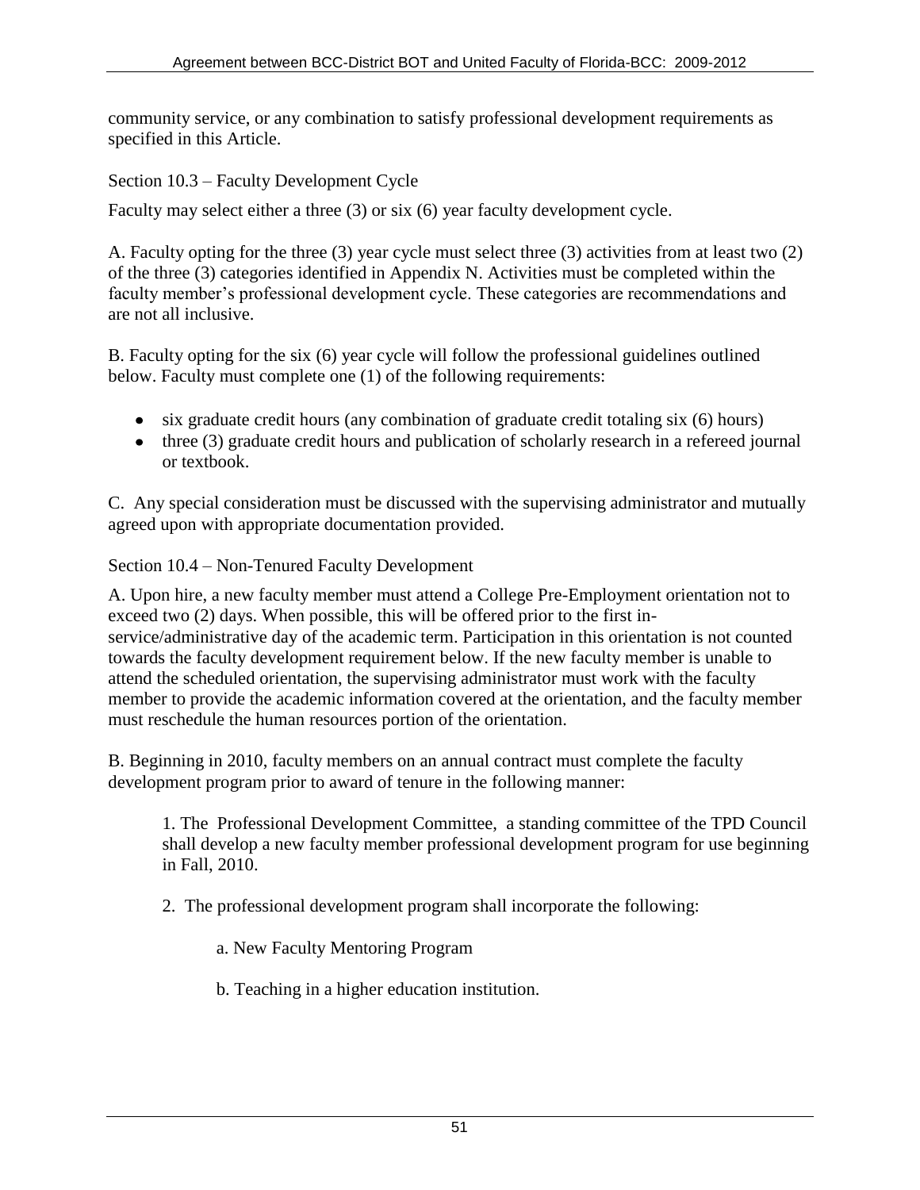community service, or any combination to satisfy professional development requirements as specified in this Article.

Section 10.3 – Faculty Development Cycle

Faculty may select either a three (3) or six (6) year faculty development cycle.

A. Faculty opting for the three (3) year cycle must select three (3) activities from at least two (2) of the three (3) categories identified in Appendix N. Activities must be completed within the faculty member's professional development cycle. These categories are recommendations and are not all inclusive.

B. Faculty opting for the six (6) year cycle will follow the professional guidelines outlined below. Faculty must complete one (1) of the following requirements:

- six graduate credit hours (any combination of graduate credit totaling six (6) hours)
- three (3) graduate credit hours and publication of scholarly research in a refereed journal or textbook.

C. Any special consideration must be discussed with the supervising administrator and mutually agreed upon with appropriate documentation provided.

Section 10.4 – Non-Tenured Faculty Development

A. Upon hire, a new faculty member must attend a College Pre-Employment orientation not to exceed two (2) days. When possible, this will be offered prior to the first in-service/administrative day of the academic term. Participation in this orientation is not counted towards the faculty development requirement below. If the new faculty member is unable to attend the scheduled orientation, the supervising administrator must work with the faculty member to provide the academic information covered at the orientation, and the faculty member must reschedule the human resources portion of the orientation.

B. Beginning in 2010, faculty members on an annual contract must complete the faculty development program prior to award of tenure in the following manner:

1. The Professional Development Committee, a standing committee of the TPD Council shall develop a new faculty member professional development program for use beginning in Fall, 2010.

2. The professional development program shall incorporate the following:

a. New Faculty Mentoring Program

b. Teaching in a higher education institution.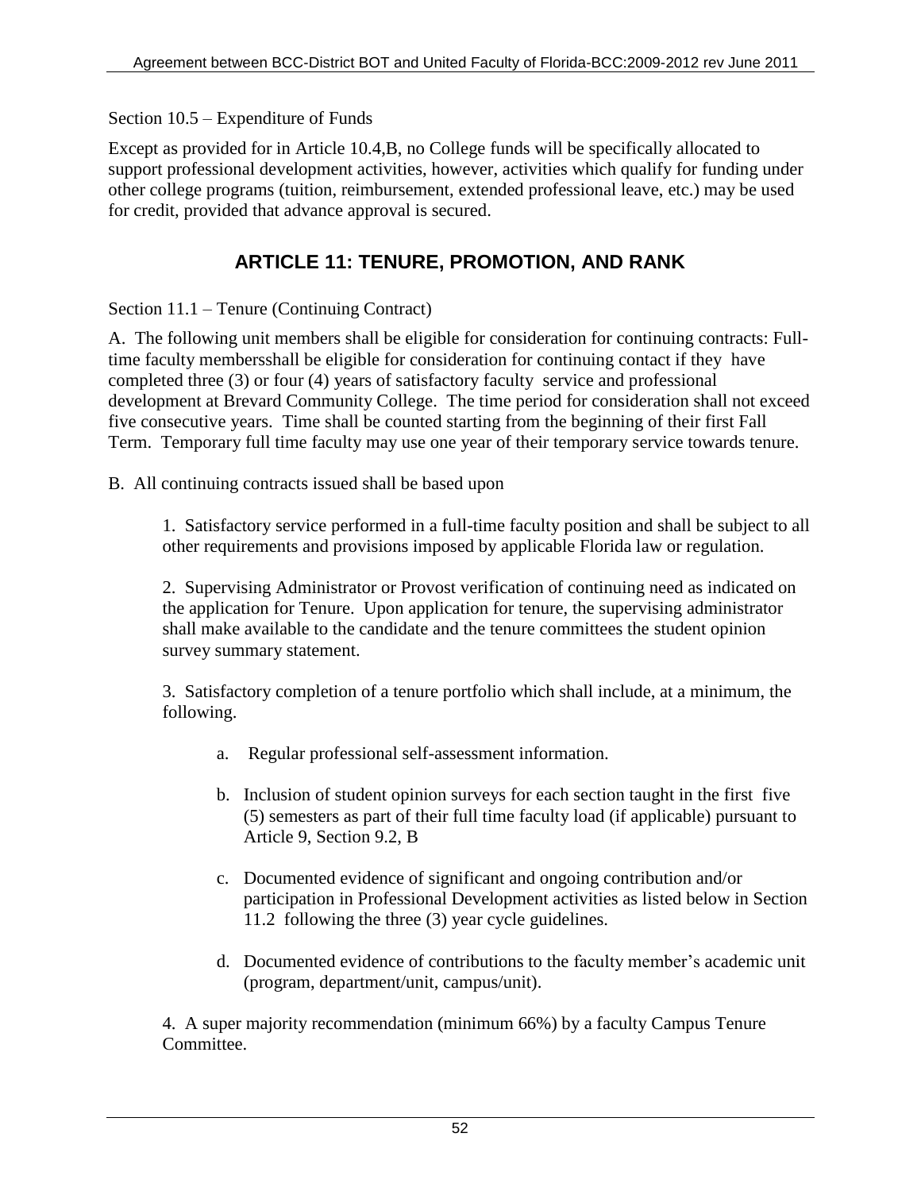Section 10.5 – Expenditure of Funds

Except as provided for in Article 10.4,B, no College funds will be specifically allocated to support professional development activities, however, activities which qualify for funding under other college programs (tuition, reimbursement, extended professional leave, etc.) may be used for credit, provided that advance approval is secured.

## ARTICLE 11: TENURE, PROMOTION, AND RANK

Section 11.1 – Tenure (Continuing Contract)

A. The following unit members shall be eligible for consideration for continuing contracts: Full-time faculty membersshall be eligible for consideration for continuing contact if they have completed three (3) or four (4) years of satisfactory faculty service and professional development at Brevard Community College. The time period for consideration shall not exceed five consecutive years. Time shall be counted starting from the beginning of their first Fall Term. Temporary full time faculty may use one year of their temporary service towards tenure.

B. All continuing contracts issued shall be based upon

1. Satisfactory service performed in a full-time faculty position and shall be subject to all other requirements and provisions imposed by applicable Florida law or regulation.

2. Supervising Administrator or Provost verification of continuing need as indicated on the application for Tenure. Upon application for tenure, the supervising administrator shall make available to the candidate and the tenure committees the student opinion survey summary statement.

3. Satisfactory completion of a tenure portfolio which shall include, at a minimum, the following.

a. Regular professional self-assessment information.

b. Inclusion of student opinion surveys for each section taught in the first five (5) semesters as part of their full time faculty load (if applicable) pursuant to Article 9, Section 9.2, B

c. Documented evidence of significant and ongoing contribution and/or participation in Professional Development activities as listed below in Section 11.2 following the three (3) year cycle guidelines.

d. Documented evidence of contributions to the faculty member's academic unit (program, department/unit, campus/unit).

4. A super majority recommendation (minimum 66%) by a faculty Campus Tenure Committee.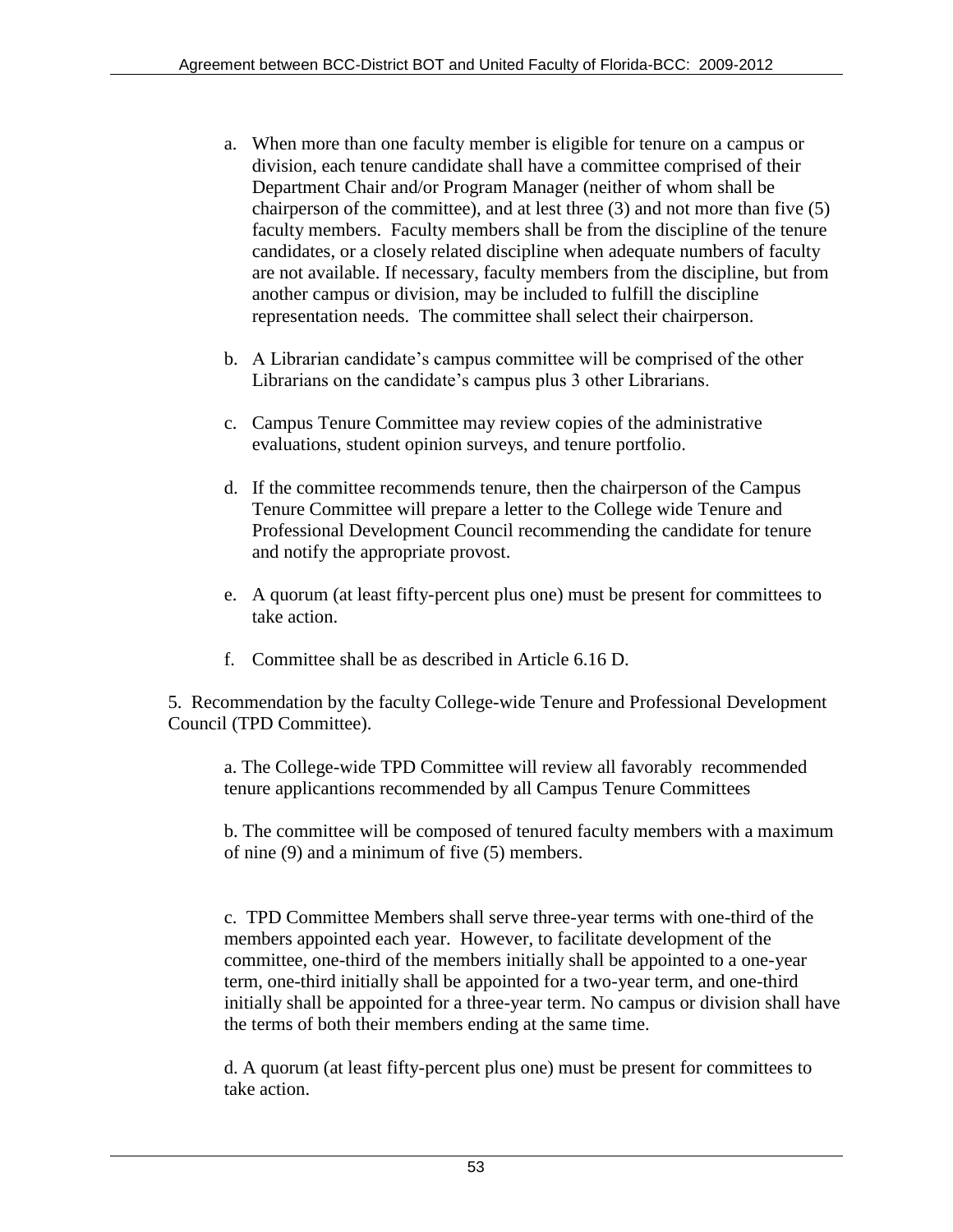a. When more than one faculty member is eligible for tenure on a campus or division, each tenure candidate shall have a committee comprised of their Department Chair and/or Program Manager (neither of whom shall be chairperson of the committee), and at lest three (3) and not more than five (5) faculty members. Faculty members shall be from the discipline of the tenure candidates, or a closely related discipline when adequate numbers of faculty are not available. If necessary, faculty members from the discipline, but from another campus or division, may be included to fulfill the discipline representation needs. The committee shall select their chairperson.

b. A Librarian candidate's campus committee will be comprised of the other Librarians on the candidate's campus plus 3 other Librarians.

c. Campus Tenure Committee may review copies of the administrative evaluations, student opinion surveys, and tenure portfolio.

d. If the committee recommends tenure, then the chairperson of the Campus Tenure Committee will prepare a letter to the College wide Tenure and Professional Development Council recommending the candidate for tenure and notify the appropriate provost.

e. A quorum (at least fifty-percent plus one) must be present for committees to take action.

f. Committee shall be as described in Article 6.16 D.

5. Recommendation by the faculty College-wide Tenure and Professional Development Council (TPD Committee).

a. The College-wide TPD Committee will review all favorably recommended tenure applicantions recommended by all Campus Tenure Committees

b. The committee will be composed of tenured faculty members with a maximum of nine (9) and a minimum of five (5) members.

c. TPD Committee Members shall serve three-year terms with one-third of the members appointed each year. However, to facilitate development of the committee, one-third of the members initially shall be appointed to a one-year term, one-third initially shall be appointed for a two-year term, and one-third initially shall be appointed for a three-year term. No campus or division shall have the terms of both their members ending at the same time.

d. A quorum (at least fifty-percent plus one) must be present for committees to take action.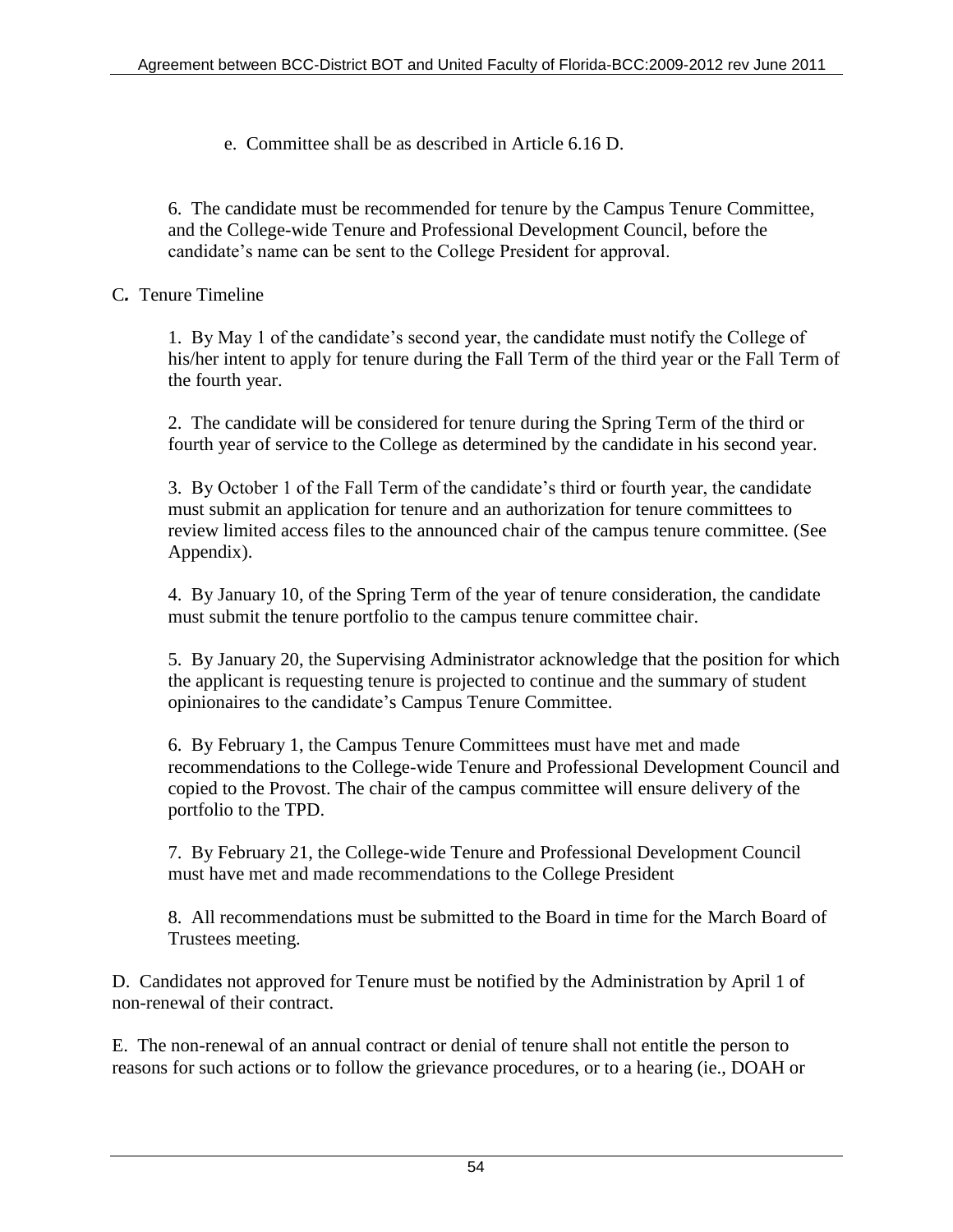e. Committee shall be as described in Article 6.16 D.

6. The candidate must be recommended for tenure by the Campus Tenure Committee, and the College-wide Tenure and Professional Development Council, before the candidate's name can be sent to the College President for approval.

C. Tenure Timeline

1. By May 1 of the candidate's second year, the candidate must notify the College of his/her intent to apply for tenure during the Fall Term of the third year or the Fall Term of the fourth year.

2. The candidate will be considered for tenure during the Spring Term of the third or fourth year of service to the College as determined by the candidate in his second year.

3. By October 1 of the Fall Term of the candidate's third or fourth year, the candidate must submit an application for tenure and an authorization for tenure committees to review limited access files to the announced chair of the campus tenure committee. (See Appendix).

4. By January 10, of the Spring Term of the year of tenure consideration, the candidate must submit the tenure portfolio to the campus tenure committee chair.

5. By January 20, the Supervising Administrator acknowledge that the position for which the applicant is requesting tenure is projected to continue and the summary of student opinionaires to the candidate's Campus Tenure Committee.

6. By February 1, the Campus Tenure Committees must have met and made recommendations to the College-wide Tenure and Professional Development Council and copied to the Provost. The chair of the campus committee will ensure delivery of the portfolio to the TPD.

7. By February 21, the College-wide Tenure and Professional Development Council must have met and made recommendations to the College President

8. All recommendations must be submitted to the Board in time for the March Board of Trustees meeting.

D. Candidates not approved for Tenure must be notified by the Administration by April 1 of non-renewal of their contract.

E. The non-renewal of an annual contract or denial of tenure shall not entitle the person to reasons for such actions or to follow the grievance procedures, or to a hearing (ie., DOAH or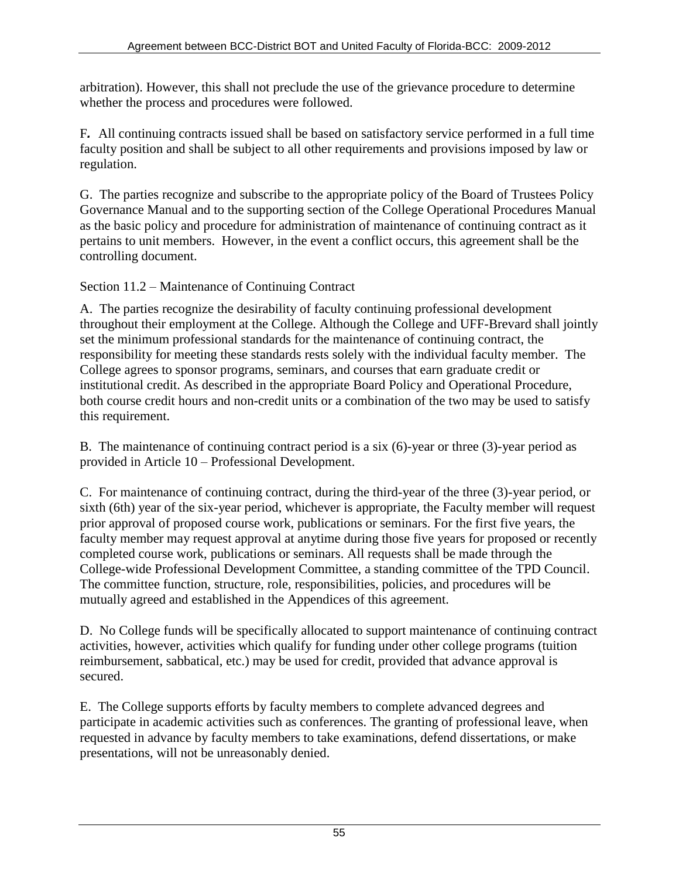arbitration). However, this shall not preclude the use of the grievance procedure to determine whether the process and procedures were followed.

F. All continuing contracts issued shall be based on satisfactory service performed in a full time faculty position and shall be subject to all other requirements and provisions imposed by law or regulation.

G. The parties recognize and subscribe to the appropriate policy of the Board of Trustees Policy Governance Manual and to the supporting section of the College Operational Procedures Manual as the basic policy and procedure for administration of maintenance of continuing contract as it pertains to unit members. However, in the event a conflict occurs, this agreement shall be the controlling document.

## Section 11.2 – Maintenance of Continuing Contract

A. The parties recognize the desirability of faculty continuing professional development throughout their employment at the College. Although the College and UFF-Brevard shall jointly set the minimum professional standards for the maintenance of continuing contract, the responsibility for meeting these standards rests solely with the individual faculty member. The College agrees to sponsor programs, seminars, and courses that earn graduate credit or institutional credit. As described in the appropriate Board Policy and Operational Procedure, both course credit hours and non-credit units or a combination of the two may be used to satisfy this requirement.

B. The maintenance of continuing contract period is a six (6)-year or three (3)-year period as provided in Article 10 – Professional Development.

C. For maintenance of continuing contract, during the third-year of the three (3)-year period, or sixth (6th) year of the six-year period, whichever is appropriate, the Faculty member will request prior approval of proposed course work, publications or seminars. For the first five years, the faculty member may request approval at anytime during those five years for proposed or recently completed course work, publications or seminars. All requests shall be made through the College-wide Professional Development Committee, a standing committee of the TPD Council. The committee function, structure, role, responsibilities, policies, and procedures will be mutually agreed and established in the Appendices of this agreement.

D. No College funds will be specifically allocated to support maintenance of continuing contract activities, however, activities which qualify for funding under other college programs (tuition reimbursement, sabbatical, etc.) may be used for credit, provided that advance approval is secured.

E. The College supports efforts by faculty members to complete advanced degrees and participate in academic activities such as conferences. The granting of professional leave, when requested in advance by faculty members to take examinations, defend dissertations, or make presentations, will not be unreasonably denied.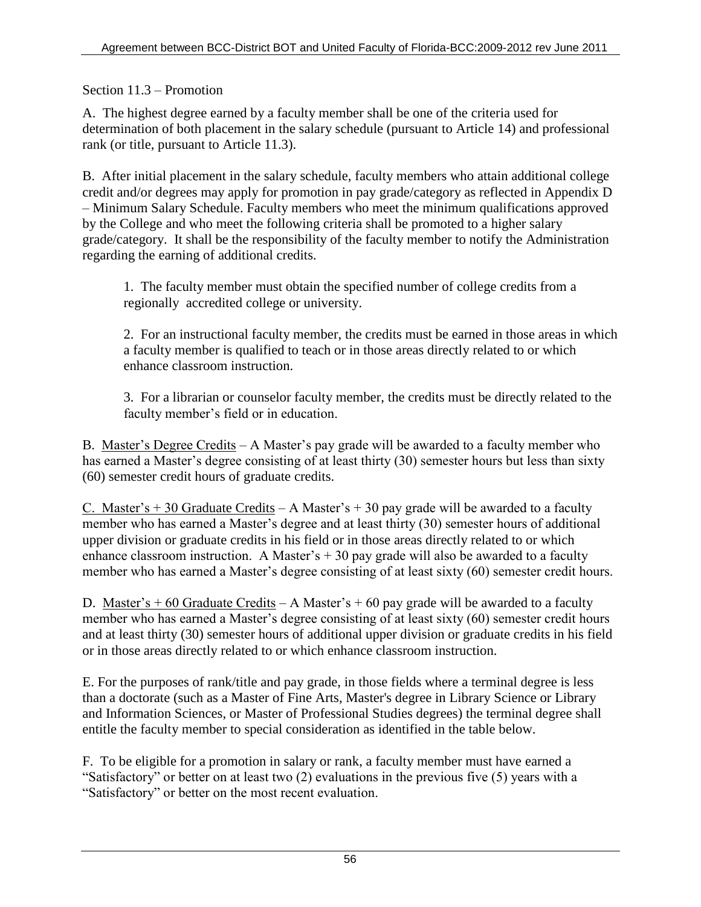Section 11.3 – Promotion

A. The highest degree earned by a faculty member shall be one of the criteria used for determination of both placement in the salary schedule (pursuant to Article 14) and professional rank (or title, pursuant to Article 11.3).

B. After initial placement in the salary schedule, faculty members who attain additional college credit and/or degrees may apply for promotion in pay grade/category as reflected in Appendix D – Minimum Salary Schedule. Faculty members who meet the minimum qualifications approved by the College and who meet the following criteria shall be promoted to a higher salary grade/category. It shall be the responsibility of the faculty member to notify the Administration regarding the earning of additional credits.

1. The faculty member must obtain the specified number of college credits from a regionally accredited college or university.

2. For an instructional faculty member, the credits must be earned in those areas in which a faculty member is qualified to teach or in those areas directly related to or which enhance classroom instruction.

3. For a librarian or counselor faculty member, the credits must be directly related to the faculty member's field or in education.

B. <u>Master's Degree Credits</u> – A Master's pay grade will be awarded to a faculty member who has earned a Master's degree consisting of at least thirty (30) semester hours but less than sixty (60) semester credit hours of graduate credits.

C. <u>Master's + 30 Graduate Credits</u> – A Master's + 30 pay grade will be awarded to a faculty member who has earned a Master's degree and at least thirty (30) semester hours of additional upper division or graduate credits in his field or in those areas directly related to or which enhance classroom instruction. A Master's + 30 pay grade will also be awarded to a faculty member who has earned a Master's degree consisting of at least sixty (60) semester credit hours.

D. <u>Master's + 60 Graduate Credits</u> – A Master's + 60 pay grade will be awarded to a faculty member who has earned a Master's degree consisting of at least sixty (60) semester credit hours and at least thirty (30) semester hours of additional upper division or graduate credits in his field or in those areas directly related to or which enhance classroom instruction.

E. For the purposes of rank/title and pay grade, in those fields where a terminal degree is less than a doctorate (such as a Master of Fine Arts, Master's degree in Library Science or Library and Information Sciences, or Master of Professional Studies degrees) the terminal degree shall entitle the faculty member to special consideration as identified in the table below.

F. To be eligible for a promotion in salary or rank, a faculty member must have earned a "Satisfactory" or better on at least two (2) evaluations in the previous five (5) years with a "Satisfactory" or better on the most recent evaluation.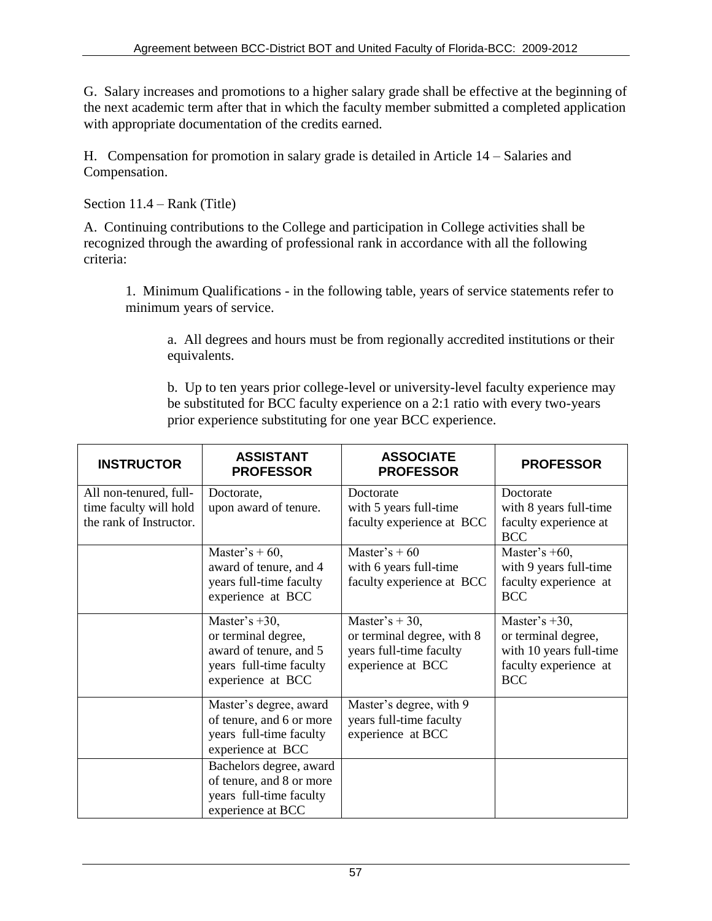G. Salary increases and promotions to a higher salary grade shall be effective at the beginning of the next academic term after that in which the faculty member submitted a completed application with appropriate documentation of the credits earned.

H. Compensation for promotion in salary grade is detailed in Article 14 – Salaries and Compensation.

Section 11.4 – Rank (Title)

A. Continuing contributions to the College and participation in College activities shall be recognized through the awarding of professional rank in accordance with all the following criteria:

1. Minimum Qualifications - in the following table, years of service statements refer to minimum years of service.

a. All degrees and hours must be from regionally accredited institutions or their equivalents.

b. Up to ten years prior college-level or university-level faculty experience may be substituted for BCC faculty experience on a 2:1 ratio with every two-years prior experience substituting for one year BCC experience.

| INSTRUCTOR | ASSISTANT PROFESSOR | ASSOCIATE PROFESSOR | PROFESSOR |
|---|---|---|---|
| All non-tenured, full-time faculty will hold the rank of Instructor. | Doctorate, upon award of tenure. | Doctorate with 5 years full-time faculty experience at BCC | Doctorate with 8 years full-time faculty experience at BCC |
| | Master's + 60, award of tenure, and 4 years full-time faculty experience at BCC | Master's + 60 with 6 years full-time faculty experience at BCC | Master's +60, with 9 years full-time faculty experience at BCC |
| | Master's +30, or terminal degree, award of tenure, and 5 years full-time faculty experience at BCC | Master's + 30, or terminal degree, with 8 years full-time faculty experience at BCC | Master's +30, or terminal degree, with 10 years full-time faculty experience at BCC |
| | Master's degree, award of tenure, and 6 or more years full-time faculty experience at BCC | Master's degree, with 9 years full-time faculty experience at BCC | |
| | Bachelors degree, award of tenure, and 8 or more years full-time faculty experience at BCC | | |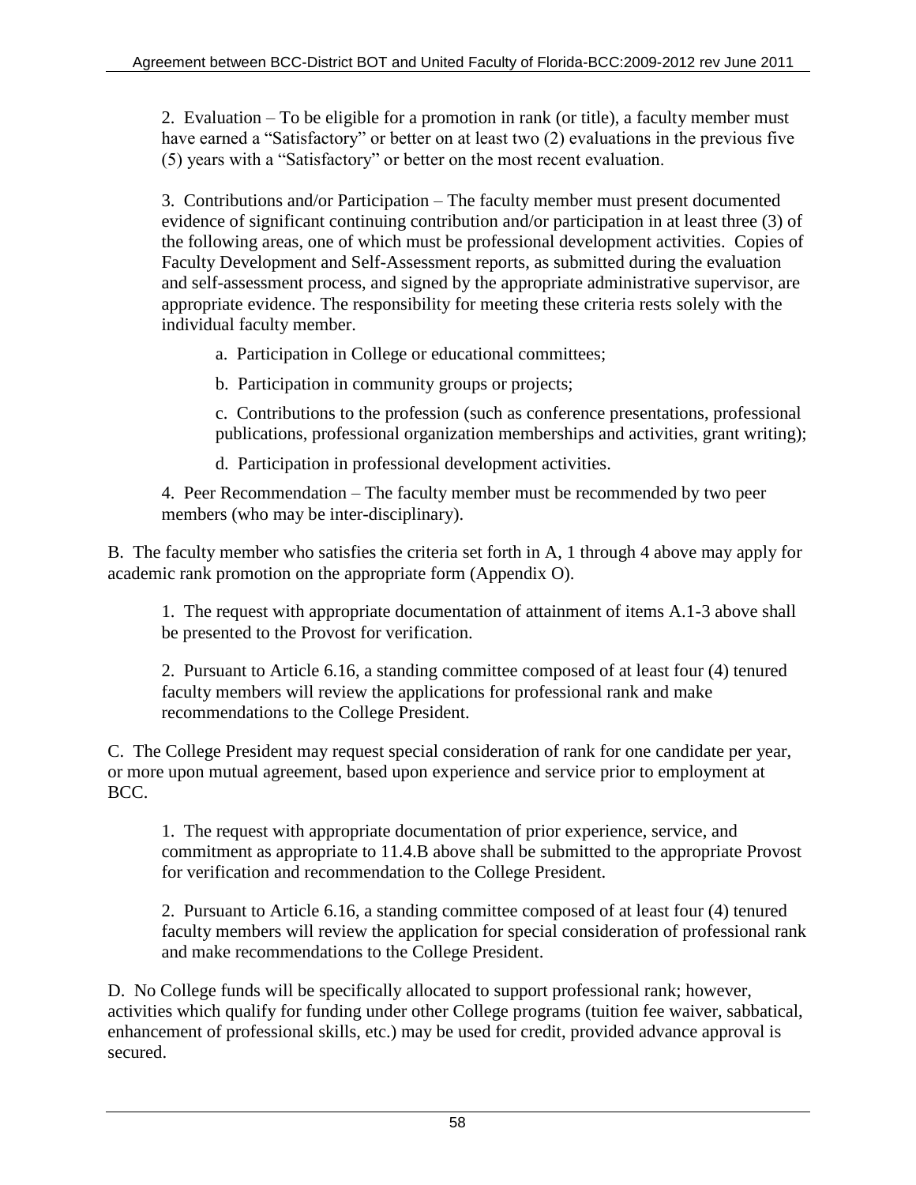2. Evaluation – To be eligible for a promotion in rank (or title), a faculty member must have earned a "Satisfactory" or better on at least two (2) evaluations in the previous five (5) years with a "Satisfactory" or better on the most recent evaluation.

3. Contributions and/or Participation – The faculty member must present documented evidence of significant continuing contribution and/or participation in at least three (3) of the following areas, one of which must be professional development activities. Copies of Faculty Development and Self-Assessment reports, as submitted during the evaluation and self-assessment process, and signed by the appropriate administrative supervisor, are appropriate evidence. The responsibility for meeting these criteria rests solely with the individual faculty member.

a. Participation in College or educational committees;

b. Participation in community groups or projects;

c. Contributions to the profession (such as conference presentations, professional publications, professional organization memberships and activities, grant writing);

d. Participation in professional development activities.

4. Peer Recommendation – The faculty member must be recommended by two peer members (who may be inter-disciplinary).

B. The faculty member who satisfies the criteria set forth in A, 1 through 4 above may apply for academic rank promotion on the appropriate form (Appendix O).

1. The request with appropriate documentation of attainment of items A.1-3 above shall be presented to the Provost for verification.

2. Pursuant to Article 6.16, a standing committee composed of at least four (4) tenured faculty members will review the applications for professional rank and make recommendations to the College President.

C. The College President may request special consideration of rank for one candidate per year, or more upon mutual agreement, based upon experience and service prior to employment at BCC.

1. The request with appropriate documentation of prior experience, service, and commitment as appropriate to 11.4.B above shall be submitted to the appropriate Provost for verification and recommendation to the College President.

2. Pursuant to Article 6.16, a standing committee composed of at least four (4) tenured faculty members will review the application for special consideration of professional rank and make recommendations to the College President.

D. No College funds will be specifically allocated to support professional rank; however, activities which qualify for funding under other College programs (tuition fee waiver, sabbatical, enhancement of professional skills, etc.) may be used for credit, provided advance approval is secured.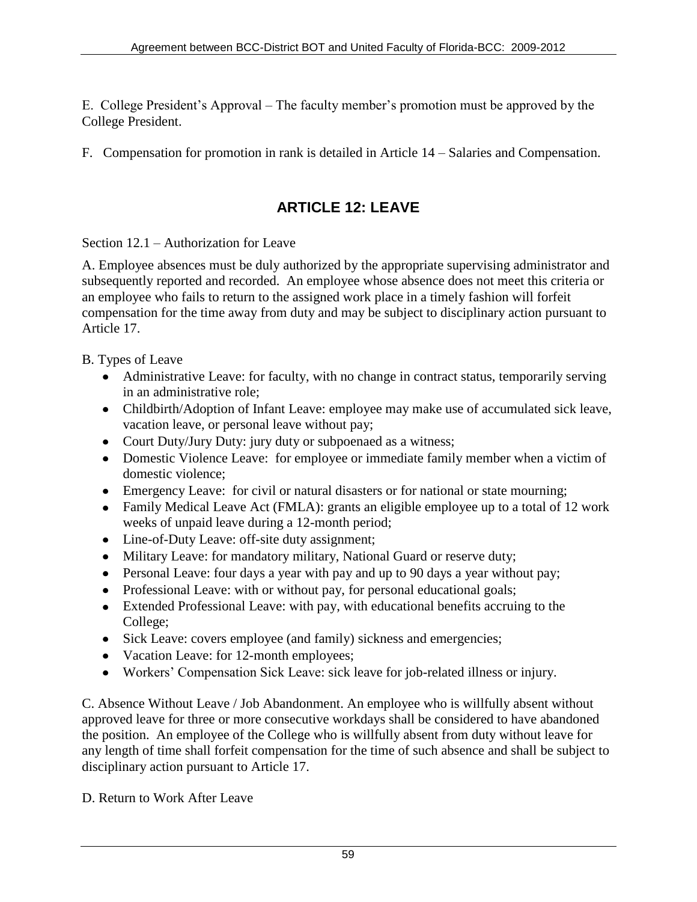E. College President's Approval – The faculty member's promotion must be approved by the College President.

F. Compensation for promotion in rank is detailed in Article 14 – Salaries and Compensation.

# ARTICLE 12: LEAVE

Section 12.1 – Authorization for Leave

A. Employee absences must be duly authorized by the appropriate supervising administrator and subsequently reported and recorded. An employee whose absence does not meet this criteria or an employee who fails to return to the assigned work place in a timely fashion will forfeit compensation for the time away from duty and may be subject to disciplinary action pursuant to Article 17.

B. Types of Leave

- Administrative Leave: for faculty, with no change in contract status, temporarily serving in an administrative role;
- Childbirth/Adoption of Infant Leave: employee may make use of accumulated sick leave, vacation leave, or personal leave without pay;
- Court Duty/Jury Duty: jury duty or subpoenaed as a witness;
- Domestic Violence Leave: for employee or immediate family member when a victim of domestic violence;
- Emergency Leave: for civil or natural disasters or for national or state mourning;
- Family Medical Leave Act (FMLA): grants an eligible employee up to a total of 12 work weeks of unpaid leave during a 12-month period;
- Line-of-Duty Leave: off-site duty assignment;
- Military Leave: for mandatory military, National Guard or reserve duty;
- Personal Leave: four days a year with pay and up to 90 days a year without pay;
- Professional Leave: with or without pay, for personal educational goals;
- Extended Professional Leave: with pay, with educational benefits accruing to the College;
- Sick Leave: covers employee (and family) sickness and emergencies;
- Vacation Leave: for 12-month employees;
- Workers' Compensation Sick Leave: sick leave for job-related illness or injury.

C. Absence Without Leave / Job Abandonment. An employee who is willfully absent without approved leave for three or more consecutive workdays shall be considered to have abandoned the position. An employee of the College who is willfully absent from duty without leave for any length of time shall forfeit compensation for the time of such absence and shall be subject to disciplinary action pursuant to Article 17.

D. Return to Work After Leave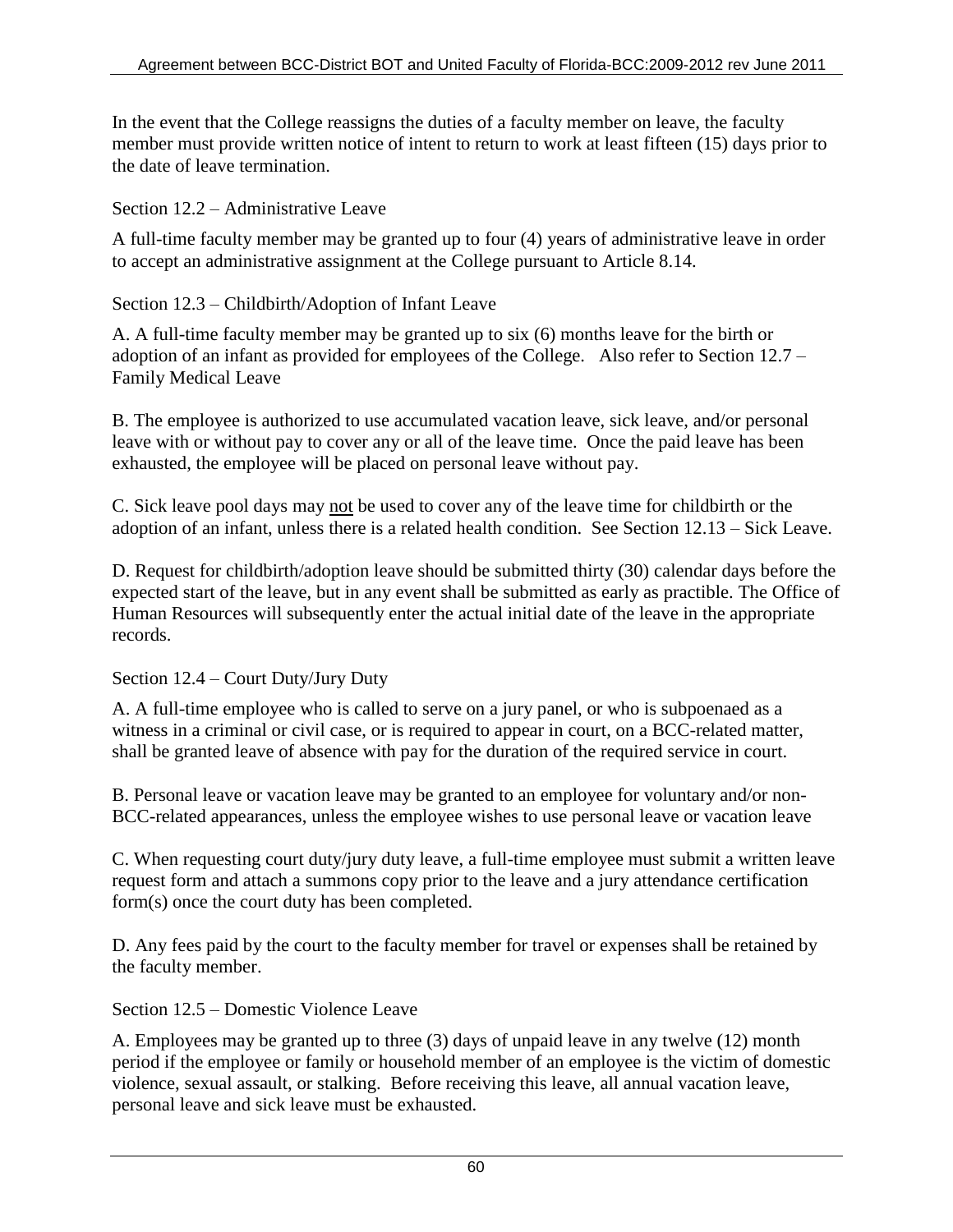In the event that the College reassigns the duties of a faculty member on leave, the faculty member must provide written notice of intent to return to work at least fifteen (15) days prior to the date of leave termination.

### Section 12.2 – Administrative Leave

A full-time faculty member may be granted up to four (4) years of administrative leave in order to accept an administrative assignment at the College pursuant to Article 8.14.

### Section 12.3 – Childbirth/Adoption of Infant Leave

A. A full-time faculty member may be granted up to six (6) months leave for the birth or adoption of an infant as provided for employees of the College. Also refer to Section 12.7 – Family Medical Leave

B. The employee is authorized to use accumulated vacation leave, sick leave, and/or personal leave with or without pay to cover any or all of the leave time. Once the paid leave has been exhausted, the employee will be placed on personal leave without pay.

C. Sick leave pool days may <u>not</u> be used to cover any of the leave time for childbirth or the adoption of an infant, unless there is a related health condition. See Section 12.13 – Sick Leave.

D. Request for childbirth/adoption leave should be submitted thirty (30) calendar days before the expected start of the leave, but in any event shall be submitted as early as practible. The Office of Human Resources will subsequently enter the actual initial date of the leave in the appropriate records.

### Section 12.4 – Court Duty/Jury Duty

A. A full-time employee who is called to serve on a jury panel, or who is subpoenaed as a witness in a criminal or civil case, or is required to appear in court, on a BCC-related matter, shall be granted leave of absence with pay for the duration of the required service in court.

B. Personal leave or vacation leave may be granted to an employee for voluntary and/or non-BCC-related appearances, unless the employee wishes to use personal leave or vacation leave

C. When requesting court duty/jury duty leave, a full-time employee must submit a written leave request form and attach a summons copy prior to the leave and a jury attendance certification form(s) once the court duty has been completed.

D. Any fees paid by the court to the faculty member for travel or expenses shall be retained by the faculty member.

### Section 12.5 – Domestic Violence Leave

A. Employees may be granted up to three (3) days of unpaid leave in any twelve (12) month period if the employee or family or household member of an employee is the victim of domestic violence, sexual assault, or stalking. Before receiving this leave, all annual vacation leave, personal leave and sick leave must be exhausted.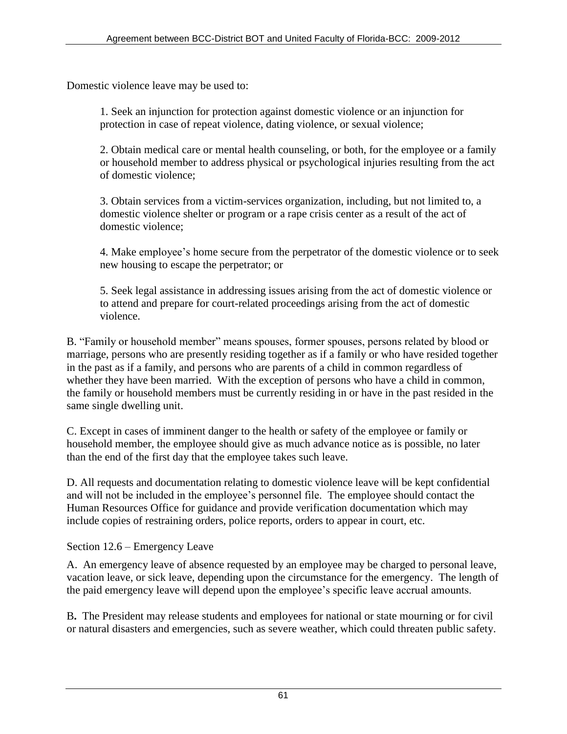Domestic violence leave may be used to:

1. Seek an injunction for protection against domestic violence or an injunction for protection in case of repeat violence, dating violence, or sexual violence;

2. Obtain medical care or mental health counseling, or both, for the employee or a family or household member to address physical or psychological injuries resulting from the act of domestic violence;

3. Obtain services from a victim-services organization, including, but not limited to, a domestic violence shelter or program or a rape crisis center as a result of the act of domestic violence;

4. Make employee's home secure from the perpetrator of the domestic violence or to seek new housing to escape the perpetrator; or

5. Seek legal assistance in addressing issues arising from the act of domestic violence or to attend and prepare for court-related proceedings arising from the act of domestic violence.

B. "Family or household member" means spouses, former spouses, persons related by blood or marriage, persons who are presently residing together as if a family or who have resided together in the past as if a family, and persons who are parents of a child in common regardless of whether they have been married. With the exception of persons who have a child in common, the family or household members must be currently residing in or have in the past resided in the same single dwelling unit.

C. Except in cases of imminent danger to the health or safety of the employee or family or household member, the employee should give as much advance notice as is possible, no later than the end of the first day that the employee takes such leave.

D. All requests and documentation relating to domestic violence leave will be kept confidential and will not be included in the employee's personnel file. The employee should contact the Human Resources Office for guidance and provide verification documentation which may include copies of restraining orders, police reports, orders to appear in court, etc.

Section 12.6 – Emergency Leave

A. An emergency leave of absence requested by an employee may be charged to personal leave, vacation leave, or sick leave, depending upon the circumstance for the emergency. The length of the paid emergency leave will depend upon the employee's specific leave accrual amounts.

B**.** The President may release students and employees for national or state mourning or for civil or natural disasters and emergencies, such as severe weather, which could threaten public safety.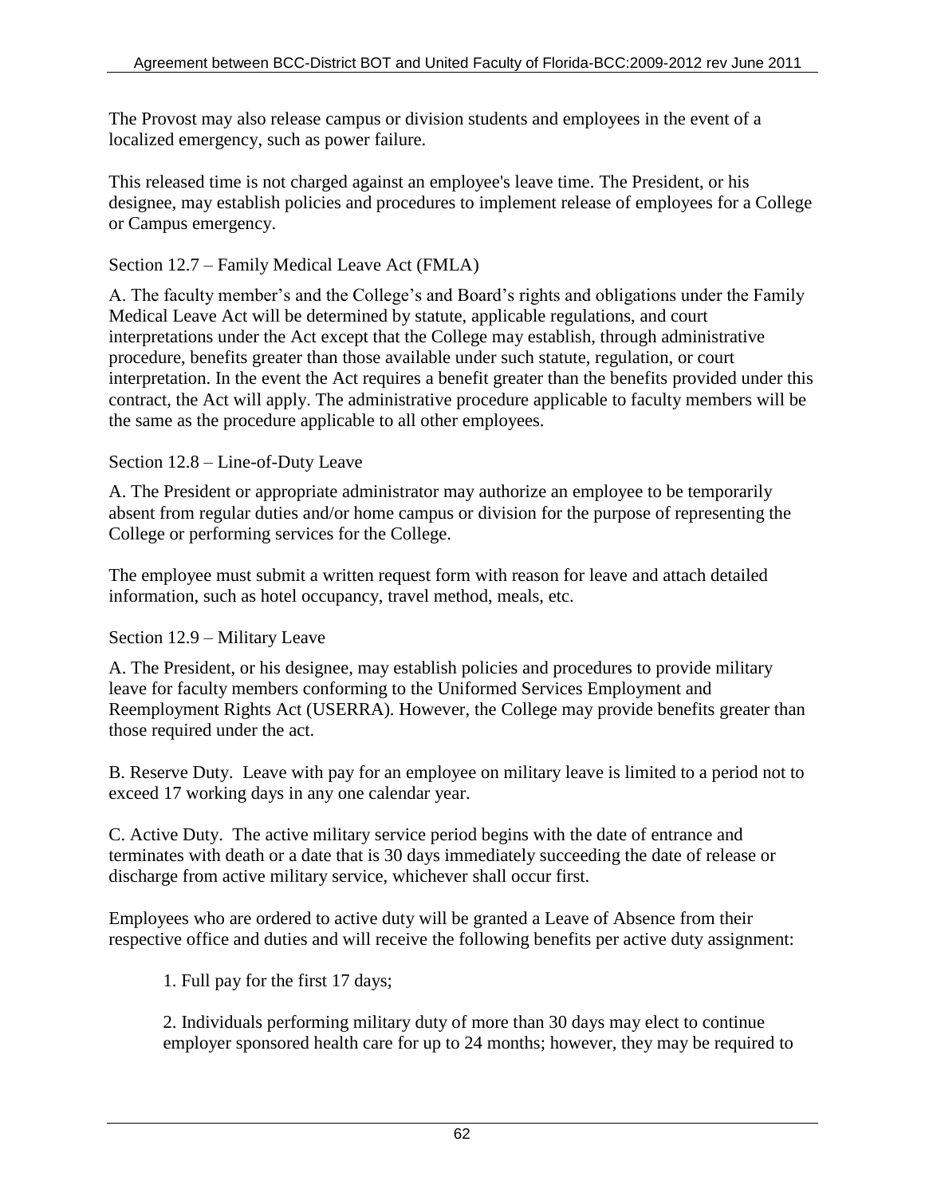The Provost may also release campus or division students and employees in the event of a localized emergency, such as power failure.

This released time is not charged against an employee's leave time. The President, or his designee, may establish policies and procedures to implement release of employees for a College or Campus emergency.

### Section 12.7 – Family Medical Leave Act (FMLA)

A. The faculty member's and the College's and Board's rights and obligations under the Family Medical Leave Act will be determined by statute, applicable regulations, and court interpretations under the Act except that the College may establish, through administrative procedure, benefits greater than those available under such statute, regulation, or court interpretation. In the event the Act requires a benefit greater than the benefits provided under this contract, the Act will apply. The administrative procedure applicable to faculty members will be the same as the procedure applicable to all other employees.

### Section 12.8 – Line-of-Duty Leave

A. The President or appropriate administrator may authorize an employee to be temporarily absent from regular duties and/or home campus or division for the purpose of representing the College or performing services for the College.

The employee must submit a written request form with reason for leave and attach detailed information, such as hotel occupancy, travel method, meals, etc.

### Section 12.9 – Military Leave

A. The President, or his designee, may establish policies and procedures to provide military leave for faculty members conforming to the Uniformed Services Employment and Reemployment Rights Act (USERRA). However, the College may provide benefits greater than those required under the act.

B. Reserve Duty. Leave with pay for an employee on military leave is limited to a period not to exceed 17 working days in any one calendar year.

C. Active Duty. The active military service period begins with the date of entrance and terminates with death or a date that is 30 days immediately succeeding the date of release or discharge from active military service, whichever shall occur first.

Employees who are ordered to active duty will be granted a Leave of Absence from their respective office and duties and will receive the following benefits per active duty assignment:

1. Full pay for the first 17 days;

2. Individuals performing military duty of more than 30 days may elect to continue employer sponsored health care for up to 24 months; however, they may be required to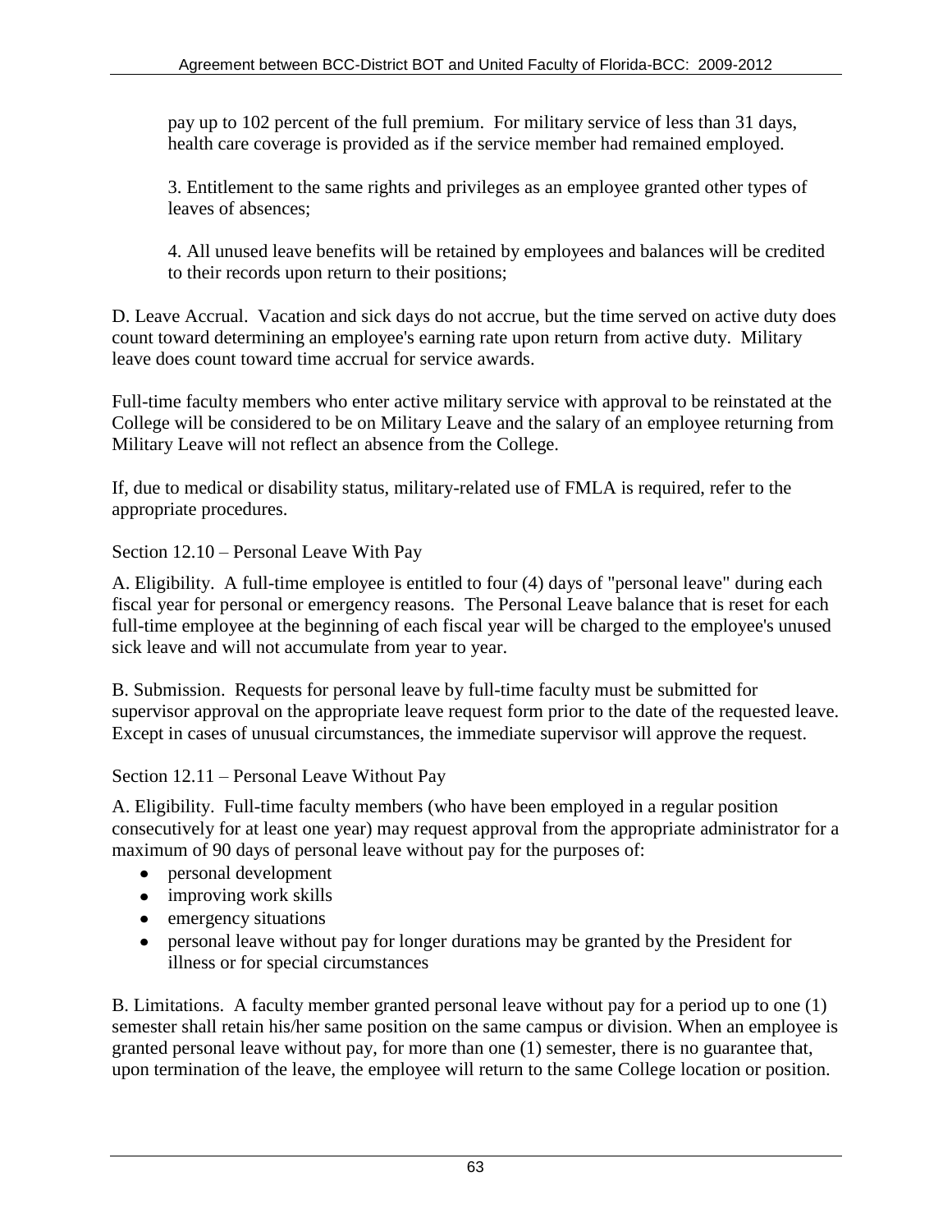pay up to 102 percent of the full premium. For military service of less than 31 days, health care coverage is provided as if the service member had remained employed.

3. Entitlement to the same rights and privileges as an employee granted other types of leaves of absences;

4. All unused leave benefits will be retained by employees and balances will be credited to their records upon return to their positions;

D. Leave Accrual. Vacation and sick days do not accrue, but the time served on active duty does count toward determining an employee's earning rate upon return from active duty. Military leave does count toward time accrual for service awards.

Full-time faculty members who enter active military service with approval to be reinstated at the College will be considered to be on Military Leave and the salary of an employee returning from Military Leave will not reflect an absence from the College.

If, due to medical or disability status, military-related use of FMLA is required, refer to the appropriate procedures.

### Section 12.10 – Personal Leave With Pay

A. Eligibility. A full-time employee is entitled to four (4) days of "personal leave" during each fiscal year for personal or emergency reasons. The Personal Leave balance that is reset for each full-time employee at the beginning of each fiscal year will be charged to the employee's unused sick leave and will not accumulate from year to year.

B. Submission. Requests for personal leave by full-time faculty must be submitted for supervisor approval on the appropriate leave request form prior to the date of the requested leave. Except in cases of unusual circumstances, the immediate supervisor will approve the request.

### Section 12.11 – Personal Leave Without Pay

A. Eligibility. Full-time faculty members (who have been employed in a regular position consecutively for at least one year) may request approval from the appropriate administrator for a maximum of 90 days of personal leave without pay for the purposes of:

- personal development
- improving work skills
- emergency situations
- personal leave without pay for longer durations may be granted by the President for illness or for special circumstances

B. Limitations. A faculty member granted personal leave without pay for a period up to one (1) semester shall retain his/her same position on the same campus or division. When an employee is granted personal leave without pay, for more than one (1) semester, there is no guarantee that, upon termination of the leave, the employee will return to the same College location or position.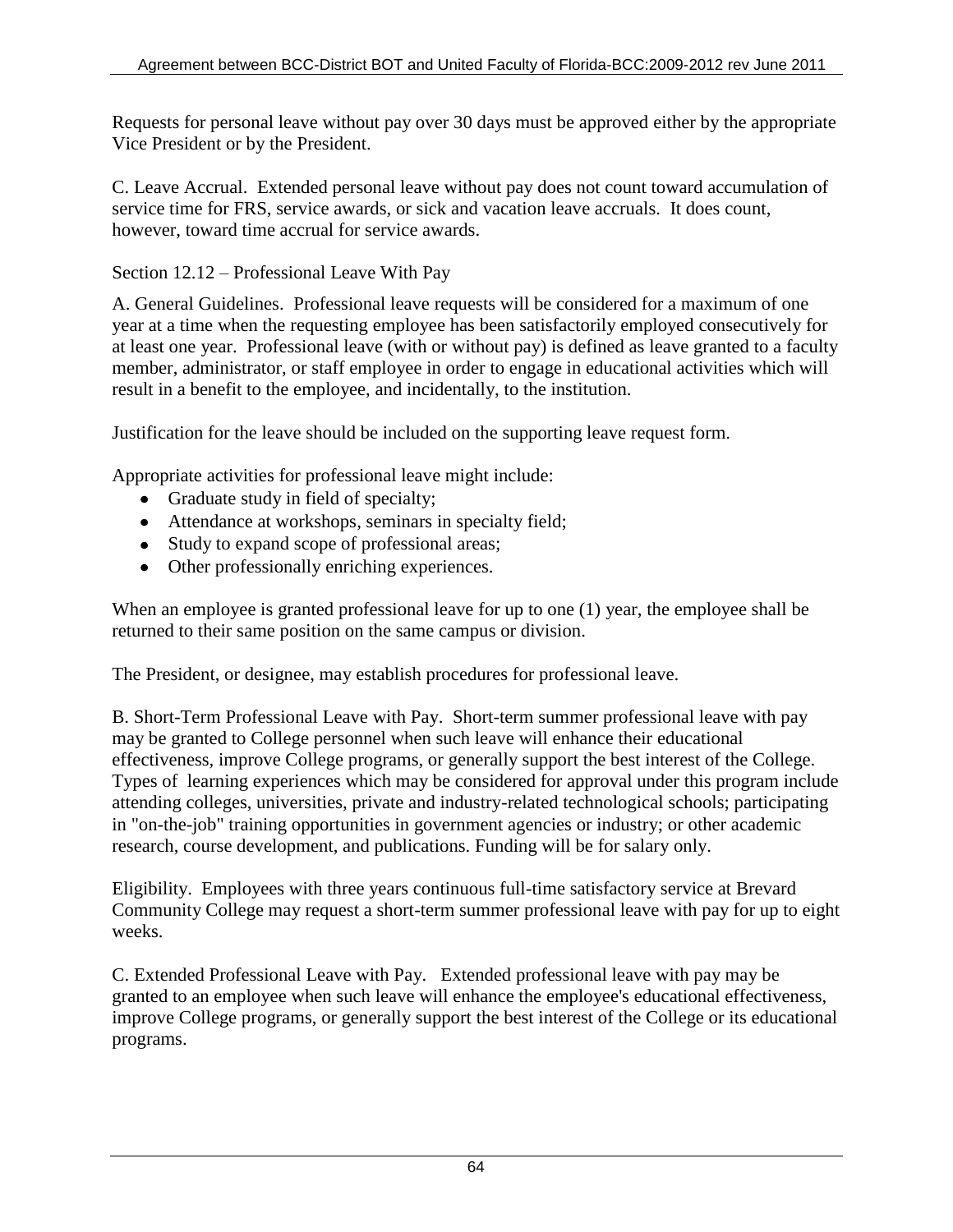Requests for personal leave without pay over 30 days must be approved either by the appropriate Vice President or by the President.

C. Leave Accrual. Extended personal leave without pay does not count toward accumulation of service time for FRS, service awards, or sick and vacation leave accruals. It does count, however, toward time accrual for service awards.

## Section 12.12 – Professional Leave With Pay

A. General Guidelines. Professional leave requests will be considered for a maximum of one year at a time when the requesting employee has been satisfactorily employed consecutively for at least one year. Professional leave (with or without pay) is defined as leave granted to a faculty member, administrator, or staff employee in order to engage in educational activities which will result in a benefit to the employee, and incidentally, to the institution.

Justification for the leave should be included on the supporting leave request form.

Appropriate activities for professional leave might include:

- Graduate study in field of specialty;
- Attendance at workshops, seminars in specialty field;
- Study to expand scope of professional areas;
- Other professionally enriching experiences.

When an employee is granted professional leave for up to one (1) year, the employee shall be returned to their same position on the same campus or division.

The President, or designee, may establish procedures for professional leave.

B. Short-Term Professional Leave with Pay. Short-term summer professional leave with pay may be granted to College personnel when such leave will enhance their educational effectiveness, improve College programs, or generally support the best interest of the College. Types of learning experiences which may be considered for approval under this program include attending colleges, universities, private and industry-related technological schools; participating in "on-the-job" training opportunities in government agencies or industry; or other academic research, course development, and publications. Funding will be for salary only.

Eligibility. Employees with three years continuous full-time satisfactory service at Brevard Community College may request a short-term summer professional leave with pay for up to eight weeks.

C. Extended Professional Leave with Pay. Extended professional leave with pay may be granted to an employee when such leave will enhance the employee's educational effectiveness, improve College programs, or generally support the best interest of the College or its educational programs.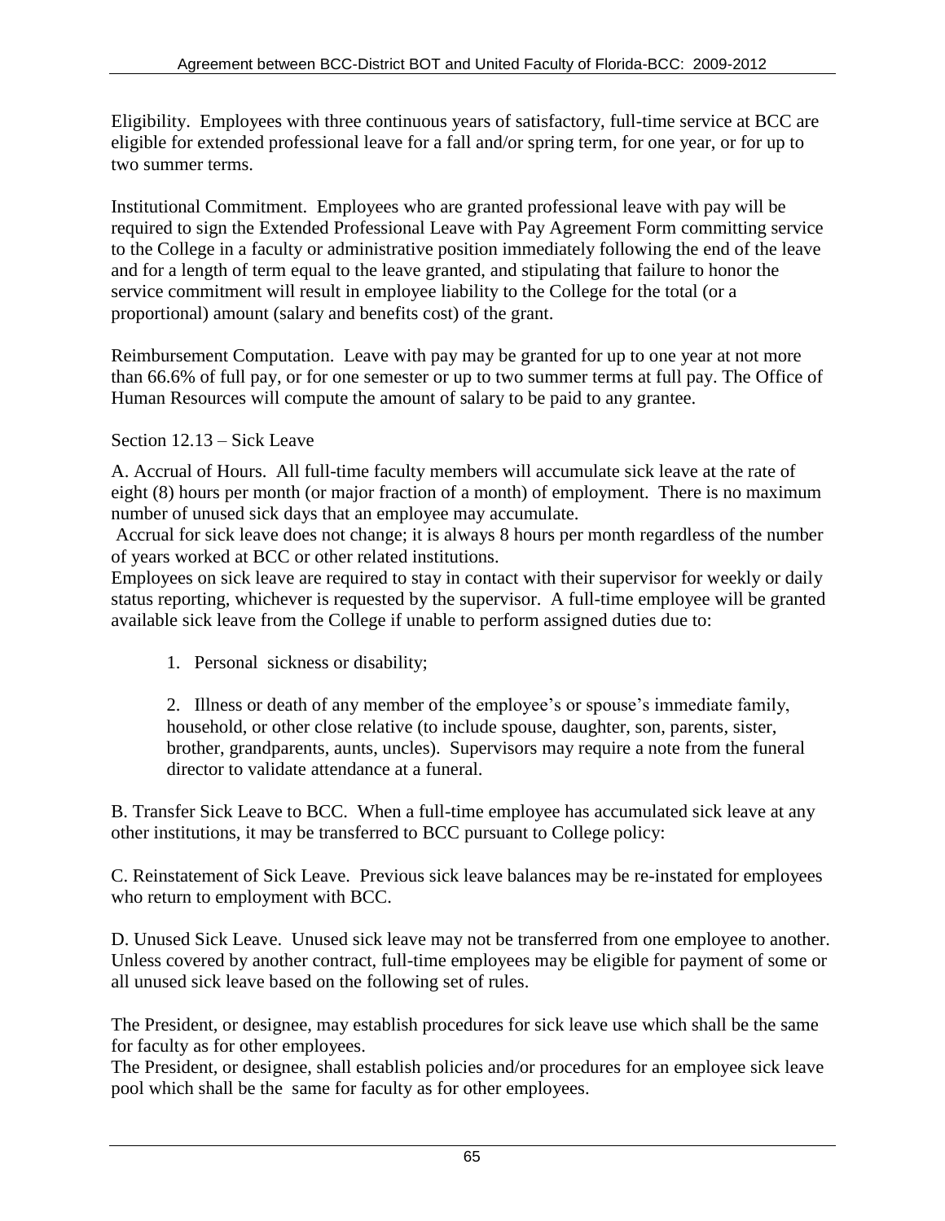Eligibility. Employees with three continuous years of satisfactory, full-time service at BCC are eligible for extended professional leave for a fall and/or spring term, for one year, or for up to two summer terms.

Institutional Commitment. Employees who are granted professional leave with pay will be required to sign the Extended Professional Leave with Pay Agreement Form committing service to the College in a faculty or administrative position immediately following the end of the leave and for a length of term equal to the leave granted, and stipulating that failure to honor the service commitment will result in employee liability to the College for the total (or a proportional) amount (salary and benefits cost) of the grant.

Reimbursement Computation. Leave with pay may be granted for up to one year at not more than 66.6% of full pay, or for one semester or up to two summer terms at full pay. The Office of Human Resources will compute the amount of salary to be paid to any grantee.

Section 12.13 – Sick Leave

A. Accrual of Hours. All full-time faculty members will accumulate sick leave at the rate of eight (8) hours per month (or major fraction of a month) of employment. There is no maximum number of unused sick days that an employee may accumulate.

Accrual for sick leave does not change; it is always 8 hours per month regardless of the number of years worked at BCC or other related institutions.

Employees on sick leave are required to stay in contact with their supervisor for weekly or daily status reporting, whichever is requested by the supervisor. A full-time employee will be granted available sick leave from the College if unable to perform assigned duties due to:

1. Personal sickness or disability;

2. Illness or death of any member of the employee's or spouse's immediate family, household, or other close relative (to include spouse, daughter, son, parents, sister, brother, grandparents, aunts, uncles). Supervisors may require a note from the funeral director to validate attendance at a funeral.

B. Transfer Sick Leave to BCC. When a full-time employee has accumulated sick leave at any other institutions, it may be transferred to BCC pursuant to College policy:

C. Reinstatement of Sick Leave. Previous sick leave balances may be re-instated for employees who return to employment with BCC.

D. Unused Sick Leave. Unused sick leave may not be transferred from one employee to another. Unless covered by another contract, full-time employees may be eligible for payment of some or all unused sick leave based on the following set of rules.

The President, or designee, may establish procedures for sick leave use which shall be the same for faculty as for other employees.

The President, or designee, shall establish policies and/or procedures for an employee sick leave pool which shall be the same for faculty as for other employees.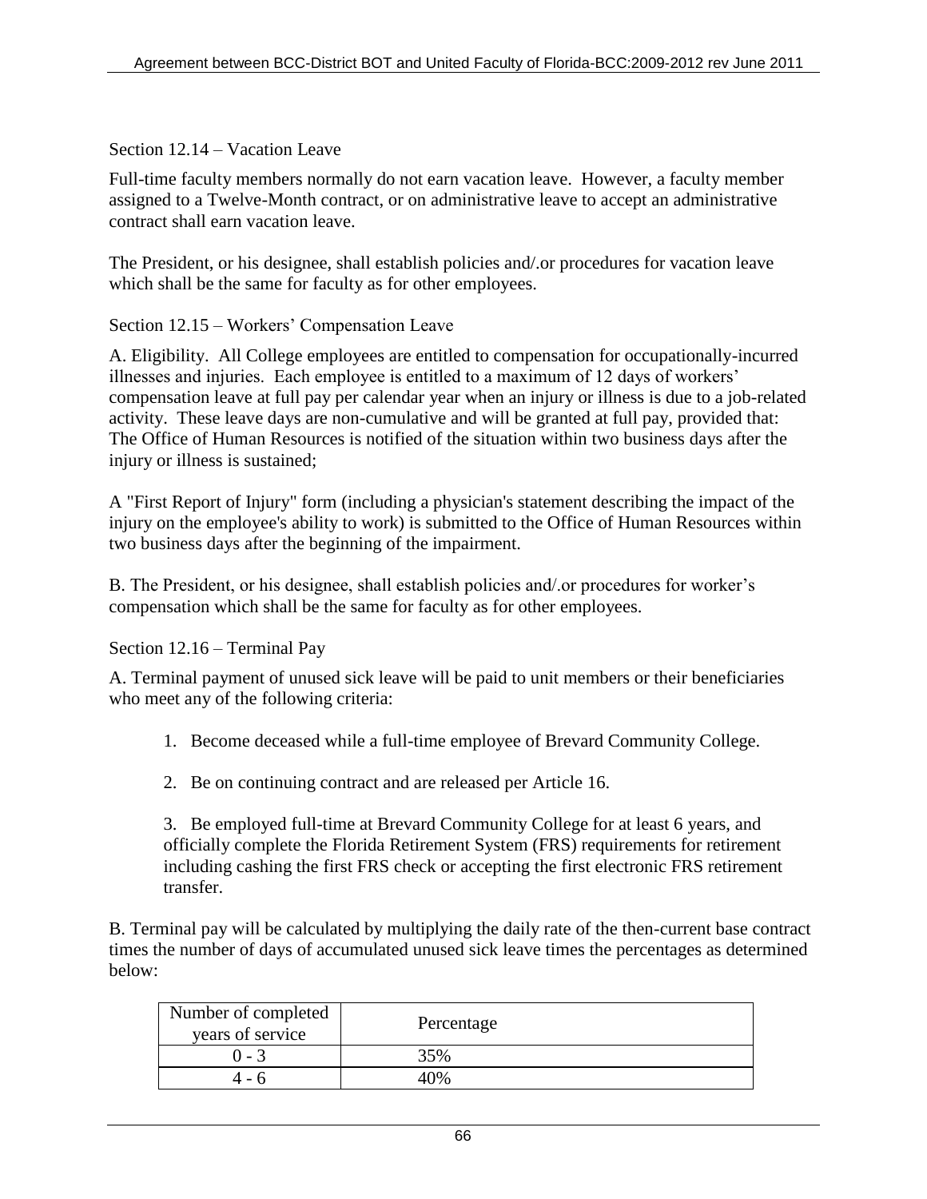Section 12.14 – Vacation Leave

Full-time faculty members normally do not earn vacation leave. However, a faculty member assigned to a Twelve-Month contract, or on administrative leave to accept an administrative contract shall earn vacation leave.

The President, or his designee, shall establish policies and/.or procedures for vacation leave which shall be the same for faculty as for other employees.

Section 12.15 – Workers' Compensation Leave

A. Eligibility. All College employees are entitled to compensation for occupationally-incurred illnesses and injuries. Each employee is entitled to a maximum of 12 days of workers' compensation leave at full pay per calendar year when an injury or illness is due to a job-related activity. These leave days are non-cumulative and will be granted at full pay, provided that: The Office of Human Resources is notified of the situation within two business days after the injury or illness is sustained;

A "First Report of Injury" form (including a physician's statement describing the impact of the injury on the employee's ability to work) is submitted to the Office of Human Resources within two business days after the beginning of the impairment.

B. The President, or his designee, shall establish policies and/.or procedures for worker's compensation which shall be the same for faculty as for other employees.

Section 12.16 – Terminal Pay

A. Terminal payment of unused sick leave will be paid to unit members or their beneficiaries who meet any of the following criteria:

1. Become deceased while a full-time employee of Brevard Community College.
2. Be on continuing contract and are released per Article 16.
3. Be employed full-time at Brevard Community College for at least 6 years, and officially complete the Florida Retirement System (FRS) requirements for retirement including cashing the first FRS check or accepting the first electronic FRS retirement transfer.

B. Terminal pay will be calculated by multiplying the daily rate of the then-current base contract times the number of days of accumulated unused sick leave times the percentages as determined below:

| Number of completed years of service | Percentage |
|---|---|
| 0 - 3 | 35% |
| 4 - 6 | 40% |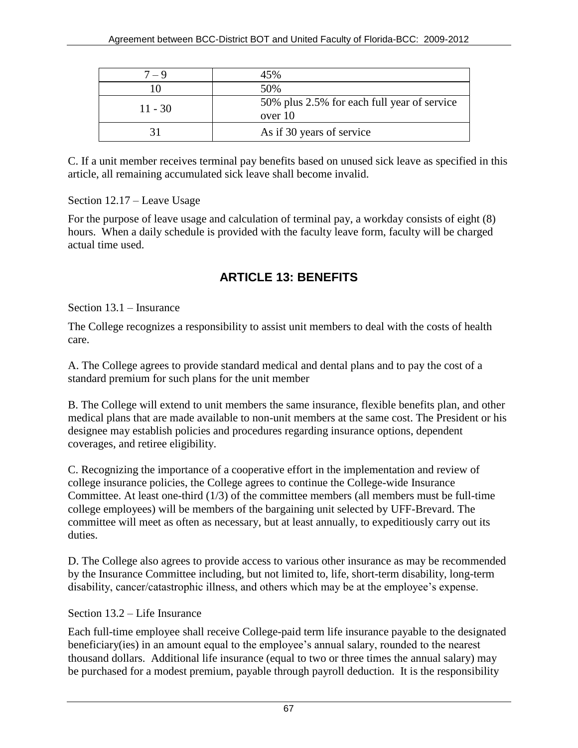| 7 – 9 | 45% |
|---|---|
| 10 | 50% |
| 11 - 30 | 50% plus 2.5% for each full year of service over 10 |
| 31 | As if 30 years of service |

C. If a unit member receives terminal pay benefits based on unused sick leave as specified in this article, all remaining accumulated sick leave shall become invalid.

Section 12.17 – Leave Usage

For the purpose of leave usage and calculation of terminal pay, a workday consists of eight (8) hours. When a daily schedule is provided with the faculty leave form, faculty will be charged actual time used.

## ARTICLE 13: BENEFITS

Section 13.1 – Insurance

The College recognizes a responsibility to assist unit members to deal with the costs of health care.

A. The College agrees to provide standard medical and dental plans and to pay the cost of a standard premium for such plans for the unit member

B. The College will extend to unit members the same insurance, flexible benefits plan, and other medical plans that are made available to non-unit members at the same cost. The President or his designee may establish policies and procedures regarding insurance options, dependent coverages, and retiree eligibility.

C. Recognizing the importance of a cooperative effort in the implementation and review of college insurance policies, the College agrees to continue the College-wide Insurance Committee. At least one-third (1/3) of the committee members (all members must be full-time college employees) will be members of the bargaining unit selected by UFF-Brevard. The committee will meet as often as necessary, but at least annually, to expeditiously carry out its duties.

D. The College also agrees to provide access to various other insurance as may be recommended by the Insurance Committee including, but not limited to, life, short-term disability, long-term disability, cancer/catastrophic illness, and others which may be at the employee's expense.

Section 13.2 – Life Insurance

Each full-time employee shall receive College-paid term life insurance payable to the designated beneficiary(ies) in an amount equal to the employee's annual salary, rounded to the nearest thousand dollars. Additional life insurance (equal to two or three times the annual salary) may be purchased for a modest premium, payable through payroll deduction. It is the responsibility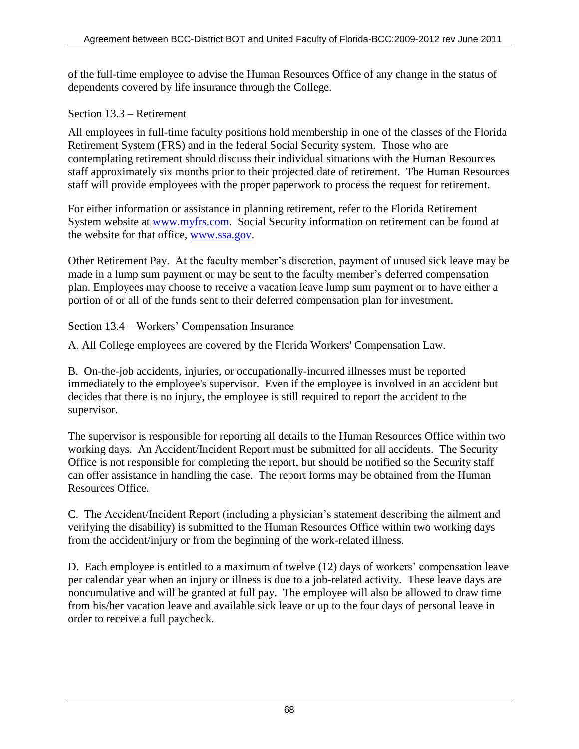of the full-time employee to advise the Human Resources Office of any change in the status of dependents covered by life insurance through the College.

Section 13.3 – Retirement

All employees in full-time faculty positions hold membership in one of the classes of the Florida Retirement System (FRS) and in the federal Social Security system. Those who are contemplating retirement should discuss their individual situations with the Human Resources staff approximately six months prior to their projected date of retirement. The Human Resources staff will provide employees with the proper paperwork to process the request for retirement.

For either information or assistance in planning retirement, refer to the Florida Retirement System website at www.myfrs.com. Social Security information on retirement can be found at the website for that office, www.ssa.gov.

Other Retirement Pay. At the faculty member's discretion, payment of unused sick leave may be made in a lump sum payment or may be sent to the faculty member's deferred compensation plan. Employees may choose to receive a vacation leave lump sum payment or to have either a portion of or all of the funds sent to their deferred compensation plan for investment.

Section 13.4 – Workers' Compensation Insurance

A. All College employees are covered by the Florida Workers' Compensation Law.

B. On-the-job accidents, injuries, or occupationally-incurred illnesses must be reported immediately to the employee's supervisor. Even if the employee is involved in an accident but decides that there is no injury, the employee is still required to report the accident to the supervisor.

The supervisor is responsible for reporting all details to the Human Resources Office within two working days. An Accident/Incident Report must be submitted for all accidents. The Security Office is not responsible for completing the report, but should be notified so the Security staff can offer assistance in handling the case. The report forms may be obtained from the Human Resources Office.

C. The Accident/Incident Report (including a physician's statement describing the ailment and verifying the disability) is submitted to the Human Resources Office within two working days from the accident/injury or from the beginning of the work-related illness.

D. Each employee is entitled to a maximum of twelve (12) days of workers' compensation leave per calendar year when an injury or illness is due to a job-related activity. These leave days are noncumulative and will be granted at full pay. The employee will also be allowed to draw time from his/her vacation leave and available sick leave or up to the four days of personal leave in order to receive a full paycheck.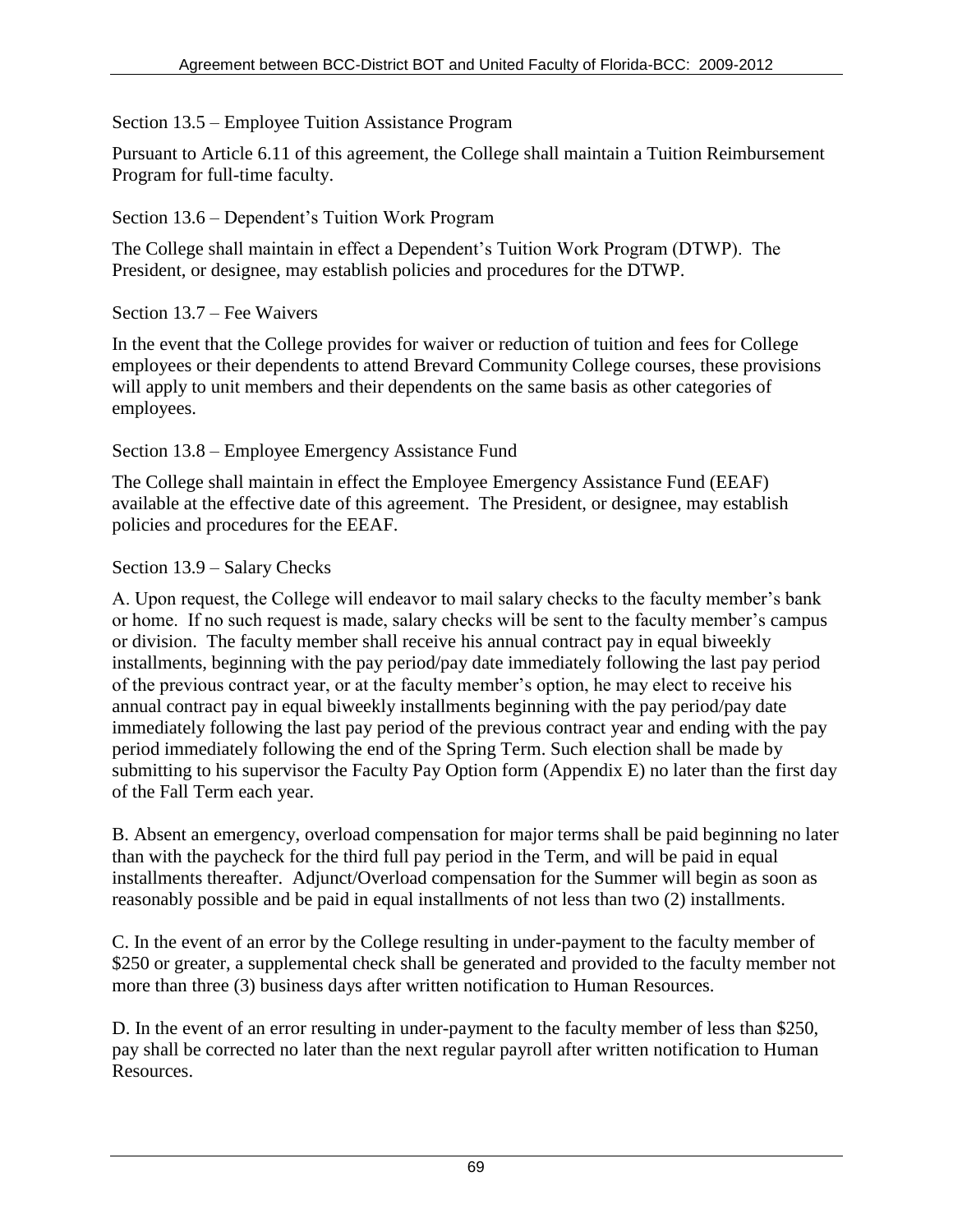## Section 13.5 – Employee Tuition Assistance Program

Pursuant to Article 6.11 of this agreement, the College shall maintain a Tuition Reimbursement Program for full-time faculty.

## Section 13.6 – Dependent's Tuition Work Program

The College shall maintain in effect a Dependent's Tuition Work Program (DTWP). The President, or designee, may establish policies and procedures for the DTWP.

## Section 13.7 – Fee Waivers

In the event that the College provides for waiver or reduction of tuition and fees for College employees or their dependents to attend Brevard Community College courses, these provisions will apply to unit members and their dependents on the same basis as other categories of employees.

## Section 13.8 – Employee Emergency Assistance Fund

The College shall maintain in effect the Employee Emergency Assistance Fund (EEAF) available at the effective date of this agreement. The President, or designee, may establish policies and procedures for the EEAF.

## Section 13.9 – Salary Checks

A. Upon request, the College will endeavor to mail salary checks to the faculty member's bank or home. If no such request is made, salary checks will be sent to the faculty member's campus or division. The faculty member shall receive his annual contract pay in equal biweekly installments, beginning with the pay period/pay date immediately following the last pay period of the previous contract year, or at the faculty member's option, he may elect to receive his annual contract pay in equal biweekly installments beginning with the pay period/pay date immediately following the last pay period of the previous contract year and ending with the pay period immediately following the end of the Spring Term. Such election shall be made by submitting to his supervisor the Faculty Pay Option form (Appendix E) no later than the first day of the Fall Term each year.

B. Absent an emergency, overload compensation for major terms shall be paid beginning no later than with the paycheck for the third full pay period in the Term, and will be paid in equal installments thereafter. Adjunct/Overload compensation for the Summer will begin as soon as reasonably possible and be paid in equal installments of not less than two (2) installments.

C. In the event of an error by the College resulting in under-payment to the faculty member of $250 or greater, a supplemental check shall be generated and provided to the faculty member not more than three (3) business days after written notification to Human Resources.

D. In the event of an error resulting in under-payment to the faculty member of less than $250, pay shall be corrected no later than the next regular payroll after written notification to Human Resources.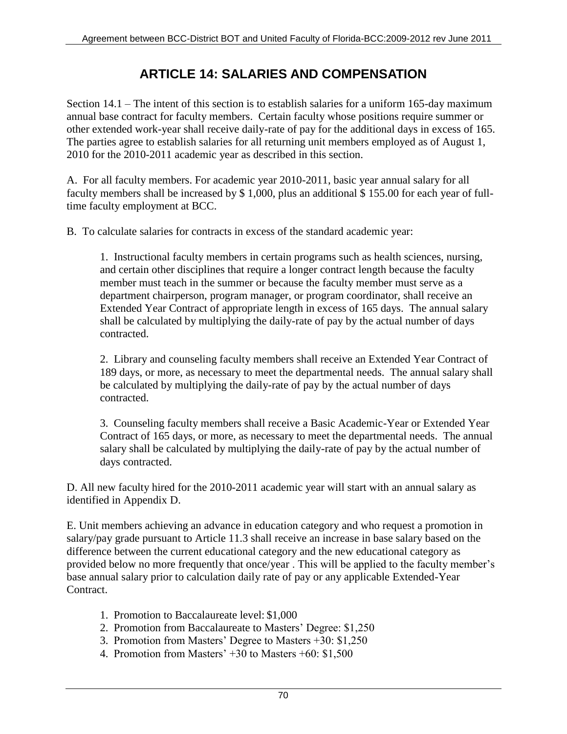# ARTICLE 14: SALARIES AND COMPENSATION

Section 14.1 – The intent of this section is to establish salaries for a uniform 165-day maximum annual base contract for faculty members. Certain faculty whose positions require summer or other extended work-year shall receive daily-rate of pay for the additional days in excess of 165. The parties agree to establish salaries for all returning unit members employed as of August 1, 2010 for the 2010-2011 academic year as described in this section.

A. For all faculty members. For academic year 2010-2011, basic year annual salary for all faculty members shall be increased by $ 1,000, plus an additional $ 155.00 for each year of full-time faculty employment at BCC.

B. To calculate salaries for contracts in excess of the standard academic year:

1. Instructional faculty members in certain programs such as health sciences, nursing, and certain other disciplines that require a longer contract length because the faculty member must teach in the summer or because the faculty member must serve as a department chairperson, program manager, or program coordinator, shall receive an Extended Year Contract of appropriate length in excess of 165 days. The annual salary shall be calculated by multiplying the daily-rate of pay by the actual number of days contracted.

2. Library and counseling faculty members shall receive an Extended Year Contract of 189 days, or more, as necessary to meet the departmental needs. The annual salary shall be calculated by multiplying the daily-rate of pay by the actual number of days contracted.

3. Counseling faculty members shall receive a Basic Academic-Year or Extended Year Contract of 165 days, or more, as necessary to meet the departmental needs. The annual salary shall be calculated by multiplying the daily-rate of pay by the actual number of days contracted.

D. All new faculty hired for the 2010-2011 academic year will start with an annual salary as identified in Appendix D.

E. Unit members achieving an advance in education category and who request a promotion in salary/pay grade pursuant to Article 11.3 shall receive an increase in base salary based on the difference between the current educational category and the new educational category as provided below no more frequently that once/year . This will be applied to the faculty member's base annual salary prior to calculation daily rate of pay or any applicable Extended-Year Contract.

1. Promotion to Baccalaureate level: $1,000
2. Promotion from Baccalaureate to Masters' Degree: $1,250
3. Promotion from Masters' Degree to Masters +30: $1,250
4. Promotion from Masters' +30 to Masters +60: $1,500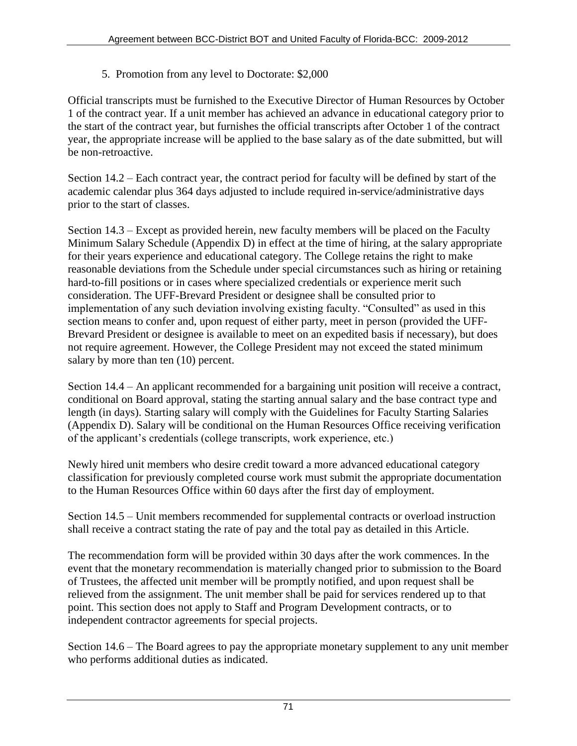5. Promotion from any level to Doctorate: $2,000

Official transcripts must be furnished to the Executive Director of Human Resources by October 1 of the contract year. If a unit member has achieved an advance in educational category prior to the start of the contract year, but furnishes the official transcripts after October 1 of the contract year, the appropriate increase will be applied to the base salary as of the date submitted, but will be non-retroactive.

Section 14.2 – Each contract year, the contract period for faculty will be defined by start of the academic calendar plus 364 days adjusted to include required in-service/administrative days prior to the start of classes.

Section 14.3 – Except as provided herein, new faculty members will be placed on the Faculty Minimum Salary Schedule (Appendix D) in effect at the time of hiring, at the salary appropriate for their years experience and educational category. The College retains the right to make reasonable deviations from the Schedule under special circumstances such as hiring or retaining hard-to-fill positions or in cases where specialized credentials or experience merit such consideration. The UFF-Brevard President or designee shall be consulted prior to implementation of any such deviation involving existing faculty. "Consulted" as used in this section means to confer and, upon request of either party, meet in person (provided the UFF-Brevard President or designee is available to meet on an expedited basis if necessary), but does not require agreement. However, the College President may not exceed the stated minimum salary by more than ten (10) percent.

Section 14.4 – An applicant recommended for a bargaining unit position will receive a contract, conditional on Board approval, stating the starting annual salary and the base contract type and length (in days). Starting salary will comply with the Guidelines for Faculty Starting Salaries (Appendix D). Salary will be conditional on the Human Resources Office receiving verification of the applicant's credentials (college transcripts, work experience, etc.)

Newly hired unit members who desire credit toward a more advanced educational category classification for previously completed course work must submit the appropriate documentation to the Human Resources Office within 60 days after the first day of employment.

Section 14.5 – Unit members recommended for supplemental contracts or overload instruction shall receive a contract stating the rate of pay and the total pay as detailed in this Article.

The recommendation form will be provided within 30 days after the work commences. In the event that the monetary recommendation is materially changed prior to submission to the Board of Trustees, the affected unit member will be promptly notified, and upon request shall be relieved from the assignment. The unit member shall be paid for services rendered up to that point. This section does not apply to Staff and Program Development contracts, or to independent contractor agreements for special projects.

Section 14.6 – The Board agrees to pay the appropriate monetary supplement to any unit member who performs additional duties as indicated.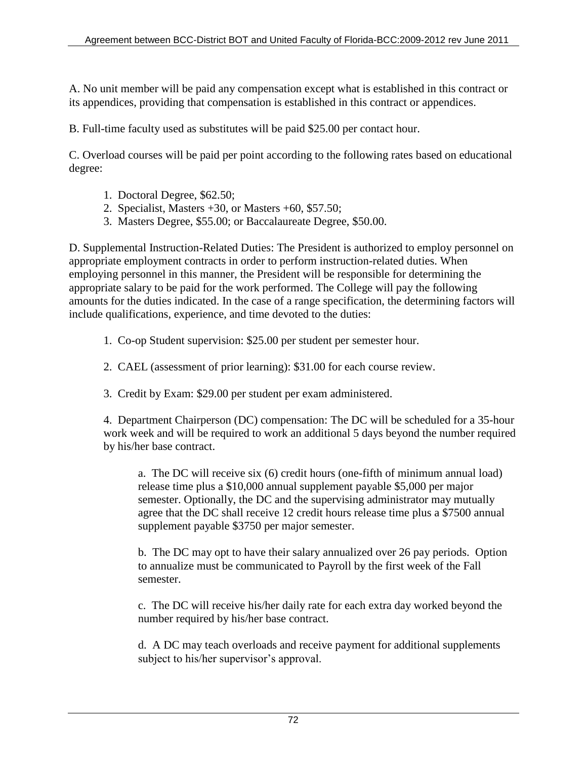A. No unit member will be paid any compensation except what is established in this contract or its appendices, providing that compensation is established in this contract or appendices.

B. Full-time faculty used as substitutes will be paid $25.00 per contact hour.

C. Overload courses will be paid per point according to the following rates based on educational degree:

1. Doctoral Degree, $62.50;
2. Specialist, Masters +30, or Masters +60, $57.50;
3. Masters Degree, $55.00; or Baccalaureate Degree, $50.00.

D. Supplemental Instruction-Related Duties: The President is authorized to employ personnel on appropriate employment contracts in order to perform instruction-related duties. When employing personnel in this manner, the President will be responsible for determining the appropriate salary to be paid for the work performed. The College will pay the following amounts for the duties indicated. In the case of a range specification, the determining factors will include qualifications, experience, and time devoted to the duties:

1. Co-op Student supervision: $25.00 per student per semester hour.

2. CAEL (assessment of prior learning): $31.00 for each course review.

3. Credit by Exam: $29.00 per student per exam administered.

4. Department Chairperson (DC) compensation: The DC will be scheduled for a 35-hour work week and will be required to work an additional 5 days beyond the number required by his/her base contract.

   a. The DC will receive six (6) credit hours (one-fifth of minimum annual load) release time plus a $10,000 annual supplement payable $5,000 per major semester. Optionally, the DC and the supervising administrator may mutually agree that the DC shall receive 12 credit hours release time plus a $7500 annual supplement payable $3750 per major semester.

   b. The DC may opt to have their salary annualized over 26 pay periods. Option to annualize must be communicated to Payroll by the first week of the Fall semester.

   c. The DC will receive his/her daily rate for each extra day worked beyond the number required by his/her base contract.

   d. A DC may teach overloads and receive payment for additional supplements subject to his/her supervisor's approval.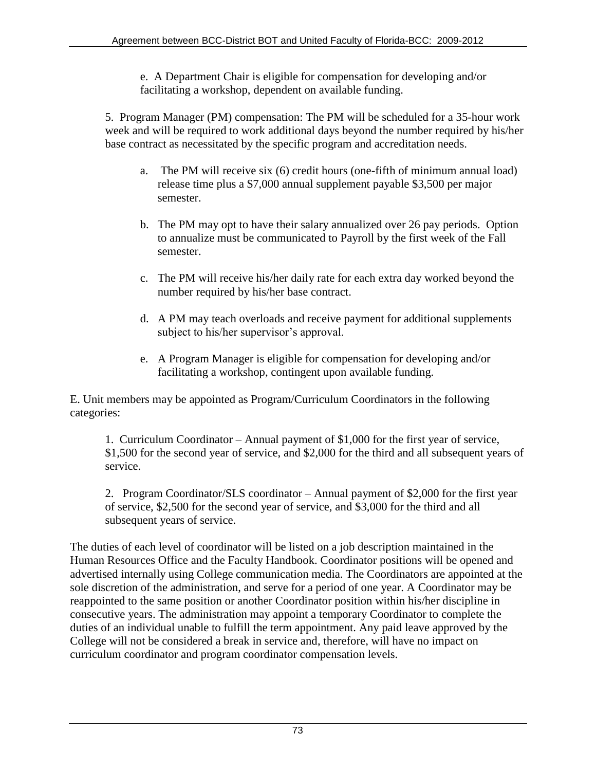e. A Department Chair is eligible for compensation for developing and/or facilitating a workshop, dependent on available funding.

5. Program Manager (PM) compensation: The PM will be scheduled for a 35-hour work week and will be required to work additional days beyond the number required by his/her base contract as necessitated by the specific program and accreditation needs.

a. The PM will receive six (6) credit hours (one-fifth of minimum annual load) release time plus a $7,000 annual supplement payable $3,500 per major semester.

b. The PM may opt to have their salary annualized over 26 pay periods. Option to annualize must be communicated to Payroll by the first week of the Fall semester.

c. The PM will receive his/her daily rate for each extra day worked beyond the number required by his/her base contract.

d. A PM may teach overloads and receive payment for additional supplements subject to his/her supervisor's approval.

e. A Program Manager is eligible for compensation for developing and/or facilitating a workshop, contingent upon available funding.

E. Unit members may be appointed as Program/Curriculum Coordinators in the following categories:

1. Curriculum Coordinator – Annual payment of $1,000 for the first year of service, $1,500 for the second year of service, and $2,000 for the third and all subsequent years of service.

2. Program Coordinator/SLS coordinator – Annual payment of $2,000 for the first year of service, $2,500 for the second year of service, and $3,000 for the third and all subsequent years of service.

The duties of each level of coordinator will be listed on a job description maintained in the Human Resources Office and the Faculty Handbook. Coordinator positions will be opened and advertised internally using College communication media. The Coordinators are appointed at the sole discretion of the administration, and serve for a period of one year. A Coordinator may be reappointed to the same position or another Coordinator position within his/her discipline in consecutive years. The administration may appoint a temporary Coordinator to complete the duties of an individual unable to fulfill the term appointment. Any paid leave approved by the College will not be considered a break in service and, therefore, will have no impact on curriculum coordinator and program coordinator compensation levels.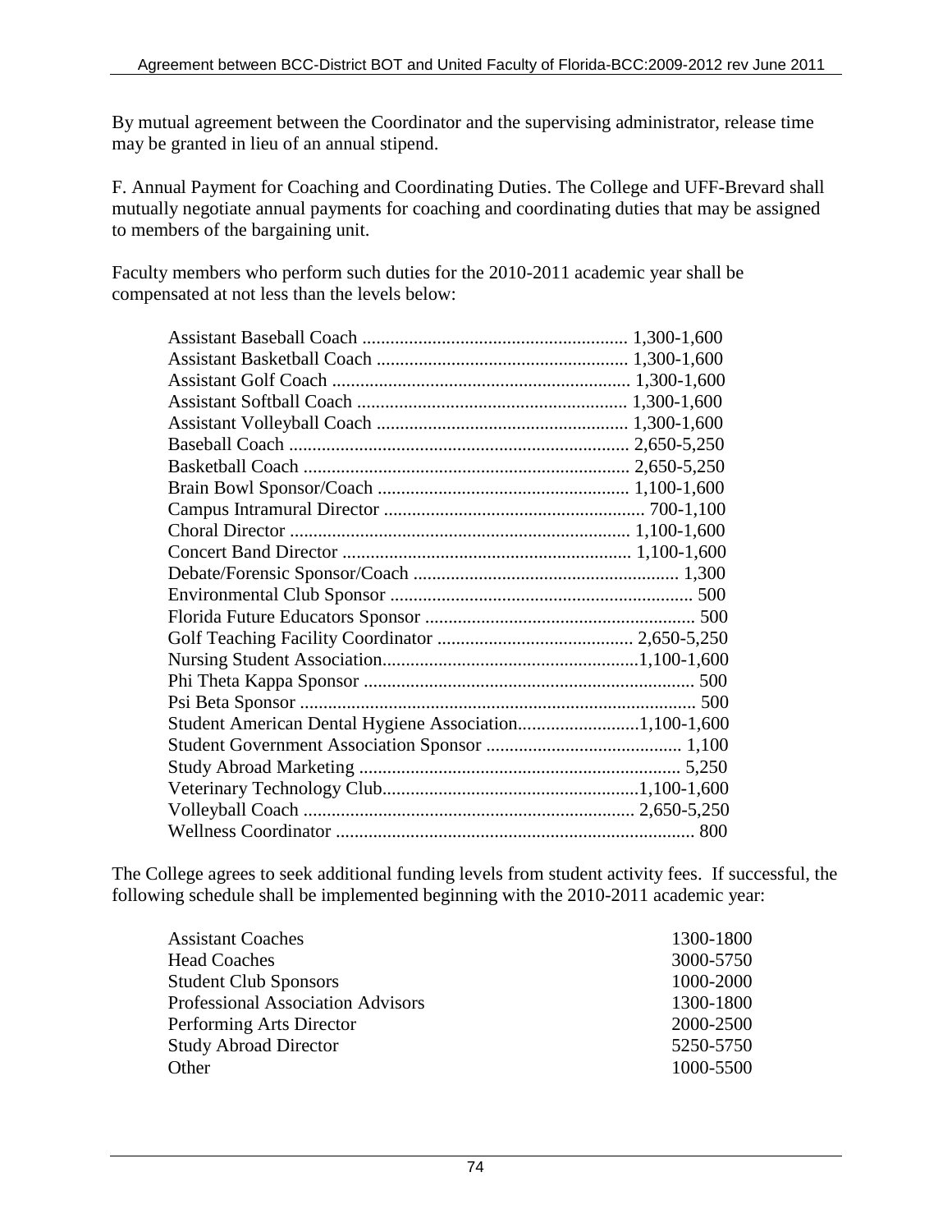By mutual agreement between the Coordinator and the supervising administrator, release time may be granted in lieu of an annual stipend.

F. Annual Payment for Coaching and Coordinating Duties. The College and UFF-Brevard shall mutually negotiate annual payments for coaching and coordinating duties that may be assigned to members of the bargaining unit.

Faculty members who perform such duties for the 2010-2011 academic year shall be compensated at not less than the levels below:

| Position | Amount |
|---|---|
| Assistant Baseball Coach | 1,300-1,600 |
| Assistant Basketball Coach | 1,300-1,600 |
| Assistant Golf Coach | 1,300-1,600 |
| Assistant Softball Coach | 1,300-1,600 |
| Assistant Volleyball Coach | 1,300-1,600 |
| Baseball Coach | 2,650-5,250 |
| Basketball Coach | 2,650-5,250 |
| Brain Bowl Sponsor/Coach | 1,100-1,600 |
| Campus Intramural Director | 700-1,100 |
| Choral Director | 1,100-1,600 |
| Concert Band Director | 1,100-1,600 |
| Debate/Forensic Sponsor/Coach | 1,300 |
| Environmental Club Sponsor | 500 |
| Florida Future Educators Sponsor | 500 |
| Golf Teaching Facility Coordinator | 2,650-5,250 |
| Nursing Student Association | 1,100-1,600 |
| Phi Theta Kappa Sponsor | 500 |
| Psi Beta Sponsor | 500 |
| Student American Dental Hygiene Association | 1,100-1,600 |
| Student Government Association Sponsor | 1,100 |
| Study Abroad Marketing | 5,250 |
| Veterinary Technology Club | 1,100-1,600 |
| Volleyball Coach | 2,650-5,250 |
| Wellness Coordinator | 800 |

The College agrees to seek additional funding levels from student activity fees. If successful, the following schedule shall be implemented beginning with the 2010-2011 academic year:

| Position | Amount |
|---|---|
| Assistant Coaches | 1300-1800 |
| Head Coaches | 3000-5750 |
| Student Club Sponsors | 1000-2000 |
| Professional Association Advisors | 1300-1800 |
| Performing Arts Director | 2000-2500 |
| Study Abroad Director | 5250-5750 |
| Other | 1000-5500 |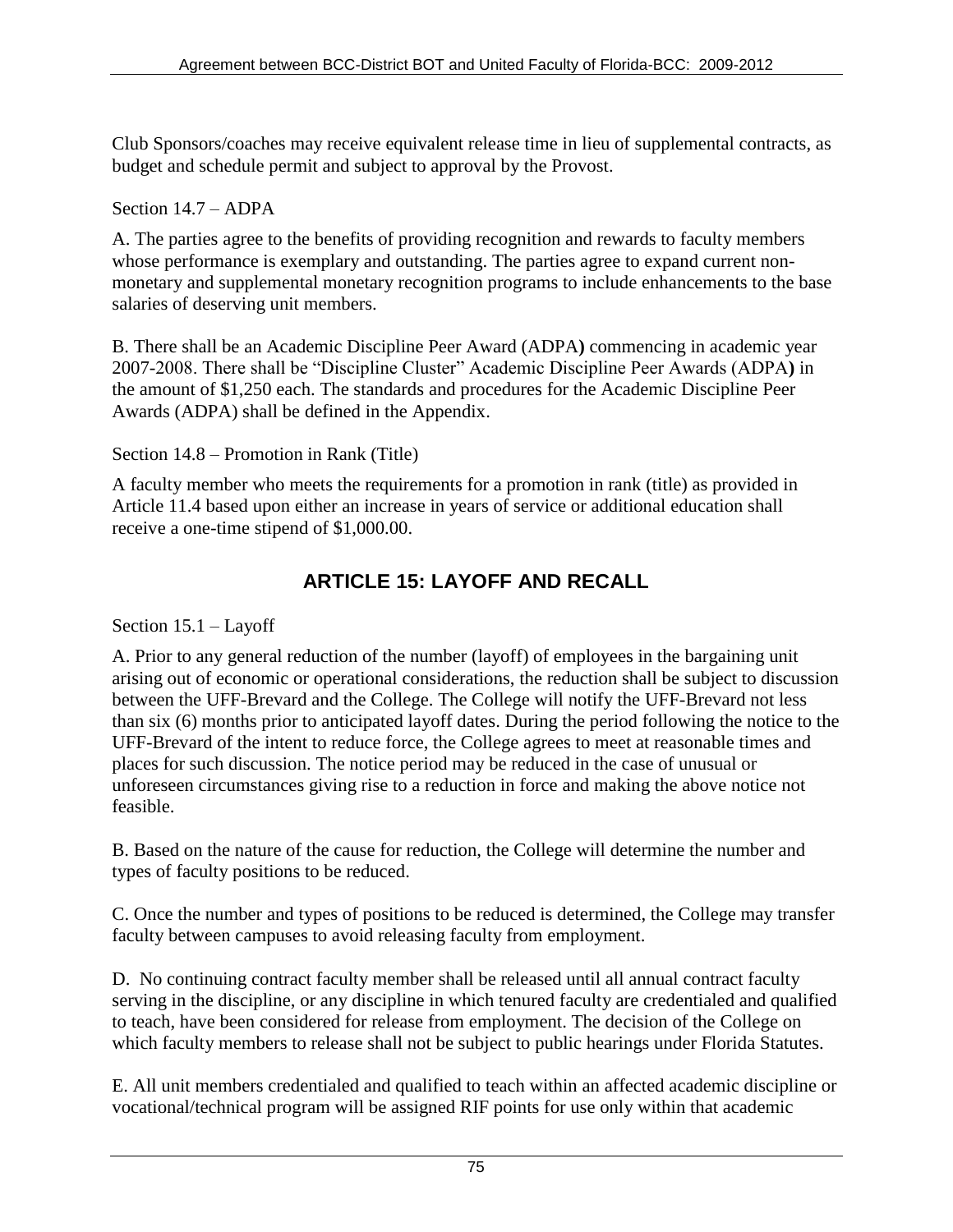Club Sponsors/coaches may receive equivalent release time in lieu of supplemental contracts, as budget and schedule permit and subject to approval by the Provost.

Section 14.7 – ADPA

A. The parties agree to the benefits of providing recognition and rewards to faculty members whose performance is exemplary and outstanding. The parties agree to expand current non-monetary and supplemental monetary recognition programs to include enhancements to the base salaries of deserving unit members.

B. There shall be an Academic Discipline Peer Award (ADPA**)** commencing in academic year 2007-2008. There shall be "Discipline Cluster" Academic Discipline Peer Awards (ADPA**)** in the amount of $1,250 each. The standards and procedures for the Academic Discipline Peer Awards (ADPA) shall be defined in the Appendix.

Section 14.8 – Promotion in Rank (Title)

A faculty member who meets the requirements for a promotion in rank (title) as provided in Article 11.4 based upon either an increase in years of service or additional education shall receive a one-time stipend of $1,000.00.

## ARTICLE 15: LAYOFF AND RECALL

Section 15.1 – Layoff

A. Prior to any general reduction of the number (layoff) of employees in the bargaining unit arising out of economic or operational considerations, the reduction shall be subject to discussion between the UFF-Brevard and the College. The College will notify the UFF-Brevard not less than six (6) months prior to anticipated layoff dates. During the period following the notice to the UFF-Brevard of the intent to reduce force, the College agrees to meet at reasonable times and places for such discussion. The notice period may be reduced in the case of unusual or unforeseen circumstances giving rise to a reduction in force and making the above notice not feasible.

B. Based on the nature of the cause for reduction, the College will determine the number and types of faculty positions to be reduced.

C. Once the number and types of positions to be reduced is determined, the College may transfer faculty between campuses to avoid releasing faculty from employment.

D. No continuing contract faculty member shall be released until all annual contract faculty serving in the discipline, or any discipline in which tenured faculty are credentialed and qualified to teach, have been considered for release from employment. The decision of the College on which faculty members to release shall not be subject to public hearings under Florida Statutes.

E. All unit members credentialed and qualified to teach within an affected academic discipline or vocational/technical program will be assigned RIF points for use only within that academic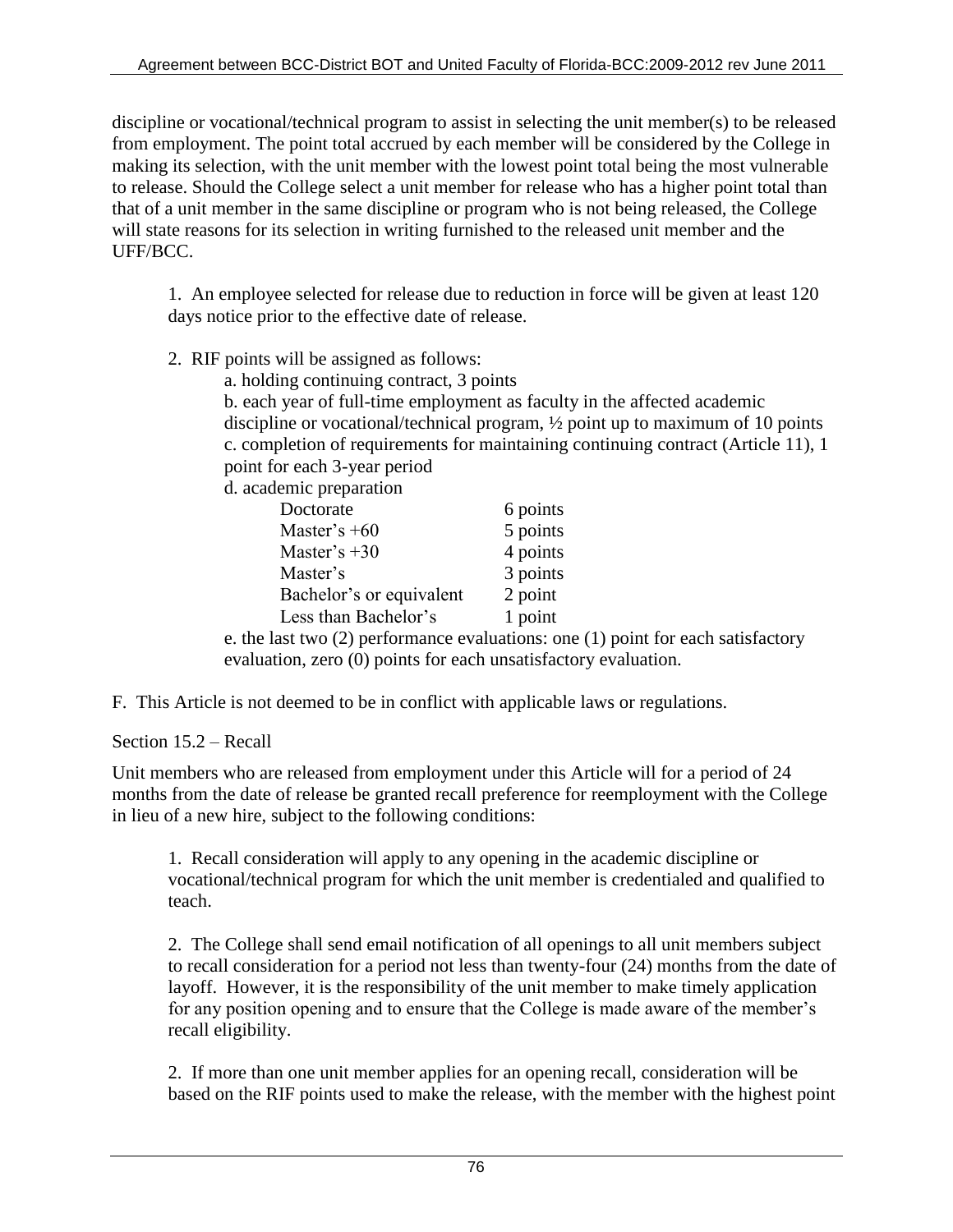discipline or vocational/technical program to assist in selecting the unit member(s) to be released from employment. The point total accrued by each member will be considered by the College in making its selection, with the unit member with the lowest point total being the most vulnerable to release. Should the College select a unit member for release who has a higher point total than that of a unit member in the same discipline or program who is not being released, the College will state reasons for its selection in writing furnished to the released unit member and the UFF/BCC.

1. An employee selected for release due to reduction in force will be given at least 120 days notice prior to the effective date of release.

2. RIF points will be assigned as follows:

   a. holding continuing contract, 3 points

   b. each year of full-time employment as faculty in the affected academic discipline or vocational/technical program, ½ point up to maximum of 10 points

   c. completion of requirements for maintaining continuing contract (Article 11), 1 point for each 3-year period

   d. academic preparation

   | | |
   |---|---|
   | Doctorate | 6 points |
   | Master's +60 | 5 points |
   | Master's +30 | 4 points |
   | Master's | 3 points |
   | Bachelor's or equivalent | 2 point |
   | Less than Bachelor's | 1 point |

   e. the last two (2) performance evaluations: one (1) point for each satisfactory evaluation, zero (0) points for each unsatisfactory evaluation.

F. This Article is not deemed to be in conflict with applicable laws or regulations.

Section 15.2 – Recall

Unit members who are released from employment under this Article will for a period of 24 months from the date of release be granted recall preference for reemployment with the College in lieu of a new hire, subject to the following conditions:

1. Recall consideration will apply to any opening in the academic discipline or vocational/technical program for which the unit member is credentialed and qualified to teach.

2. The College shall send email notification of all openings to all unit members subject to recall consideration for a period not less than twenty-four (24) months from the date of layoff. However, it is the responsibility of the unit member to make timely application for any position opening and to ensure that the College is made aware of the member's recall eligibility.

2. If more than one unit member applies for an opening recall, consideration will be based on the RIF points used to make the release, with the member with the highest point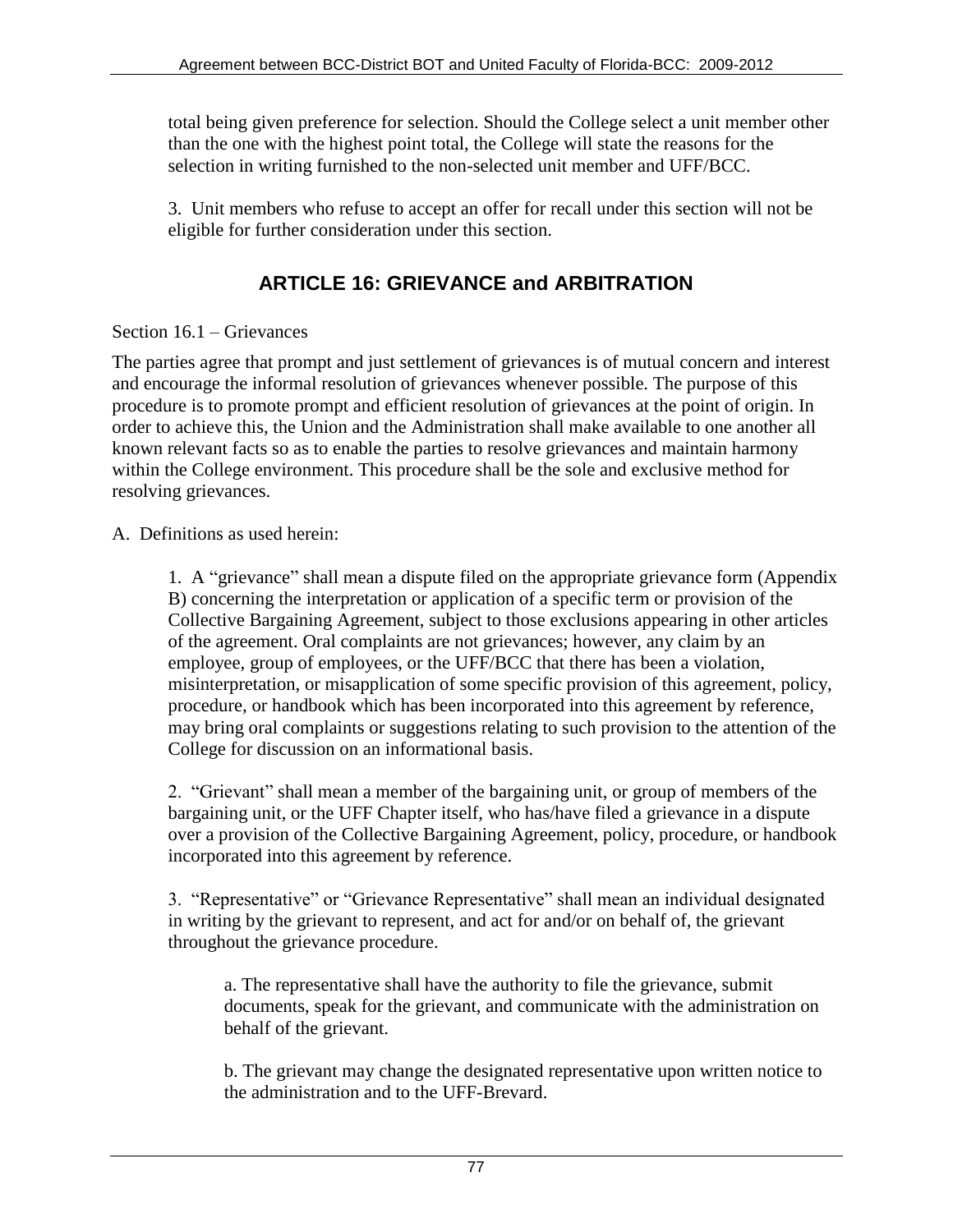total being given preference for selection. Should the College select a unit member other than the one with the highest point total, the College will state the reasons for the selection in writing furnished to the non-selected unit member and UFF/BCC.

3. Unit members who refuse to accept an offer for recall under this section will not be eligible for further consideration under this section.

## ARTICLE 16: GRIEVANCE and ARBITRATION

Section 16.1 – Grievances

The parties agree that prompt and just settlement of grievances is of mutual concern and interest and encourage the informal resolution of grievances whenever possible. The purpose of this procedure is to promote prompt and efficient resolution of grievances at the point of origin. In order to achieve this, the Union and the Administration shall make available to one another all known relevant facts so as to enable the parties to resolve grievances and maintain harmony within the College environment. This procedure shall be the sole and exclusive method for resolving grievances.

A. Definitions as used herein:

1. A "grievance" shall mean a dispute filed on the appropriate grievance form (Appendix B) concerning the interpretation or application of a specific term or provision of the Collective Bargaining Agreement, subject to those exclusions appearing in other articles of the agreement. Oral complaints are not grievances; however, any claim by an employee, group of employees, or the UFF/BCC that there has been a violation, misinterpretation, or misapplication of some specific provision of this agreement, policy, procedure, or handbook which has been incorporated into this agreement by reference, may bring oral complaints or suggestions relating to such provision to the attention of the College for discussion on an informational basis.

2. "Grievant" shall mean a member of the bargaining unit, or group of members of the bargaining unit, or the UFF Chapter itself, who has/have filed a grievance in a dispute over a provision of the Collective Bargaining Agreement, policy, procedure, or handbook incorporated into this agreement by reference.

3. "Representative" or "Grievance Representative" shall mean an individual designated in writing by the grievant to represent, and act for and/or on behalf of, the grievant throughout the grievance procedure.

a. The representative shall have the authority to file the grievance, submit documents, speak for the grievant, and communicate with the administration on behalf of the grievant.

b. The grievant may change the designated representative upon written notice to the administration and to the UFF-Brevard.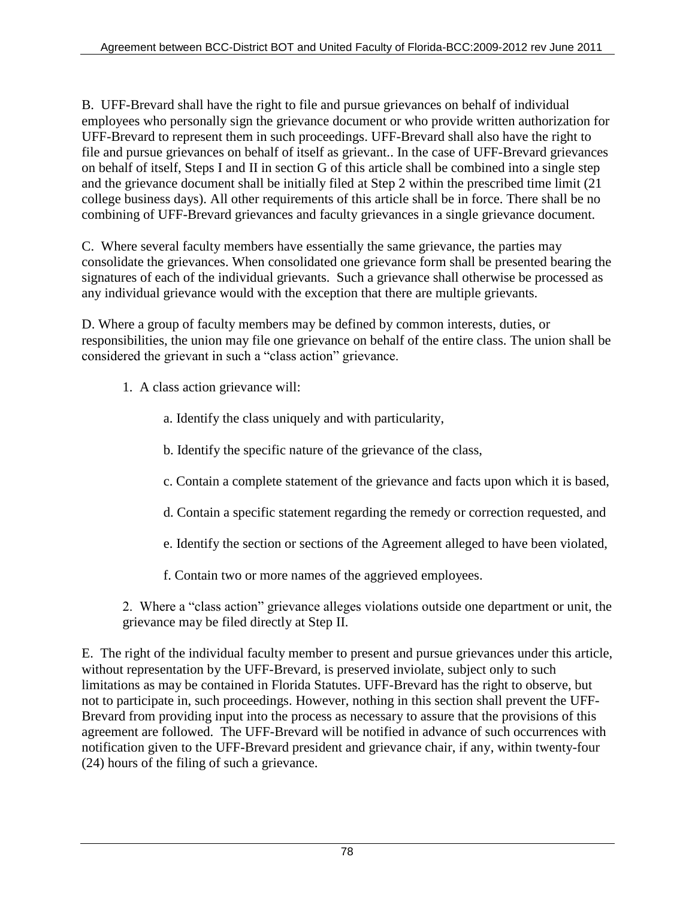B. UFF-Brevard shall have the right to file and pursue grievances on behalf of individual employees who personally sign the grievance document or who provide written authorization for UFF-Brevard to represent them in such proceedings. UFF-Brevard shall also have the right to file and pursue grievances on behalf of itself as grievant.. In the case of UFF-Brevard grievances on behalf of itself, Steps I and II in section G of this article shall be combined into a single step and the grievance document shall be initially filed at Step 2 within the prescribed time limit (21 college business days). All other requirements of this article shall be in force. There shall be no combining of UFF-Brevard grievances and faculty grievances in a single grievance document.

C. Where several faculty members have essentially the same grievance, the parties may consolidate the grievances. When consolidated one grievance form shall be presented bearing the signatures of each of the individual grievants. Such a grievance shall otherwise be processed as any individual grievance would with the exception that there are multiple grievants.

D. Where a group of faculty members may be defined by common interests, duties, or responsibilities, the union may file one grievance on behalf of the entire class. The union shall be considered the grievant in such a "class action" grievance.

1. A class action grievance will:

    a. Identify the class uniquely and with particularity,

    b. Identify the specific nature of the grievance of the class,

    c. Contain a complete statement of the grievance and facts upon which it is based,

    d. Contain a specific statement regarding the remedy or correction requested, and

    e. Identify the section or sections of the Agreement alleged to have been violated,

    f. Contain two or more names of the aggrieved employees.

2. Where a "class action" grievance alleges violations outside one department or unit, the grievance may be filed directly at Step II.

E. The right of the individual faculty member to present and pursue grievances under this article, without representation by the UFF-Brevard, is preserved inviolate, subject only to such limitations as may be contained in Florida Statutes. UFF-Brevard has the right to observe, but not to participate in, such proceedings. However, nothing in this section shall prevent the UFF-Brevard from providing input into the process as necessary to assure that the provisions of this agreement are followed. The UFF-Brevard will be notified in advance of such occurrences with notification given to the UFF-Brevard president and grievance chair, if any, within twenty-four (24) hours of the filing of such a grievance.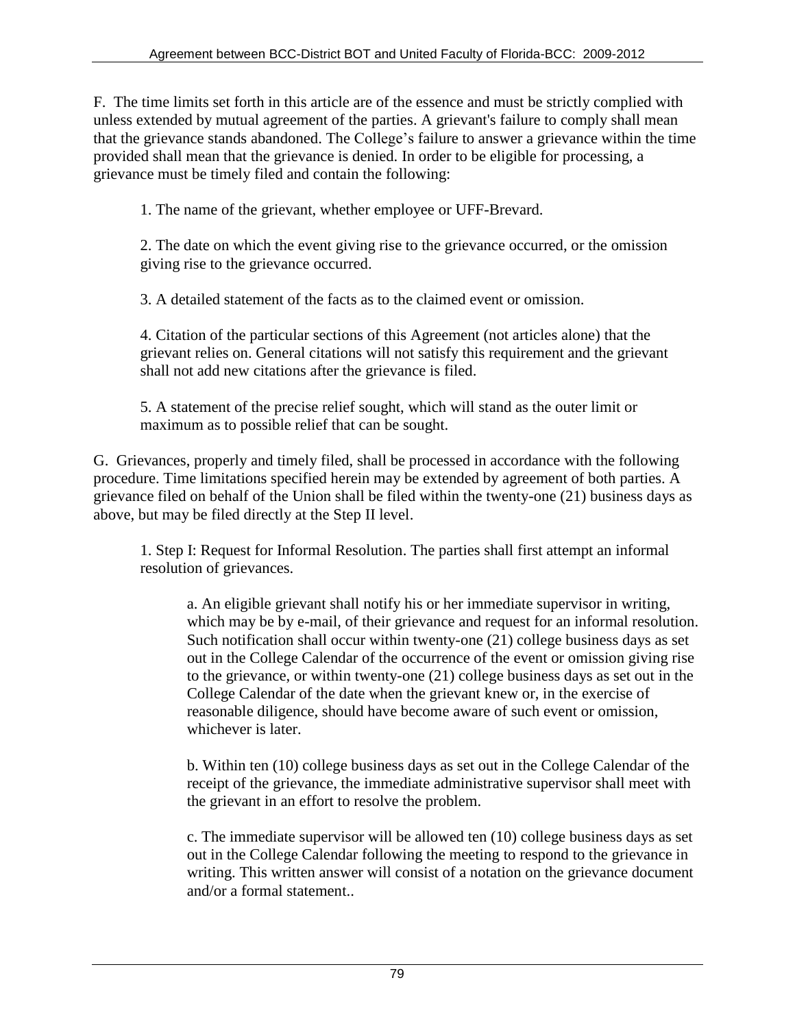F. The time limits set forth in this article are of the essence and must be strictly complied with unless extended by mutual agreement of the parties. A grievant's failure to comply shall mean that the grievance stands abandoned. The College's failure to answer a grievance within the time provided shall mean that the grievance is denied. In order to be eligible for processing, a grievance must be timely filed and contain the following:

1. The name of the grievant, whether employee or UFF-Brevard.

2. The date on which the event giving rise to the grievance occurred, or the omission giving rise to the grievance occurred.

3. A detailed statement of the facts as to the claimed event or omission.

4. Citation of the particular sections of this Agreement (not articles alone) that the grievant relies on. General citations will not satisfy this requirement and the grievant shall not add new citations after the grievance is filed.

5. A statement of the precise relief sought, which will stand as the outer limit or maximum as to possible relief that can be sought.

G. Grievances, properly and timely filed, shall be processed in accordance with the following procedure. Time limitations specified herein may be extended by agreement of both parties. A grievance filed on behalf of the Union shall be filed within the twenty-one (21) business days as above, but may be filed directly at the Step II level.

1. Step I: Request for Informal Resolution. The parties shall first attempt an informal resolution of grievances.

   a. An eligible grievant shall notify his or her immediate supervisor in writing, which may be by e-mail, of their grievance and request for an informal resolution. Such notification shall occur within twenty-one (21) college business days as set out in the College Calendar of the occurrence of the event or omission giving rise to the grievance, or within twenty-one (21) college business days as set out in the College Calendar of the date when the grievant knew or, in the exercise of reasonable diligence, should have become aware of such event or omission, whichever is later.

   b. Within ten (10) college business days as set out in the College Calendar of the receipt of the grievance, the immediate administrative supervisor shall meet with the grievant in an effort to resolve the problem.

   c. The immediate supervisor will be allowed ten (10) college business days as set out in the College Calendar following the meeting to respond to the grievance in writing. This written answer will consist of a notation on the grievance document and/or a formal statement..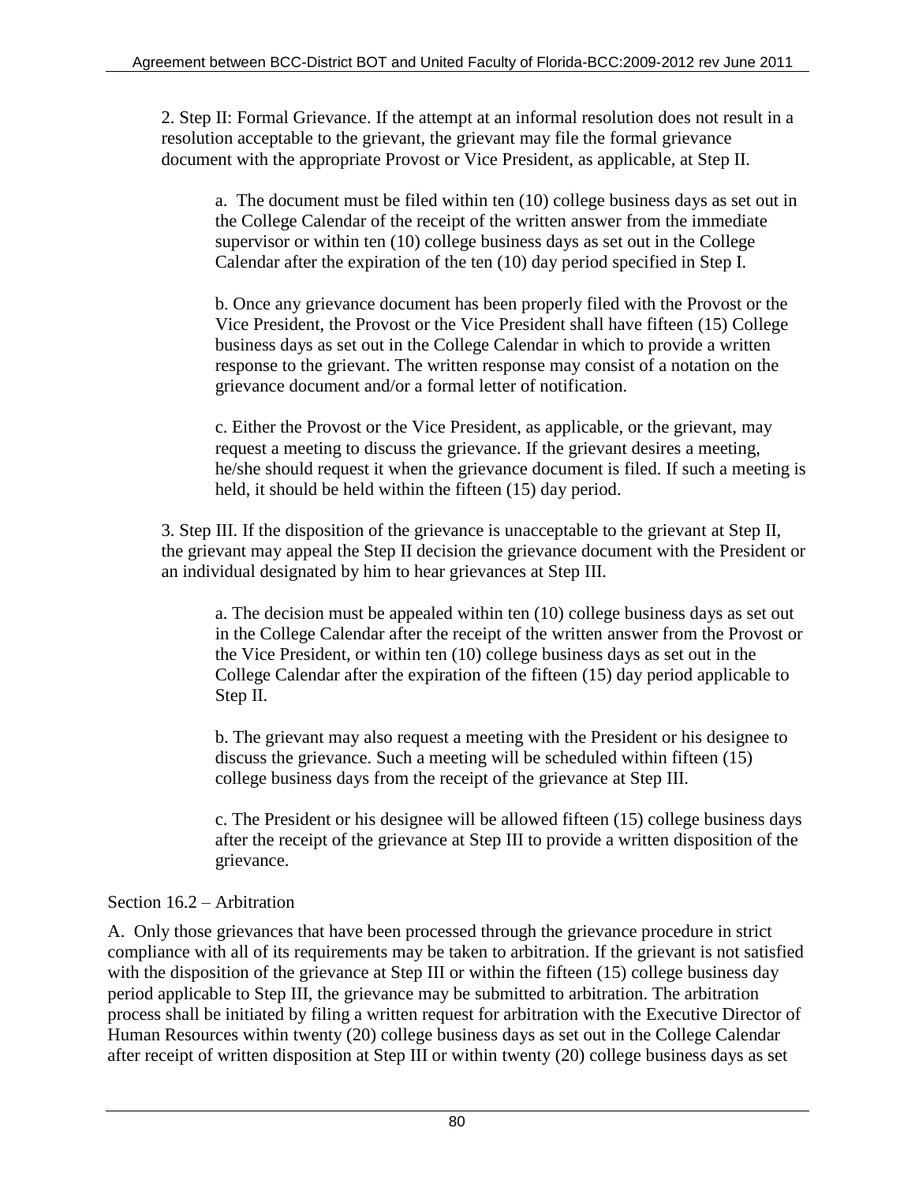2. Step II: Formal Grievance. If the attempt at an informal resolution does not result in a resolution acceptable to the grievant, the grievant may file the formal grievance document with the appropriate Provost or Vice President, as applicable, at Step II.

a. The document must be filed within ten (10) college business days as set out in the College Calendar of the receipt of the written answer from the immediate supervisor or within ten (10) college business days as set out in the College Calendar after the expiration of the ten (10) day period specified in Step I.

b. Once any grievance document has been properly filed with the Provost or the Vice President, the Provost or the Vice President shall have fifteen (15) College business days as set out in the College Calendar in which to provide a written response to the grievant. The written response may consist of a notation on the grievance document and/or a formal letter of notification.

c. Either the Provost or the Vice President, as applicable, or the grievant, may request a meeting to discuss the grievance. If the grievant desires a meeting, he/she should request it when the grievance document is filed. If such a meeting is held, it should be held within the fifteen (15) day period.

3. Step III. If the disposition of the grievance is unacceptable to the grievant at Step II, the grievant may appeal the Step II decision the grievance document with the President or an individual designated by him to hear grievances at Step III.

a. The decision must be appealed within ten (10) college business days as set out in the College Calendar after the receipt of the written answer from the Provost or the Vice President, or within ten (10) college business days as set out in the College Calendar after the expiration of the fifteen (15) day period applicable to Step II.

b. The grievant may also request a meeting with the President or his designee to discuss the grievance. Such a meeting will be scheduled within fifteen (15) college business days from the receipt of the grievance at Step III.

c. The President or his designee will be allowed fifteen (15) college business days after the receipt of the grievance at Step III to provide a written disposition of the grievance.

Section 16.2 – Arbitration

A. Only those grievances that have been processed through the grievance procedure in strict compliance with all of its requirements may be taken to arbitration. If the grievant is not satisfied with the disposition of the grievance at Step III or within the fifteen (15) college business day period applicable to Step III, the grievance may be submitted to arbitration. The arbitration process shall be initiated by filing a written request for arbitration with the Executive Director of Human Resources within twenty (20) college business days as set out in the College Calendar after receipt of written disposition at Step III or within twenty (20) college business days as set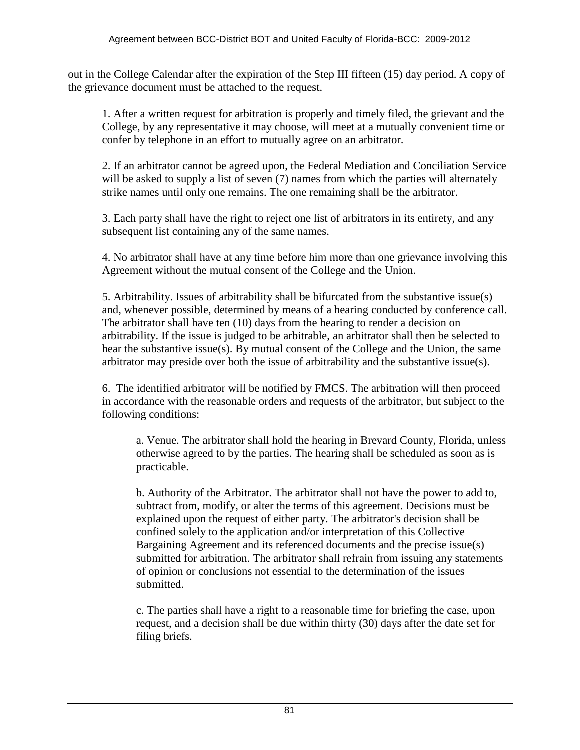out in the College Calendar after the expiration of the Step III fifteen (15) day period. A copy of the grievance document must be attached to the request.

1. After a written request for arbitration is properly and timely filed, the grievant and the College, by any representative it may choose, will meet at a mutually convenient time or confer by telephone in an effort to mutually agree on an arbitrator.

2. If an arbitrator cannot be agreed upon, the Federal Mediation and Conciliation Service will be asked to supply a list of seven (7) names from which the parties will alternately strike names until only one remains. The one remaining shall be the arbitrator.

3. Each party shall have the right to reject one list of arbitrators in its entirety, and any subsequent list containing any of the same names.

4. No arbitrator shall have at any time before him more than one grievance involving this Agreement without the mutual consent of the College and the Union.

5. Arbitrability. Issues of arbitrability shall be bifurcated from the substantive issue(s) and, whenever possible, determined by means of a hearing conducted by conference call. The arbitrator shall have ten (10) days from the hearing to render a decision on arbitrability. If the issue is judged to be arbitrable, an arbitrator shall then be selected to hear the substantive issue(s). By mutual consent of the College and the Union, the same arbitrator may preside over both the issue of arbitrability and the substantive issue(s).

6. The identified arbitrator will be notified by FMCS. The arbitration will then proceed in accordance with the reasonable orders and requests of the arbitrator, but subject to the following conditions:

a. Venue. The arbitrator shall hold the hearing in Brevard County, Florida, unless otherwise agreed to by the parties. The hearing shall be scheduled as soon as is practicable.

b. Authority of the Arbitrator. The arbitrator shall not have the power to add to, subtract from, modify, or alter the terms of this agreement. Decisions must be explained upon the request of either party. The arbitrator's decision shall be confined solely to the application and/or interpretation of this Collective Bargaining Agreement and its referenced documents and the precise issue(s) submitted for arbitration. The arbitrator shall refrain from issuing any statements of opinion or conclusions not essential to the determination of the issues submitted.

c. The parties shall have a right to a reasonable time for briefing the case, upon request, and a decision shall be due within thirty (30) days after the date set for filing briefs.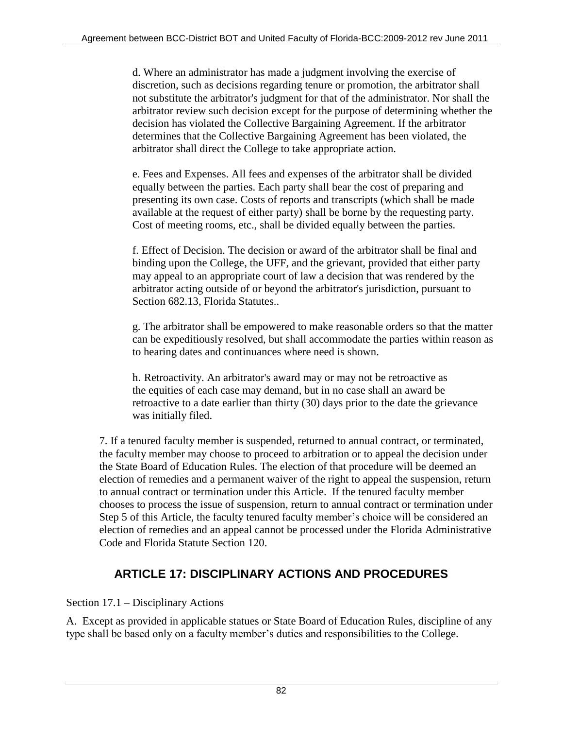d. Where an administrator has made a judgment involving the exercise of discretion, such as decisions regarding tenure or promotion, the arbitrator shall not substitute the arbitrator's judgment for that of the administrator. Nor shall the arbitrator review such decision except for the purpose of determining whether the decision has violated the Collective Bargaining Agreement. If the arbitrator determines that the Collective Bargaining Agreement has been violated, the arbitrator shall direct the College to take appropriate action.

e. Fees and Expenses. All fees and expenses of the arbitrator shall be divided equally between the parties. Each party shall bear the cost of preparing and presenting its own case. Costs of reports and transcripts (which shall be made available at the request of either party) shall be borne by the requesting party. Cost of meeting rooms, etc., shall be divided equally between the parties.

f. Effect of Decision. The decision or award of the arbitrator shall be final and binding upon the College, the UFF, and the grievant, provided that either party may appeal to an appropriate court of law a decision that was rendered by the arbitrator acting outside of or beyond the arbitrator's jurisdiction, pursuant to Section 682.13, Florida Statutes..

g. The arbitrator shall be empowered to make reasonable orders so that the matter can be expeditiously resolved, but shall accommodate the parties within reason as to hearing dates and continuances where need is shown.

h. Retroactivity. An arbitrator's award may or may not be retroactive as the equities of each case may demand, but in no case shall an award be retroactive to a date earlier than thirty (30) days prior to the date the grievance was initially filed.

7. If a tenured faculty member is suspended, returned to annual contract, or terminated, the faculty member may choose to proceed to arbitration or to appeal the decision under the State Board of Education Rules. The election of that procedure will be deemed an election of remedies and a permanent waiver of the right to appeal the suspension, return to annual contract or termination under this Article. If the tenured faculty member chooses to process the issue of suspension, return to annual contract or termination under Step 5 of this Article, the faculty tenured faculty member's choice will be considered an election of remedies and an appeal cannot be processed under the Florida Administrative Code and Florida Statute Section 120.

## ARTICLE 17: DISCIPLINARY ACTIONS AND PROCEDURES

Section 17.1 – Disciplinary Actions

A. Except as provided in applicable statues or State Board of Education Rules, discipline of any type shall be based only on a faculty member's duties and responsibilities to the College.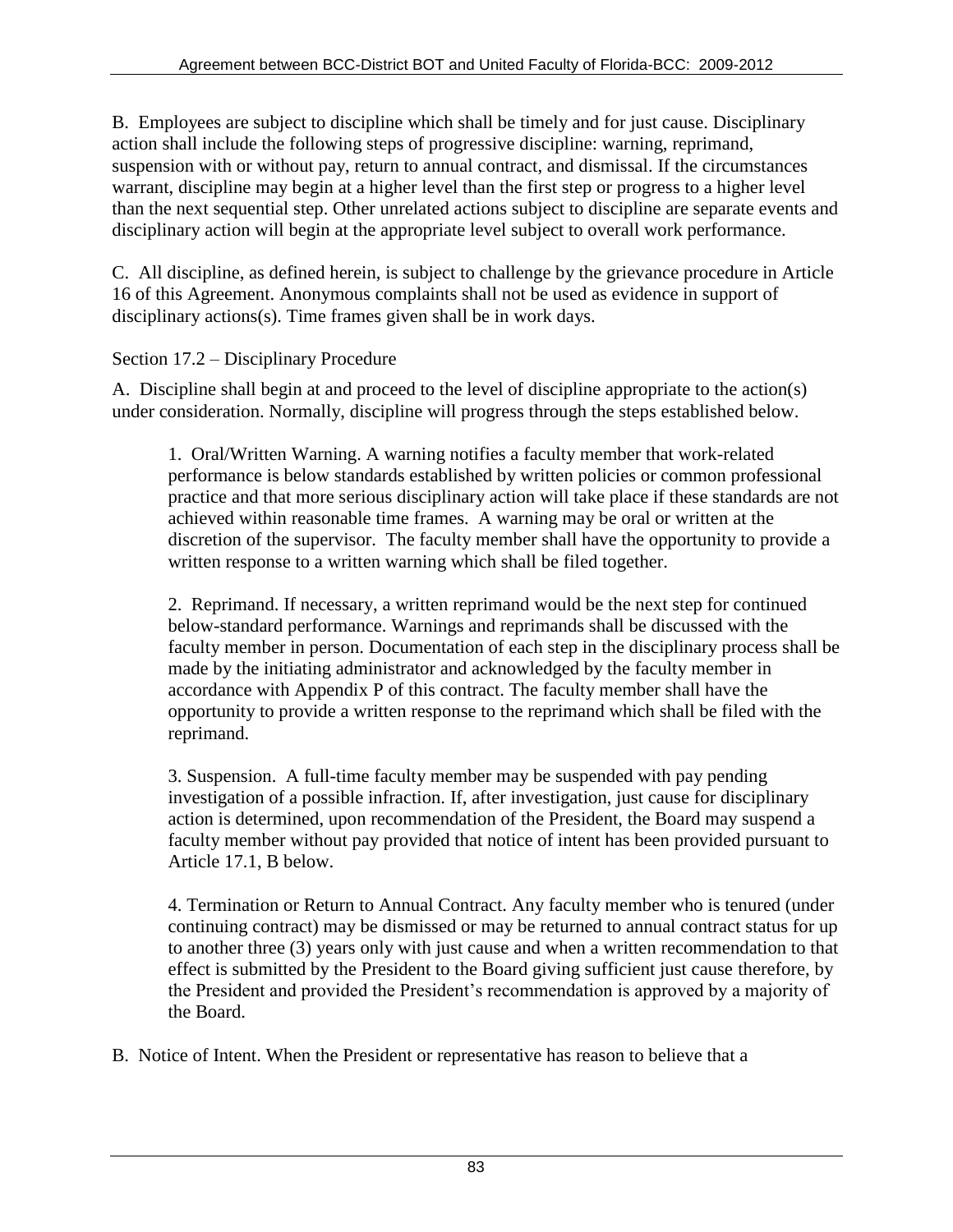B. Employees are subject to discipline which shall be timely and for just cause. Disciplinary action shall include the following steps of progressive discipline: warning, reprimand, suspension with or without pay, return to annual contract, and dismissal. If the circumstances warrant, discipline may begin at a higher level than the first step or progress to a higher level than the next sequential step. Other unrelated actions subject to discipline are separate events and disciplinary action will begin at the appropriate level subject to overall work performance.

C. All discipline, as defined herein, is subject to challenge by the grievance procedure in Article 16 of this Agreement. Anonymous complaints shall not be used as evidence in support of disciplinary actions(s). Time frames given shall be in work days.

Section 17.2 – Disciplinary Procedure

A. Discipline shall begin at and proceed to the level of discipline appropriate to the action(s) under consideration. Normally, discipline will progress through the steps established below.

1. Oral/Written Warning. A warning notifies a faculty member that work-related performance is below standards established by written policies or common professional practice and that more serious disciplinary action will take place if these standards are not achieved within reasonable time frames. A warning may be oral or written at the discretion of the supervisor. The faculty member shall have the opportunity to provide a written response to a written warning which shall be filed together.

2. Reprimand. If necessary, a written reprimand would be the next step for continued below-standard performance. Warnings and reprimands shall be discussed with the faculty member in person. Documentation of each step in the disciplinary process shall be made by the initiating administrator and acknowledged by the faculty member in accordance with Appendix P of this contract. The faculty member shall have the opportunity to provide a written response to the reprimand which shall be filed with the reprimand.

3. Suspension. A full-time faculty member may be suspended with pay pending investigation of a possible infraction. If, after investigation, just cause for disciplinary action is determined, upon recommendation of the President, the Board may suspend a faculty member without pay provided that notice of intent has been provided pursuant to Article 17.1, B below.

4. Termination or Return to Annual Contract. Any faculty member who is tenured (under continuing contract) may be dismissed or may be returned to annual contract status for up to another three (3) years only with just cause and when a written recommendation to that effect is submitted by the President to the Board giving sufficient just cause therefore, by the President and provided the President's recommendation is approved by a majority of the Board.

B. Notice of Intent. When the President or representative has reason to believe that a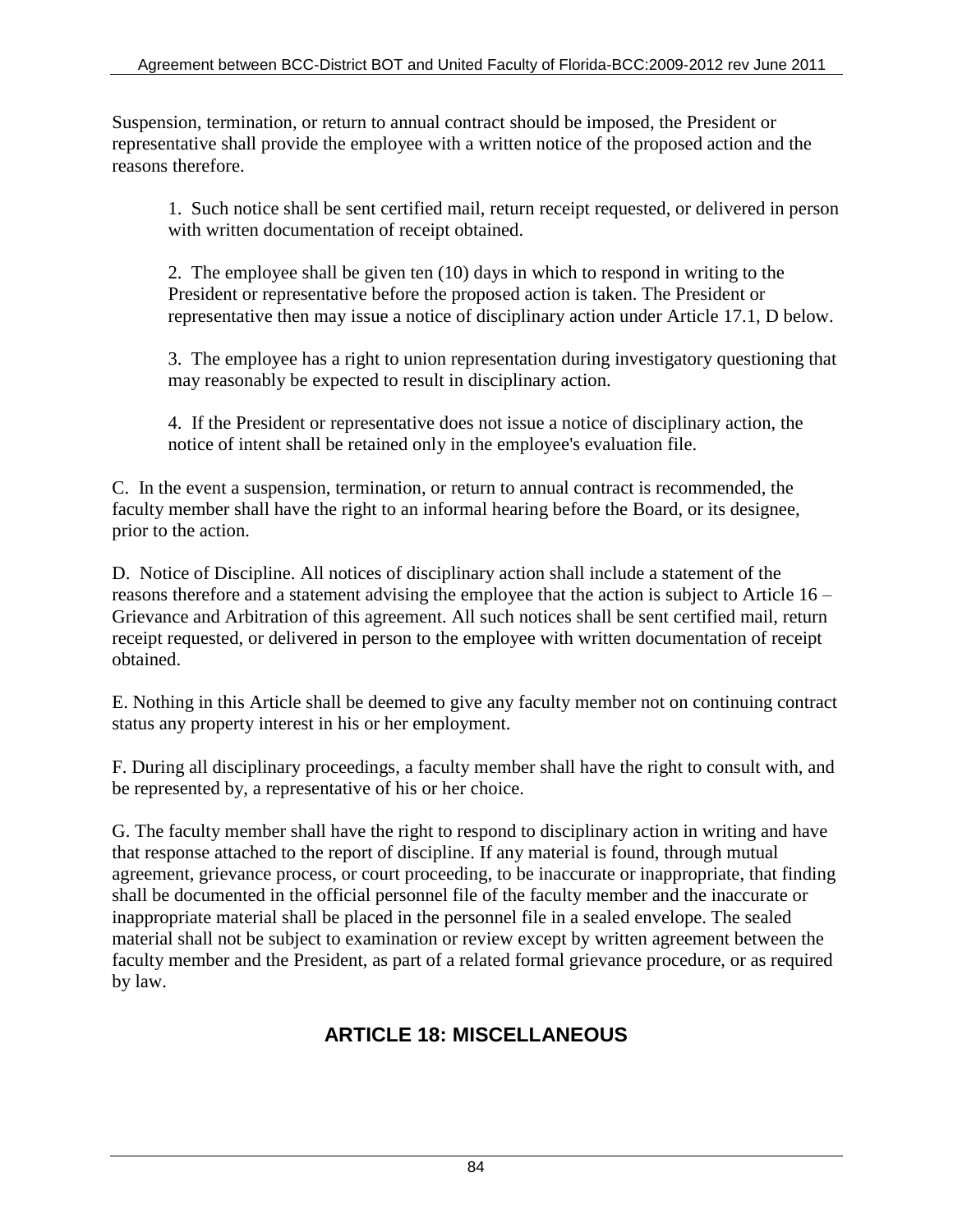Suspension, termination, or return to annual contract should be imposed, the President or representative shall provide the employee with a written notice of the proposed action and the reasons therefore.

1. Such notice shall be sent certified mail, return receipt requested, or delivered in person with written documentation of receipt obtained.

2. The employee shall be given ten (10) days in which to respond in writing to the President or representative before the proposed action is taken. The President or representative then may issue a notice of disciplinary action under Article 17.1, D below.

3. The employee has a right to union representation during investigatory questioning that may reasonably be expected to result in disciplinary action.

4. If the President or representative does not issue a notice of disciplinary action, the notice of intent shall be retained only in the employee's evaluation file.

C. In the event a suspension, termination, or return to annual contract is recommended, the faculty member shall have the right to an informal hearing before the Board, or its designee, prior to the action.

D. Notice of Discipline. All notices of disciplinary action shall include a statement of the reasons therefore and a statement advising the employee that the action is subject to Article 16 – Grievance and Arbitration of this agreement. All such notices shall be sent certified mail, return receipt requested, or delivered in person to the employee with written documentation of receipt obtained.

E. Nothing in this Article shall be deemed to give any faculty member not on continuing contract status any property interest in his or her employment.

F. During all disciplinary proceedings, a faculty member shall have the right to consult with, and be represented by, a representative of his or her choice.

G. The faculty member shall have the right to respond to disciplinary action in writing and have that response attached to the report of discipline. If any material is found, through mutual agreement, grievance process, or court proceeding, to be inaccurate or inappropriate, that finding shall be documented in the official personnel file of the faculty member and the inaccurate or inappropriate material shall be placed in the personnel file in a sealed envelope. The sealed material shall not be subject to examination or review except by written agreement between the faculty member and the President, as part of a related formal grievance procedure, or as required by law.

## ARTICLE 18: MISCELLANEOUS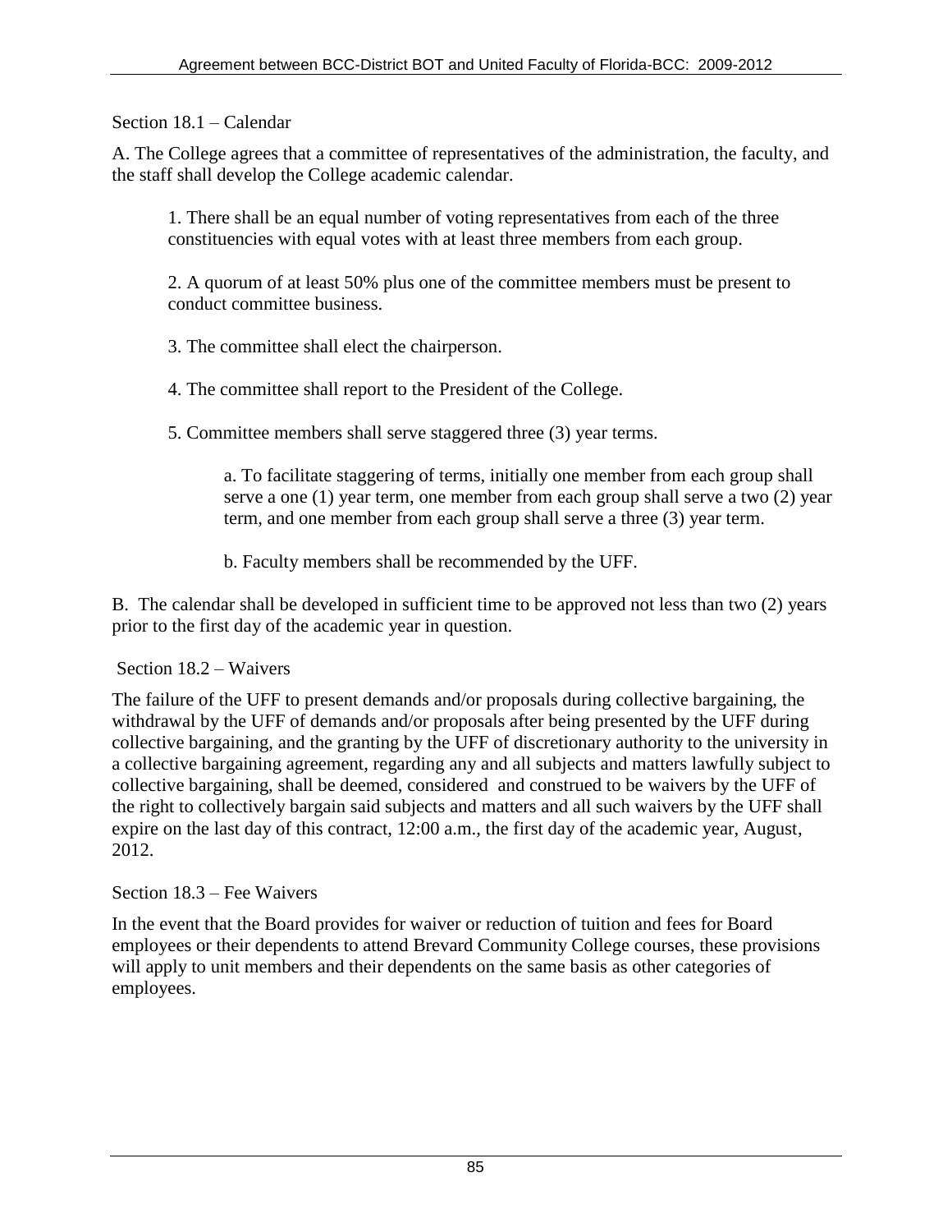Section 18.1 – Calendar

A. The College agrees that a committee of representatives of the administration, the faculty, and the staff shall develop the College academic calendar.

1. There shall be an equal number of voting representatives from each of the three constituencies with equal votes with at least three members from each group.

2. A quorum of at least 50% plus one of the committee members must be present to conduct committee business.

3. The committee shall elect the chairperson.

4. The committee shall report to the President of the College.

5. Committee members shall serve staggered three (3) year terms.

a. To facilitate staggering of terms, initially one member from each group shall serve a one (1) year term, one member from each group shall serve a two (2) year term, and one member from each group shall serve a three (3) year term.

b. Faculty members shall be recommended by the UFF.

B. The calendar shall be developed in sufficient time to be approved not less than two (2) years prior to the first day of the academic year in question.

Section 18.2 – Waivers

The failure of the UFF to present demands and/or proposals during collective bargaining, the withdrawal by the UFF of demands and/or proposals after being presented by the UFF during collective bargaining, and the granting by the UFF of discretionary authority to the university in a collective bargaining agreement, regarding any and all subjects and matters lawfully subject to collective bargaining, shall be deemed, considered and construed to be waivers by the UFF of the right to collectively bargain said subjects and matters and all such waivers by the UFF shall expire on the last day of this contract, 12:00 a.m., the first day of the academic year, August, 2012.

Section 18.3 – Fee Waivers

In the event that the Board provides for waiver or reduction of tuition and fees for Board employees or their dependents to attend Brevard Community College courses, these provisions will apply to unit members and their dependents on the same basis as other categories of employees.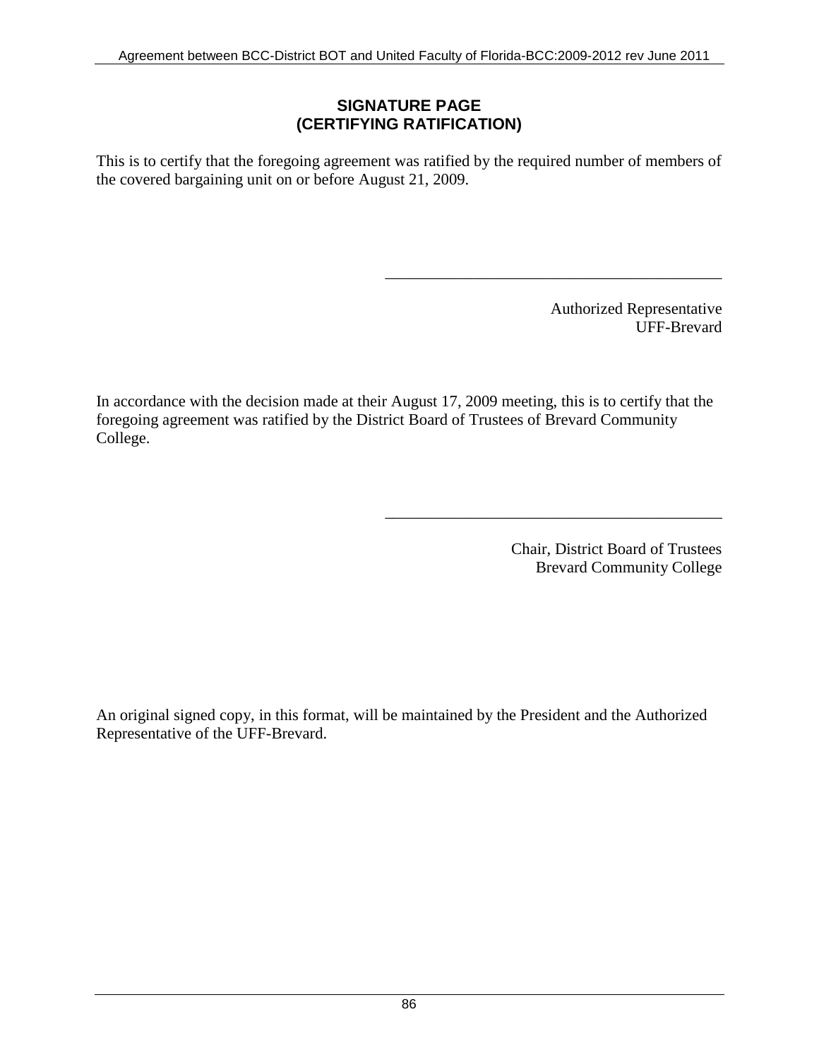## SIGNATURE PAGE
## (CERTIFYING RATIFICATION)

This is to certify that the foregoing agreement was ratified by the required number of members of the covered bargaining unit on or before August 21, 2009.

\_\_\_\_\_\_\_\_\_\_\_\_\_\_\_\_\_\_\_\_\_\_\_\_\_\_\_\_\_\_\_\_\_\_\_\_\_\_\_\_\_\_

Authorized Representative
UFF-Brevard

In accordance with the decision made at their August 17, 2009 meeting, this is to certify that the foregoing agreement was ratified by the District Board of Trustees of Brevard Community College.

\_\_\_\_\_\_\_\_\_\_\_\_\_\_\_\_\_\_\_\_\_\_\_\_\_\_\_\_\_\_\_\_\_\_\_\_\_\_\_\_\_\_

Chair, District Board of Trustees
Brevard Community College

An original signed copy, in this format, will be maintained by the President and the Authorized Representative of the UFF-Brevard.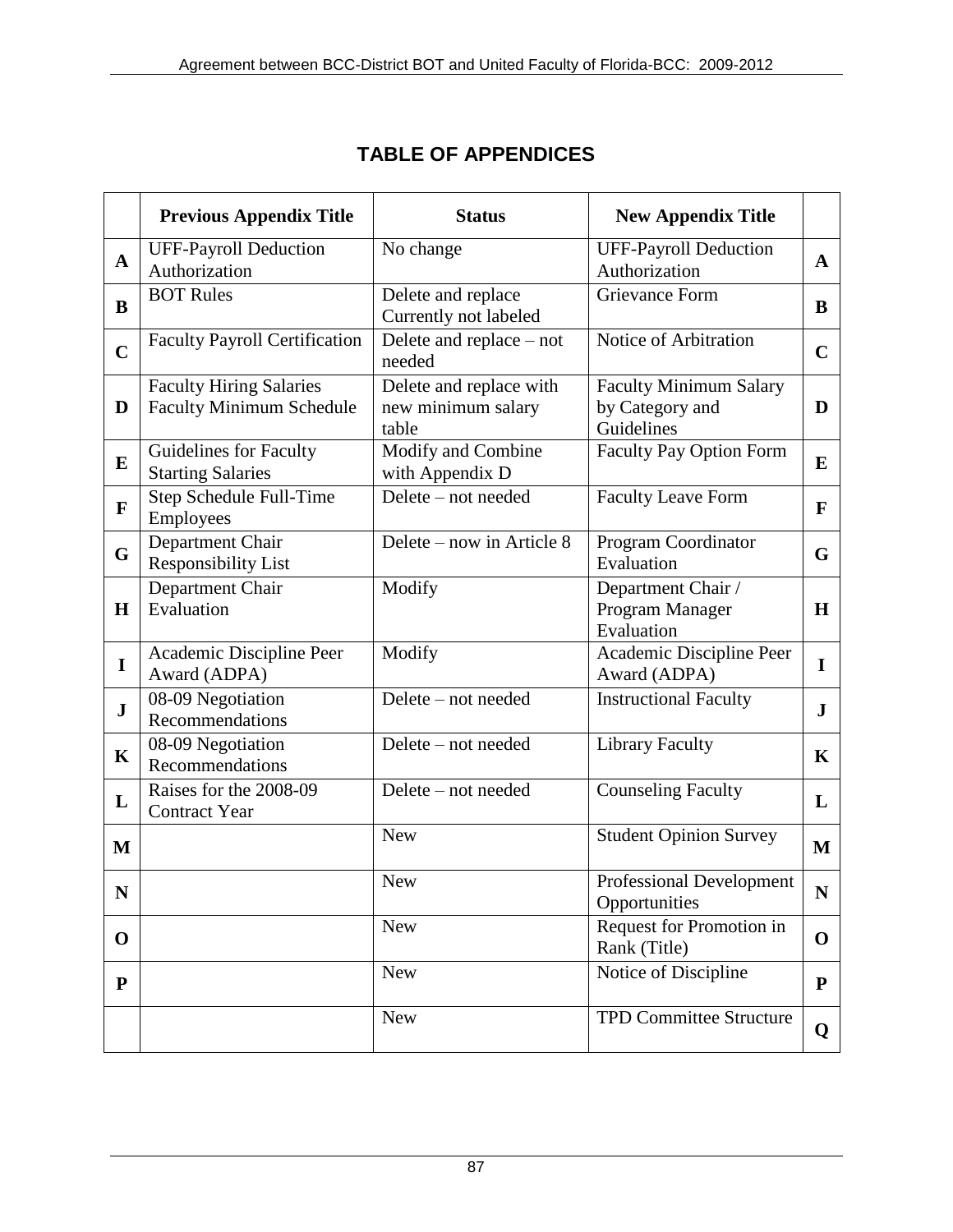# TABLE OF APPENDICES

| | Previous Appendix Title | Status | New Appendix Title | |
|---|---|---|---|---|
| **A** | UFF-Payroll Deduction Authorization | No change | UFF-Payroll Deduction Authorization | **A** |
| **B** | BOT Rules | Delete and replace Currently not labeled | Grievance Form | **B** |
| **C** | Faculty Payroll Certification | Delete and replace – not needed | Notice of Arbitration | **C** |
| **D** | Faculty Hiring Salaries Faculty Minimum Schedule | Delete and replace with new minimum salary table | Faculty Minimum Salary by Category and Guidelines | **D** |
| **E** | Guidelines for Faculty Starting Salaries | Modify and Combine with Appendix D | Faculty Pay Option Form | **E** |
| **F** | Step Schedule Full-Time Employees | Delete – not needed | Faculty Leave Form | **F** |
| **G** | Department Chair Responsibility List | Delete – now in Article 8 | Program Coordinator Evaluation | **G** |
| **H** | Department Chair Evaluation | Modify | Department Chair / Program Manager Evaluation | **H** |
| **I** | Academic Discipline Peer Award (ADPA) | Modify | Academic Discipline Peer Award (ADPA) | **I** |
| **J** | 08-09 Negotiation Recommendations | Delete – not needed | Instructional Faculty | **J** |
| **K** | 08-09 Negotiation Recommendations | Delete – not needed | Library Faculty | **K** |
| **L** | Raises for the 2008-09 Contract Year | Delete – not needed | Counseling Faculty | **L** |
| **M** | | New | Student Opinion Survey | **M** |
| **N** | | New | Professional Development Opportunities | **N** |
| **O** | | New | Request for Promotion in Rank (Title) | **O** |
| **P** | | New | Notice of Discipline | **P** |
| | | New | TPD Committee Structure | **Q** |